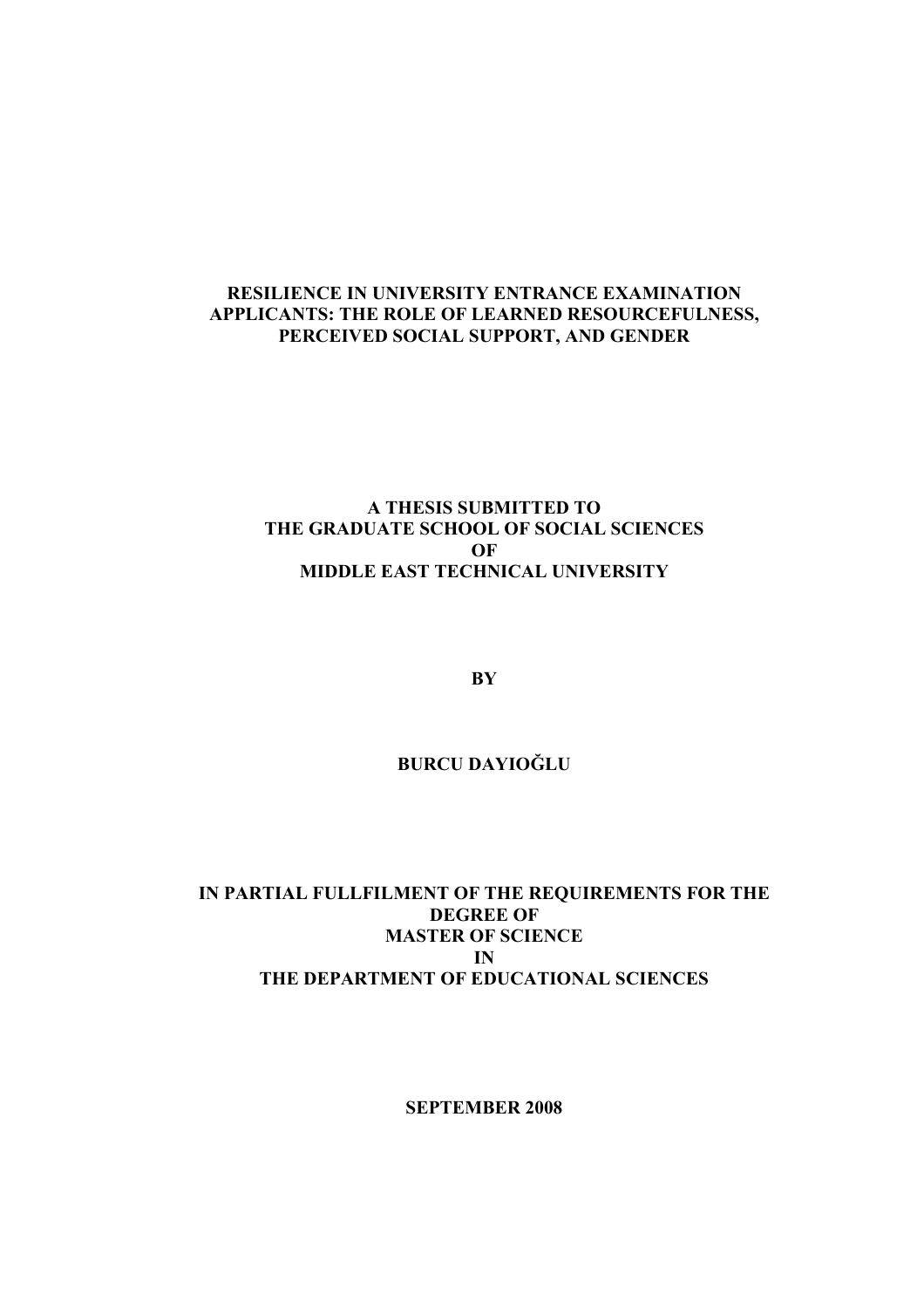# RESILIENCE IN UNIVERSITY ENTRANCE EXAMINATION APPLICANTS: THE ROLE OF LEARNED RESOURCEFULNESS, PERCEIVED SOCIAL SUPPORT, AND GENDER

**A THESIS SUBMITTED TO**
**THE GRADUATE SCHOOL OF SOCIAL SCIENCES**
**OF**
**MIDDLE EAST TECHNICAL UNIVERSITY**

**BY**

**BURCU DAYIOĞLU**

**IN PARTIAL FULLFILMENT OF THE REQUIREMENTS FOR THE DEGREE OF**
**MASTER OF SCIENCE**
**IN**
**THE DEPARTMENT OF EDUCATIONAL SCIENCES**

**SEPTEMBER 2008**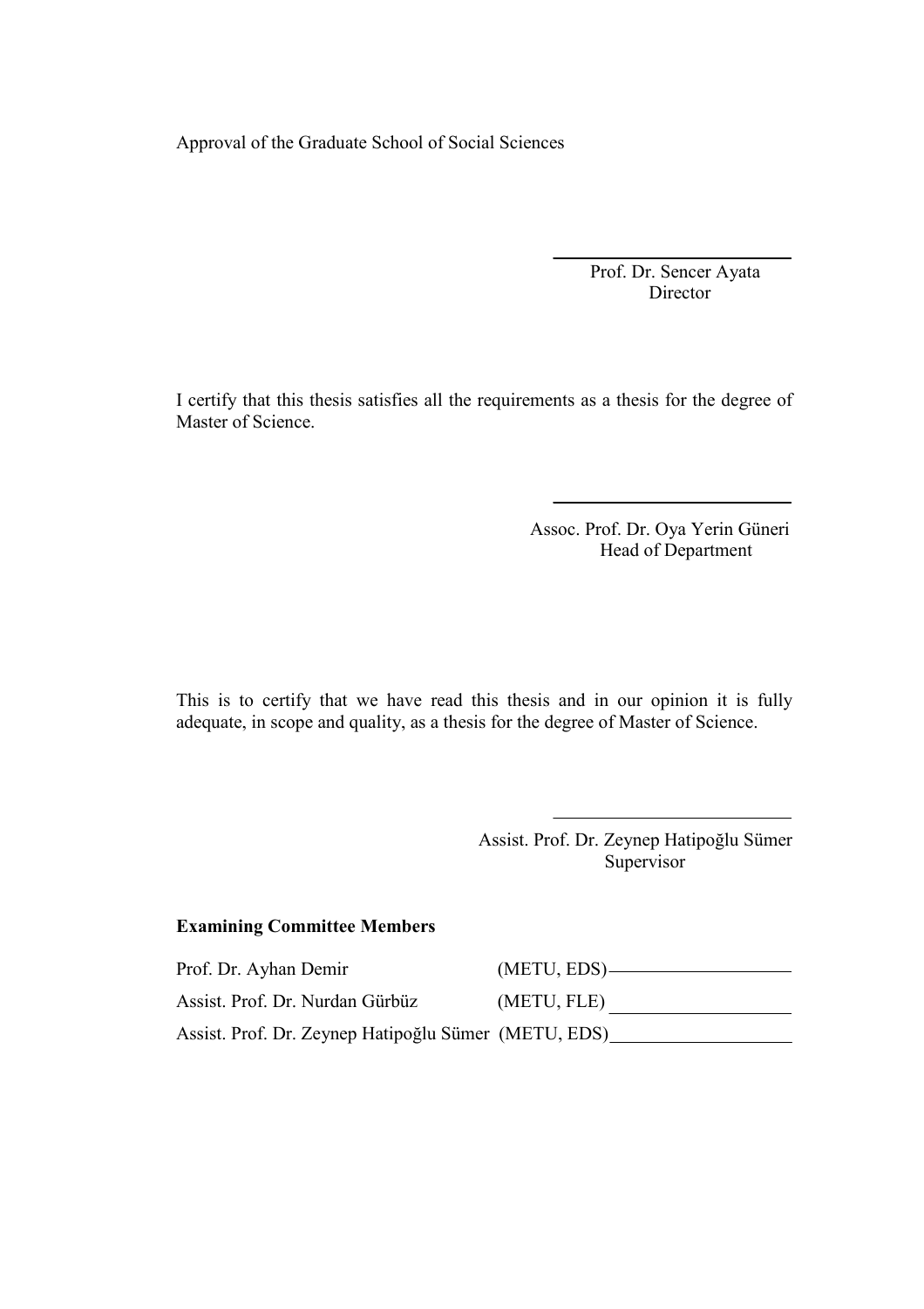Approval of the Graduate School of Social Sciences

Prof. Dr. Sencer Ayata
Director

I certify that this thesis satisfies all the requirements as a thesis for the degree of Master of Science.

Assoc. Prof. Dr. Oya Yerin Güneri
Head of Department

This is to certify that we have read this thesis and in our opinion it is fully adequate, in scope and quality, as a thesis for the degree of Master of Science.

Assist. Prof. Dr. Zeynep Hatipoğlu Sümer
Supervisor

**Examining Committee Members**

| | | |
|---|---|---|
| Prof. Dr. Ayhan Demir | (METU, EDS) | |
| Assist. Prof. Dr. Nurdan Gürbüz | (METU, FLE) | |
| Assist. Prof. Dr. Zeynep Hatipoğlu Sümer | (METU, EDS) | |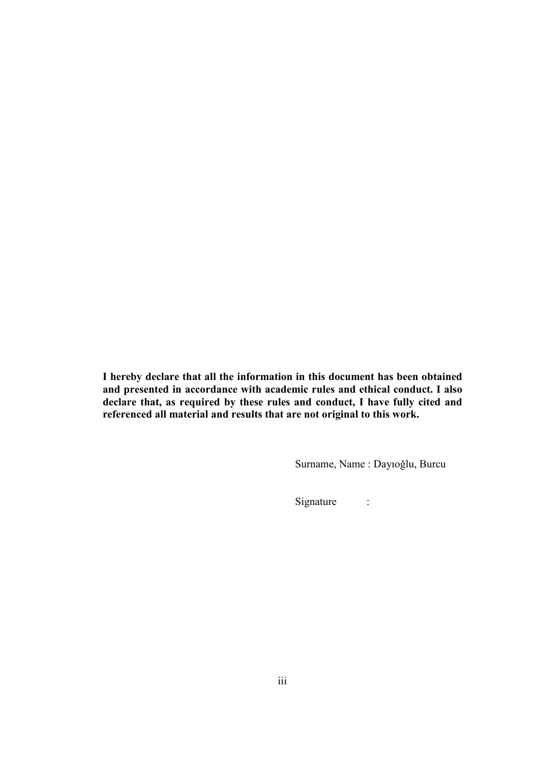**I hereby declare that all the information in this document has been obtained and presented in accordance with academic rules and ethical conduct. I also declare that, as required by these rules and conduct, I have fully cited and referenced all material and results that are not original to this work.**

Surname, Name : Dayıoğlu, Burcu

Signature :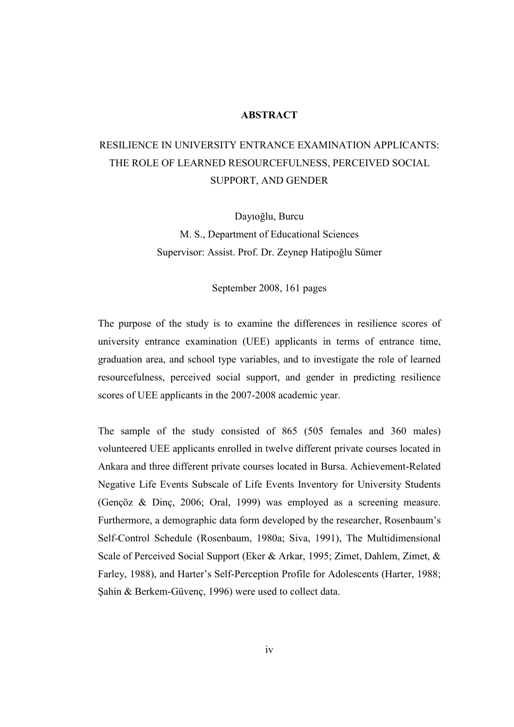# ABSTRACT

## RESILIENCE IN UNIVERSITY ENTRANCE EXAMINATION APPLICANTS: THE ROLE OF LEARNED RESOURCEFULNESS, PERCEIVED SOCIAL SUPPORT, AND GENDER

Dayıoğlu, Burcu

M. S., Department of Educational Sciences

Supervisor: Assist. Prof. Dr. Zeynep Hatipoğlu Sümer

September 2008, 161 pages

The purpose of the study is to examine the differences in resilience scores of university entrance examination (UEE) applicants in terms of entrance time, graduation area, and school type variables, and to investigate the role of learned resourcefulness, perceived social support, and gender in predicting resilience scores of UEE applicants in the 2007-2008 academic year.

The sample of the study consisted of 865 (505 females and 360 males) volunteered UEE applicants enrolled in twelve different private courses located in Ankara and three different private courses located in Bursa. Achievement-Related Negative Life Events Subscale of Life Events Inventory for University Students (Gençöz & Dinç, 2006; Oral, 1999) was employed as a screening measure. Furthermore, a demographic data form developed by the researcher, Rosenbaum's Self-Control Schedule (Rosenbaum, 1980a; Siva, 1991), The Multidimensional Scale of Perceived Social Support (Eker & Arkar, 1995; Zimet, Dahlem, Zimet, & Farley, 1988), and Harter's Self-Perception Profile for Adolescents (Harter, 1988; Şahin & Berkem-Güvenç, 1996) were used to collect data.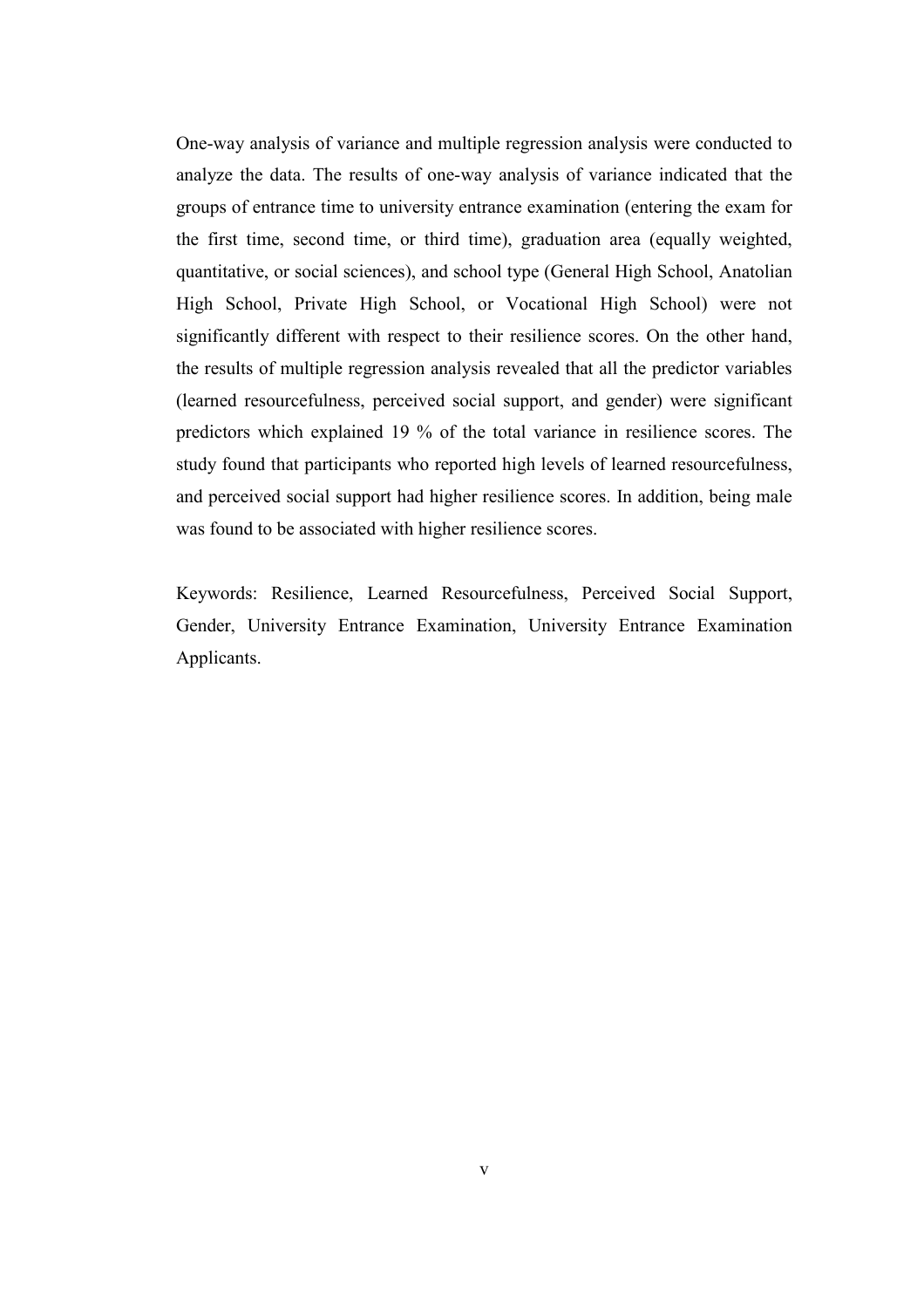One-way analysis of variance and multiple regression analysis were conducted to analyze the data. The results of one-way analysis of variance indicated that the groups of entrance time to university entrance examination (entering the exam for the first time, second time, or third time), graduation area (equally weighted, quantitative, or social sciences), and school type (General High School, Anatolian High School, Private High School, or Vocational High School) were not significantly different with respect to their resilience scores. On the other hand, the results of multiple regression analysis revealed that all the predictor variables (learned resourcefulness, perceived social support, and gender) were significant predictors which explained 19 % of the total variance in resilience scores. The study found that participants who reported high levels of learned resourcefulness, and perceived social support had higher resilience scores. In addition, being male was found to be associated with higher resilience scores.

Keywords: Resilience, Learned Resourcefulness, Perceived Social Support, Gender, University Entrance Examination, University Entrance Examination Applicants.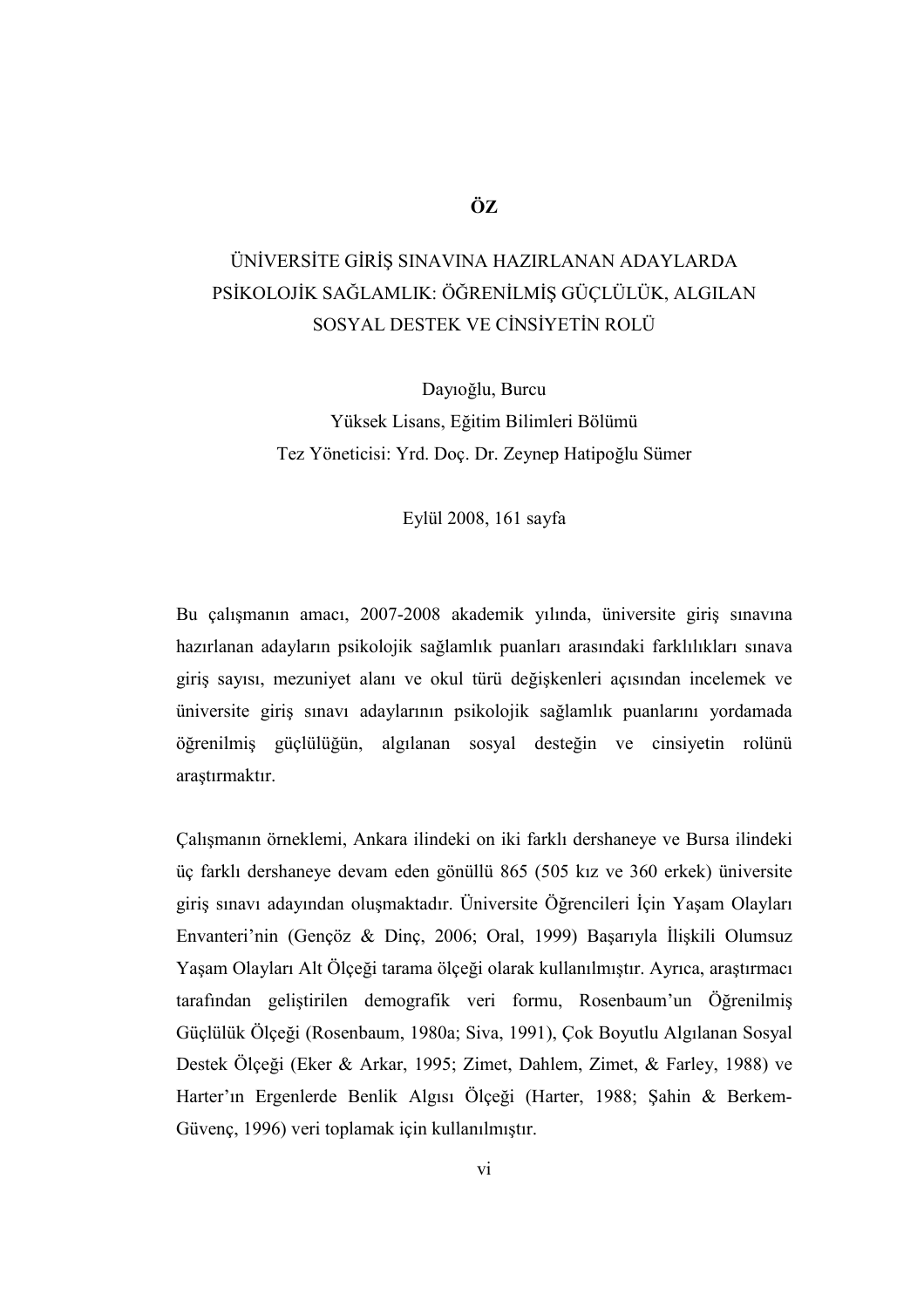# ÖZ

## ÜNİVERSİTE GİRİŞ SINAVINA HAZIRLANAN ADAYLARDA PSİKOLOJİK SAĞLAMLIK: ÖĞRENİLMİŞ GÜÇLÜLÜK, ALGILAN SOSYAL DESTEK VE CİNSİYETİN ROLÜ

Dayıoğlu, Burcu
Yüksek Lisans, Eğitim Bilimleri Bölümü
Tez Yöneticisi: Yrd. Doç. Dr. Zeynep Hatipoğlu Sümer

Eylül 2008, 161 sayfa

Bu çalışmanın amacı, 2007-2008 akademik yılında, üniversite giriş sınavına hazırlanan adayların psikolojik sağlamlık puanları arasındaki farklılıkları sınava giriş sayısı, mezuniyet alanı ve okul türü değişkenleri açısından incelemek ve üniversite giriş sınavı adaylarının psikolojik sağlamlık puanlarını yordamada öğrenilmiş güçlülüğün, algılanan sosyal desteğin ve cinsiyetin rolünü araştırmaktır.

Çalışmanın örneklemi, Ankara ilindeki on iki farklı dershaneye ve Bursa ilindeki üç farklı dershaneye devam eden gönüllü 865 (505 kız ve 360 erkek) üniversite giriş sınavı adayından oluşmaktadır. Üniversite Öğrencileri İçin Yaşam Olayları Envanteri'nin (Gençöz & Dinç, 2006; Oral, 1999) Başarıyla İlişkili Olumsuz Yaşam Olayları Alt Ölçeği tarama ölçeği olarak kullanılmıştır. Ayrıca, araştırmacı tarafından geliştirilen demografik veri formu, Rosenbaum'un Öğrenilmiş Güçlülük Ölçeği (Rosenbaum, 1980a; Siva, 1991), Çok Boyutlu Algılanan Sosyal Destek Ölçeği (Eker & Arkar, 1995; Zimet, Dahlem, Zimet, & Farley, 1988) ve Harter'ın Ergenlerde Benlik Algısı Ölçeği (Harter, 1988; Şahin & Berkem-Güvenç, 1996) veri toplamak için kullanılmıştır.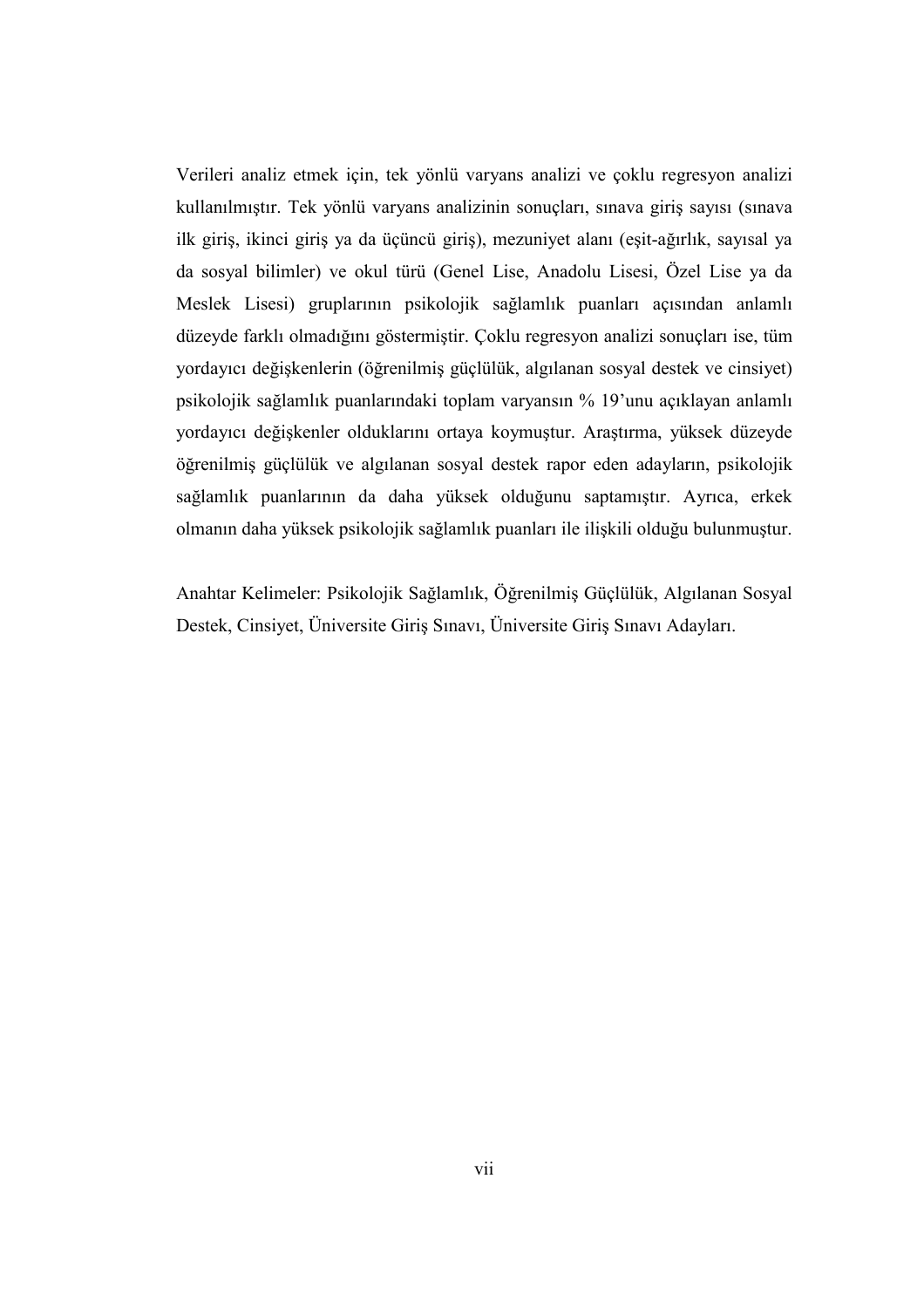Verileri analiz etmek için, tek yönlü varyans analizi ve çoklu regresyon analizi kullanılmıştır. Tek yönlü varyans analizinin sonuçları, sınava giriş sayısı (sınava ilk giriş, ikinci giriş ya da üçüncü giriş), mezuniyet alanı (eşit-ağırlık, sayısal ya da sosyal bilimler) ve okul türü (Genel Lise, Anadolu Lisesi, Özel Lise ya da Meslek Lisesi) gruplarının psikolojik sağlamlık puanları açısından anlamlı düzeyde farklı olmadığını göstermiştir. Çoklu regresyon analizi sonuçları ise, tüm yordayıcı değişkenlerin (öğrenilmiş güçlülük, algılanan sosyal destek ve cinsiyet) psikolojik sağlamlık puanlarındaki toplam varyansın % 19'unu açıklayan anlamlı yordayıcı değişkenler olduklarını ortaya koymuştur. Araştırma, yüksek düzeyde öğrenilmiş güçlülük ve algılanan sosyal destek rapor eden adayların, psikolojik sağlamlık puanlarının da daha yüksek olduğunu saptamıştır. Ayrıca, erkek olmanın daha yüksek psikolojik sağlamlık puanları ile ilişkili olduğu bulunmuştur.

Anahtar Kelimeler: Psikolojik Sağlamlık, Öğrenilmiş Güçlülük, Algılanan Sosyal Destek, Cinsiyet, Üniversite Giriş Sınavı, Üniversite Giriş Sınavı Adayları.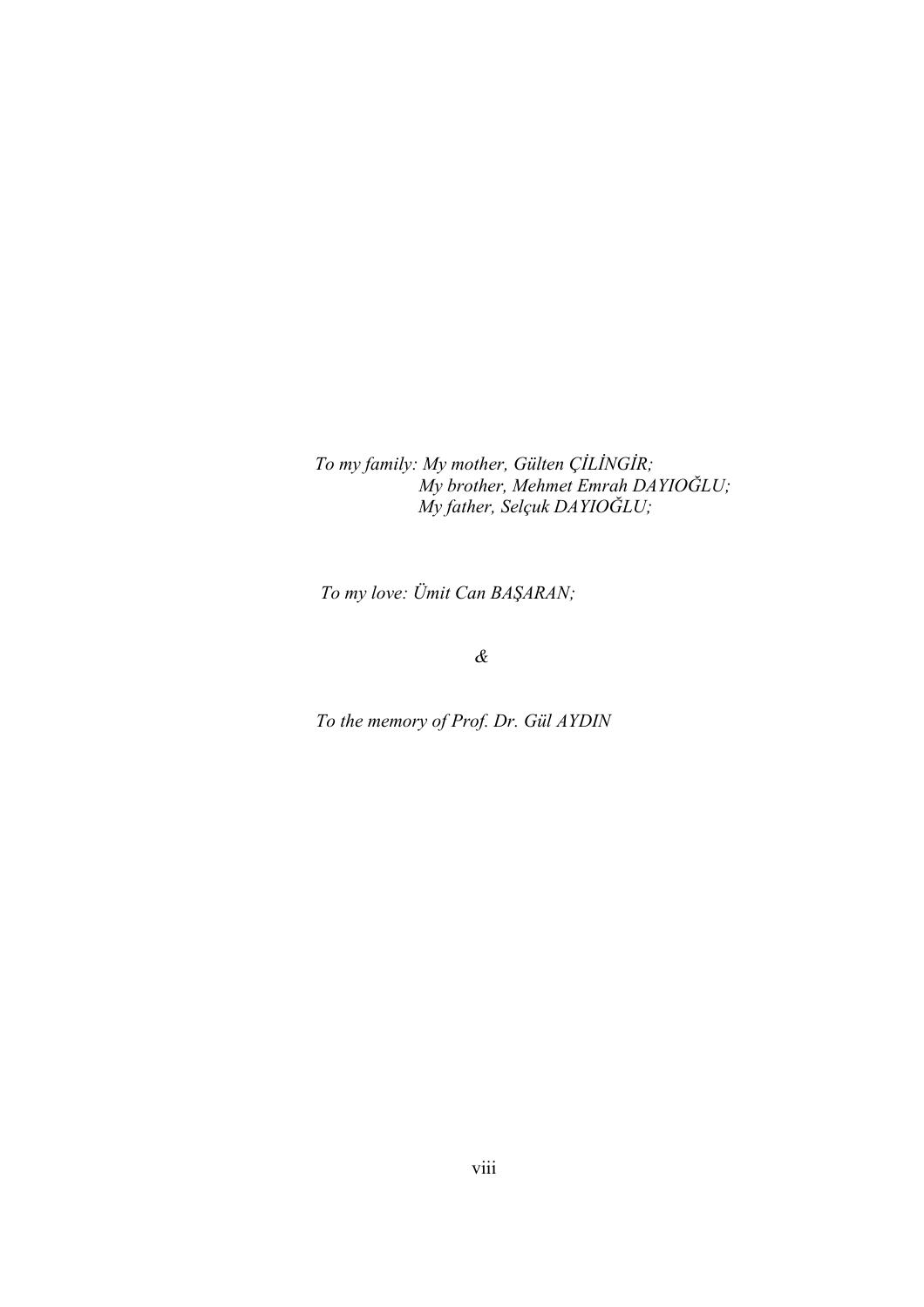*To my family: My mother, Gülten ÇİLİNGİR;*
*My brother, Mehmet Emrah DAYIOĞLU;*
*My father, Selçuk DAYIOĞLU;*

*To my love: Ümit Can BAŞARAN;*

*&*

*To the memory of Prof. Dr. Gül AYDIN*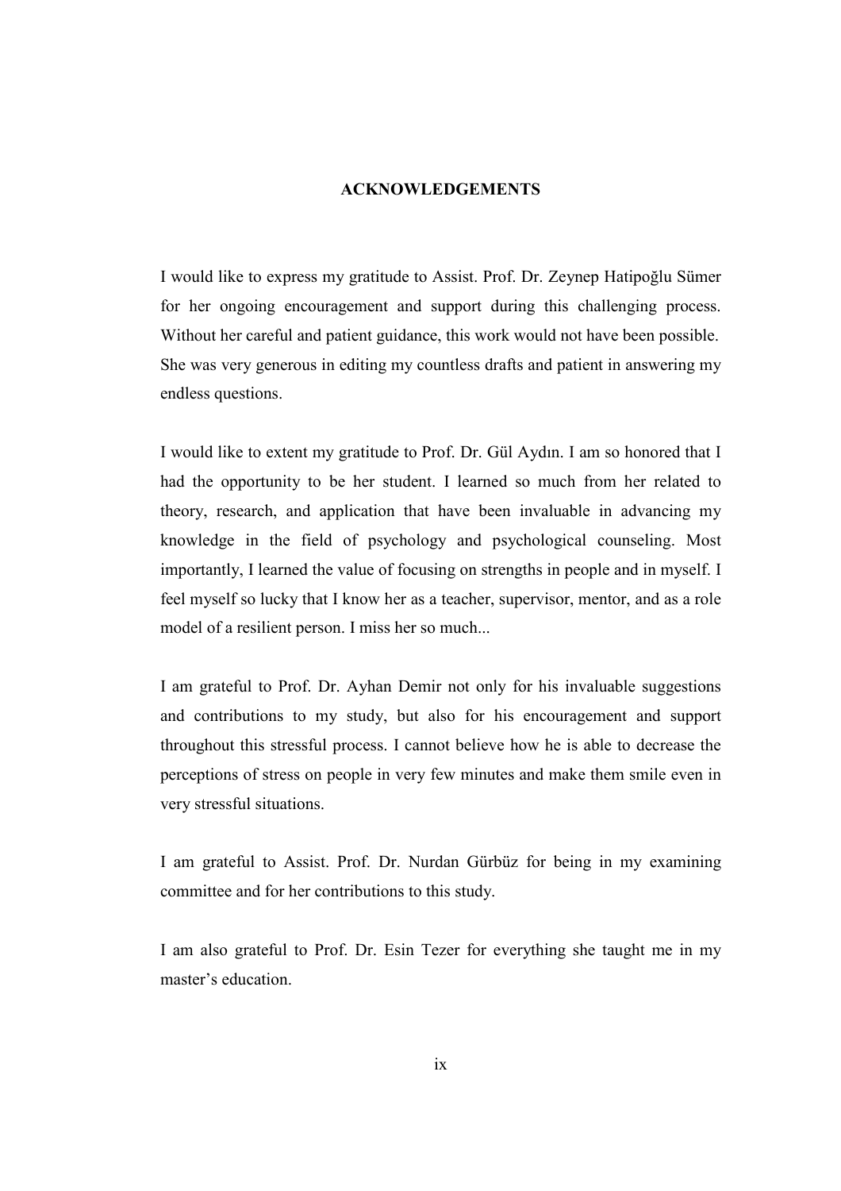## ACKNOWLEDGEMENTS

I would like to express my gratitude to Assist. Prof. Dr. Zeynep Hatipoğlu Sümer for her ongoing encouragement and support during this challenging process. Without her careful and patient guidance, this work would not have been possible. She was very generous in editing my countless drafts and patient in answering my endless questions.

I would like to extent my gratitude to Prof. Dr. Gül Aydın. I am so honored that I had the opportunity to be her student. I learned so much from her related to theory, research, and application that have been invaluable in advancing my knowledge in the field of psychology and psychological counseling. Most importantly, I learned the value of focusing on strengths in people and in myself. I feel myself so lucky that I know her as a teacher, supervisor, mentor, and as a role model of a resilient person. I miss her so much...

I am grateful to Prof. Dr. Ayhan Demir not only for his invaluable suggestions and contributions to my study, but also for his encouragement and support throughout this stressful process. I cannot believe how he is able to decrease the perceptions of stress on people in very few minutes and make them smile even in very stressful situations.

I am grateful to Assist. Prof. Dr. Nurdan Gürbüz for being in my examining committee and for her contributions to this study.

I am also grateful to Prof. Dr. Esin Tezer for everything she taught me in my master's education.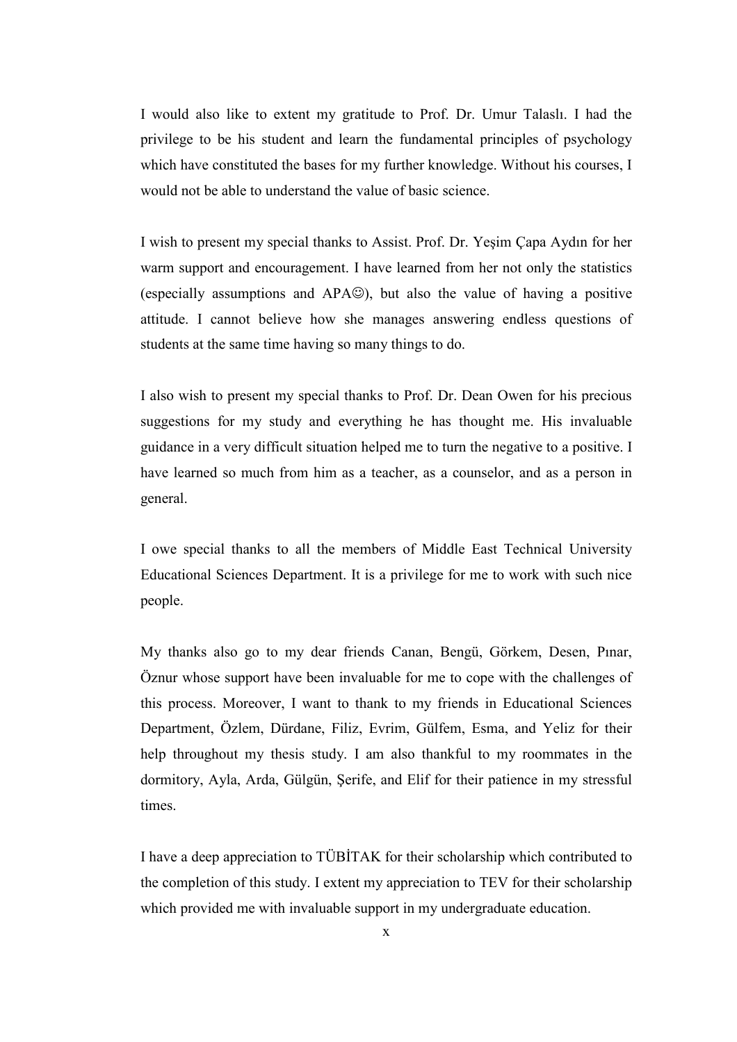I would also like to extent my gratitude to Prof. Dr. Umur Talaslı. I had the privilege to be his student and learn the fundamental principles of psychology which have constituted the bases for my further knowledge. Without his courses, I would not be able to understand the value of basic science.

I wish to present my special thanks to Assist. Prof. Dr. Yeşim Çapa Aydın for her warm support and encouragement. I have learned from her not only the statistics (especially assumptions and APA☺), but also the value of having a positive attitude. I cannot believe how she manages answering endless questions of students at the same time having so many things to do.

I also wish to present my special thanks to Prof. Dr. Dean Owen for his precious suggestions for my study and everything he has thought me. His invaluable guidance in a very difficult situation helped me to turn the negative to a positive. I have learned so much from him as a teacher, as a counselor, and as a person in general.

I owe special thanks to all the members of Middle East Technical University Educational Sciences Department. It is a privilege for me to work with such nice people.

My thanks also go to my dear friends Canan, Bengü, Görkem, Desen, Pınar, Öznur whose support have been invaluable for me to cope with the challenges of this process. Moreover, I want to thank to my friends in Educational Sciences Department, Özlem, Dürdane, Filiz, Evrim, Gülfem, Esma, and Yeliz for their help throughout my thesis study. I am also thankful to my roommates in the dormitory, Ayla, Arda, Gülgün, Şerife, and Elif for their patience in my stressful times.

I have a deep appreciation to TÜBİTAK for their scholarship which contributed to the completion of this study. I extent my appreciation to TEV for their scholarship which provided me with invaluable support in my undergraduate education.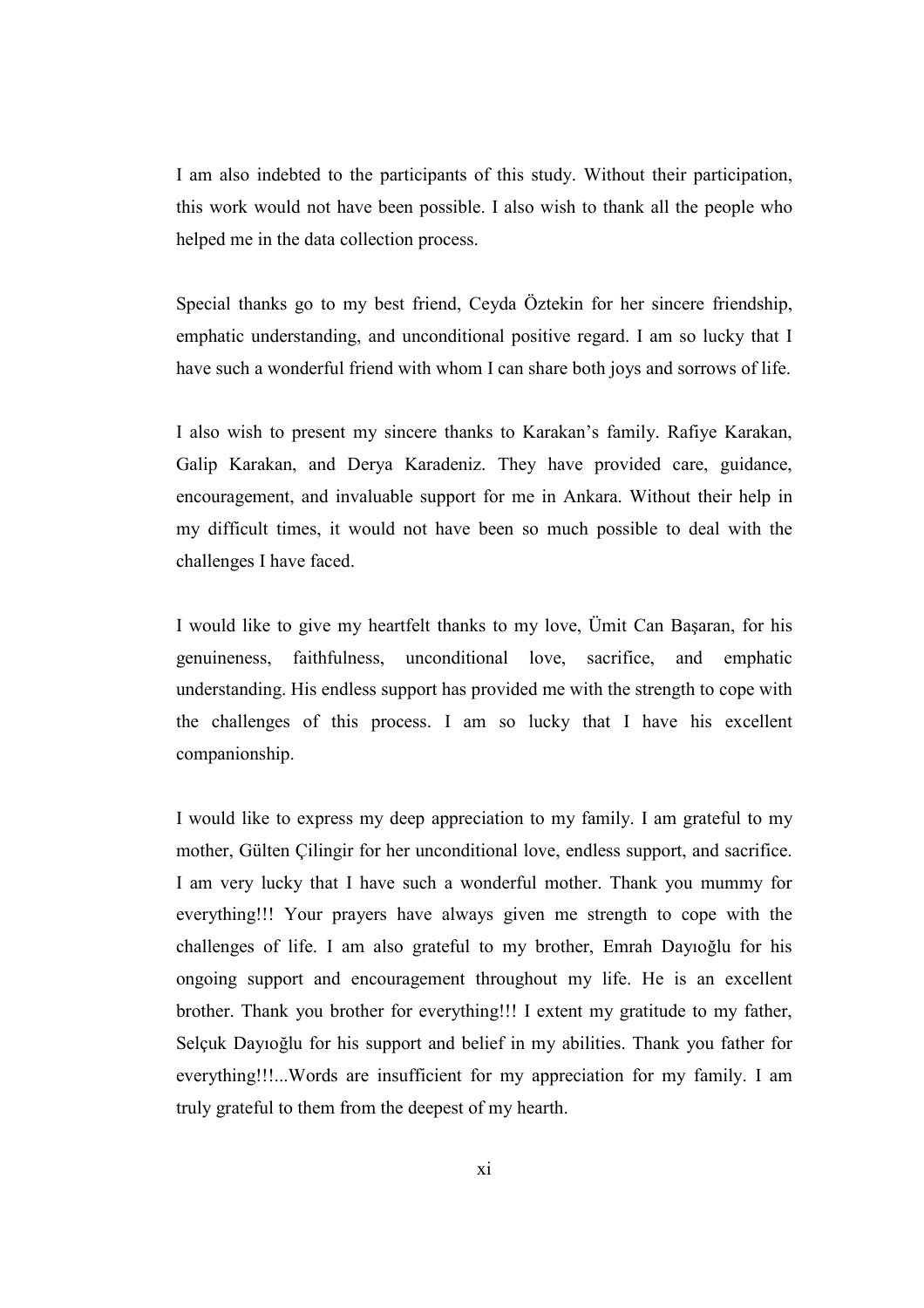I am also indebted to the participants of this study. Without their participation, this work would not have been possible. I also wish to thank all the people who helped me in the data collection process.

Special thanks go to my best friend, Ceyda Öztekin for her sincere friendship, emphatic understanding, and unconditional positive regard. I am so lucky that I have such a wonderful friend with whom I can share both joys and sorrows of life.

I also wish to present my sincere thanks to Karakan's family. Rafiye Karakan, Galip Karakan, and Derya Karadeniz. They have provided care, guidance, encouragement, and invaluable support for me in Ankara. Without their help in my difficult times, it would not have been so much possible to deal with the challenges I have faced.

I would like to give my heartfelt thanks to my love, Ümit Can Başaran, for his genuineness, faithfulness, unconditional love, sacrifice, and emphatic understanding. His endless support has provided me with the strength to cope with the challenges of this process. I am so lucky that I have his excellent companionship.

I would like to express my deep appreciation to my family. I am grateful to my mother, Gülten Çilingir for her unconditional love, endless support, and sacrifice. I am very lucky that I have such a wonderful mother. Thank you mummy for everything!!! Your prayers have always given me strength to cope with the challenges of life. I am also grateful to my brother, Emrah Dayıoğlu for his ongoing support and encouragement throughout my life. He is an excellent brother. Thank you brother for everything!!! I extent my gratitude to my father, Selçuk Dayıoğlu for his support and belief in my abilities. Thank you father for everything!!!...Words are insufficient for my appreciation for my family. I am truly grateful to them from the deepest of my hearth.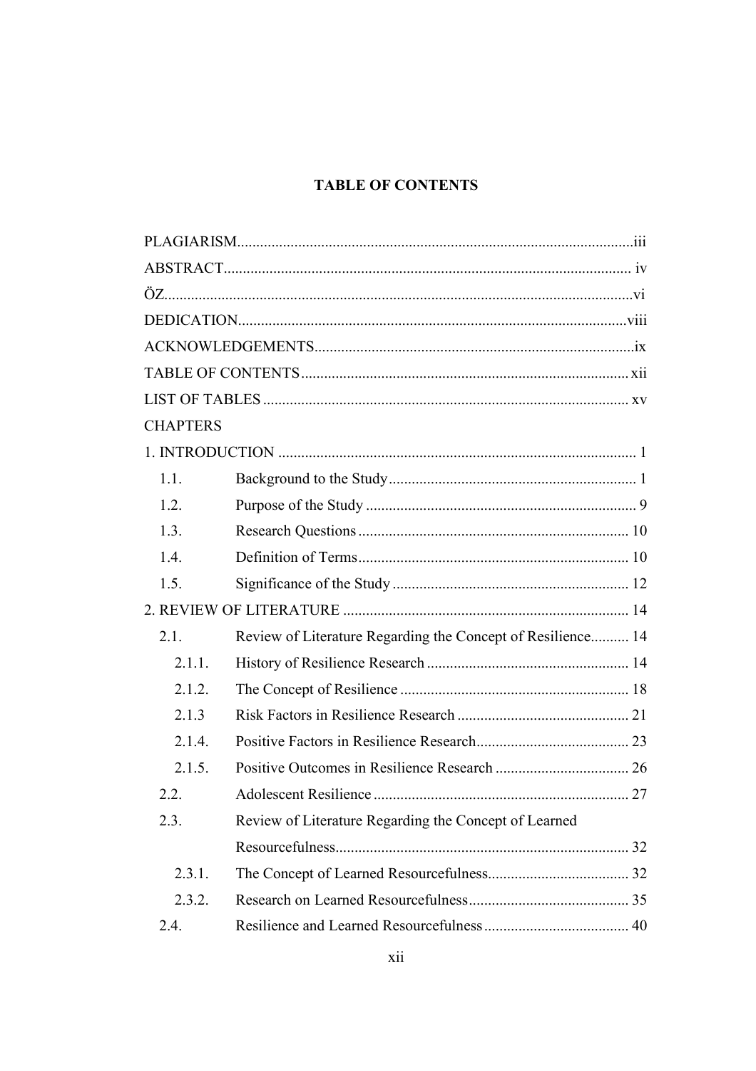# TABLE OF CONTENTS

PLAGIARISM......................................................................................................iii

ABSTRACT.......................................................................................................... iv

ÖZ..........................................................................................................................vi

DEDICATION.....................................................................................................viii

ACKNOWLEDGEMENTS...................................................................................ix

TABLE OF CONTENTS.....................................................................................xii

LIST OF TABLES ............................................................................................... xv

CHAPTERS

1. INTRODUCTION ............................................................................................. 1

  1.1. Background to the Study................................................................. 1

  1.2. Purpose of the Study ...................................................................... 9

  1.3. Research Questions...................................................................... 10

  1.4. Definition of Terms...................................................................... 10

  1.5. Significance of the Study ............................................................. 12

2. REVIEW OF LITERATURE .......................................................................... 14

  2.1. Review of Literature Regarding the Concept of Resilience.......... 14

    2.1.1. History of Resilience Research ..................................................... 14

    2.1.2. The Concept of Resilience ............................................................ 18

    2.1.3 Risk Factors in Resilience Research ............................................. 21

    2.1.4. Positive Factors in Resilience Research........................................ 23

    2.1.5. Positive Outcomes in Resilience Research ................................... 26

  2.2. Adolescent Resilience ................................................................... 27

  2.3. Review of Literature Regarding the Concept of Learned Resourcefulness............................................................................ 32

    2.3.1. The Concept of Learned Resourcefulness..................................... 32

    2.3.2. Research on Learned Resourcefulness.......................................... 35

  2.4. Resilience and Learned Resourcefulness...................................... 40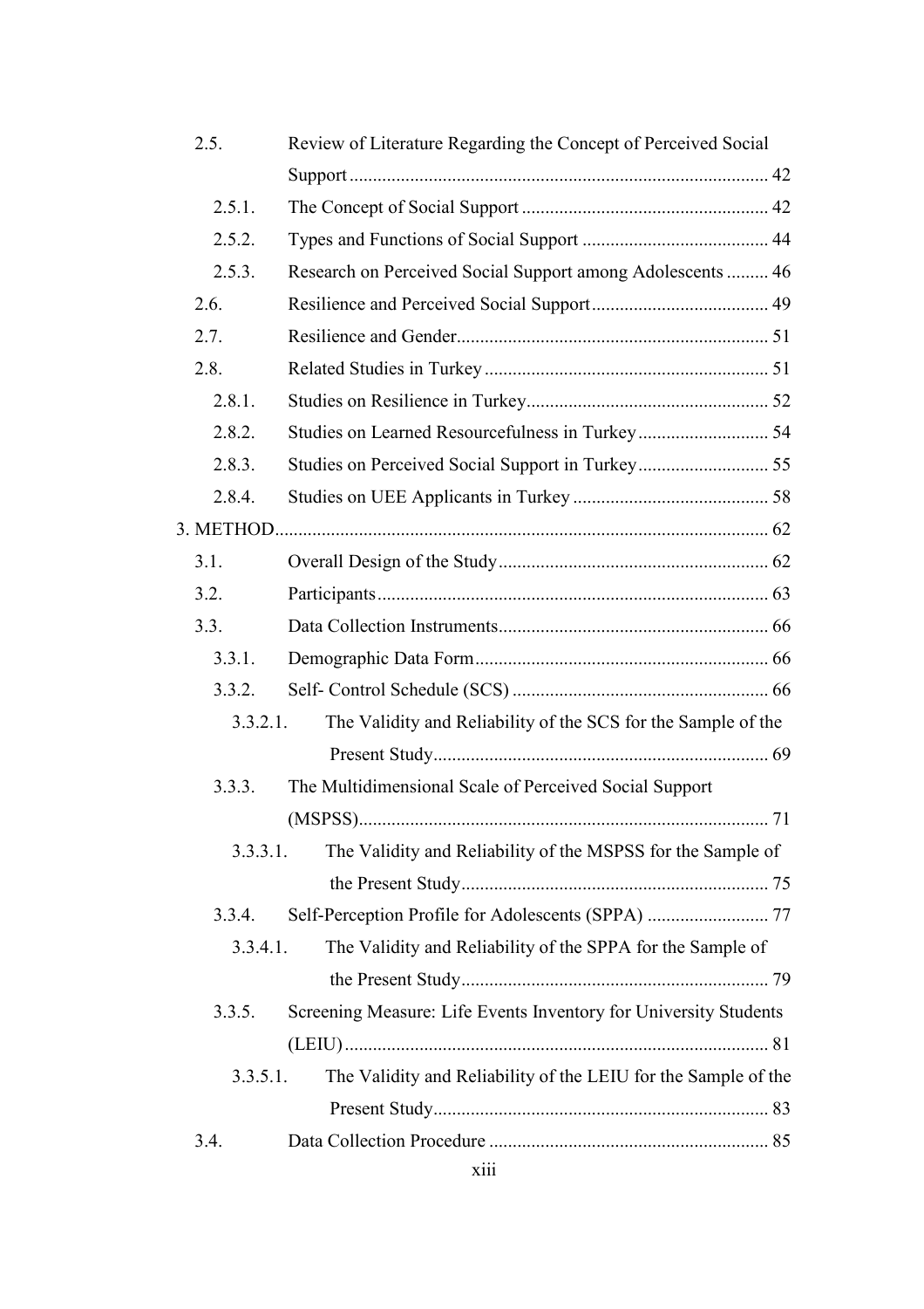2.5. Review of Literature Regarding the Concept of Perceived Social Support ........................................................................................ 42

2.5.1. The Concept of Social Support ..................................................... 42

2.5.2. Types and Functions of Social Support ........................................ 44

2.5.3. Research on Perceived Social Support among Adolescents ......... 46

2.6. Resilience and Perceived Social Support...................................... 49

2.7. Resilience and Gender................................................................... 51

2.8. Related Studies in Turkey ............................................................. 51

2.8.1. Studies on Resilience in Turkey.................................................... 52

2.8.2. Studies on Learned Resourcefulness in Turkey............................ 54

2.8.3. Studies on Perceived Social Support in Turkey............................ 55

2.8.4. Studies on UEE Applicants in Turkey .......................................... 58

3. METHOD......................................................................................................... 62

3.1. Overall Design of the Study.......................................................... 62

3.2. Participants................................................................................... 63

3.3. Data Collection Instruments.......................................................... 66

3.3.1. Demographic Data Form............................................................... 66

3.3.2. Self- Control Schedule (SCS) ....................................................... 66

3.3.2.1. The Validity and Reliability of the SCS for the Sample of the Present Study....................................................................... 69

3.3.3. The Multidimensional Scale of Perceived Social Support (MSPSS)....................................................................................... 71

3.3.3.1. The Validity and Reliability of the MSPSS for the Sample of the Present Study.................................................................. 75

3.3.4. Self-Perception Profile for Adolescents (SPPA) .......................... 77

3.3.4.1. The Validity and Reliability of the SPPA for the Sample of the Present Study.................................................................. 79

3.3.5. Screening Measure: Life Events Inventory for University Students (LEIU).......................................................................................... 81

3.3.5.1. The Validity and Reliability of the LEIU for the Sample of the Present Study....................................................................... 83

3.4. Data Collection Procedure ............................................................ 85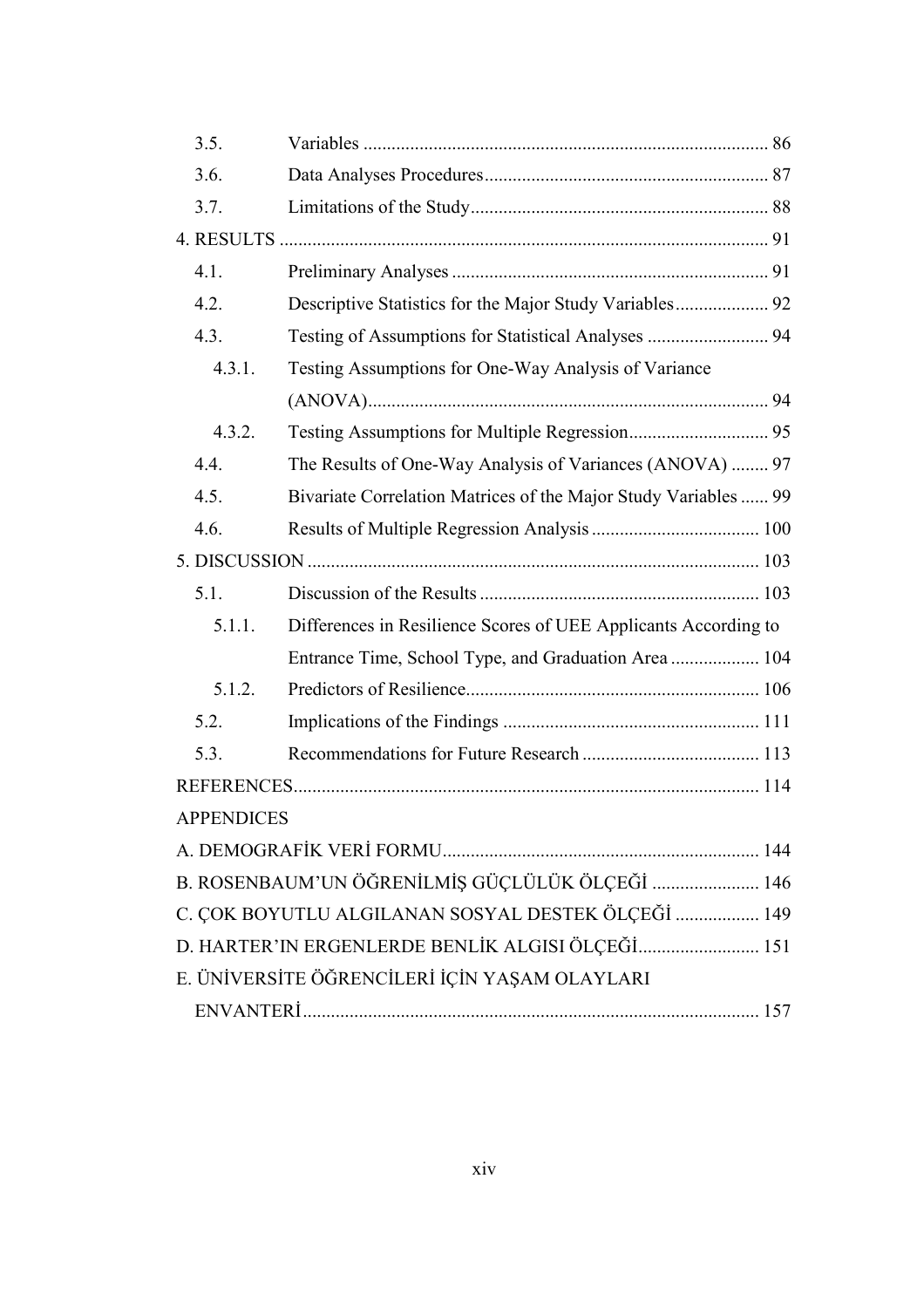3.5. Variables ... 86

3.6. Data Analyses Procedures ... 87

3.7. Limitations of the Study ... 88

4. RESULTS ... 91

4.1. Preliminary Analyses ... 91

4.2. Descriptive Statistics for the Major Study Variables ... 92

4.3. Testing of Assumptions for Statistical Analyses ... 94

4.3.1. Testing Assumptions for One-Way Analysis of Variance (ANOVA) ... 94

4.3.2. Testing Assumptions for Multiple Regression ... 95

4.4. The Results of One-Way Analysis of Variances (ANOVA) ... 97

4.5. Bivariate Correlation Matrices of the Major Study Variables ... 99

4.6. Results of Multiple Regression Analysis ... 100

5. DISCUSSION ... 103

5.1. Discussion of the Results ... 103

5.1.1. Differences in Resilience Scores of UEE Applicants According to Entrance Time, School Type, and Graduation Area ... 104

5.1.2. Predictors of Resilience ... 106

5.2. Implications of the Findings ... 111

5.3. Recommendations for Future Research ... 113

REFERENCES ... 114

APPENDICES

A. DEMOGRAFİK VERİ FORMU ... 144

B. ROSENBAUM'UN ÖĞRENİLMİŞ GÜÇLÜLÜK ÖLÇEĞİ ... 146

C. ÇOK BOYUTLU ALGILANAN SOSYAL DESTEK ÖLÇEĞİ ... 149

D. HARTER'IN ERGENLERDE BENLİK ALGISI ÖLÇEĞİ ... 151

E. ÜNİVERSİTE ÖĞRENCİLERİ İÇİN YAŞAM OLAYLARI ENVANTERİ ... 157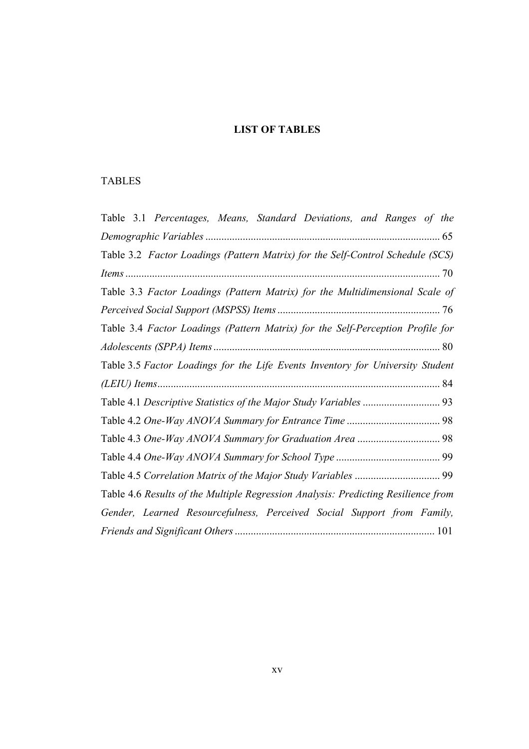# LIST OF TABLES

TABLES

Table 3.1 *Percentages, Means, Standard Deviations, and Ranges of the Demographic Variables* ........................................................................................ 65

Table 3.2 *Factor Loadings (Pattern Matrix) for the Self-Control Schedule (SCS) Items* ..................................................................................................................... 70

Table 3.3 *Factor Loadings (Pattern Matrix) for the Multidimensional Scale of Perceived Social Support (MSPSS) Items* ............................................................. 76

Table 3.4 *Factor Loadings (Pattern Matrix) for the Self-Perception Profile for Adolescents (SPPA) Items* ..................................................................................... 80

Table 3.5 *Factor Loadings for the Life Events Inventory for University Student (LEIU) Items* .......................................................................................................... 84

Table 4.1 *Descriptive Statistics of the Major Study Variables* ............................. 93

Table 4.2 *One-Way ANOVA Summary for Entrance Time* ................................... 98

Table 4.3 *One-Way ANOVA Summary for Graduation Area* ............................... 98

Table 4.4 *One-Way ANOVA Summary for School Type* ....................................... 99

Table 4.5 *Correlation Matrix of the Major Study Variables* ................................ 99

Table 4.6 *Results of the Multiple Regression Analysis: Predicting Resilience from Gender, Learned Resourcefulness, Perceived Social Support from Family, Friends and Significant Others* ........................................................................... 101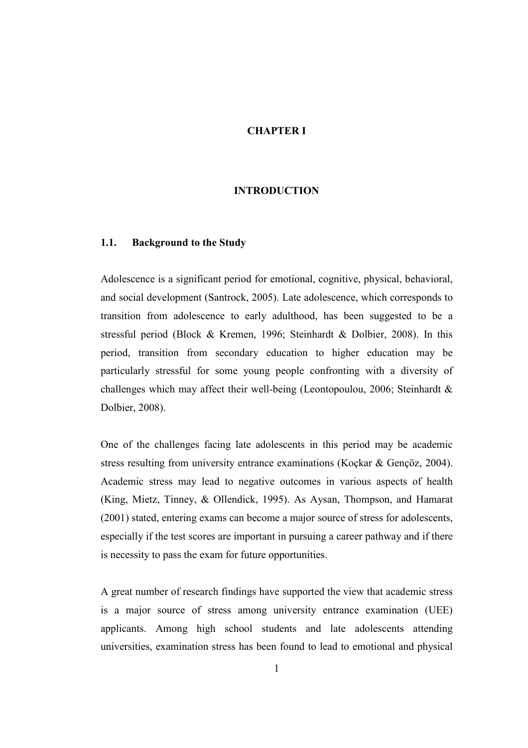# CHAPTER I

# INTRODUCTION

## 1.1. Background to the Study

Adolescence is a significant period for emotional, cognitive, physical, behavioral, and social development (Santrock, 2005). Late adolescence, which corresponds to transition from adolescence to early adulthood, has been suggested to be a stressful period (Block & Kremen, 1996; Steinhardt & Dolbier, 2008). In this period, transition from secondary education to higher education may be particularly stressful for some young people confronting with a diversity of challenges which may affect their well-being (Leontopoulou, 2006; Steinhardt & Dolbier, 2008).

One of the challenges facing late adolescents in this period may be academic stress resulting from university entrance examinations (Koçkar & Gençöz, 2004). Academic stress may lead to negative outcomes in various aspects of health (King, Mietz, Tinney, & Ollendick, 1995). As Aysan, Thompson, and Hamarat (2001) stated, entering exams can become a major source of stress for adolescents, especially if the test scores are important in pursuing a career pathway and if there is necessity to pass the exam for future opportunities.

A great number of research findings have supported the view that academic stress is a major source of stress among university entrance examination (UEE) applicants. Among high school students and late adolescents attending universities, examination stress has been found to lead to emotional and physical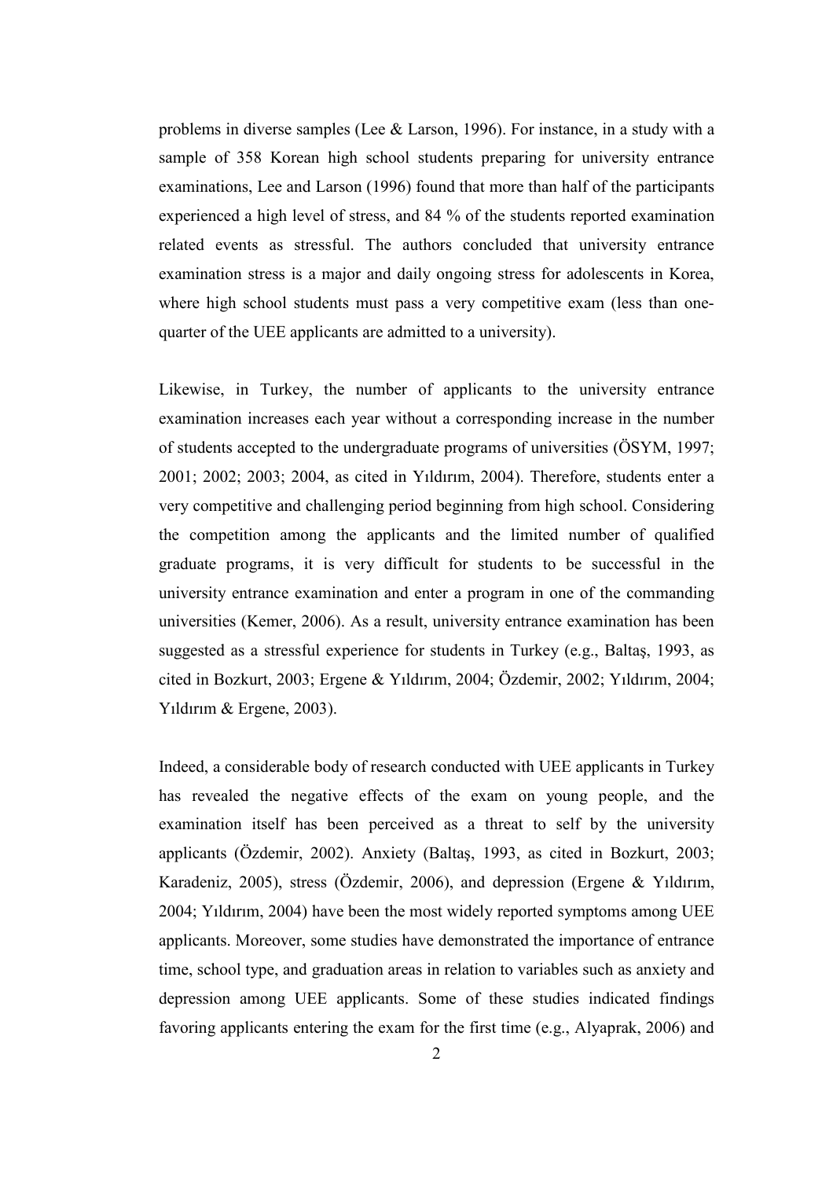problems in diverse samples (Lee & Larson, 1996). For instance, in a study with a sample of 358 Korean high school students preparing for university entrance examinations, Lee and Larson (1996) found that more than half of the participants experienced a high level of stress, and 84 % of the students reported examination related events as stressful. The authors concluded that university entrance examination stress is a major and daily ongoing stress for adolescents in Korea, where high school students must pass a very competitive exam (less than one-quarter of the UEE applicants are admitted to a university).

Likewise, in Turkey, the number of applicants to the university entrance examination increases each year without a corresponding increase in the number of students accepted to the undergraduate programs of universities (ÖSYM, 1997; 2001; 2002; 2003; 2004, as cited in Yıldırım, 2004). Therefore, students enter a very competitive and challenging period beginning from high school. Considering the competition among the applicants and the limited number of qualified graduate programs, it is very difficult for students to be successful in the university entrance examination and enter a program in one of the commanding universities (Kemer, 2006). As a result, university entrance examination has been suggested as a stressful experience for students in Turkey (e.g., Baltaş, 1993, as cited in Bozkurt, 2003; Ergene & Yıldırım, 2004; Özdemir, 2002; Yıldırım, 2004; Yıldırım & Ergene, 2003).

Indeed, a considerable body of research conducted with UEE applicants in Turkey has revealed the negative effects of the exam on young people, and the examination itself has been perceived as a threat to self by the university applicants (Özdemir, 2002). Anxiety (Baltaş, 1993, as cited in Bozkurt, 2003; Karadeniz, 2005), stress (Özdemir, 2006), and depression (Ergene & Yıldırım, 2004; Yıldırım, 2004) have been the most widely reported symptoms among UEE applicants. Moreover, some studies have demonstrated the importance of entrance time, school type, and graduation areas in relation to variables such as anxiety and depression among UEE applicants. Some of these studies indicated findings favoring applicants entering the exam for the first time (e.g., Alyaprak, 2006) and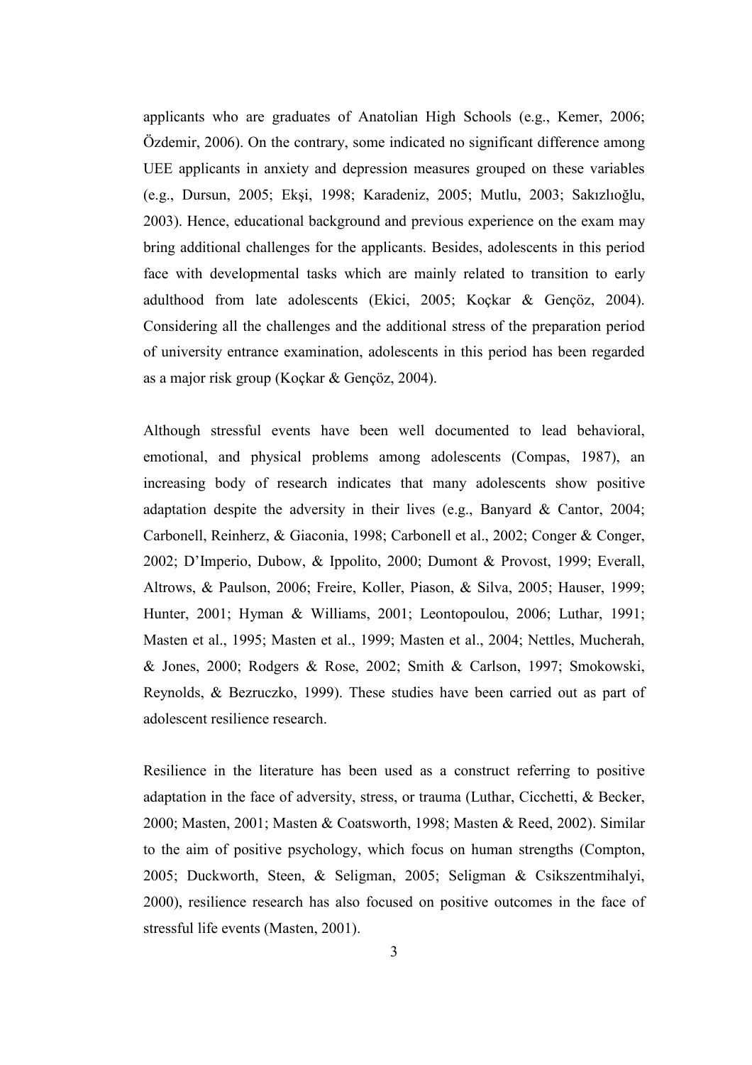applicants who are graduates of Anatolian High Schools (e.g., Kemer, 2006; Özdemir, 2006). On the contrary, some indicated no significant difference among UEE applicants in anxiety and depression measures grouped on these variables (e.g., Dursun, 2005; Ekşi, 1998; Karadeniz, 2005; Mutlu, 2003; Sakızlıoğlu, 2003). Hence, educational background and previous experience on the exam may bring additional challenges for the applicants. Besides, adolescents in this period face with developmental tasks which are mainly related to transition to early adulthood from late adolescents (Ekici, 2005; Koçkar & Gençöz, 2004). Considering all the challenges and the additional stress of the preparation period of university entrance examination, adolescents in this period has been regarded as a major risk group (Koçkar & Gençöz, 2004).

Although stressful events have been well documented to lead behavioral, emotional, and physical problems among adolescents (Compas, 1987), an increasing body of research indicates that many adolescents show positive adaptation despite the adversity in their lives (e.g., Banyard & Cantor, 2004; Carbonell, Reinherz, & Giaconia, 1998; Carbonell et al., 2002; Conger & Conger, 2002; D'Imperio, Dubow, & Ippolito, 2000; Dumont & Provost, 1999; Everall, Altrows, & Paulson, 2006; Freire, Koller, Piason, & Silva, 2005; Hauser, 1999; Hunter, 2001; Hyman & Williams, 2001; Leontopoulou, 2006; Luthar, 1991; Masten et al., 1995; Masten et al., 1999; Masten et al., 2004; Nettles, Mucherah, & Jones, 2000; Rodgers & Rose, 2002; Smith & Carlson, 1997; Smokowski, Reynolds, & Bezruczko, 1999). These studies have been carried out as part of adolescent resilience research.

Resilience in the literature has been used as a construct referring to positive adaptation in the face of adversity, stress, or trauma (Luthar, Cicchetti, & Becker, 2000; Masten, 2001; Masten & Coatsworth, 1998; Masten & Reed, 2002). Similar to the aim of positive psychology, which focus on human strengths (Compton, 2005; Duckworth, Steen, & Seligman, 2005; Seligman & Csikszentmihalyi, 2000), resilience research has also focused on positive outcomes in the face of stressful life events (Masten, 2001).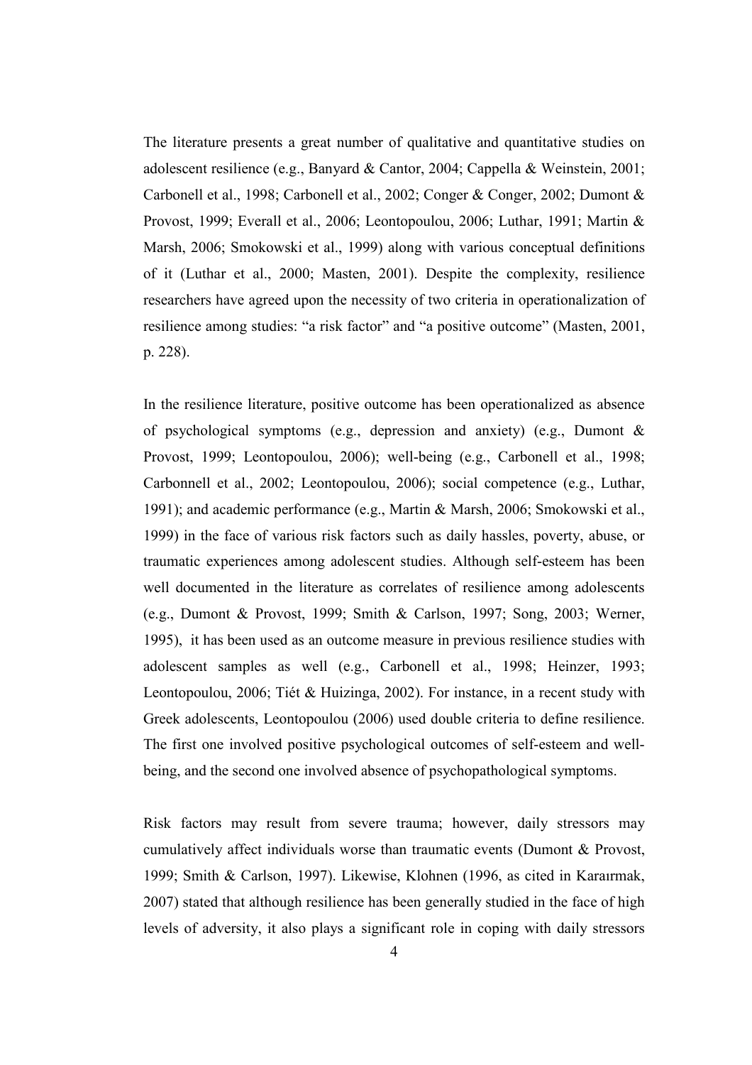The literature presents a great number of qualitative and quantitative studies on adolescent resilience (e.g., Banyard & Cantor, 2004; Cappella & Weinstein, 2001; Carbonell et al., 1998; Carbonell et al., 2002; Conger & Conger, 2002; Dumont & Provost, 1999; Everall et al., 2006; Leontopoulou, 2006; Luthar, 1991; Martin & Marsh, 2006; Smokowski et al., 1999) along with various conceptual definitions of it (Luthar et al., 2000; Masten, 2001). Despite the complexity, resilience researchers have agreed upon the necessity of two criteria in operationalization of resilience among studies: "a risk factor" and "a positive outcome" (Masten, 2001, p. 228).

In the resilience literature, positive outcome has been operationalized as absence of psychological symptoms (e.g., depression and anxiety) (e.g., Dumont & Provost, 1999; Leontopoulou, 2006); well-being (e.g., Carbonell et al., 1998; Carbonnell et al., 2002; Leontopoulou, 2006); social competence (e.g., Luthar, 1991); and academic performance (e.g., Martin & Marsh, 2006; Smokowski et al., 1999) in the face of various risk factors such as daily hassles, poverty, abuse, or traumatic experiences among adolescent studies. Although self-esteem has been well documented in the literature as correlates of resilience among adolescents (e.g., Dumont & Provost, 1999; Smith & Carlson, 1997; Song, 2003; Werner, 1995), it has been used as an outcome measure in previous resilience studies with adolescent samples as well (e.g., Carbonell et al., 1998; Heinzer, 1993; Leontopoulou, 2006; Tiét & Huizinga, 2002). For instance, in a recent study with Greek adolescents, Leontopoulou (2006) used double criteria to define resilience. The first one involved positive psychological outcomes of self-esteem and well-being, and the second one involved absence of psychopathological symptoms.

Risk factors may result from severe trauma; however, daily stressors may cumulatively affect individuals worse than traumatic events (Dumont & Provost, 1999; Smith & Carlson, 1997). Likewise, Klohnen (1996, as cited in Karaırmak, 2007) stated that although resilience has been generally studied in the face of high levels of adversity, it also plays a significant role in coping with daily stressors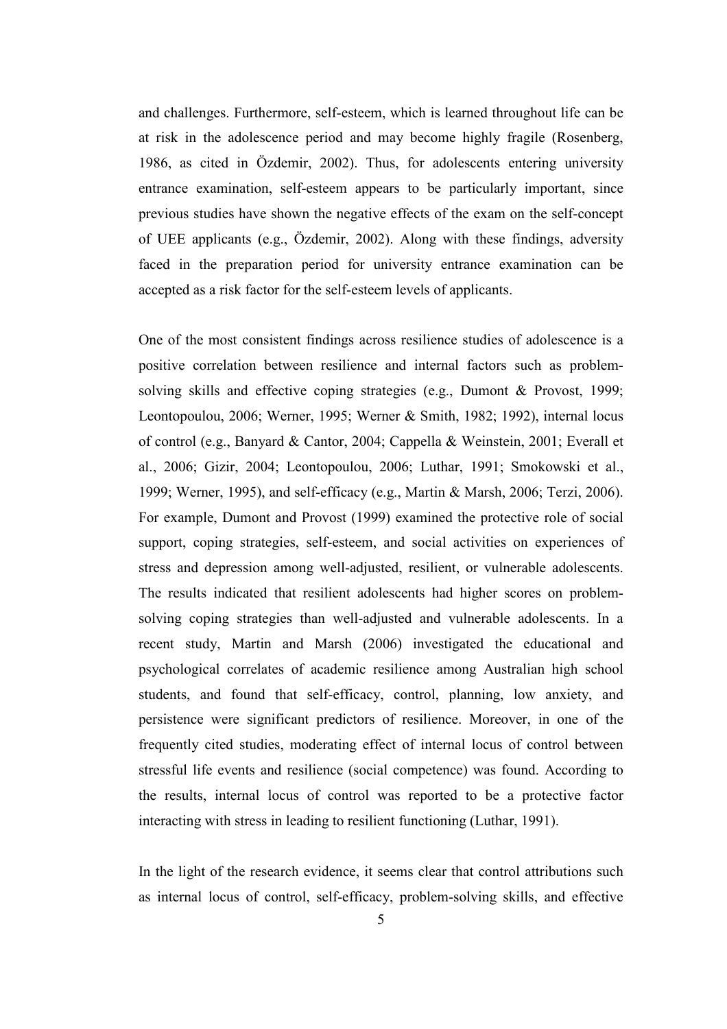and challenges. Furthermore, self-esteem, which is learned throughout life can be at risk in the adolescence period and may become highly fragile (Rosenberg, 1986, as cited in Özdemir, 2002). Thus, for adolescents entering university entrance examination, self-esteem appears to be particularly important, since previous studies have shown the negative effects of the exam on the self-concept of UEE applicants (e.g., Özdemir, 2002). Along with these findings, adversity faced in the preparation period for university entrance examination can be accepted as a risk factor for the self-esteem levels of applicants.

One of the most consistent findings across resilience studies of adolescence is a positive correlation between resilience and internal factors such as problem-solving skills and effective coping strategies (e.g., Dumont & Provost, 1999; Leontopoulou, 2006; Werner, 1995; Werner & Smith, 1982; 1992), internal locus of control (e.g., Banyard & Cantor, 2004; Cappella & Weinstein, 2001; Everall et al., 2006; Gizir, 2004; Leontopoulou, 2006; Luthar, 1991; Smokowski et al., 1999; Werner, 1995), and self-efficacy (e.g., Martin & Marsh, 2006; Terzi, 2006). For example, Dumont and Provost (1999) examined the protective role of social support, coping strategies, self-esteem, and social activities on experiences of stress and depression among well-adjusted, resilient, or vulnerable adolescents. The results indicated that resilient adolescents had higher scores on problem-solving coping strategies than well-adjusted and vulnerable adolescents. In a recent study, Martin and Marsh (2006) investigated the educational and psychological correlates of academic resilience among Australian high school students, and found that self-efficacy, control, planning, low anxiety, and persistence were significant predictors of resilience. Moreover, in one of the frequently cited studies, moderating effect of internal locus of control between stressful life events and resilience (social competence) was found. According to the results, internal locus of control was reported to be a protective factor interacting with stress in leading to resilient functioning (Luthar, 1991).

In the light of the research evidence, it seems clear that control attributions such as internal locus of control, self-efficacy, problem-solving skills, and effective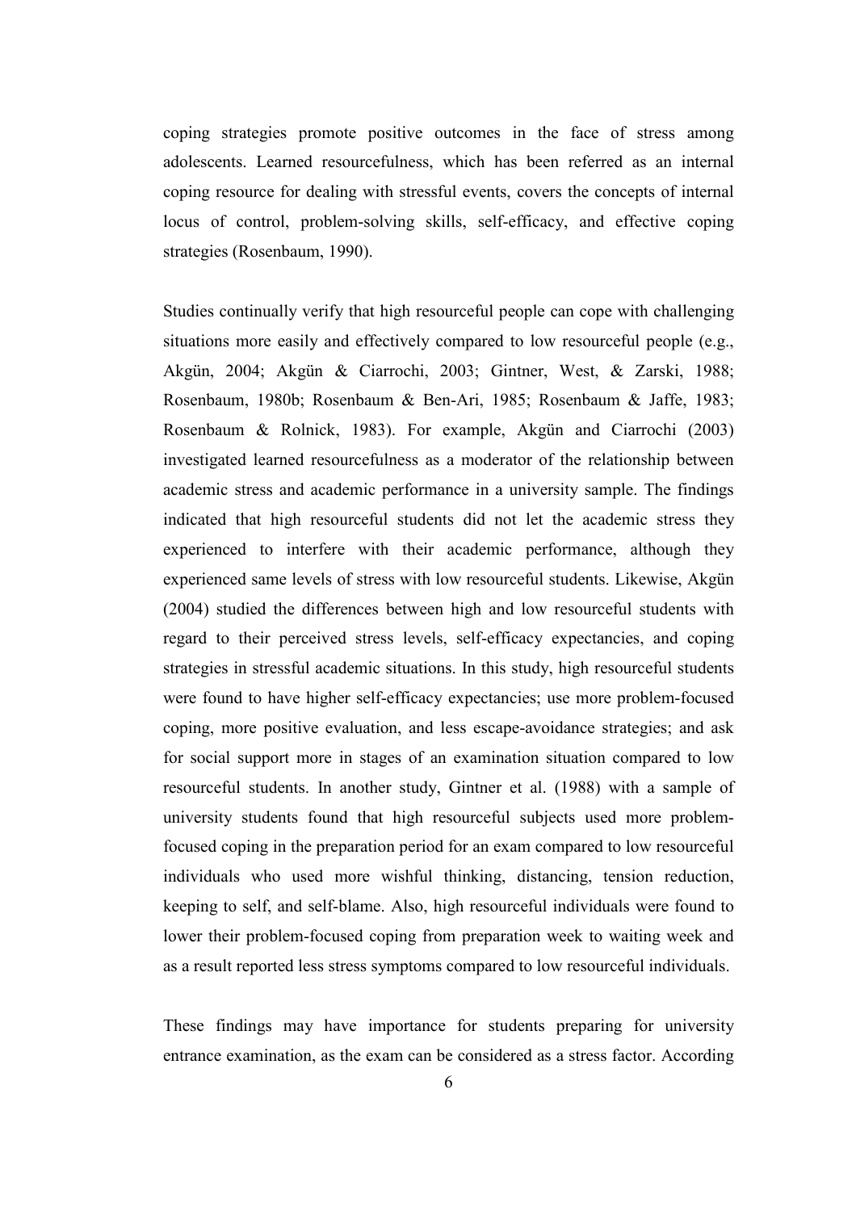coping strategies promote positive outcomes in the face of stress among adolescents. Learned resourcefulness, which has been referred as an internal coping resource for dealing with stressful events, covers the concepts of internal locus of control, problem-solving skills, self-efficacy, and effective coping strategies (Rosenbaum, 1990).

Studies continually verify that high resourceful people can cope with challenging situations more easily and effectively compared to low resourceful people (e.g., Akgün, 2004; Akgün & Ciarrochi, 2003; Gintner, West, & Zarski, 1988; Rosenbaum, 1980b; Rosenbaum & Ben-Ari, 1985; Rosenbaum & Jaffe, 1983; Rosenbaum & Rolnick, 1983). For example, Akgün and Ciarrochi (2003) investigated learned resourcefulness as a moderator of the relationship between academic stress and academic performance in a university sample. The findings indicated that high resourceful students did not let the academic stress they experienced to interfere with their academic performance, although they experienced same levels of stress with low resourceful students. Likewise, Akgün (2004) studied the differences between high and low resourceful students with regard to their perceived stress levels, self-efficacy expectancies, and coping strategies in stressful academic situations. In this study, high resourceful students were found to have higher self-efficacy expectancies; use more problem-focused coping, more positive evaluation, and less escape-avoidance strategies; and ask for social support more in stages of an examination situation compared to low resourceful students. In another study, Gintner et al. (1988) with a sample of university students found that high resourceful subjects used more problem-focused coping in the preparation period for an exam compared to low resourceful individuals who used more wishful thinking, distancing, tension reduction, keeping to self, and self-blame. Also, high resourceful individuals were found to lower their problem-focused coping from preparation week to waiting week and as a result reported less stress symptoms compared to low resourceful individuals.

These findings may have importance for students preparing for university entrance examination, as the exam can be considered as a stress factor. According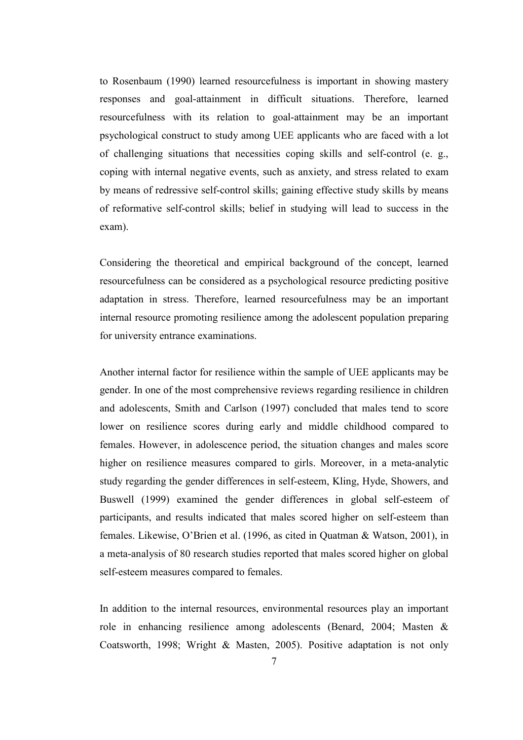to Rosenbaum (1990) learned resourcefulness is important in showing mastery responses and goal-attainment in difficult situations. Therefore, learned resourcefulness with its relation to goal-attainment may be an important psychological construct to study among UEE applicants who are faced with a lot of challenging situations that necessities coping skills and self-control (e. g., coping with internal negative events, such as anxiety, and stress related to exam by means of redressive self-control skills; gaining effective study skills by means of reformative self-control skills; belief in studying will lead to success in the exam).

Considering the theoretical and empirical background of the concept, learned resourcefulness can be considered as a psychological resource predicting positive adaptation in stress. Therefore, learned resourcefulness may be an important internal resource promoting resilience among the adolescent population preparing for university entrance examinations.

Another internal factor for resilience within the sample of UEE applicants may be gender. In one of the most comprehensive reviews regarding resilience in children and adolescents, Smith and Carlson (1997) concluded that males tend to score lower on resilience scores during early and middle childhood compared to females. However, in adolescence period, the situation changes and males score higher on resilience measures compared to girls. Moreover, in a meta-analytic study regarding the gender differences in self-esteem, Kling, Hyde, Showers, and Buswell (1999) examined the gender differences in global self-esteem of participants, and results indicated that males scored higher on self-esteem than females. Likewise, O'Brien et al. (1996, as cited in Quatman & Watson, 2001), in a meta-analysis of 80 research studies reported that males scored higher on global self-esteem measures compared to females.

In addition to the internal resources, environmental resources play an important role in enhancing resilience among adolescents (Benard, 2004; Masten & Coatsworth, 1998; Wright & Masten, 2005). Positive adaptation is not only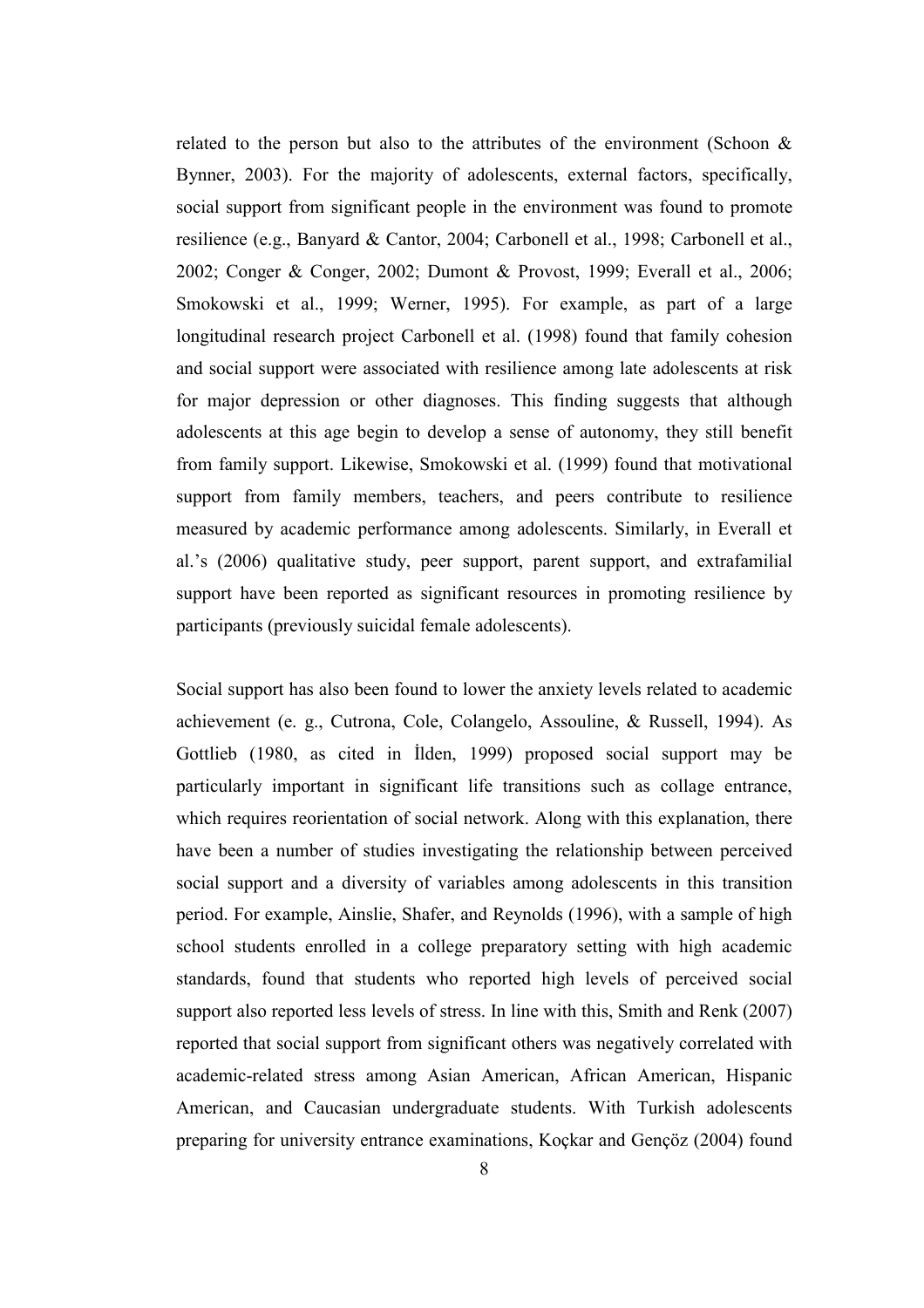related to the person but also to the attributes of the environment (Schoon & Bynner, 2003). For the majority of adolescents, external factors, specifically, social support from significant people in the environment was found to promote resilience (e.g., Banyard & Cantor, 2004; Carbonell et al., 1998; Carbonell et al., 2002; Conger & Conger, 2002; Dumont & Provost, 1999; Everall et al., 2006; Smokowski et al., 1999; Werner, 1995). For example, as part of a large longitudinal research project Carbonell et al. (1998) found that family cohesion and social support were associated with resilience among late adolescents at risk for major depression or other diagnoses. This finding suggests that although adolescents at this age begin to develop a sense of autonomy, they still benefit from family support. Likewise, Smokowski et al. (1999) found that motivational support from family members, teachers, and peers contribute to resilience measured by academic performance among adolescents. Similarly, in Everall et al.'s (2006) qualitative study, peer support, parent support, and extrafamilial support have been reported as significant resources in promoting resilience by participants (previously suicidal female adolescents).

Social support has also been found to lower the anxiety levels related to academic achievement (e. g., Cutrona, Cole, Colangelo, Assouline, & Russell, 1994). As Gottlieb (1980, as cited in İlden, 1999) proposed social support may be particularly important in significant life transitions such as collage entrance, which requires reorientation of social network. Along with this explanation, there have been a number of studies investigating the relationship between perceived social support and a diversity of variables among adolescents in this transition period. For example, Ainslie, Shafer, and Reynolds (1996), with a sample of high school students enrolled in a college preparatory setting with high academic standards, found that students who reported high levels of perceived social support also reported less levels of stress. In line with this, Smith and Renk (2007) reported that social support from significant others was negatively correlated with academic-related stress among Asian American, African American, Hispanic American, and Caucasian undergraduate students. With Turkish adolescents preparing for university entrance examinations, Koçkar and Gençöz (2004) found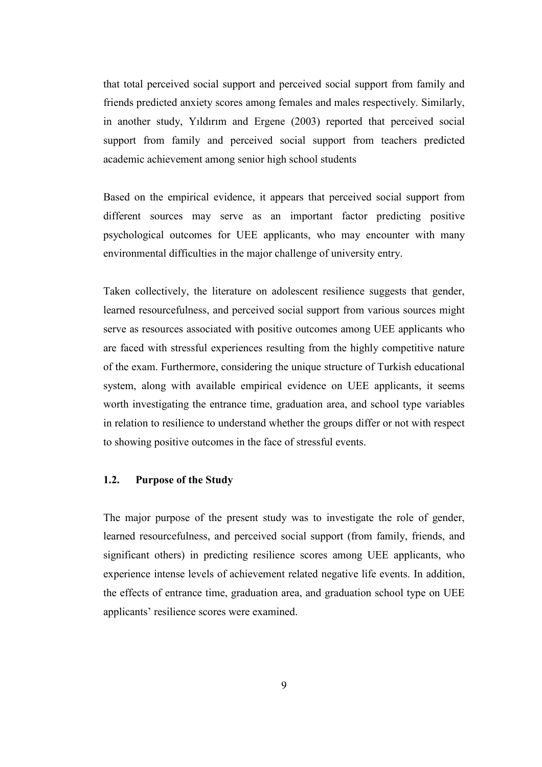that total perceived social support and perceived social support from family and friends predicted anxiety scores among females and males respectively. Similarly, in another study, Yıldırım and Ergene (2003) reported that perceived social support from family and perceived social support from teachers predicted academic achievement among senior high school students

Based on the empirical evidence, it appears that perceived social support from different sources may serve as an important factor predicting positive psychological outcomes for UEE applicants, who may encounter with many environmental difficulties in the major challenge of university entry.

Taken collectively, the literature on adolescent resilience suggests that gender, learned resourcefulness, and perceived social support from various sources might serve as resources associated with positive outcomes among UEE applicants who are faced with stressful experiences resulting from the highly competitive nature of the exam. Furthermore, considering the unique structure of Turkish educational system, along with available empirical evidence on UEE applicants, it seems worth investigating the entrance time, graduation area, and school type variables in relation to resilience to understand whether the groups differ or not with respect to showing positive outcomes in the face of stressful events.

## 1.2. Purpose of the Study

The major purpose of the present study was to investigate the role of gender, learned resourcefulness, and perceived social support (from family, friends, and significant others) in predicting resilience scores among UEE applicants, who experience intense levels of achievement related negative life events. In addition, the effects of entrance time, graduation area, and graduation school type on UEE applicants' resilience scores were examined.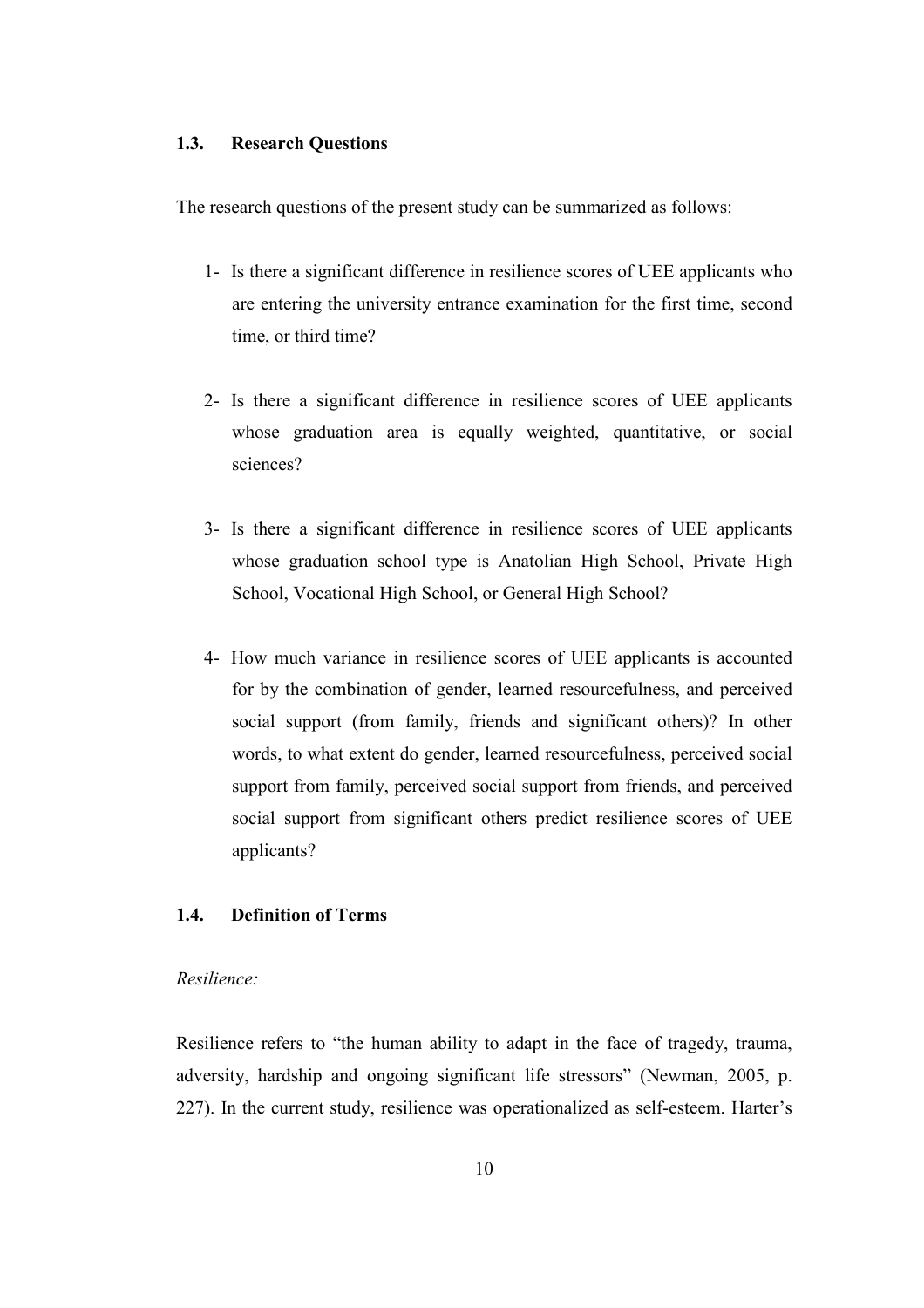### 1.3. Research Questions

The research questions of the present study can be summarized as follows:

1- Is there a significant difference in resilience scores of UEE applicants who are entering the university entrance examination for the first time, second time, or third time?

2- Is there a significant difference in resilience scores of UEE applicants whose graduation area is equally weighted, quantitative, or social sciences?

3- Is there a significant difference in resilience scores of UEE applicants whose graduation school type is Anatolian High School, Private High School, Vocational High School, or General High School?

4- How much variance in resilience scores of UEE applicants is accounted for by the combination of gender, learned resourcefulness, and perceived social support (from family, friends and significant others)? In other words, to what extent do gender, learned resourcefulness, perceived social support from family, perceived social support from friends, and perceived social support from significant others predict resilience scores of UEE applicants?

### 1.4. Definition of Terms

*Resilience:*

Resilience refers to "the human ability to adapt in the face of tragedy, trauma, adversity, hardship and ongoing significant life stressors" (Newman, 2005, p. 227). In the current study, resilience was operationalized as self-esteem. Harter's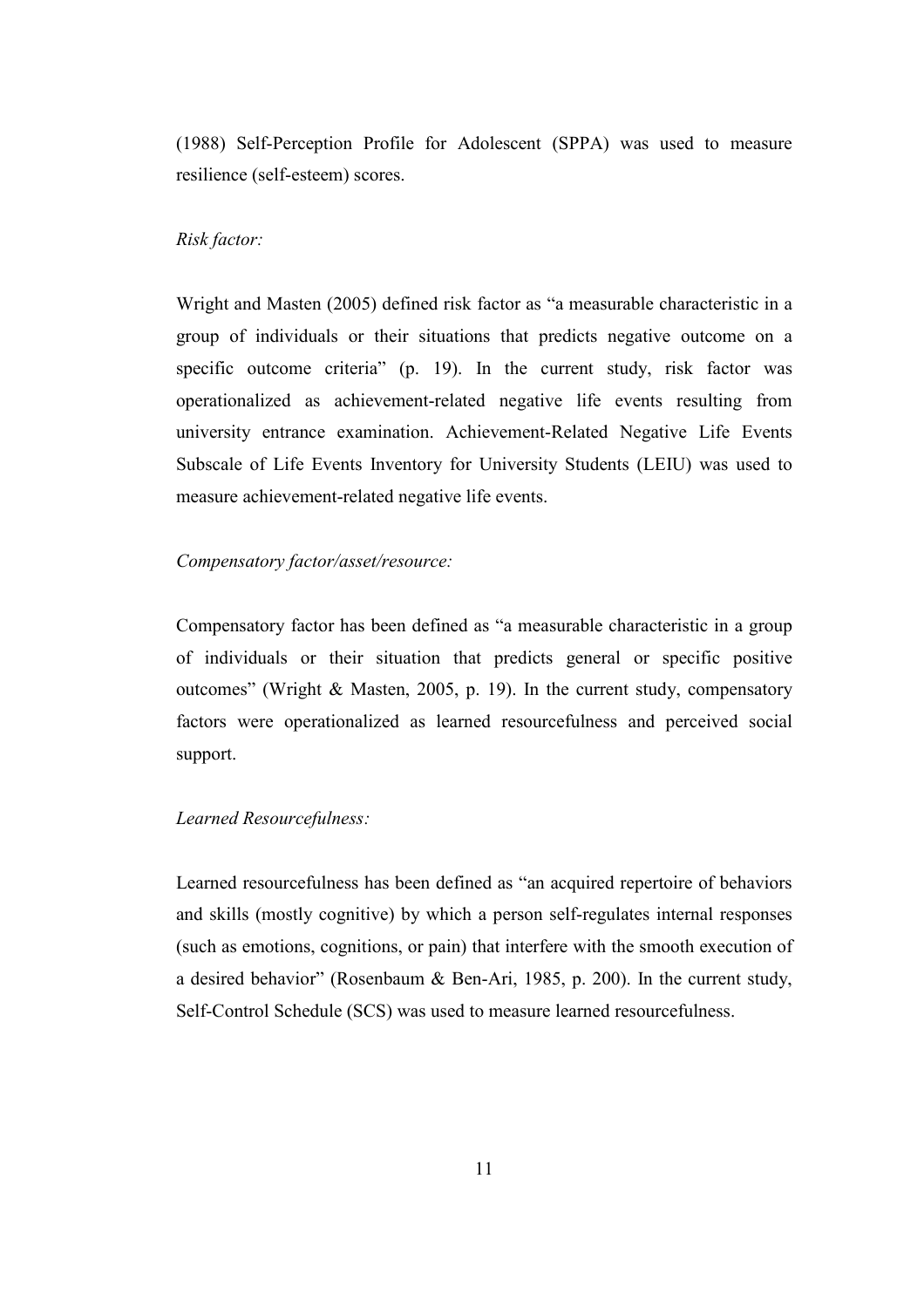(1988) Self-Perception Profile for Adolescent (SPPA) was used to measure resilience (self-esteem) scores.

*Risk factor:*

Wright and Masten (2005) defined risk factor as "a measurable characteristic in a group of individuals or their situations that predicts negative outcome on a specific outcome criteria" (p. 19). In the current study, risk factor was operationalized as achievement-related negative life events resulting from university entrance examination. Achievement-Related Negative Life Events Subscale of Life Events Inventory for University Students (LEIU) was used to measure achievement-related negative life events.

*Compensatory factor/asset/resource:*

Compensatory factor has been defined as "a measurable characteristic in a group of individuals or their situation that predicts general or specific positive outcomes" (Wright & Masten, 2005, p. 19). In the current study, compensatory factors were operationalized as learned resourcefulness and perceived social support.

*Learned Resourcefulness:*

Learned resourcefulness has been defined as "an acquired repertoire of behaviors and skills (mostly cognitive) by which a person self-regulates internal responses (such as emotions, cognitions, or pain) that interfere with the smooth execution of a desired behavior" (Rosenbaum & Ben-Ari, 1985, p. 200). In the current study, Self-Control Schedule (SCS) was used to measure learned resourcefulness.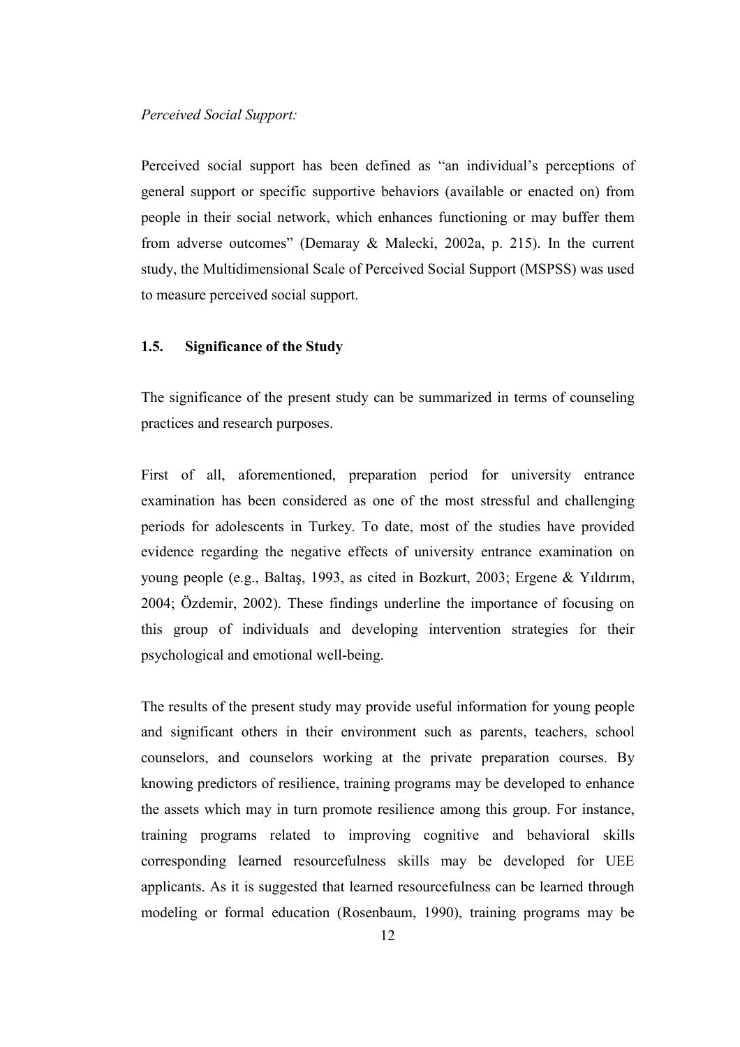*Perceived Social Support:*

Perceived social support has been defined as "an individual's perceptions of general support or specific supportive behaviors (available or enacted on) from people in their social network, which enhances functioning or may buffer them from adverse outcomes" (Demaray & Malecki, 2002a, p. 215). In the current study, the Multidimensional Scale of Perceived Social Support (MSPSS) was used to measure perceived social support.

### 1.5. Significance of the Study

The significance of the present study can be summarized in terms of counseling practices and research purposes.

First of all, aforementioned, preparation period for university entrance examination has been considered as one of the most stressful and challenging periods for adolescents in Turkey. To date, most of the studies have provided evidence regarding the negative effects of university entrance examination on young people (e.g., Baltaş, 1993, as cited in Bozkurt, 2003; Ergene & Yıldırım, 2004; Özdemir, 2002). These findings underline the importance of focusing on this group of individuals and developing intervention strategies for their psychological and emotional well-being.

The results of the present study may provide useful information for young people and significant others in their environment such as parents, teachers, school counselors, and counselors working at the private preparation courses. By knowing predictors of resilience, training programs may be developed to enhance the assets which may in turn promote resilience among this group. For instance, training programs related to improving cognitive and behavioral skills corresponding learned resourcefulness skills may be developed for UEE applicants. As it is suggested that learned resourcefulness can be learned through modeling or formal education (Rosenbaum, 1990), training programs may be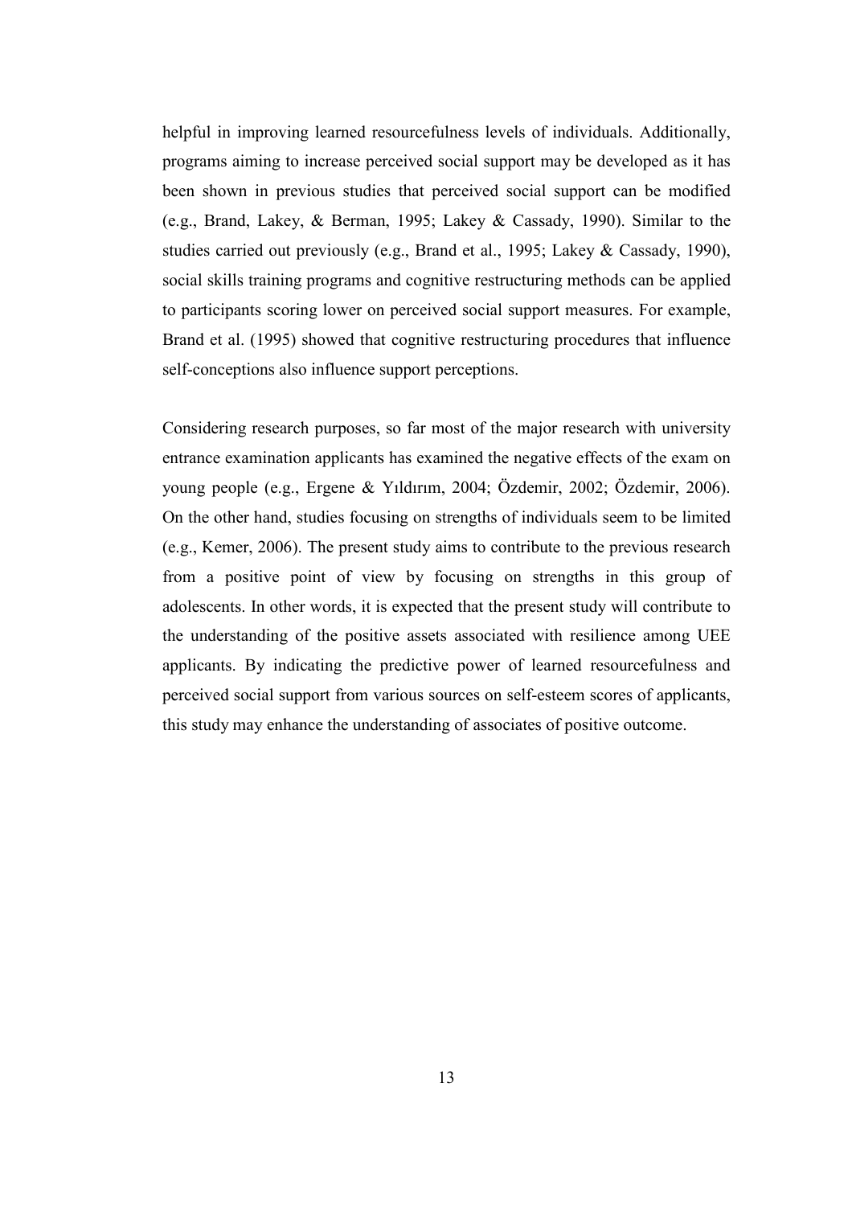helpful in improving learned resourcefulness levels of individuals. Additionally, programs aiming to increase perceived social support may be developed as it has been shown in previous studies that perceived social support can be modified (e.g., Brand, Lakey, & Berman, 1995; Lakey & Cassady, 1990). Similar to the studies carried out previously (e.g., Brand et al., 1995; Lakey & Cassady, 1990), social skills training programs and cognitive restructuring methods can be applied to participants scoring lower on perceived social support measures. For example, Brand et al. (1995) showed that cognitive restructuring procedures that influence self-conceptions also influence support perceptions.

Considering research purposes, so far most of the major research with university entrance examination applicants has examined the negative effects of the exam on young people (e.g., Ergene & Yıldırım, 2004; Özdemir, 2002; Özdemir, 2006). On the other hand, studies focusing on strengths of individuals seem to be limited (e.g., Kemer, 2006). The present study aims to contribute to the previous research from a positive point of view by focusing on strengths in this group of adolescents. In other words, it is expected that the present study will contribute to the understanding of the positive assets associated with resilience among UEE applicants. By indicating the predictive power of learned resourcefulness and perceived social support from various sources on self-esteem scores of applicants, this study may enhance the understanding of associates of positive outcome.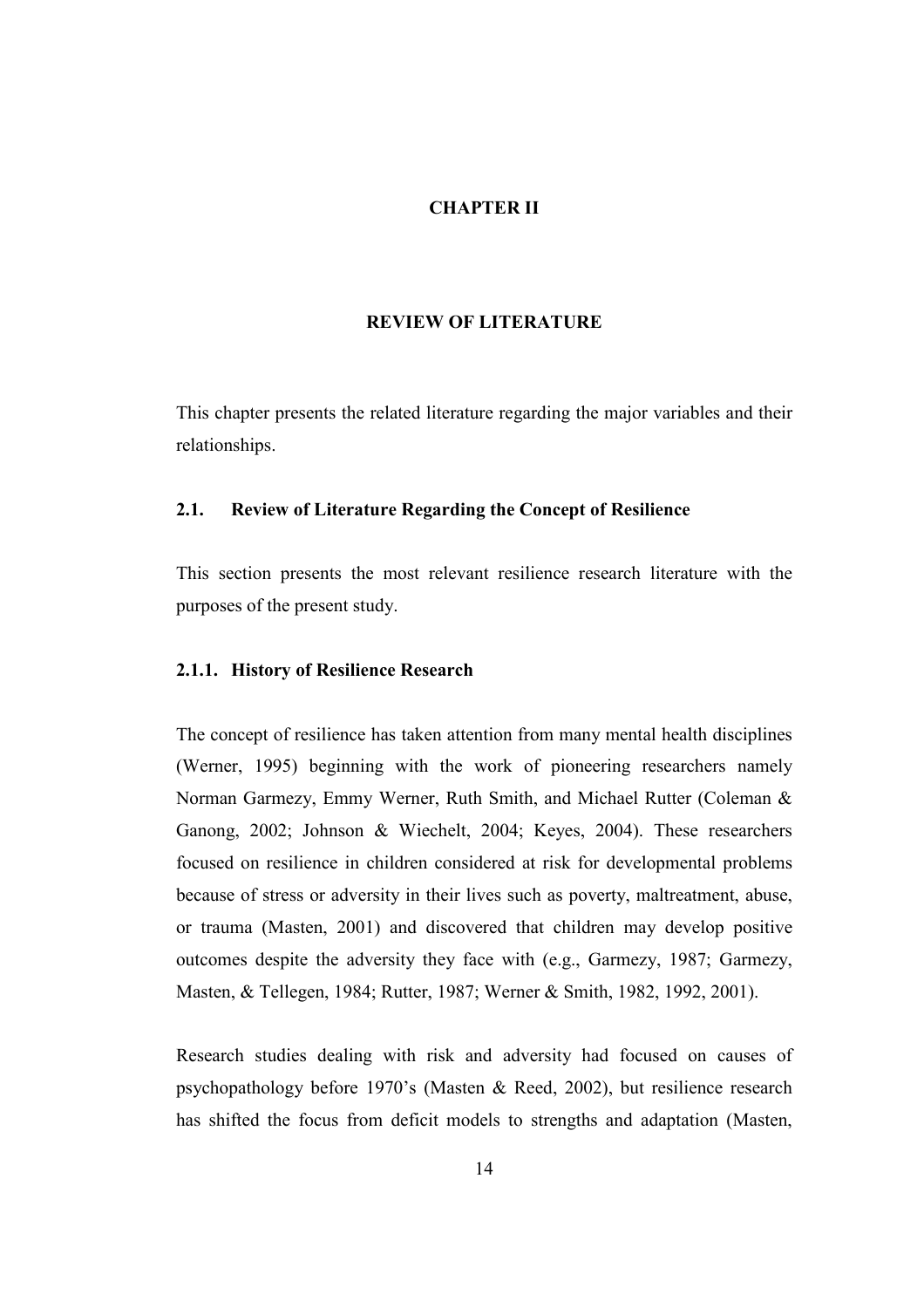# CHAPTER II

# REVIEW OF LITERATURE

This chapter presents the related literature regarding the major variables and their relationships.

## 2.1. Review of Literature Regarding the Concept of Resilience

This section presents the most relevant resilience research literature with the purposes of the present study.

### 2.1.1. History of Resilience Research

The concept of resilience has taken attention from many mental health disciplines (Werner, 1995) beginning with the work of pioneering researchers namely Norman Garmezy, Emmy Werner, Ruth Smith, and Michael Rutter (Coleman & Ganong, 2002; Johnson & Wiechelt, 2004; Keyes, 2004). These researchers focused on resilience in children considered at risk for developmental problems because of stress or adversity in their lives such as poverty, maltreatment, abuse, or trauma (Masten, 2001) and discovered that children may develop positive outcomes despite the adversity they face with (e.g., Garmezy, 1987; Garmezy, Masten, & Tellegen, 1984; Rutter, 1987; Werner & Smith, 1982, 1992, 2001).

Research studies dealing with risk and adversity had focused on causes of psychopathology before 1970's (Masten & Reed, 2002), but resilience research has shifted the focus from deficit models to strengths and adaptation (Masten,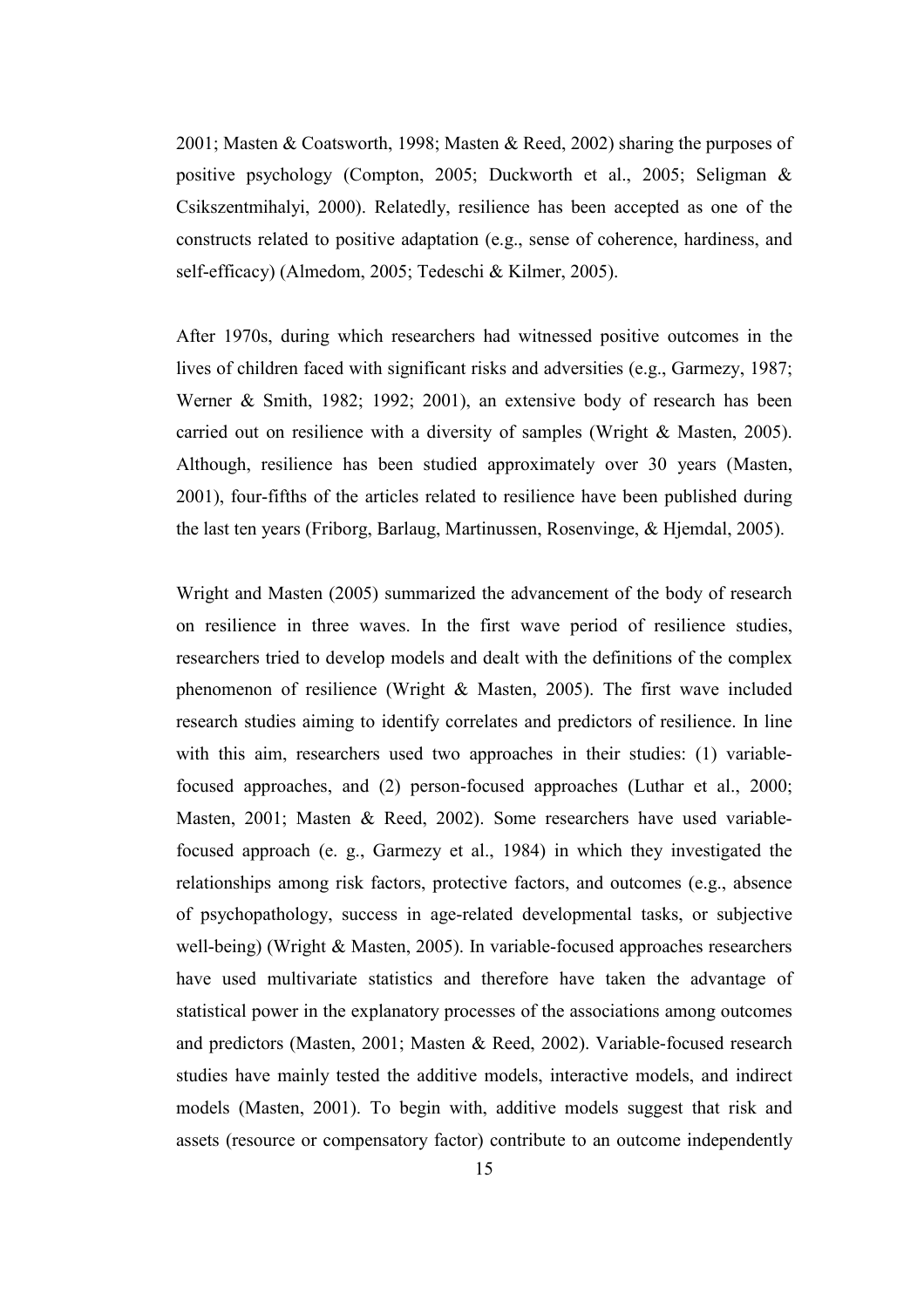2001; Masten & Coatsworth, 1998; Masten & Reed, 2002) sharing the purposes of positive psychology (Compton, 2005; Duckworth et al., 2005; Seligman & Csikszentmihalyi, 2000). Relatedly, resilience has been accepted as one of the constructs related to positive adaptation (e.g., sense of coherence, hardiness, and self-efficacy) (Almedom, 2005; Tedeschi & Kilmer, 2005).

After 1970s, during which researchers had witnessed positive outcomes in the lives of children faced with significant risks and adversities (e.g., Garmezy, 1987; Werner & Smith, 1982; 1992; 2001), an extensive body of research has been carried out on resilience with a diversity of samples (Wright & Masten, 2005). Although, resilience has been studied approximately over 30 years (Masten, 2001), four-fifths of the articles related to resilience have been published during the last ten years (Friborg, Barlaug, Martinussen, Rosenvinge, & Hjemdal, 2005).

Wright and Masten (2005) summarized the advancement of the body of research on resilience in three waves. In the first wave period of resilience studies, researchers tried to develop models and dealt with the definitions of the complex phenomenon of resilience (Wright & Masten, 2005). The first wave included research studies aiming to identify correlates and predictors of resilience. In line with this aim, researchers used two approaches in their studies: (1) variable-focused approaches, and (2) person-focused approaches (Luthar et al., 2000; Masten, 2001; Masten & Reed, 2002). Some researchers have used variable-focused approach (e. g., Garmezy et al., 1984) in which they investigated the relationships among risk factors, protective factors, and outcomes (e.g., absence of psychopathology, success in age-related developmental tasks, or subjective well-being) (Wright & Masten, 2005). In variable-focused approaches researchers have used multivariate statistics and therefore have taken the advantage of statistical power in the explanatory processes of the associations among outcomes and predictors (Masten, 2001; Masten & Reed, 2002). Variable-focused research studies have mainly tested the additive models, interactive models, and indirect models (Masten, 2001). To begin with, additive models suggest that risk and assets (resource or compensatory factor) contribute to an outcome independently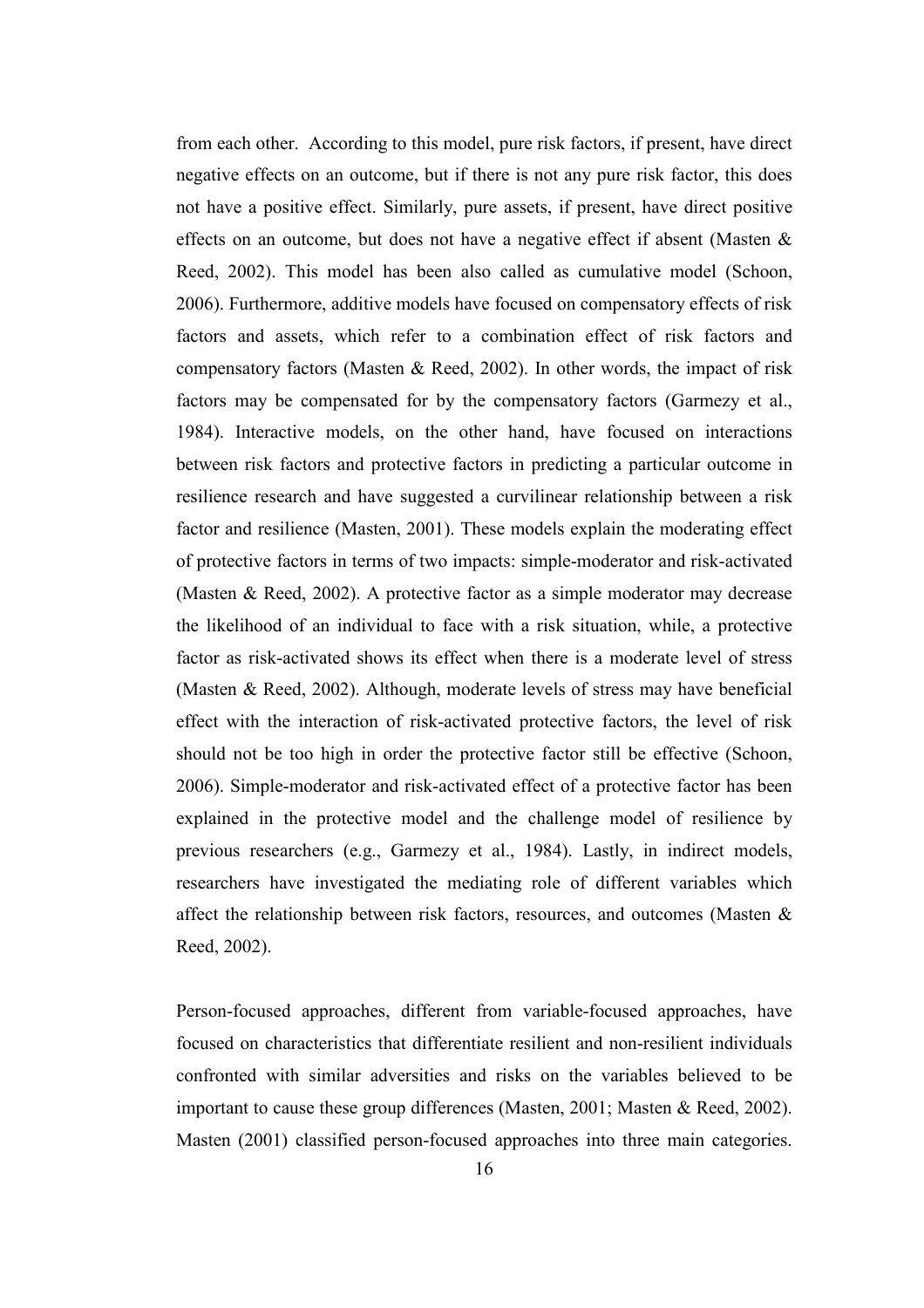from each other. According to this model, pure risk factors, if present, have direct negative effects on an outcome, but if there is not any pure risk factor, this does not have a positive effect. Similarly, pure assets, if present, have direct positive effects on an outcome, but does not have a negative effect if absent (Masten & Reed, 2002). This model has been also called as cumulative model (Schoon, 2006). Furthermore, additive models have focused on compensatory effects of risk factors and assets, which refer to a combination effect of risk factors and compensatory factors (Masten & Reed, 2002). In other words, the impact of risk factors may be compensated for by the compensatory factors (Garmezy et al., 1984). Interactive models, on the other hand, have focused on interactions between risk factors and protective factors in predicting a particular outcome in resilience research and have suggested a curvilinear relationship between a risk factor and resilience (Masten, 2001). These models explain the moderating effect of protective factors in terms of two impacts: simple-moderator and risk-activated (Masten & Reed, 2002). A protective factor as a simple moderator may decrease the likelihood of an individual to face with a risk situation, while, a protective factor as risk-activated shows its effect when there is a moderate level of stress (Masten & Reed, 2002). Although, moderate levels of stress may have beneficial effect with the interaction of risk-activated protective factors, the level of risk should not be too high in order the protective factor still be effective (Schoon, 2006). Simple-moderator and risk-activated effect of a protective factor has been explained in the protective model and the challenge model of resilience by previous researchers (e.g., Garmezy et al., 1984). Lastly, in indirect models, researchers have investigated the mediating role of different variables which affect the relationship between risk factors, resources, and outcomes (Masten & Reed, 2002).

Person-focused approaches, different from variable-focused approaches, have focused on characteristics that differentiate resilient and non-resilient individuals confronted with similar adversities and risks on the variables believed to be important to cause these group differences (Masten, 2001; Masten & Reed, 2002). Masten (2001) classified person-focused approaches into three main categories.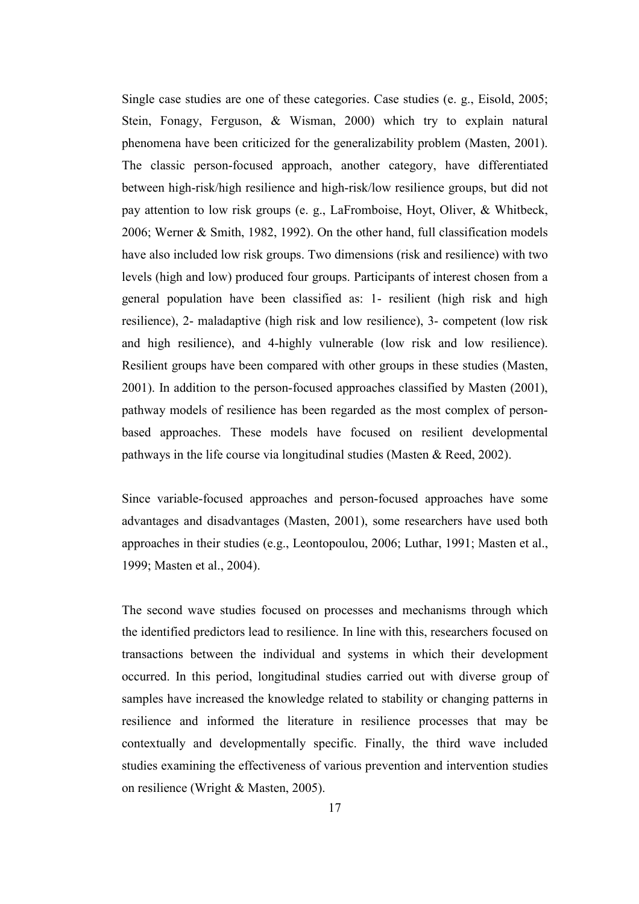Single case studies are one of these categories. Case studies (e. g., Eisold, 2005; Stein, Fonagy, Ferguson, & Wisman, 2000) which try to explain natural phenomena have been criticized for the generalizability problem (Masten, 2001). The classic person-focused approach, another category, have differentiated between high-risk/high resilience and high-risk/low resilience groups, but did not pay attention to low risk groups (e. g., LaFromboise, Hoyt, Oliver, & Whitbeck, 2006; Werner & Smith, 1982, 1992). On the other hand, full classification models have also included low risk groups. Two dimensions (risk and resilience) with two levels (high and low) produced four groups. Participants of interest chosen from a general population have been classified as: 1- resilient (high risk and high resilience), 2- maladaptive (high risk and low resilience), 3- competent (low risk and high resilience), and 4-highly vulnerable (low risk and low resilience). Resilient groups have been compared with other groups in these studies (Masten, 2001). In addition to the person-focused approaches classified by Masten (2001), pathway models of resilience has been regarded as the most complex of person-based approaches. These models have focused on resilient developmental pathways in the life course via longitudinal studies (Masten & Reed, 2002).

Since variable-focused approaches and person-focused approaches have some advantages and disadvantages (Masten, 2001), some researchers have used both approaches in their studies (e.g., Leontopoulou, 2006; Luthar, 1991; Masten et al., 1999; Masten et al., 2004).

The second wave studies focused on processes and mechanisms through which the identified predictors lead to resilience. In line with this, researchers focused on transactions between the individual and systems in which their development occurred. In this period, longitudinal studies carried out with diverse group of samples have increased the knowledge related to stability or changing patterns in resilience and informed the literature in resilience processes that may be contextually and developmentally specific. Finally, the third wave included studies examining the effectiveness of various prevention and intervention studies on resilience (Wright & Masten, 2005).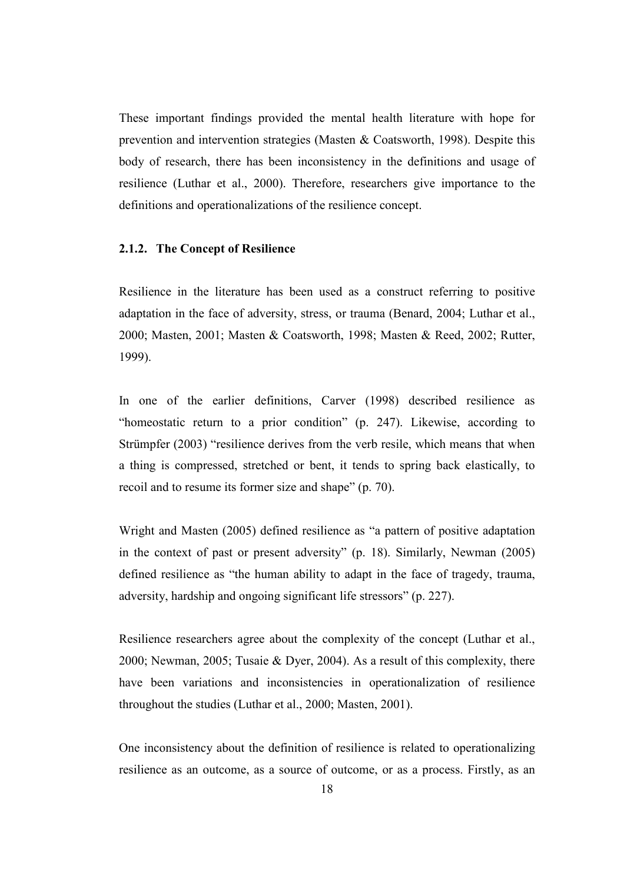These important findings provided the mental health literature with hope for prevention and intervention strategies (Masten & Coatsworth, 1998). Despite this body of research, there has been inconsistency in the definitions and usage of resilience (Luthar et al., 2000). Therefore, researchers give importance to the definitions and operationalizations of the resilience concept.

### 2.1.2. The Concept of Resilience

Resilience in the literature has been used as a construct referring to positive adaptation in the face of adversity, stress, or trauma (Benard, 2004; Luthar et al., 2000; Masten, 2001; Masten & Coatsworth, 1998; Masten & Reed, 2002; Rutter, 1999).

In one of the earlier definitions, Carver (1998) described resilience as "homeostatic return to a prior condition" (p. 247). Likewise, according to Strümpfer (2003) "resilience derives from the verb resile, which means that when a thing is compressed, stretched or bent, it tends to spring back elastically, to recoil and to resume its former size and shape" (p. 70).

Wright and Masten (2005) defined resilience as "a pattern of positive adaptation in the context of past or present adversity" (p. 18). Similarly, Newman (2005) defined resilience as "the human ability to adapt in the face of tragedy, trauma, adversity, hardship and ongoing significant life stressors" (p. 227).

Resilience researchers agree about the complexity of the concept (Luthar et al., 2000; Newman, 2005; Tusaie & Dyer, 2004). As a result of this complexity, there have been variations and inconsistencies in operationalization of resilience throughout the studies (Luthar et al., 2000; Masten, 2001).

One inconsistency about the definition of resilience is related to operationalizing resilience as an outcome, as a source of outcome, or as a process. Firstly, as an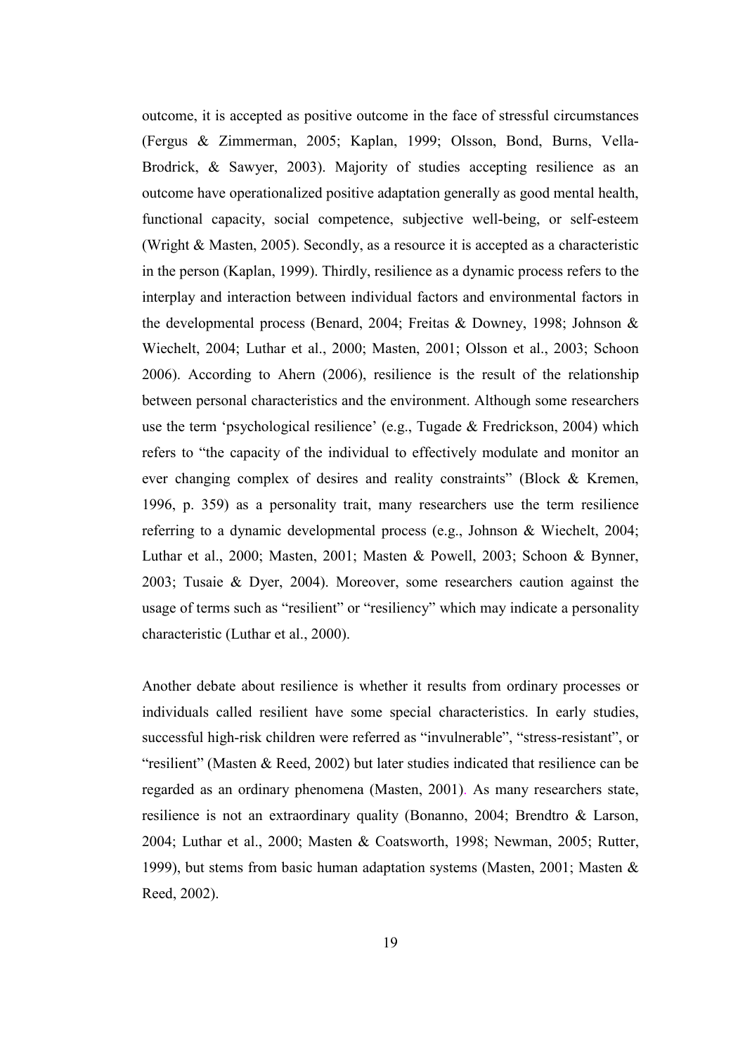outcome, it is accepted as positive outcome in the face of stressful circumstances (Fergus & Zimmerman, 2005; Kaplan, 1999; Olsson, Bond, Burns, Vella-Brodrick, & Sawyer, 2003). Majority of studies accepting resilience as an outcome have operationalized positive adaptation generally as good mental health, functional capacity, social competence, subjective well-being, or self-esteem (Wright & Masten, 2005). Secondly, as a resource it is accepted as a characteristic in the person (Kaplan, 1999). Thirdly, resilience as a dynamic process refers to the interplay and interaction between individual factors and environmental factors in the developmental process (Benard, 2004; Freitas & Downey, 1998; Johnson & Wiechelt, 2004; Luthar et al., 2000; Masten, 2001; Olsson et al., 2003; Schoon 2006). According to Ahern (2006), resilience is the result of the relationship between personal characteristics and the environment. Although some researchers use the term 'psychological resilience' (e.g., Tugade & Fredrickson, 2004) which refers to "the capacity of the individual to effectively modulate and monitor an ever changing complex of desires and reality constraints" (Block & Kremen, 1996, p. 359) as a personality trait, many researchers use the term resilience referring to a dynamic developmental process (e.g., Johnson & Wiechelt, 2004; Luthar et al., 2000; Masten, 2001; Masten & Powell, 2003; Schoon & Bynner, 2003; Tusaie & Dyer, 2004). Moreover, some researchers caution against the usage of terms such as "resilient" or "resiliency" which may indicate a personality characteristic (Luthar et al., 2000).

Another debate about resilience is whether it results from ordinary processes or individuals called resilient have some special characteristics. In early studies, successful high-risk children were referred as "invulnerable", "stress-resistant", or "resilient" (Masten & Reed, 2002) but later studies indicated that resilience can be regarded as an ordinary phenomena (Masten, 2001). As many researchers state, resilience is not an extraordinary quality (Bonanno, 2004; Brendtro & Larson, 2004; Luthar et al., 2000; Masten & Coatsworth, 1998; Newman, 2005; Rutter, 1999), but stems from basic human adaptation systems (Masten, 2001; Masten & Reed, 2002).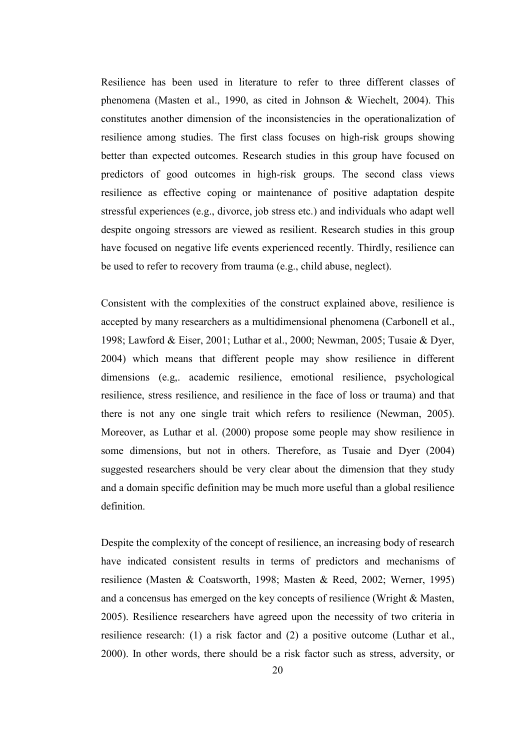Resilience has been used in literature to refer to three different classes of phenomena (Masten et al., 1990, as cited in Johnson & Wiechelt, 2004). This constitutes another dimension of the inconsistencies in the operationalization of resilience among studies. The first class focuses on high-risk groups showing better than expected outcomes. Research studies in this group have focused on predictors of good outcomes in high-risk groups. The second class views resilience as effective coping or maintenance of positive adaptation despite stressful experiences (e.g., divorce, job stress etc.) and individuals who adapt well despite ongoing stressors are viewed as resilient. Research studies in this group have focused on negative life events experienced recently. Thirdly, resilience can be used to refer to recovery from trauma (e.g., child abuse, neglect).

Consistent with the complexities of the construct explained above, resilience is accepted by many researchers as a multidimensional phenomena (Carbonell et al., 1998; Lawford & Eiser, 2001; Luthar et al., 2000; Newman, 2005; Tusaie & Dyer, 2004) which means that different people may show resilience in different dimensions (e.g,. academic resilience, emotional resilience, psychological resilience, stress resilience, and resilience in the face of loss or trauma) and that there is not any one single trait which refers to resilience (Newman, 2005). Moreover, as Luthar et al. (2000) propose some people may show resilience in some dimensions, but not in others. Therefore, as Tusaie and Dyer (2004) suggested researchers should be very clear about the dimension that they study and a domain specific definition may be much more useful than a global resilience definition.

Despite the complexity of the concept of resilience, an increasing body of research have indicated consistent results in terms of predictors and mechanisms of resilience (Masten & Coatsworth, 1998; Masten & Reed, 2002; Werner, 1995) and a concensus has emerged on the key concepts of resilience (Wright & Masten, 2005). Resilience researchers have agreed upon the necessity of two criteria in resilience research: (1) a risk factor and (2) a positive outcome (Luthar et al., 2000). In other words, there should be a risk factor such as stress, adversity, or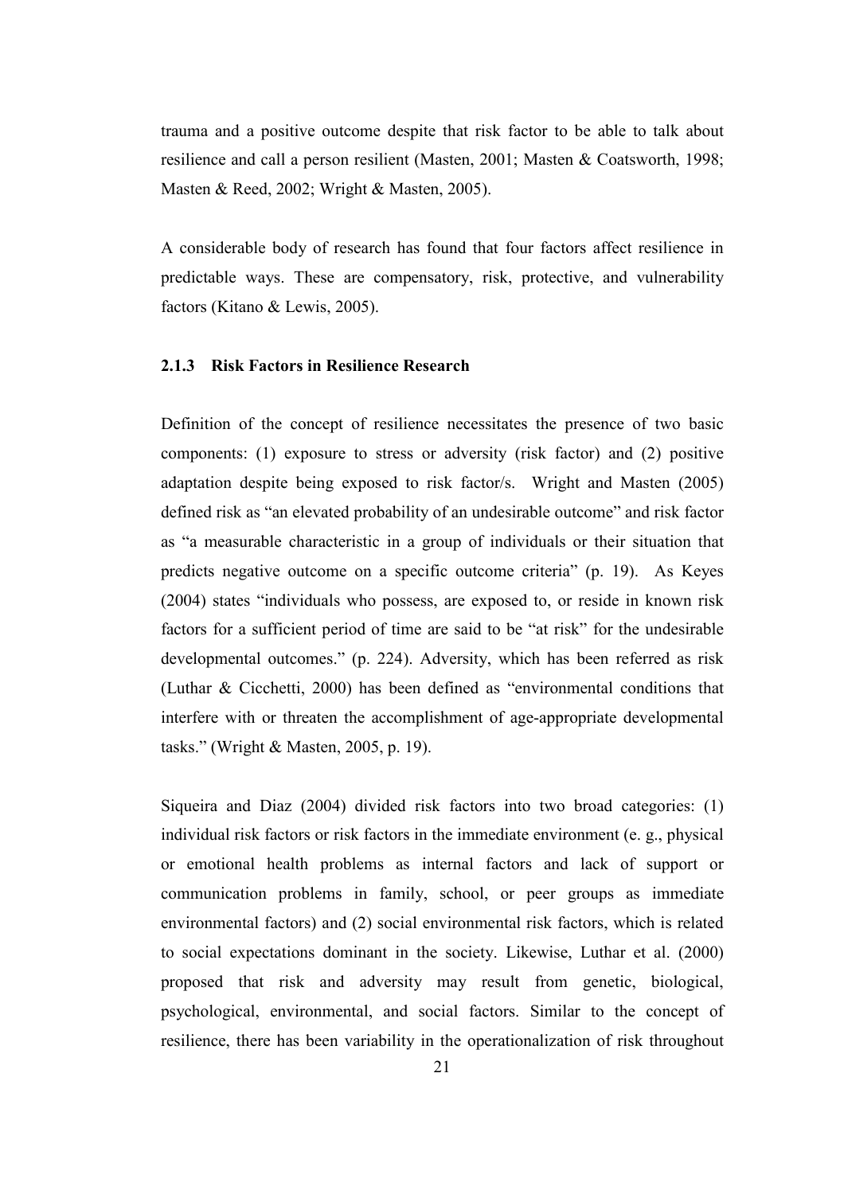trauma and a positive outcome despite that risk factor to be able to talk about resilience and call a person resilient (Masten, 2001; Masten & Coatsworth, 1998; Masten & Reed, 2002; Wright & Masten, 2005).

A considerable body of research has found that four factors affect resilience in predictable ways. These are compensatory, risk, protective, and vulnerability factors (Kitano & Lewis, 2005).

### 2.1.3 Risk Factors in Resilience Research

Definition of the concept of resilience necessitates the presence of two basic components: (1) exposure to stress or adversity (risk factor) and (2) positive adaptation despite being exposed to risk factor/s. Wright and Masten (2005) defined risk as "an elevated probability of an undesirable outcome" and risk factor as "a measurable characteristic in a group of individuals or their situation that predicts negative outcome on a specific outcome criteria" (p. 19). As Keyes (2004) states "individuals who possess, are exposed to, or reside in known risk factors for a sufficient period of time are said to be "at risk" for the undesirable developmental outcomes." (p. 224). Adversity, which has been referred as risk (Luthar & Cicchetti, 2000) has been defined as "environmental conditions that interfere with or threaten the accomplishment of age-appropriate developmental tasks." (Wright & Masten, 2005, p. 19).

Siqueira and Diaz (2004) divided risk factors into two broad categories: (1) individual risk factors or risk factors in the immediate environment (e. g., physical or emotional health problems as internal factors and lack of support or communication problems in family, school, or peer groups as immediate environmental factors) and (2) social environmental risk factors, which is related to social expectations dominant in the society. Likewise, Luthar et al. (2000) proposed that risk and adversity may result from genetic, biological, psychological, environmental, and social factors. Similar to the concept of resilience, there has been variability in the operationalization of risk throughout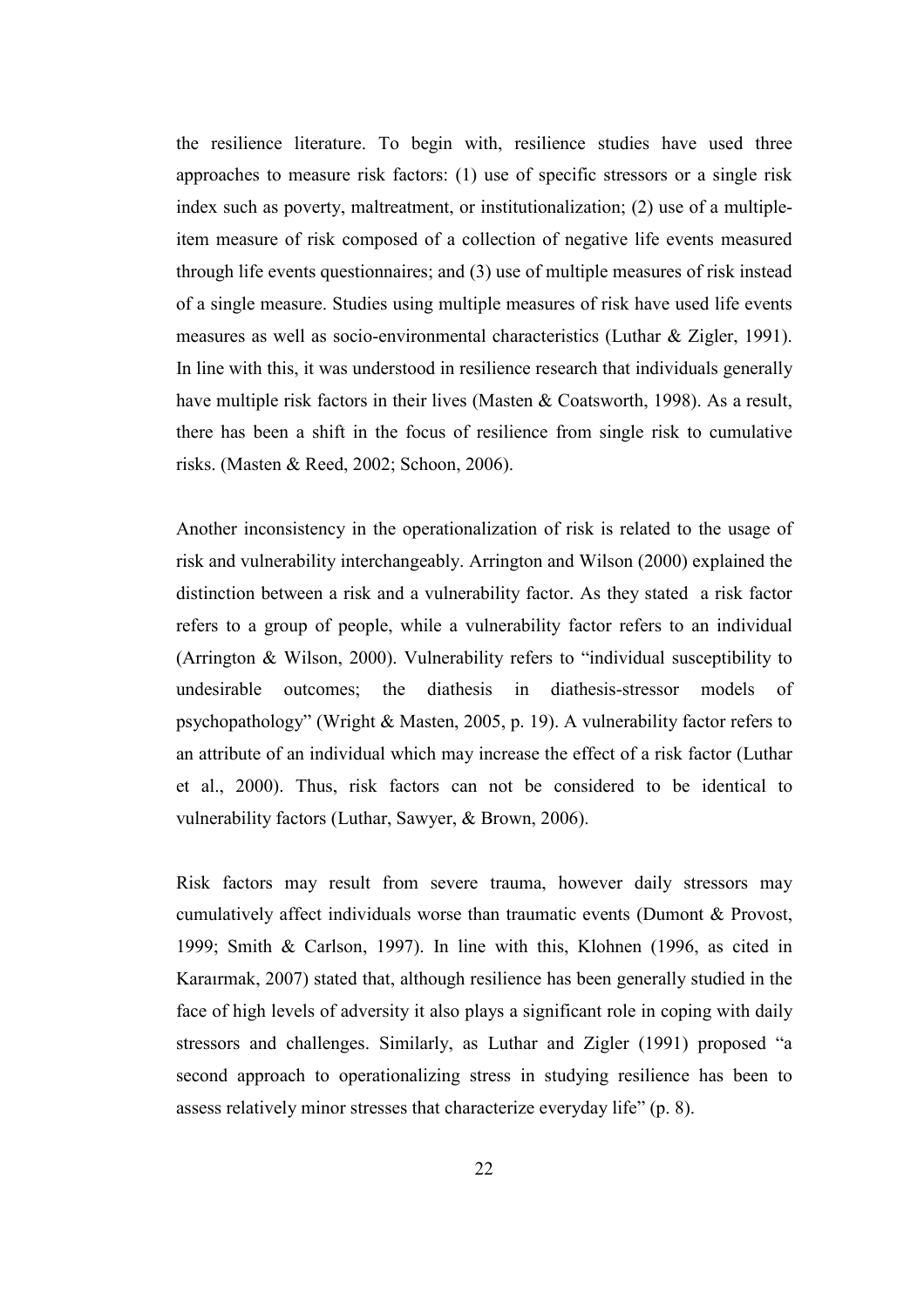the resilience literature. To begin with, resilience studies have used three approaches to measure risk factors: (1) use of specific stressors or a single risk index such as poverty, maltreatment, or institutionalization; (2) use of a multiple-item measure of risk composed of a collection of negative life events measured through life events questionnaires; and (3) use of multiple measures of risk instead of a single measure. Studies using multiple measures of risk have used life events measures as well as socio-environmental characteristics (Luthar & Zigler, 1991). In line with this, it was understood in resilience research that individuals generally have multiple risk factors in their lives (Masten & Coatsworth, 1998). As a result, there has been a shift in the focus of resilience from single risk to cumulative risks. (Masten & Reed, 2002; Schoon, 2006).

Another inconsistency in the operationalization of risk is related to the usage of risk and vulnerability interchangeably. Arrington and Wilson (2000) explained the distinction between a risk and a vulnerability factor. As they stated a risk factor refers to a group of people, while a vulnerability factor refers to an individual (Arrington & Wilson, 2000). Vulnerability refers to "individual susceptibility to undesirable outcomes; the diathesis in diathesis-stressor models of psychopathology" (Wright & Masten, 2005, p. 19). A vulnerability factor refers to an attribute of an individual which may increase the effect of a risk factor (Luthar et al., 2000). Thus, risk factors can not be considered to be identical to vulnerability factors (Luthar, Sawyer, & Brown, 2006).

Risk factors may result from severe trauma, however daily stressors may cumulatively affect individuals worse than traumatic events (Dumont & Provost, 1999; Smith & Carlson, 1997). In line with this, Klohnen (1996, as cited in Karaırmak, 2007) stated that, although resilience has been generally studied in the face of high levels of adversity it also plays a significant role in coping with daily stressors and challenges. Similarly, as Luthar and Zigler (1991) proposed "a second approach to operationalizing stress in studying resilience has been to assess relatively minor stresses that characterize everyday life" (p. 8).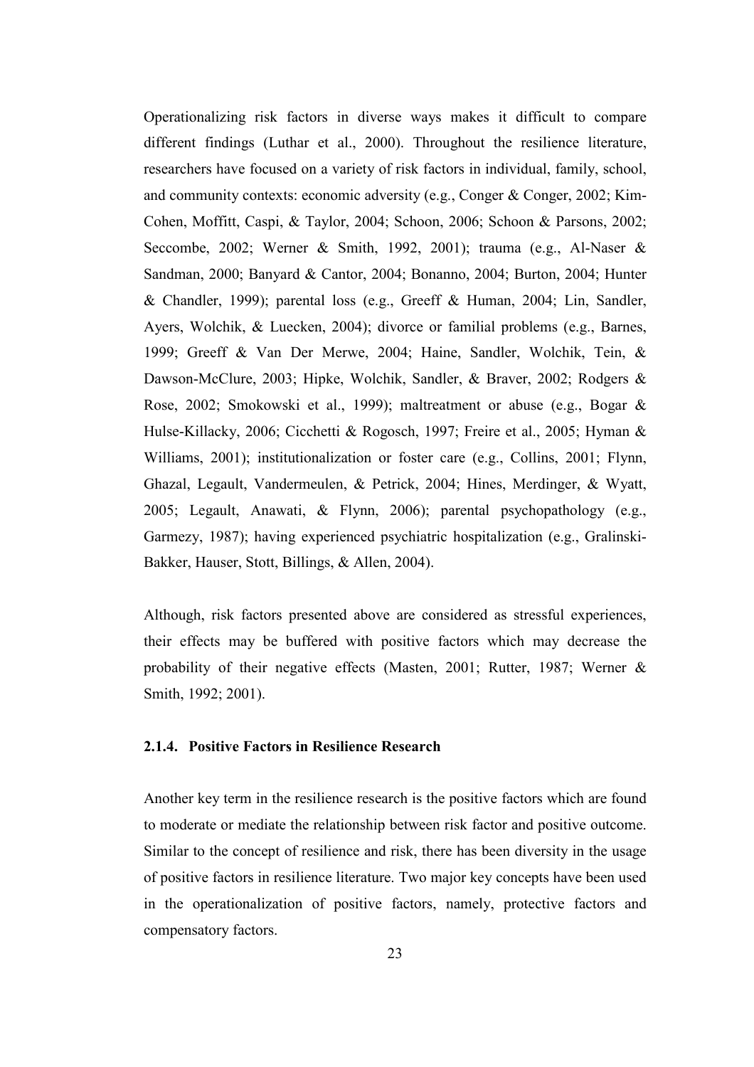Operationalizing risk factors in diverse ways makes it difficult to compare different findings (Luthar et al., 2000). Throughout the resilience literature, researchers have focused on a variety of risk factors in individual, family, school, and community contexts: economic adversity (e.g., Conger & Conger, 2002; Kim-Cohen, Moffitt, Caspi, & Taylor, 2004; Schoon, 2006; Schoon & Parsons, 2002; Seccombe, 2002; Werner & Smith, 1992, 2001); trauma (e.g., Al-Naser & Sandman, 2000; Banyard & Cantor, 2004; Bonanno, 2004; Burton, 2004; Hunter & Chandler, 1999); parental loss (e.g., Greeff & Human, 2004; Lin, Sandler, Ayers, Wolchik, & Luecken, 2004); divorce or familial problems (e.g., Barnes, 1999; Greeff & Van Der Merwe, 2004; Haine, Sandler, Wolchik, Tein, & Dawson-McClure, 2003; Hipke, Wolchik, Sandler, & Braver, 2002; Rodgers & Rose, 2002; Smokowski et al., 1999); maltreatment or abuse (e.g., Bogar & Hulse-Killacky, 2006; Cicchetti & Rogosch, 1997; Freire et al., 2005; Hyman & Williams, 2001); institutionalization or foster care (e.g., Collins, 2001; Flynn, Ghazal, Legault, Vandermeulen, & Petrick, 2004; Hines, Merdinger, & Wyatt, 2005; Legault, Anawati, & Flynn, 2006); parental psychopathology (e.g., Garmezy, 1987); having experienced psychiatric hospitalization (e.g., Gralinski-Bakker, Hauser, Stott, Billings, & Allen, 2004).

Although, risk factors presented above are considered as stressful experiences, their effects may be buffered with positive factors which may decrease the probability of their negative effects (Masten, 2001; Rutter, 1987; Werner & Smith, 1992; 2001).

### 2.1.4. Positive Factors in Resilience Research

Another key term in the resilience research is the positive factors which are found to moderate or mediate the relationship between risk factor and positive outcome. Similar to the concept of resilience and risk, there has been diversity in the usage of positive factors in resilience literature. Two major key concepts have been used in the operationalization of positive factors, namely, protective factors and compensatory factors.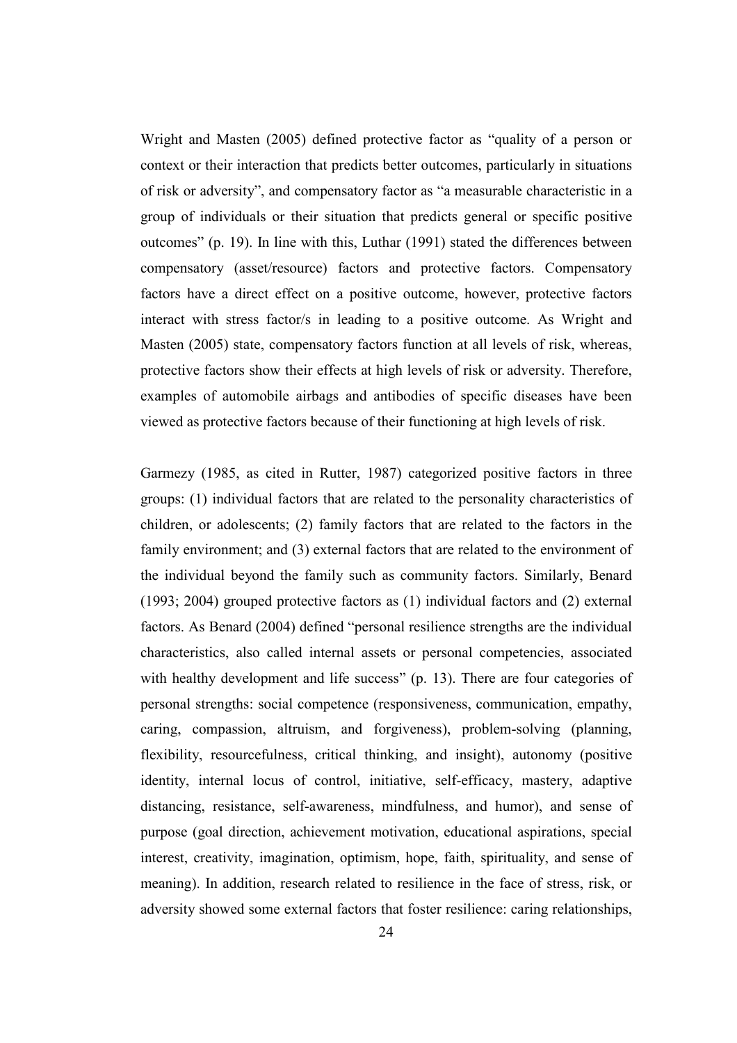Wright and Masten (2005) defined protective factor as "quality of a person or context or their interaction that predicts better outcomes, particularly in situations of risk or adversity", and compensatory factor as "a measurable characteristic in a group of individuals or their situation that predicts general or specific positive outcomes" (p. 19). In line with this, Luthar (1991) stated the differences between compensatory (asset/resource) factors and protective factors. Compensatory factors have a direct effect on a positive outcome, however, protective factors interact with stress factor/s in leading to a positive outcome. As Wright and Masten (2005) state, compensatory factors function at all levels of risk, whereas, protective factors show their effects at high levels of risk or adversity. Therefore, examples of automobile airbags and antibodies of specific diseases have been viewed as protective factors because of their functioning at high levels of risk.

Garmezy (1985, as cited in Rutter, 1987) categorized positive factors in three groups: (1) individual factors that are related to the personality characteristics of children, or adolescents; (2) family factors that are related to the factors in the family environment; and (3) external factors that are related to the environment of the individual beyond the family such as community factors. Similarly, Benard (1993; 2004) grouped protective factors as (1) individual factors and (2) external factors. As Benard (2004) defined "personal resilience strengths are the individual characteristics, also called internal assets or personal competencies, associated with healthy development and life success" (p. 13). There are four categories of personal strengths: social competence (responsiveness, communication, empathy, caring, compassion, altruism, and forgiveness), problem-solving (planning, flexibility, resourcefulness, critical thinking, and insight), autonomy (positive identity, internal locus of control, initiative, self-efficacy, mastery, adaptive distancing, resistance, self-awareness, mindfulness, and humor), and sense of purpose (goal direction, achievement motivation, educational aspirations, special interest, creativity, imagination, optimism, hope, faith, spirituality, and sense of meaning). In addition, research related to resilience in the face of stress, risk, or adversity showed some external factors that foster resilience: caring relationships,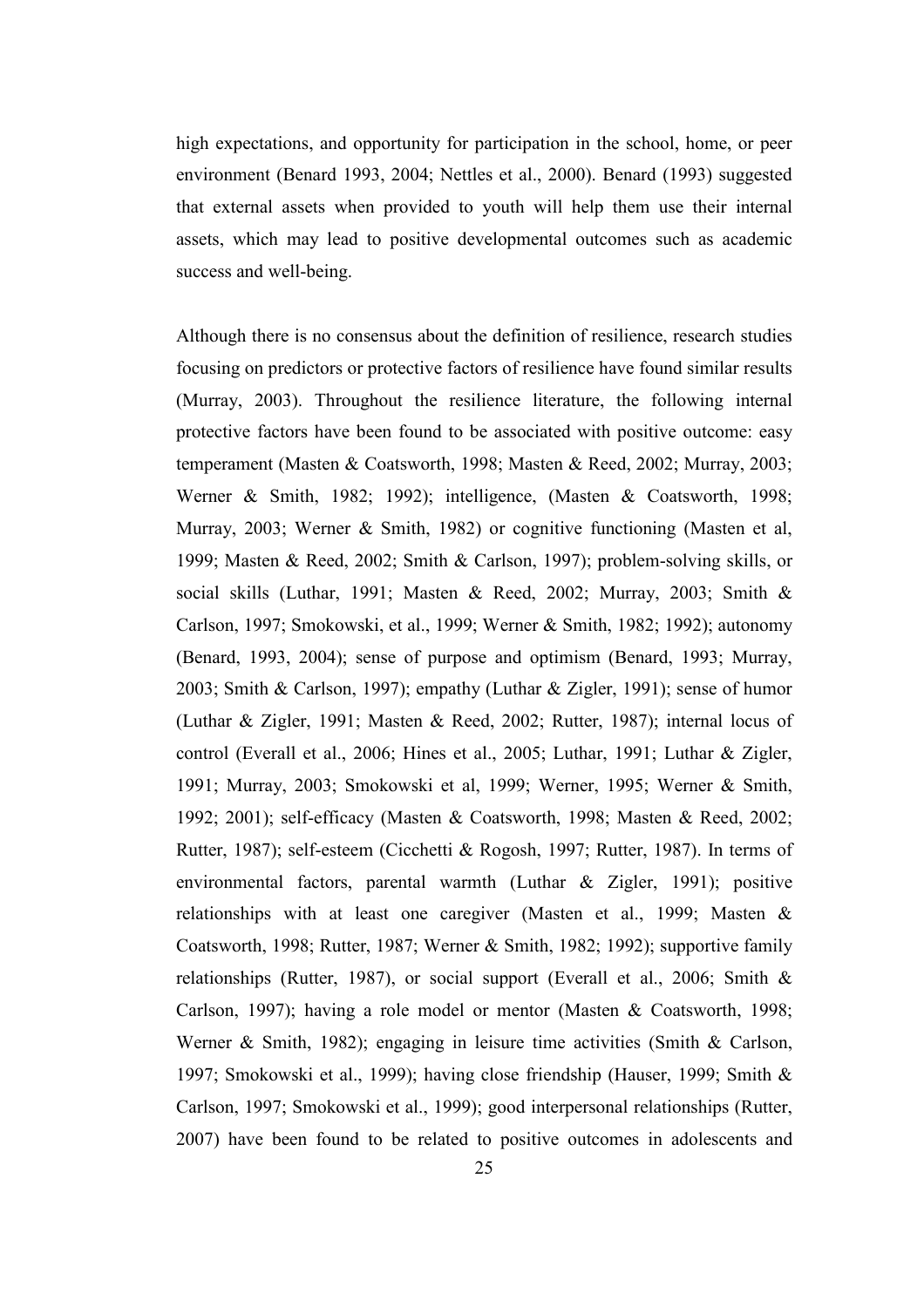high expectations, and opportunity for participation in the school, home, or peer environment (Benard 1993, 2004; Nettles et al., 2000). Benard (1993) suggested that external assets when provided to youth will help them use their internal assets, which may lead to positive developmental outcomes such as academic success and well-being.

Although there is no consensus about the definition of resilience, research studies focusing on predictors or protective factors of resilience have found similar results (Murray, 2003). Throughout the resilience literature, the following internal protective factors have been found to be associated with positive outcome: easy temperament (Masten & Coatsworth, 1998; Masten & Reed, 2002; Murray, 2003; Werner & Smith, 1982; 1992); intelligence, (Masten & Coatsworth, 1998; Murray, 2003; Werner & Smith, 1982) or cognitive functioning (Masten et al, 1999; Masten & Reed, 2002; Smith & Carlson, 1997); problem-solving skills, or social skills (Luthar, 1991; Masten & Reed, 2002; Murray, 2003; Smith & Carlson, 1997; Smokowski, et al., 1999; Werner & Smith, 1982; 1992); autonomy (Benard, 1993, 2004); sense of purpose and optimism (Benard, 1993; Murray, 2003; Smith & Carlson, 1997); empathy (Luthar & Zigler, 1991); sense of humor (Luthar & Zigler, 1991; Masten & Reed, 2002; Rutter, 1987); internal locus of control (Everall et al., 2006; Hines et al., 2005; Luthar, 1991; Luthar & Zigler, 1991; Murray, 2003; Smokowski et al, 1999; Werner, 1995; Werner & Smith, 1992; 2001); self-efficacy (Masten & Coatsworth, 1998; Masten & Reed, 2002; Rutter, 1987); self-esteem (Cicchetti & Rogosh, 1997; Rutter, 1987). In terms of environmental factors, parental warmth (Luthar & Zigler, 1991); positive relationships with at least one caregiver (Masten et al., 1999; Masten & Coatsworth, 1998; Rutter, 1987; Werner & Smith, 1982; 1992); supportive family relationships (Rutter, 1987), or social support (Everall et al., 2006; Smith & Carlson, 1997); having a role model or mentor (Masten & Coatsworth, 1998; Werner & Smith, 1982); engaging in leisure time activities (Smith & Carlson, 1997; Smokowski et al., 1999); having close friendship (Hauser, 1999; Smith & Carlson, 1997; Smokowski et al., 1999); good interpersonal relationships (Rutter, 2007) have been found to be related to positive outcomes in adolescents and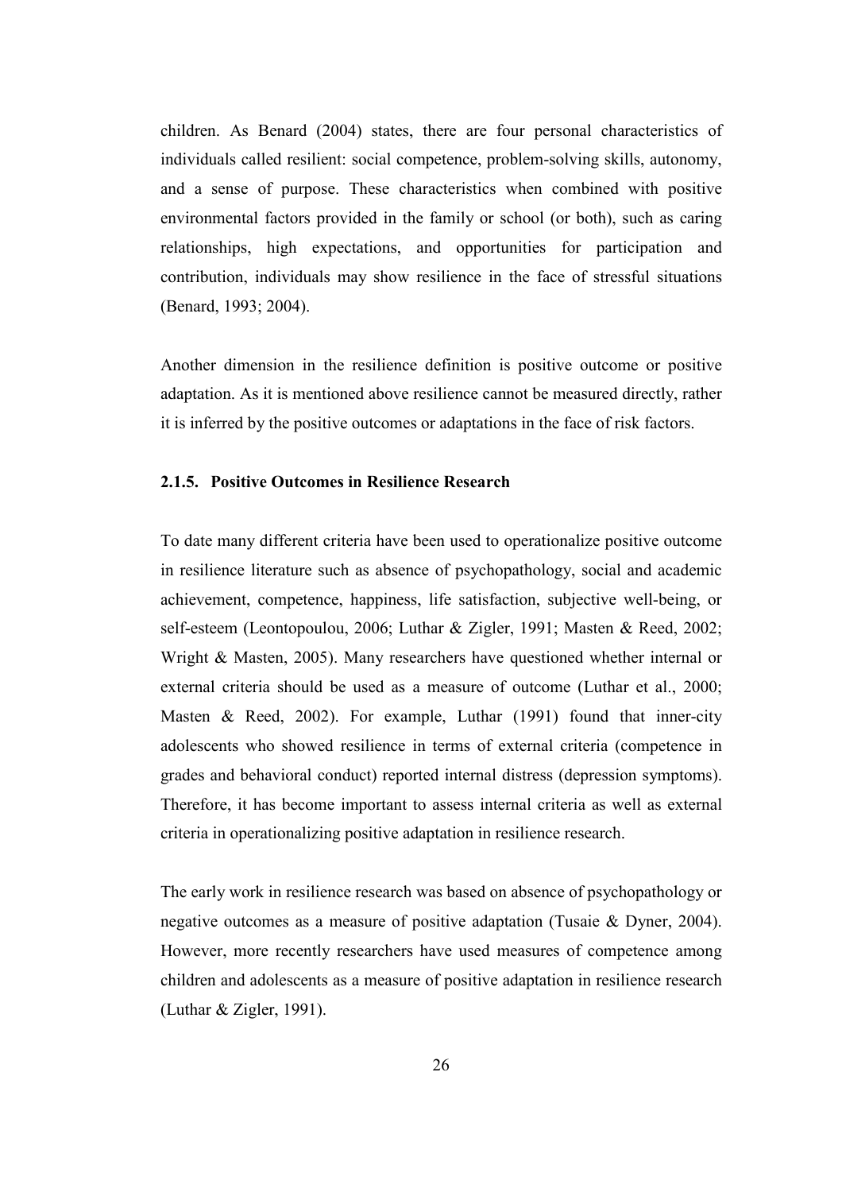children. As Benard (2004) states, there are four personal characteristics of individuals called resilient: social competence, problem-solving skills, autonomy, and a sense of purpose. These characteristics when combined with positive environmental factors provided in the family or school (or both), such as caring relationships, high expectations, and opportunities for participation and contribution, individuals may show resilience in the face of stressful situations (Benard, 1993; 2004).

Another dimension in the resilience definition is positive outcome or positive adaptation. As it is mentioned above resilience cannot be measured directly, rather it is inferred by the positive outcomes or adaptations in the face of risk factors.

### 2.1.5. Positive Outcomes in Resilience Research

To date many different criteria have been used to operationalize positive outcome in resilience literature such as absence of psychopathology, social and academic achievement, competence, happiness, life satisfaction, subjective well-being, or self-esteem (Leontopoulou, 2006; Luthar & Zigler, 1991; Masten & Reed, 2002; Wright & Masten, 2005). Many researchers have questioned whether internal or external criteria should be used as a measure of outcome (Luthar et al., 2000; Masten & Reed, 2002). For example, Luthar (1991) found that inner-city adolescents who showed resilience in terms of external criteria (competence in grades and behavioral conduct) reported internal distress (depression symptoms). Therefore, it has become important to assess internal criteria as well as external criteria in operationalizing positive adaptation in resilience research.

The early work in resilience research was based on absence of psychopathology or negative outcomes as a measure of positive adaptation (Tusaie & Dyner, 2004). However, more recently researchers have used measures of competence among children and adolescents as a measure of positive adaptation in resilience research (Luthar & Zigler, 1991).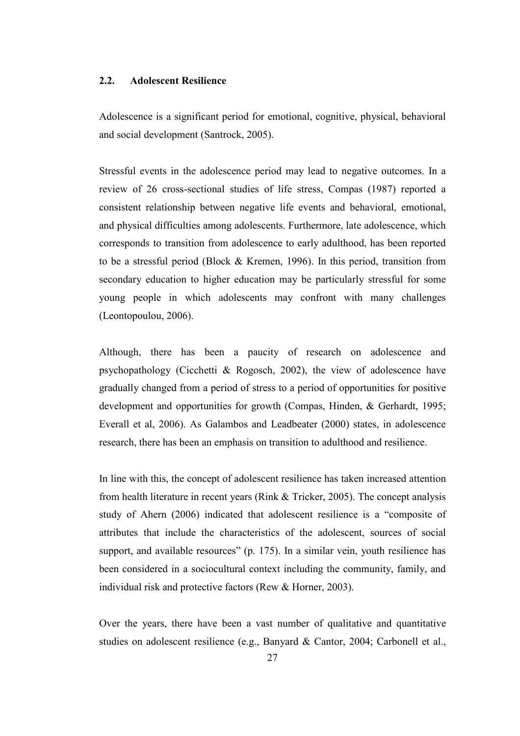## 2.2. Adolescent Resilience

Adolescence is a significant period for emotional, cognitive, physical, behavioral and social development (Santrock, 2005).

Stressful events in the adolescence period may lead to negative outcomes. In a review of 26 cross-sectional studies of life stress, Compas (1987) reported a consistent relationship between negative life events and behavioral, emotional, and physical difficulties among adolescents. Furthermore, late adolescence, which corresponds to transition from adolescence to early adulthood, has been reported to be a stressful period (Block & Kremen, 1996). In this period, transition from secondary education to higher education may be particularly stressful for some young people in which adolescents may confront with many challenges (Leontopoulou, 2006).

Although, there has been a paucity of research on adolescence and psychopathology (Cicchetti & Rogosch, 2002), the view of adolescence have gradually changed from a period of stress to a period of opportunities for positive development and opportunities for growth (Compas, Hinden, & Gerhardt, 1995; Everall et al, 2006). As Galambos and Leadbeater (2000) states, in adolescence research, there has been an emphasis on transition to adulthood and resilience.

In line with this, the concept of adolescent resilience has taken increased attention from health literature in recent years (Rink & Tricker, 2005). The concept analysis study of Ahern (2006) indicated that adolescent resilience is a "composite of attributes that include the characteristics of the adolescent, sources of social support, and available resources" (p. 175). In a similar vein, youth resilience has been considered in a sociocultural context including the community, family, and individual risk and protective factors (Rew & Horner, 2003).

Over the years, there have been a vast number of qualitative and quantitative studies on adolescent resilience (e.g., Banyard & Cantor, 2004; Carbonell et al.,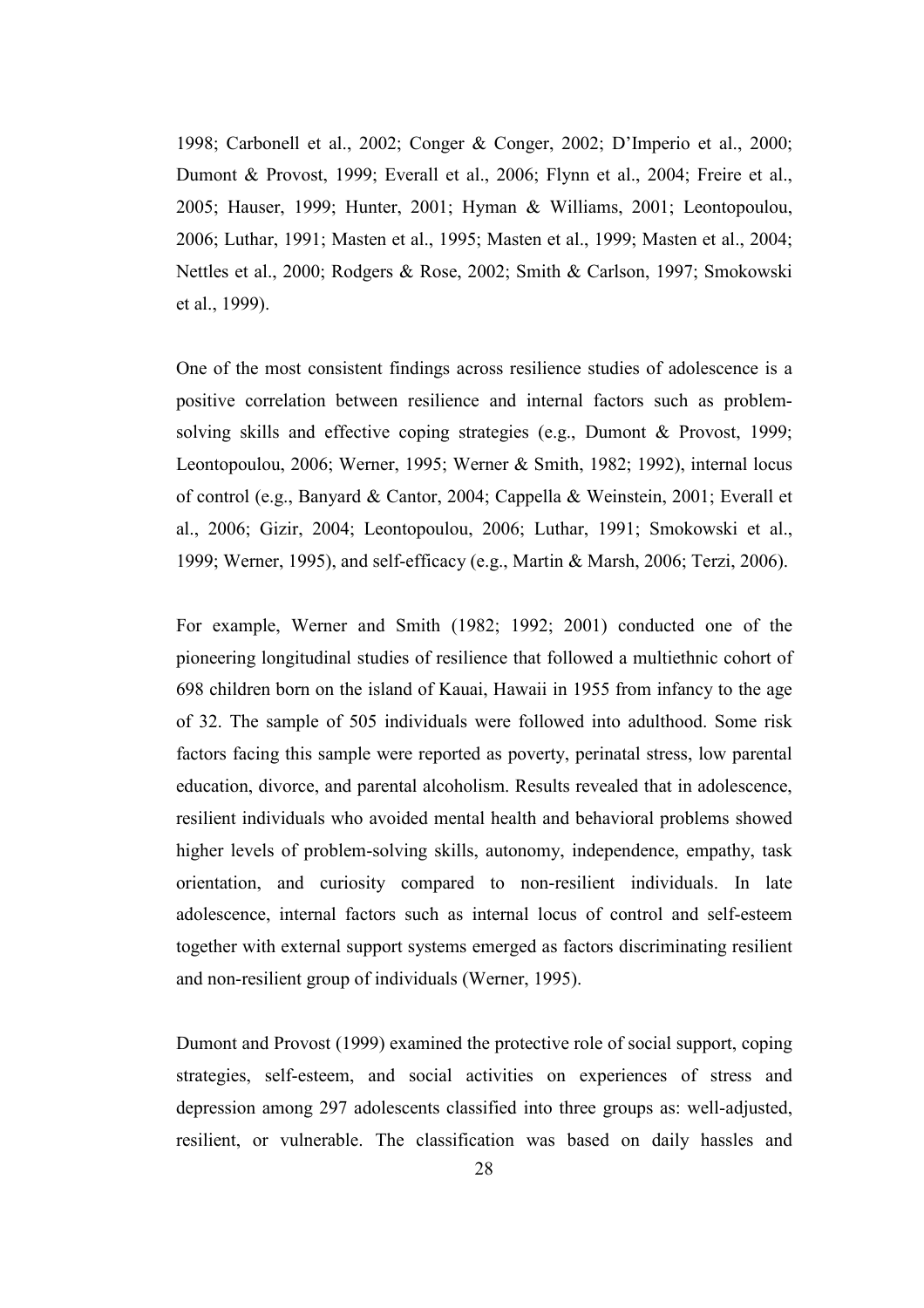1998; Carbonell et al., 2002; Conger & Conger, 2002; D'Imperio et al., 2000; Dumont & Provost, 1999; Everall et al., 2006; Flynn et al., 2004; Freire et al., 2005; Hauser, 1999; Hunter, 2001; Hyman & Williams, 2001; Leontopoulou, 2006; Luthar, 1991; Masten et al., 1995; Masten et al., 1999; Masten et al., 2004; Nettles et al., 2000; Rodgers & Rose, 2002; Smith & Carlson, 1997; Smokowski et al., 1999).

One of the most consistent findings across resilience studies of adolescence is a positive correlation between resilience and internal factors such as problem-solving skills and effective coping strategies (e.g., Dumont & Provost, 1999; Leontopoulou, 2006; Werner, 1995; Werner & Smith, 1982; 1992), internal locus of control (e.g., Banyard & Cantor, 2004; Cappella & Weinstein, 2001; Everall et al., 2006; Gizir, 2004; Leontopoulou, 2006; Luthar, 1991; Smokowski et al., 1999; Werner, 1995), and self-efficacy (e.g., Martin & Marsh, 2006; Terzi, 2006).

For example, Werner and Smith (1982; 1992; 2001) conducted one of the pioneering longitudinal studies of resilience that followed a multiethnic cohort of 698 children born on the island of Kauai, Hawaii in 1955 from infancy to the age of 32. The sample of 505 individuals were followed into adulthood. Some risk factors facing this sample were reported as poverty, perinatal stress, low parental education, divorce, and parental alcoholism. Results revealed that in adolescence, resilient individuals who avoided mental health and behavioral problems showed higher levels of problem-solving skills, autonomy, independence, empathy, task orientation, and curiosity compared to non-resilient individuals. In late adolescence, internal factors such as internal locus of control and self-esteem together with external support systems emerged as factors discriminating resilient and non-resilient group of individuals (Werner, 1995).

Dumont and Provost (1999) examined the protective role of social support, coping strategies, self-esteem, and social activities on experiences of stress and depression among 297 adolescents classified into three groups as: well-adjusted, resilient, or vulnerable. The classification was based on daily hassles and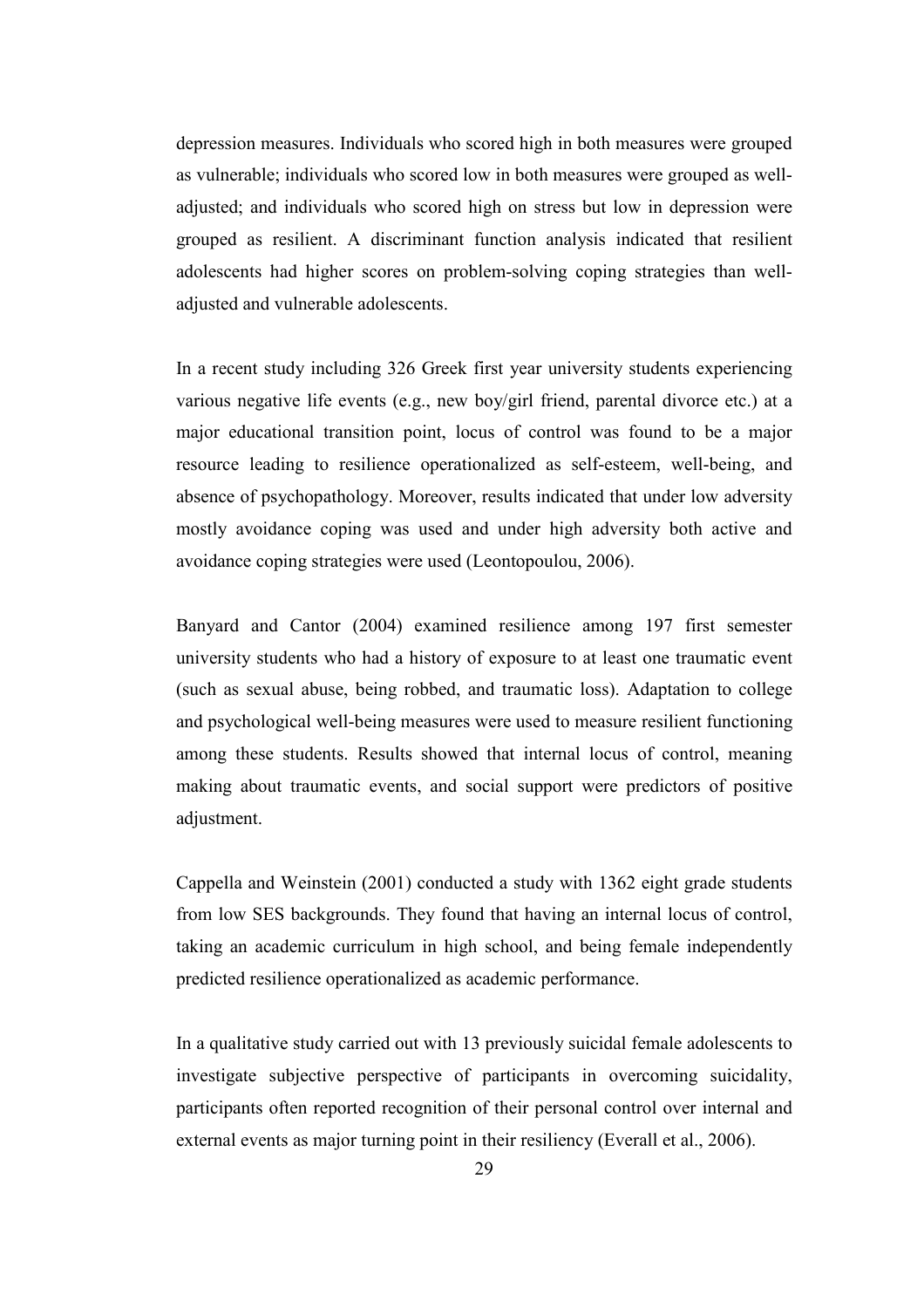depression measures. Individuals who scored high in both measures were grouped as vulnerable; individuals who scored low in both measures were grouped as well-adjusted; and individuals who scored high on stress but low in depression were grouped as resilient. A discriminant function analysis indicated that resilient adolescents had higher scores on problem-solving coping strategies than well-adjusted and vulnerable adolescents.

In a recent study including 326 Greek first year university students experiencing various negative life events (e.g., new boy/girl friend, parental divorce etc.) at a major educational transition point, locus of control was found to be a major resource leading to resilience operationalized as self-esteem, well-being, and absence of psychopathology. Moreover, results indicated that under low adversity mostly avoidance coping was used and under high adversity both active and avoidance coping strategies were used (Leontopoulou, 2006).

Banyard and Cantor (2004) examined resilience among 197 first semester university students who had a history of exposure to at least one traumatic event (such as sexual abuse, being robbed, and traumatic loss). Adaptation to college and psychological well-being measures were used to measure resilient functioning among these students. Results showed that internal locus of control, meaning making about traumatic events, and social support were predictors of positive adjustment.

Cappella and Weinstein (2001) conducted a study with 1362 eight grade students from low SES backgrounds. They found that having an internal locus of control, taking an academic curriculum in high school, and being female independently predicted resilience operationalized as academic performance.

In a qualitative study carried out with 13 previously suicidal female adolescents to investigate subjective perspective of participants in overcoming suicidality, participants often reported recognition of their personal control over internal and external events as major turning point in their resiliency (Everall et al., 2006).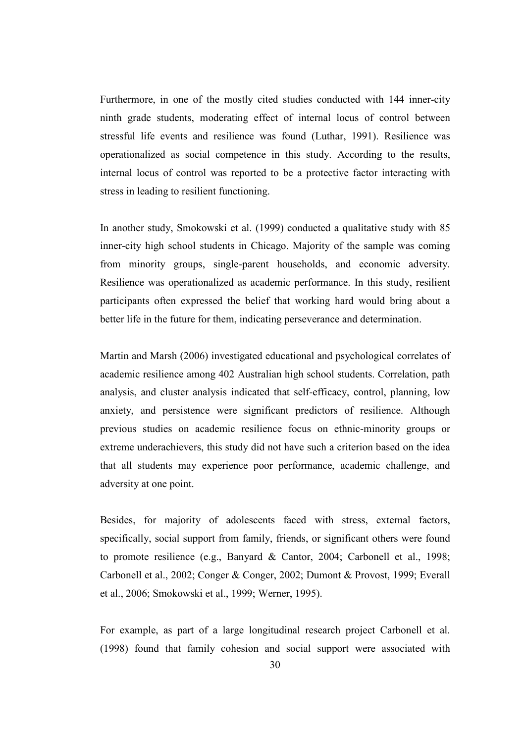Furthermore, in one of the mostly cited studies conducted with 144 inner-city ninth grade students, moderating effect of internal locus of control between stressful life events and resilience was found (Luthar, 1991). Resilience was operationalized as social competence in this study. According to the results, internal locus of control was reported to be a protective factor interacting with stress in leading to resilient functioning.

In another study, Smokowski et al. (1999) conducted a qualitative study with 85 inner-city high school students in Chicago. Majority of the sample was coming from minority groups, single-parent households, and economic adversity. Resilience was operationalized as academic performance. In this study, resilient participants often expressed the belief that working hard would bring about a better life in the future for them, indicating perseverance and determination.

Martin and Marsh (2006) investigated educational and psychological correlates of academic resilience among 402 Australian high school students. Correlation, path analysis, and cluster analysis indicated that self-efficacy, control, planning, low anxiety, and persistence were significant predictors of resilience. Although previous studies on academic resilience focus on ethnic-minority groups or extreme underachievers, this study did not have such a criterion based on the idea that all students may experience poor performance, academic challenge, and adversity at one point.

Besides, for majority of adolescents faced with stress, external factors, specifically, social support from family, friends, or significant others were found to promote resilience (e.g., Banyard & Cantor, 2004; Carbonell et al., 1998; Carbonell et al., 2002; Conger & Conger, 2002; Dumont & Provost, 1999; Everall et al., 2006; Smokowski et al., 1999; Werner, 1995).

For example, as part of a large longitudinal research project Carbonell et al. (1998) found that family cohesion and social support were associated with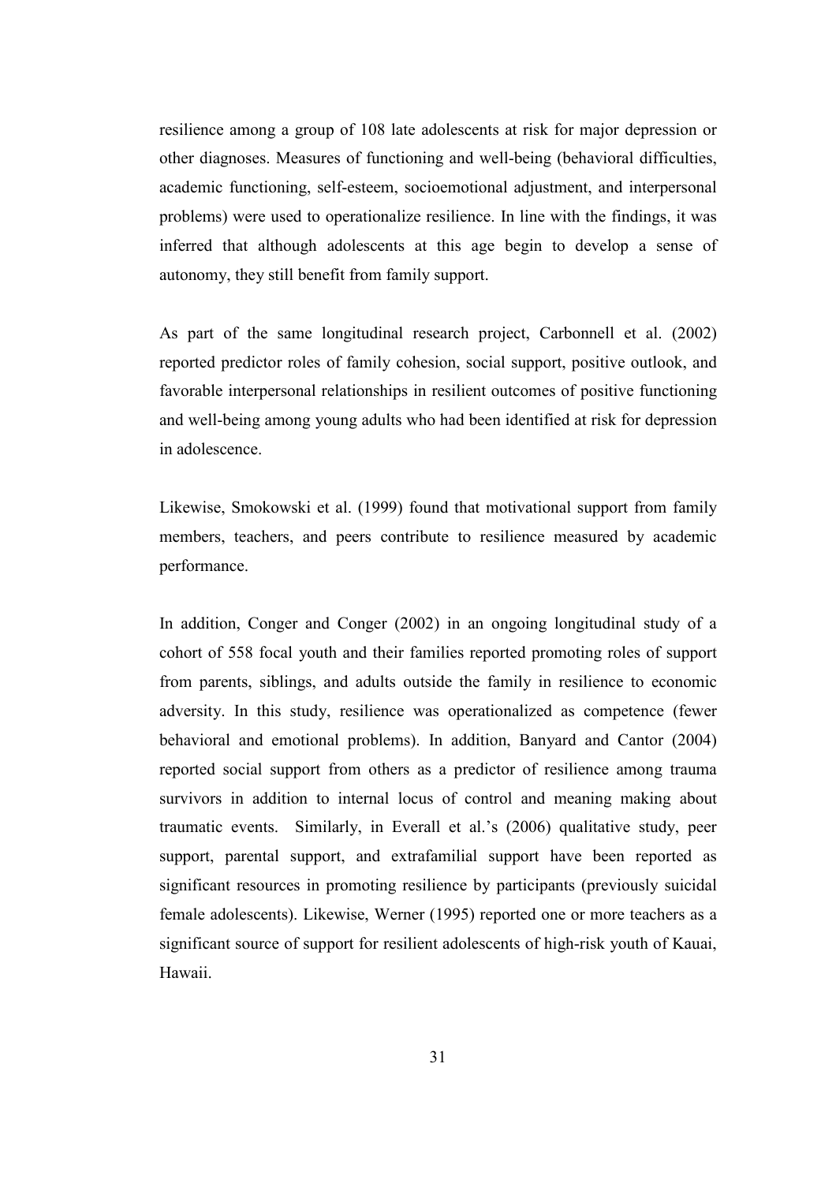resilience among a group of 108 late adolescents at risk for major depression or other diagnoses. Measures of functioning and well-being (behavioral difficulties, academic functioning, self-esteem, socioemotional adjustment, and interpersonal problems) were used to operationalize resilience. In line with the findings, it was inferred that although adolescents at this age begin to develop a sense of autonomy, they still benefit from family support.

As part of the same longitudinal research project, Carbonnell et al. (2002) reported predictor roles of family cohesion, social support, positive outlook, and favorable interpersonal relationships in resilient outcomes of positive functioning and well-being among young adults who had been identified at risk for depression in adolescence.

Likewise, Smokowski et al. (1999) found that motivational support from family members, teachers, and peers contribute to resilience measured by academic performance.

In addition, Conger and Conger (2002) in an ongoing longitudinal study of a cohort of 558 focal youth and their families reported promoting roles of support from parents, siblings, and adults outside the family in resilience to economic adversity. In this study, resilience was operationalized as competence (fewer behavioral and emotional problems). In addition, Banyard and Cantor (2004) reported social support from others as a predictor of resilience among trauma survivors in addition to internal locus of control and meaning making about traumatic events. Similarly, in Everall et al.'s (2006) qualitative study, peer support, parental support, and extrafamilial support have been reported as significant resources in promoting resilience by participants (previously suicidal female adolescents). Likewise, Werner (1995) reported one or more teachers as a significant source of support for resilient adolescents of high-risk youth of Kauai, Hawaii.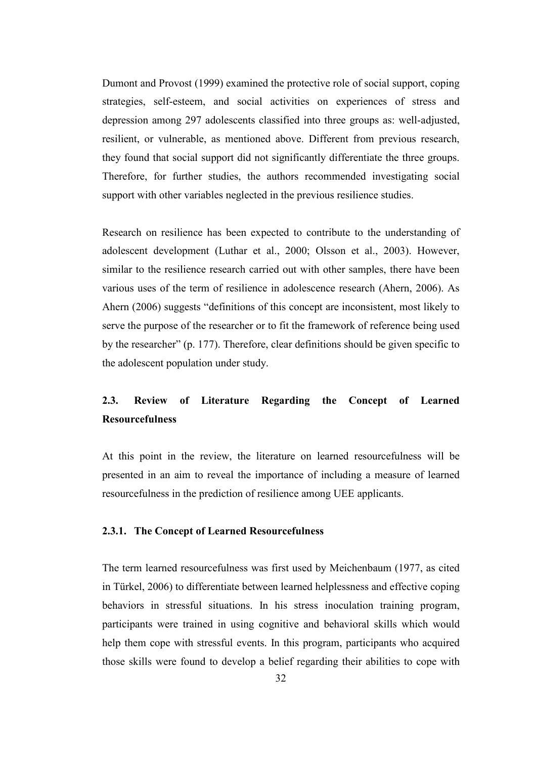Dumont and Provost (1999) examined the protective role of social support, coping strategies, self-esteem, and social activities on experiences of stress and depression among 297 adolescents classified into three groups as: well-adjusted, resilient, or vulnerable, as mentioned above. Different from previous research, they found that social support did not significantly differentiate the three groups. Therefore, for further studies, the authors recommended investigating social support with other variables neglected in the previous resilience studies.

Research on resilience has been expected to contribute to the understanding of adolescent development (Luthar et al., 2000; Olsson et al., 2003). However, similar to the resilience research carried out with other samples, there have been various uses of the term of resilience in adolescence research (Ahern, 2006). As Ahern (2006) suggests "definitions of this concept are inconsistent, most likely to serve the purpose of the researcher or to fit the framework of reference being used by the researcher" (p. 177). Therefore, clear definitions should be given specific to the adolescent population under study.

## 2.3. Review of Literature Regarding the Concept of Learned Resourcefulness

At this point in the review, the literature on learned resourcefulness will be presented in an aim to reveal the importance of including a measure of learned resourcefulness in the prediction of resilience among UEE applicants.

### 2.3.1. The Concept of Learned Resourcefulness

The term learned resourcefulness was first used by Meichenbaum (1977, as cited in Türkel, 2006) to differentiate between learned helplessness and effective coping behaviors in stressful situations. In his stress inoculation training program, participants were trained in using cognitive and behavioral skills which would help them cope with stressful events. In this program, participants who acquired those skills were found to develop a belief regarding their abilities to cope with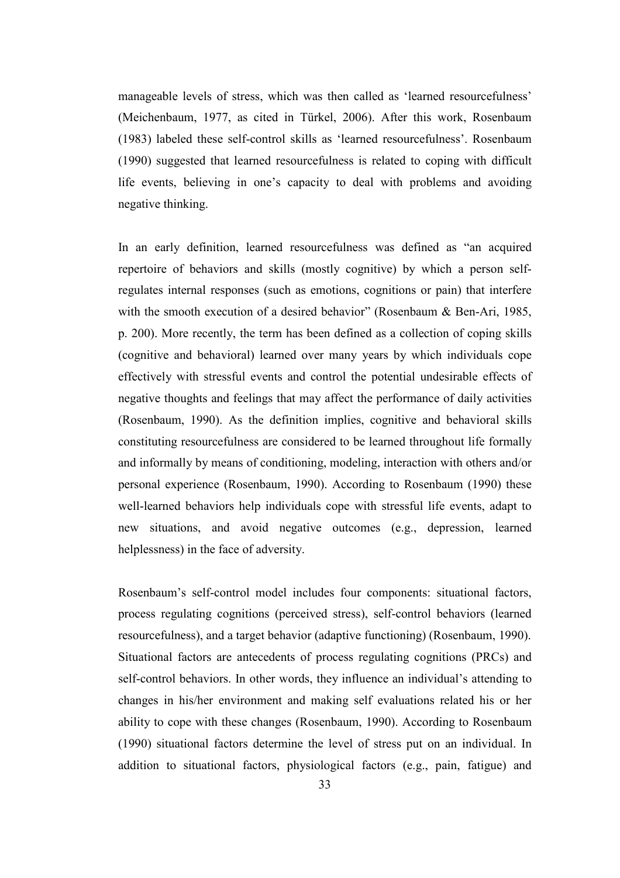manageable levels of stress, which was then called as 'learned resourcefulness' (Meichenbaum, 1977, as cited in Türkel, 2006). After this work, Rosenbaum (1983) labeled these self-control skills as 'learned resourcefulness'. Rosenbaum (1990) suggested that learned resourcefulness is related to coping with difficult life events, believing in one's capacity to deal with problems and avoiding negative thinking.

In an early definition, learned resourcefulness was defined as "an acquired repertoire of behaviors and skills (mostly cognitive) by which a person self-regulates internal responses (such as emotions, cognitions or pain) that interfere with the smooth execution of a desired behavior" (Rosenbaum & Ben-Ari, 1985, p. 200). More recently, the term has been defined as a collection of coping skills (cognitive and behavioral) learned over many years by which individuals cope effectively with stressful events and control the potential undesirable effects of negative thoughts and feelings that may affect the performance of daily activities (Rosenbaum, 1990). As the definition implies, cognitive and behavioral skills constituting resourcefulness are considered to be learned throughout life formally and informally by means of conditioning, modeling, interaction with others and/or personal experience (Rosenbaum, 1990). According to Rosenbaum (1990) these well-learned behaviors help individuals cope with stressful life events, adapt to new situations, and avoid negative outcomes (e.g., depression, learned helplessness) in the face of adversity.

Rosenbaum's self-control model includes four components: situational factors, process regulating cognitions (perceived stress), self-control behaviors (learned resourcefulness), and a target behavior (adaptive functioning) (Rosenbaum, 1990). Situational factors are antecedents of process regulating cognitions (PRCs) and self-control behaviors. In other words, they influence an individual's attending to changes in his/her environment and making self evaluations related his or her ability to cope with these changes (Rosenbaum, 1990). According to Rosenbaum (1990) situational factors determine the level of stress put on an individual. In addition to situational factors, physiological factors (e.g., pain, fatigue) and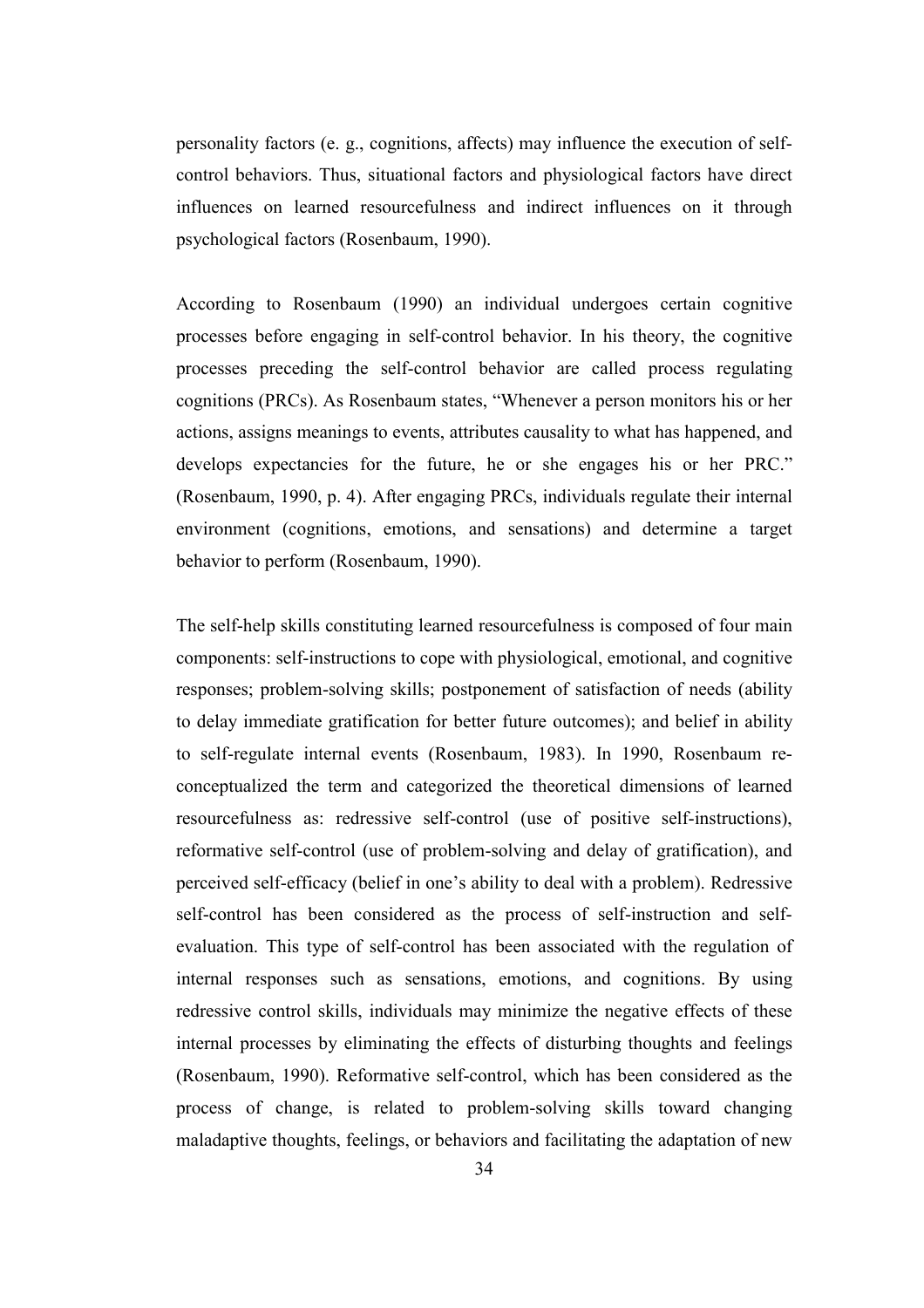personality factors (e. g., cognitions, affects) may influence the execution of self-control behaviors. Thus, situational factors and physiological factors have direct influences on learned resourcefulness and indirect influences on it through psychological factors (Rosenbaum, 1990).

According to Rosenbaum (1990) an individual undergoes certain cognitive processes before engaging in self-control behavior. In his theory, the cognitive processes preceding the self-control behavior are called process regulating cognitions (PRCs). As Rosenbaum states, "Whenever a person monitors his or her actions, assigns meanings to events, attributes causality to what has happened, and develops expectancies for the future, he or she engages his or her PRC." (Rosenbaum, 1990, p. 4). After engaging PRCs, individuals regulate their internal environment (cognitions, emotions, and sensations) and determine a target behavior to perform (Rosenbaum, 1990).

The self-help skills constituting learned resourcefulness is composed of four main components: self-instructions to cope with physiological, emotional, and cognitive responses; problem-solving skills; postponement of satisfaction of needs (ability to delay immediate gratification for better future outcomes); and belief in ability to self-regulate internal events (Rosenbaum, 1983). In 1990, Rosenbaum re-conceptualized the term and categorized the theoretical dimensions of learned resourcefulness as: redressive self-control (use of positive self-instructions), reformative self-control (use of problem-solving and delay of gratification), and perceived self-efficacy (belief in one's ability to deal with a problem). Redressive self-control has been considered as the process of self-instruction and self-evaluation. This type of self-control has been associated with the regulation of internal responses such as sensations, emotions, and cognitions. By using redressive control skills, individuals may minimize the negative effects of these internal processes by eliminating the effects of disturbing thoughts and feelings (Rosenbaum, 1990). Reformative self-control, which has been considered as the process of change, is related to problem-solving skills toward changing maladaptive thoughts, feelings, or behaviors and facilitating the adaptation of new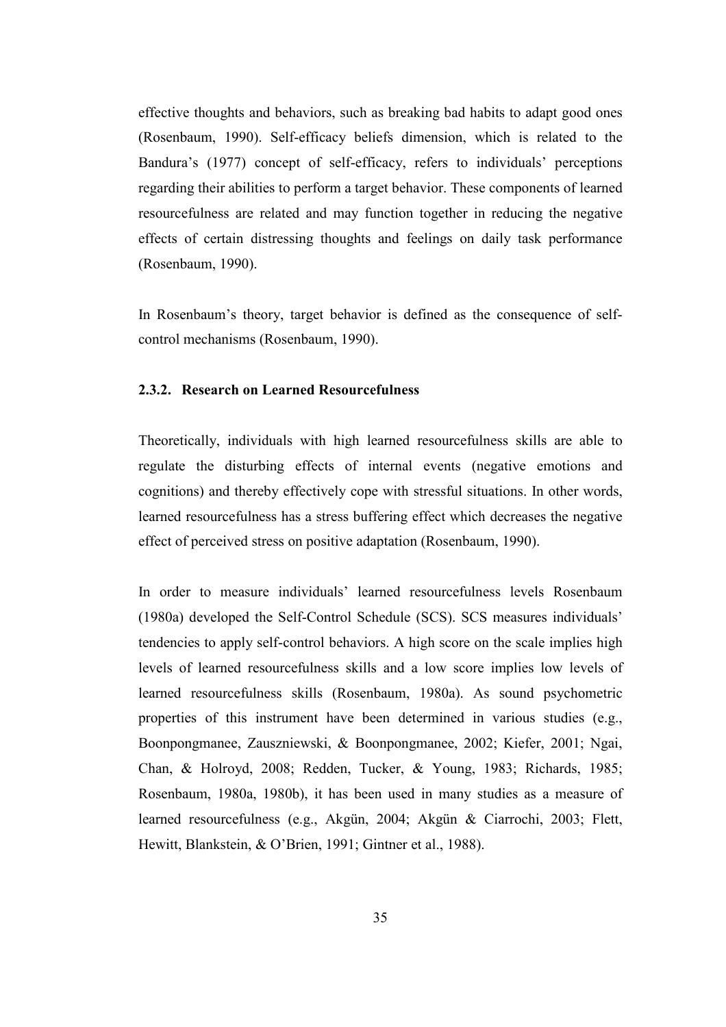effective thoughts and behaviors, such as breaking bad habits to adapt good ones (Rosenbaum, 1990). Self-efficacy beliefs dimension, which is related to the Bandura's (1977) concept of self-efficacy, refers to individuals' perceptions regarding their abilities to perform a target behavior. These components of learned resourcefulness are related and may function together in reducing the negative effects of certain distressing thoughts and feelings on daily task performance (Rosenbaum, 1990).

In Rosenbaum's theory, target behavior is defined as the consequence of self-control mechanisms (Rosenbaum, 1990).

### 2.3.2. Research on Learned Resourcefulness

Theoretically, individuals with high learned resourcefulness skills are able to regulate the disturbing effects of internal events (negative emotions and cognitions) and thereby effectively cope with stressful situations. In other words, learned resourcefulness has a stress buffering effect which decreases the negative effect of perceived stress on positive adaptation (Rosenbaum, 1990).

In order to measure individuals' learned resourcefulness levels Rosenbaum (1980a) developed the Self-Control Schedule (SCS). SCS measures individuals' tendencies to apply self-control behaviors. A high score on the scale implies high levels of learned resourcefulness skills and a low score implies low levels of learned resourcefulness skills (Rosenbaum, 1980a). As sound psychometric properties of this instrument have been determined in various studies (e.g., Boonpongmanee, Zauszniewski, & Boonpongmanee, 2002; Kiefer, 2001; Ngai, Chan, & Holroyd, 2008; Redden, Tucker, & Young, 1983; Richards, 1985; Rosenbaum, 1980a, 1980b), it has been used in many studies as a measure of learned resourcefulness (e.g., Akgün, 2004; Akgün & Ciarrochi, 2003; Flett, Hewitt, Blankstein, & O'Brien, 1991; Gintner et al., 1988).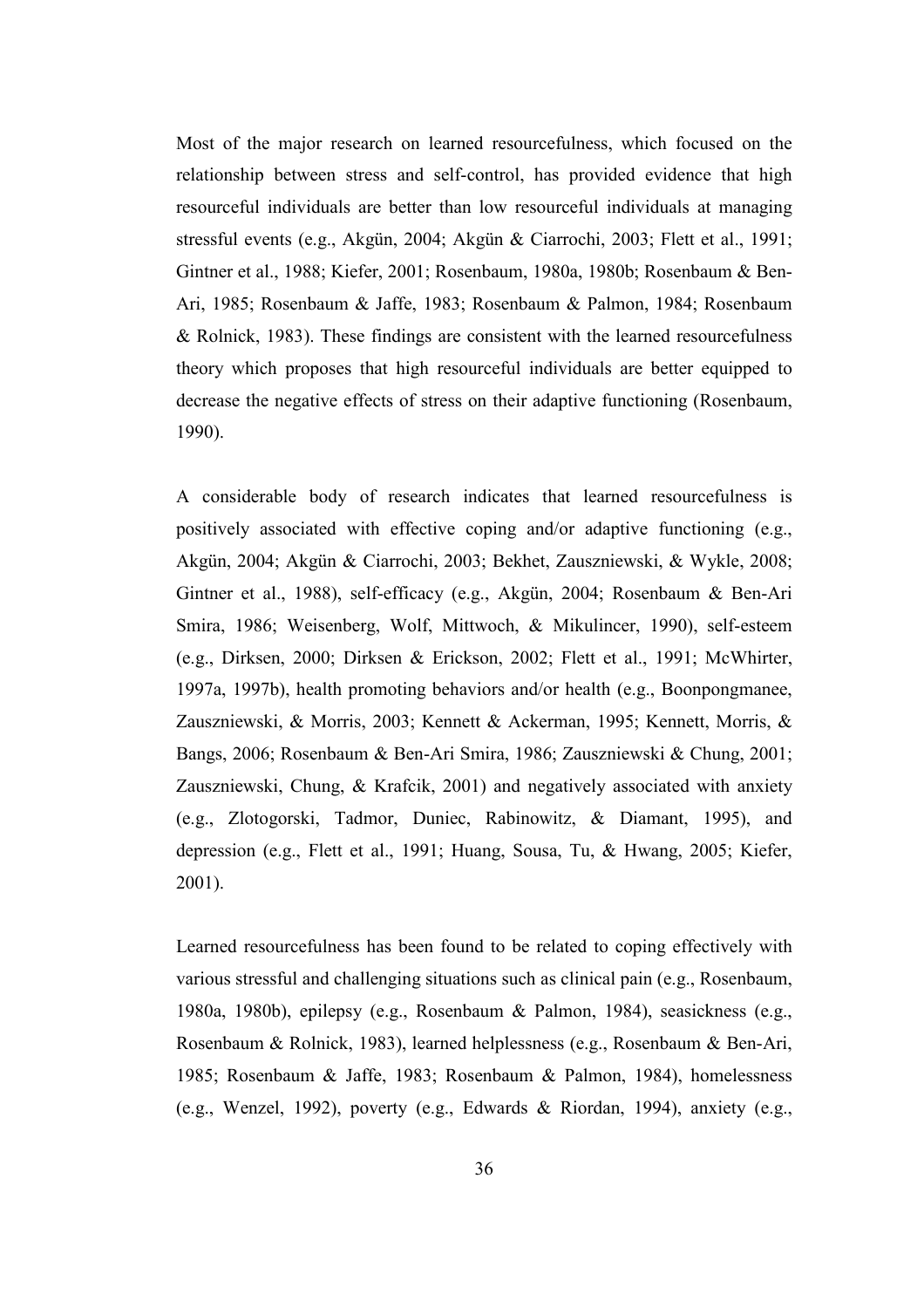Most of the major research on learned resourcefulness, which focused on the relationship between stress and self-control, has provided evidence that high resourceful individuals are better than low resourceful individuals at managing stressful events (e.g., Akgün, 2004; Akgün & Ciarrochi, 2003; Flett et al., 1991; Gintner et al., 1988; Kiefer, 2001; Rosenbaum, 1980a, 1980b; Rosenbaum & Ben-Ari, 1985; Rosenbaum & Jaffe, 1983; Rosenbaum & Palmon, 1984; Rosenbaum & Rolnick, 1983). These findings are consistent with the learned resourcefulness theory which proposes that high resourceful individuals are better equipped to decrease the negative effects of stress on their adaptive functioning (Rosenbaum, 1990).

A considerable body of research indicates that learned resourcefulness is positively associated with effective coping and/or adaptive functioning (e.g., Akgün, 2004; Akgün & Ciarrochi, 2003; Bekhet, Zauszniewski, & Wykle, 2008; Gintner et al., 1988), self-efficacy (e.g., Akgün, 2004; Rosenbaum & Ben-Ari Smira, 1986; Weisenberg, Wolf, Mittwoch, & Mikulincer, 1990), self-esteem (e.g., Dirksen, 2000; Dirksen & Erickson, 2002; Flett et al., 1991; McWhirter, 1997a, 1997b), health promoting behaviors and/or health (e.g., Boonpongmanee, Zauszniewski, & Morris, 2003; Kennett & Ackerman, 1995; Kennett, Morris, & Bangs, 2006; Rosenbaum & Ben-Ari Smira, 1986; Zauszniewski & Chung, 2001; Zauszniewski, Chung, & Krafcik, 2001) and negatively associated with anxiety (e.g., Zlotogorski, Tadmor, Duniec, Rabinowitz, & Diamant, 1995), and depression (e.g., Flett et al., 1991; Huang, Sousa, Tu, & Hwang, 2005; Kiefer, 2001).

Learned resourcefulness has been found to be related to coping effectively with various stressful and challenging situations such as clinical pain (e.g., Rosenbaum, 1980a, 1980b), epilepsy (e.g., Rosenbaum & Palmon, 1984), seasickness (e.g., Rosenbaum & Rolnick, 1983), learned helplessness (e.g., Rosenbaum & Ben-Ari, 1985; Rosenbaum & Jaffe, 1983; Rosenbaum & Palmon, 1984), homelessness (e.g., Wenzel, 1992), poverty (e.g., Edwards & Riordan, 1994), anxiety (e.g.,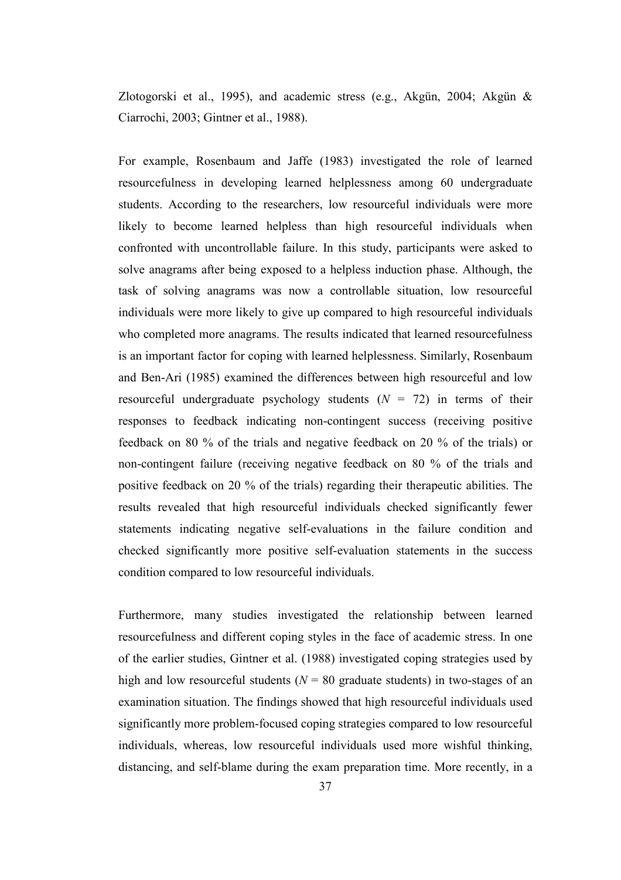Zlotogorski et al., 1995), and academic stress (e.g., Akgün, 2004; Akgün & Ciarrochi, 2003; Gintner et al., 1988).

For example, Rosenbaum and Jaffe (1983) investigated the role of learned resourcefulness in developing learned helplessness among 60 undergraduate students. According to the researchers, low resourceful individuals were more likely to become learned helpless than high resourceful individuals when confronted with uncontrollable failure. In this study, participants were asked to solve anagrams after being exposed to a helpless induction phase. Although, the task of solving anagrams was now a controllable situation, low resourceful individuals were more likely to give up compared to high resourceful individuals who completed more anagrams. The results indicated that learned resourcefulness is an important factor for coping with learned helplessness. Similarly, Rosenbaum and Ben-Ari (1985) examined the differences between high resourceful and low resourceful undergraduate psychology students ($N$ = 72) in terms of their responses to feedback indicating non-contingent success (receiving positive feedback on 80 % of the trials and negative feedback on 20 % of the trials) or non-contingent failure (receiving negative feedback on 80 % of the trials and positive feedback on 20 % of the trials) regarding their therapeutic abilities. The results revealed that high resourceful individuals checked significantly fewer statements indicating negative self-evaluations in the failure condition and checked significantly more positive self-evaluation statements in the success condition compared to low resourceful individuals.

Furthermore, many studies investigated the relationship between learned resourcefulness and different coping styles in the face of academic stress. In one of the earlier studies, Gintner et al. (1988) investigated coping strategies used by high and low resourceful students ($N$ = 80 graduate students) in two-stages of an examination situation. The findings showed that high resourceful individuals used significantly more problem-focused coping strategies compared to low resourceful individuals, whereas, low resourceful individuals used more wishful thinking, distancing, and self-blame during the exam preparation time. More recently, in a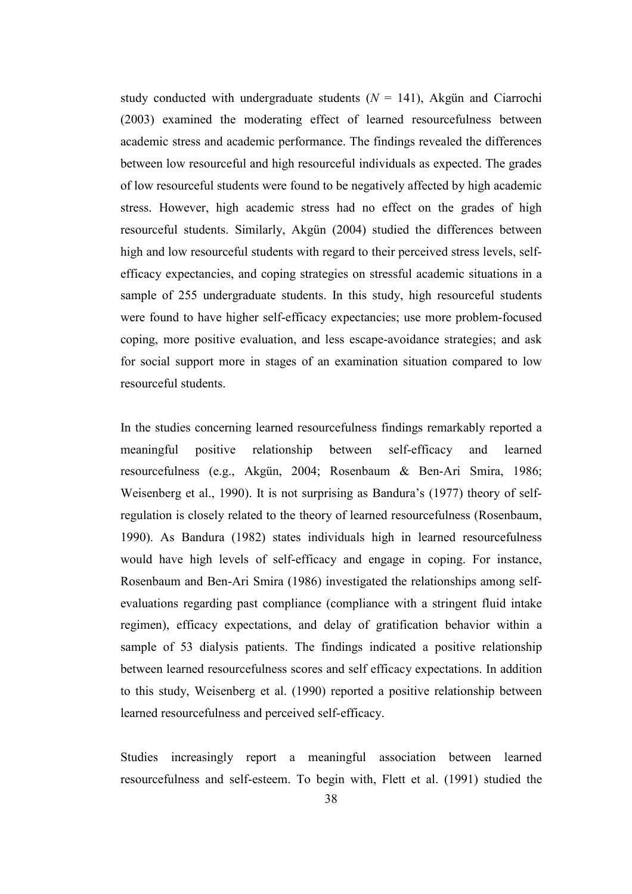study conducted with undergraduate students ($N$ = 141), Akgün and Ciarrochi (2003) examined the moderating effect of learned resourcefulness between academic stress and academic performance. The findings revealed the differences between low resourceful and high resourceful individuals as expected. The grades of low resourceful students were found to be negatively affected by high academic stress. However, high academic stress had no effect on the grades of high resourceful students. Similarly, Akgün (2004) studied the differences between high and low resourceful students with regard to their perceived stress levels, self-efficacy expectancies, and coping strategies on stressful academic situations in a sample of 255 undergraduate students. In this study, high resourceful students were found to have higher self-efficacy expectancies; use more problem-focused coping, more positive evaluation, and less escape-avoidance strategies; and ask for social support more in stages of an examination situation compared to low resourceful students.

In the studies concerning learned resourcefulness findings remarkably reported a meaningful positive relationship between self-efficacy and learned resourcefulness (e.g., Akgün, 2004; Rosenbaum & Ben-Ari Smira, 1986; Weisenberg et al., 1990). It is not surprising as Bandura's (1977) theory of self-regulation is closely related to the theory of learned resourcefulness (Rosenbaum, 1990). As Bandura (1982) states individuals high in learned resourcefulness would have high levels of self-efficacy and engage in coping. For instance, Rosenbaum and Ben-Ari Smira (1986) investigated the relationships among self-evaluations regarding past compliance (compliance with a stringent fluid intake regimen), efficacy expectations, and delay of gratification behavior within a sample of 53 dialysis patients. The findings indicated a positive relationship between learned resourcefulness scores and self efficacy expectations. In addition to this study, Weisenberg et al. (1990) reported a positive relationship between learned resourcefulness and perceived self-efficacy.

Studies increasingly report a meaningful association between learned resourcefulness and self-esteem. To begin with, Flett et al. (1991) studied the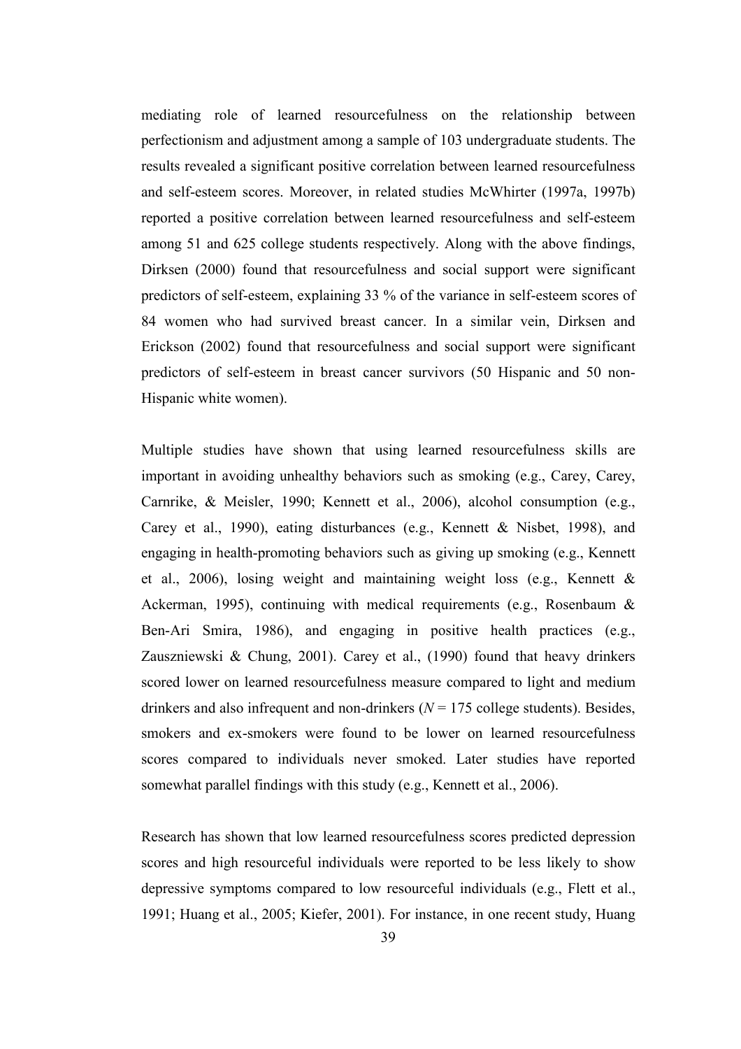mediating role of learned resourcefulness on the relationship between perfectionism and adjustment among a sample of 103 undergraduate students. The results revealed a significant positive correlation between learned resourcefulness and self-esteem scores. Moreover, in related studies McWhirter (1997a, 1997b) reported a positive correlation between learned resourcefulness and self-esteem among 51 and 625 college students respectively. Along with the above findings, Dirksen (2000) found that resourcefulness and social support were significant predictors of self-esteem, explaining 33 % of the variance in self-esteem scores of 84 women who had survived breast cancer. In a similar vein, Dirksen and Erickson (2002) found that resourcefulness and social support were significant predictors of self-esteem in breast cancer survivors (50 Hispanic and 50 non-Hispanic white women).

Multiple studies have shown that using learned resourcefulness skills are important in avoiding unhealthy behaviors such as smoking (e.g., Carey, Carey, Carnrike, & Meisler, 1990; Kennett et al., 2006), alcohol consumption (e.g., Carey et al., 1990), eating disturbances (e.g., Kennett & Nisbet, 1998), and engaging in health-promoting behaviors such as giving up smoking (e.g., Kennett et al., 2006), losing weight and maintaining weight loss (e.g., Kennett & Ackerman, 1995), continuing with medical requirements (e.g., Rosenbaum & Ben-Ari Smira, 1986), and engaging in positive health practices (e.g., Zauszniewski & Chung, 2001). Carey et al., (1990) found that heavy drinkers scored lower on learned resourcefulness measure compared to light and medium drinkers and also infrequent and non-drinkers ($N$ = 175 college students). Besides, smokers and ex-smokers were found to be lower on learned resourcefulness scores compared to individuals never smoked. Later studies have reported somewhat parallel findings with this study (e.g., Kennett et al., 2006).

Research has shown that low learned resourcefulness scores predicted depression scores and high resourceful individuals were reported to be less likely to show depressive symptoms compared to low resourceful individuals (e.g., Flett et al., 1991; Huang et al., 2005; Kiefer, 2001). For instance, in one recent study, Huang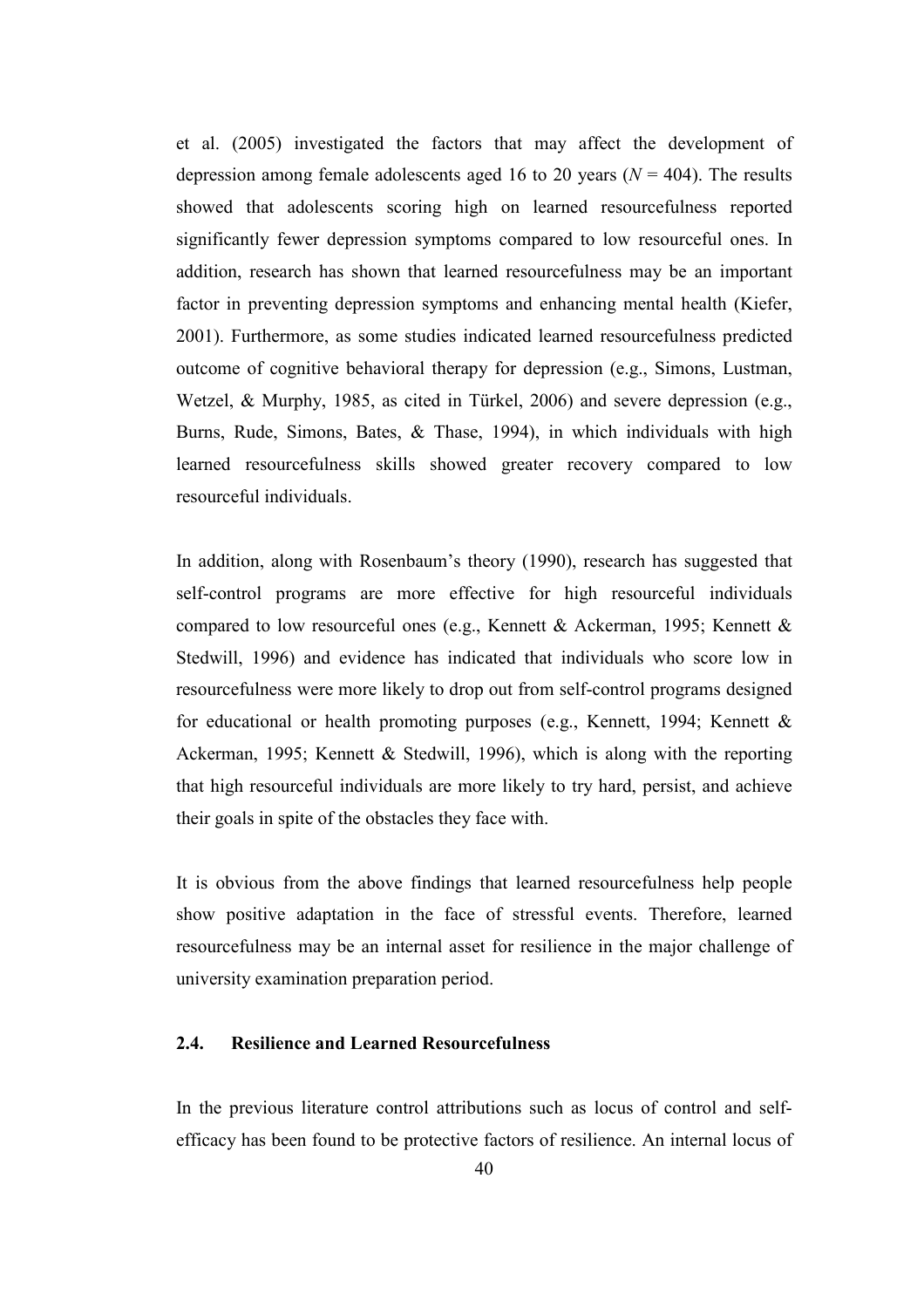et al. (2005) investigated the factors that may affect the development of depression among female adolescents aged 16 to 20 years ($N$ = 404). The results showed that adolescents scoring high on learned resourcefulness reported significantly fewer depression symptoms compared to low resourceful ones. In addition, research has shown that learned resourcefulness may be an important factor in preventing depression symptoms and enhancing mental health (Kiefer, 2001). Furthermore, as some studies indicated learned resourcefulness predicted outcome of cognitive behavioral therapy for depression (e.g., Simons, Lustman, Wetzel, & Murphy, 1985, as cited in Türkel, 2006) and severe depression (e.g., Burns, Rude, Simons, Bates, & Thase, 1994), in which individuals with high learned resourcefulness skills showed greater recovery compared to low resourceful individuals.

In addition, along with Rosenbaum's theory (1990), research has suggested that self-control programs are more effective for high resourceful individuals compared to low resourceful ones (e.g., Kennett & Ackerman, 1995; Kennett & Stedwill, 1996) and evidence has indicated that individuals who score low in resourcefulness were more likely to drop out from self-control programs designed for educational or health promoting purposes (e.g., Kennett, 1994; Kennett & Ackerman, 1995; Kennett & Stedwill, 1996), which is along with the reporting that high resourceful individuals are more likely to try hard, persist, and achieve their goals in spite of the obstacles they face with.

It is obvious from the above findings that learned resourcefulness help people show positive adaptation in the face of stressful events. Therefore, learned resourcefulness may be an internal asset for resilience in the major challenge of university examination preparation period.

### 2.4. Resilience and Learned Resourcefulness

In the previous literature control attributions such as locus of control and self-efficacy has been found to be protective factors of resilience. An internal locus of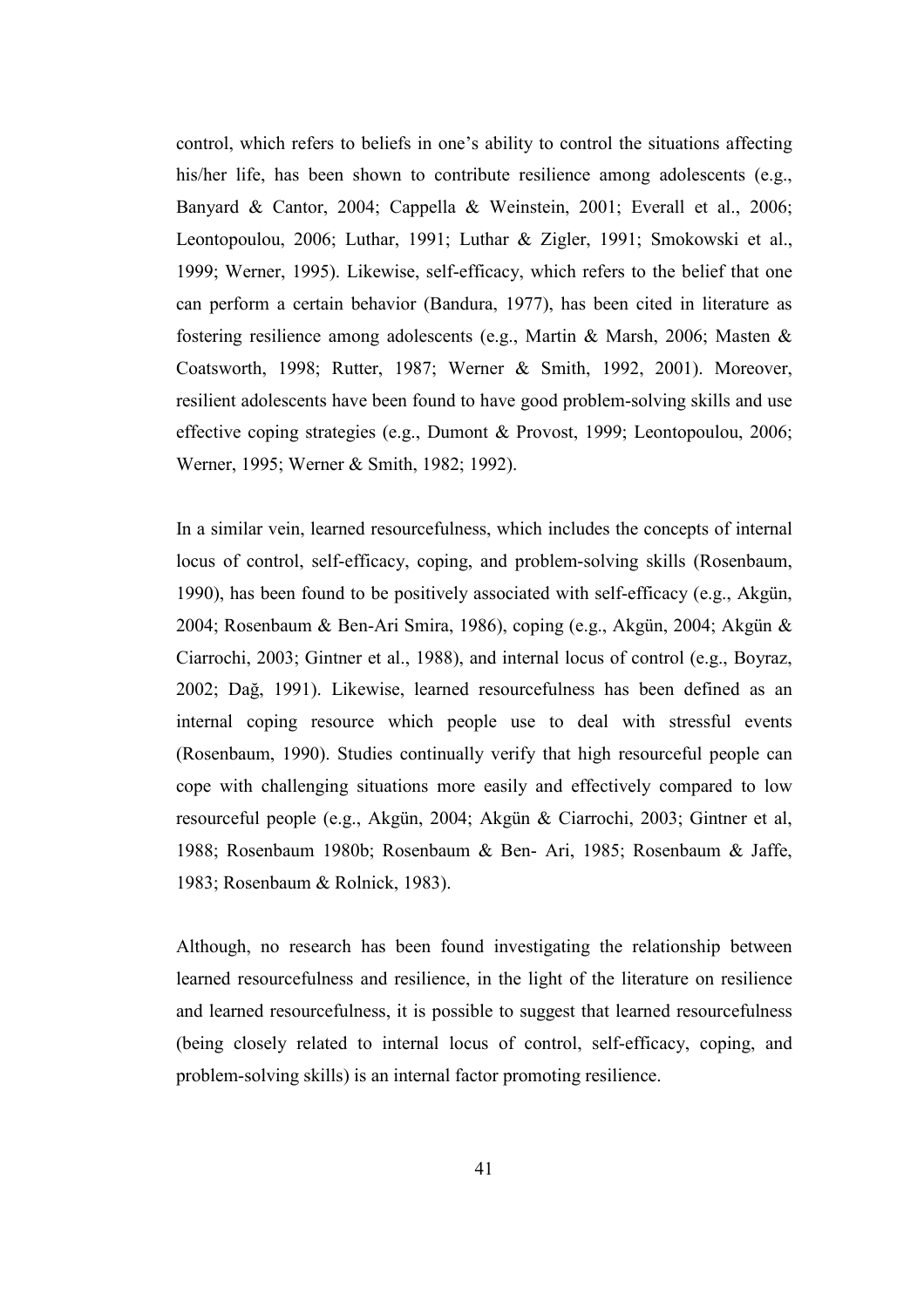control, which refers to beliefs in one's ability to control the situations affecting his/her life, has been shown to contribute resilience among adolescents (e.g., Banyard & Cantor, 2004; Cappella & Weinstein, 2001; Everall et al., 2006; Leontopoulou, 2006; Luthar, 1991; Luthar & Zigler, 1991; Smokowski et al., 1999; Werner, 1995). Likewise, self-efficacy, which refers to the belief that one can perform a certain behavior (Bandura, 1977), has been cited in literature as fostering resilience among adolescents (e.g., Martin & Marsh, 2006; Masten & Coatsworth, 1998; Rutter, 1987; Werner & Smith, 1992, 2001). Moreover, resilient adolescents have been found to have good problem-solving skills and use effective coping strategies (e.g., Dumont & Provost, 1999; Leontopoulou, 2006; Werner, 1995; Werner & Smith, 1982; 1992).

In a similar vein, learned resourcefulness, which includes the concepts of internal locus of control, self-efficacy, coping, and problem-solving skills (Rosenbaum, 1990), has been found to be positively associated with self-efficacy (e.g., Akgün, 2004; Rosenbaum & Ben-Ari Smira, 1986), coping (e.g., Akgün, 2004; Akgün & Ciarrochi, 2003; Gintner et al., 1988), and internal locus of control (e.g., Boyraz, 2002; Dağ, 1991). Likewise, learned resourcefulness has been defined as an internal coping resource which people use to deal with stressful events (Rosenbaum, 1990). Studies continually verify that high resourceful people can cope with challenging situations more easily and effectively compared to low resourceful people (e.g., Akgün, 2004; Akgün & Ciarrochi, 2003; Gintner et al, 1988; Rosenbaum 1980b; Rosenbaum & Ben- Ari, 1985; Rosenbaum & Jaffe, 1983; Rosenbaum & Rolnick, 1983).

Although, no research has been found investigating the relationship between learned resourcefulness and resilience, in the light of the literature on resilience and learned resourcefulness, it is possible to suggest that learned resourcefulness (being closely related to internal locus of control, self-efficacy, coping, and problem-solving skills) is an internal factor promoting resilience.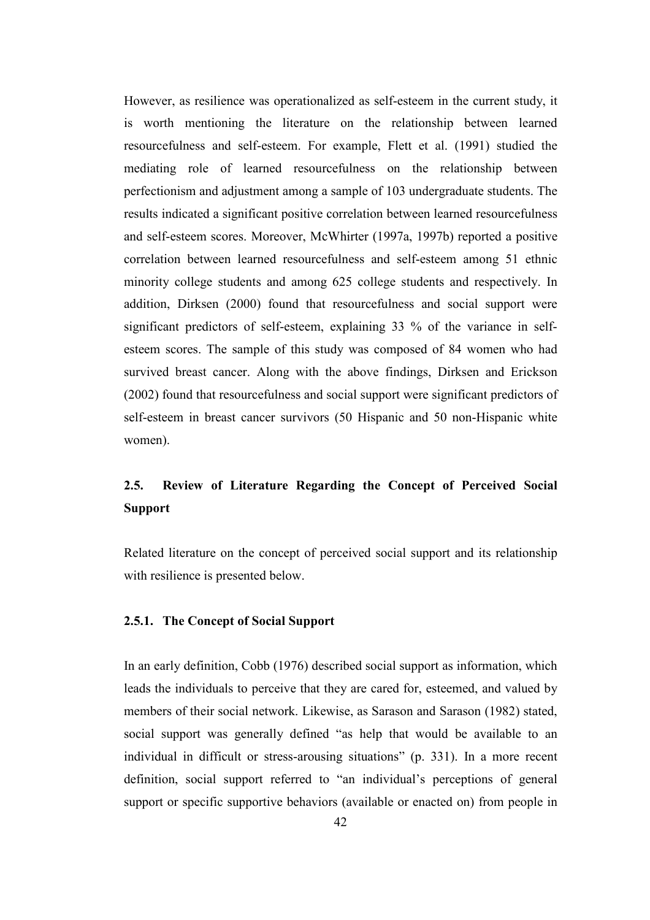However, as resilience was operationalized as self-esteem in the current study, it is worth mentioning the literature on the relationship between learned resourcefulness and self-esteem. For example, Flett et al. (1991) studied the mediating role of learned resourcefulness on the relationship between perfectionism and adjustment among a sample of 103 undergraduate students. The results indicated a significant positive correlation between learned resourcefulness and self-esteem scores. Moreover, McWhirter (1997a, 1997b) reported a positive correlation between learned resourcefulness and self-esteem among 51 ethnic minority college students and among 625 college students and respectively. In addition, Dirksen (2000) found that resourcefulness and social support were significant predictors of self-esteem, explaining 33 % of the variance in self-esteem scores. The sample of this study was composed of 84 women who had survived breast cancer. Along with the above findings, Dirksen and Erickson (2002) found that resourcefulness and social support were significant predictors of self-esteem in breast cancer survivors (50 Hispanic and 50 non-Hispanic white women).

## 2.5. Review of Literature Regarding the Concept of Perceived Social Support

Related literature on the concept of perceived social support and its relationship with resilience is presented below.

### 2.5.1. The Concept of Social Support

In an early definition, Cobb (1976) described social support as information, which leads the individuals to perceive that they are cared for, esteemed, and valued by members of their social network. Likewise, as Sarason and Sarason (1982) stated, social support was generally defined "as help that would be available to an individual in difficult or stress-arousing situations" (p. 331). In a more recent definition, social support referred to "an individual's perceptions of general support or specific supportive behaviors (available or enacted on) from people in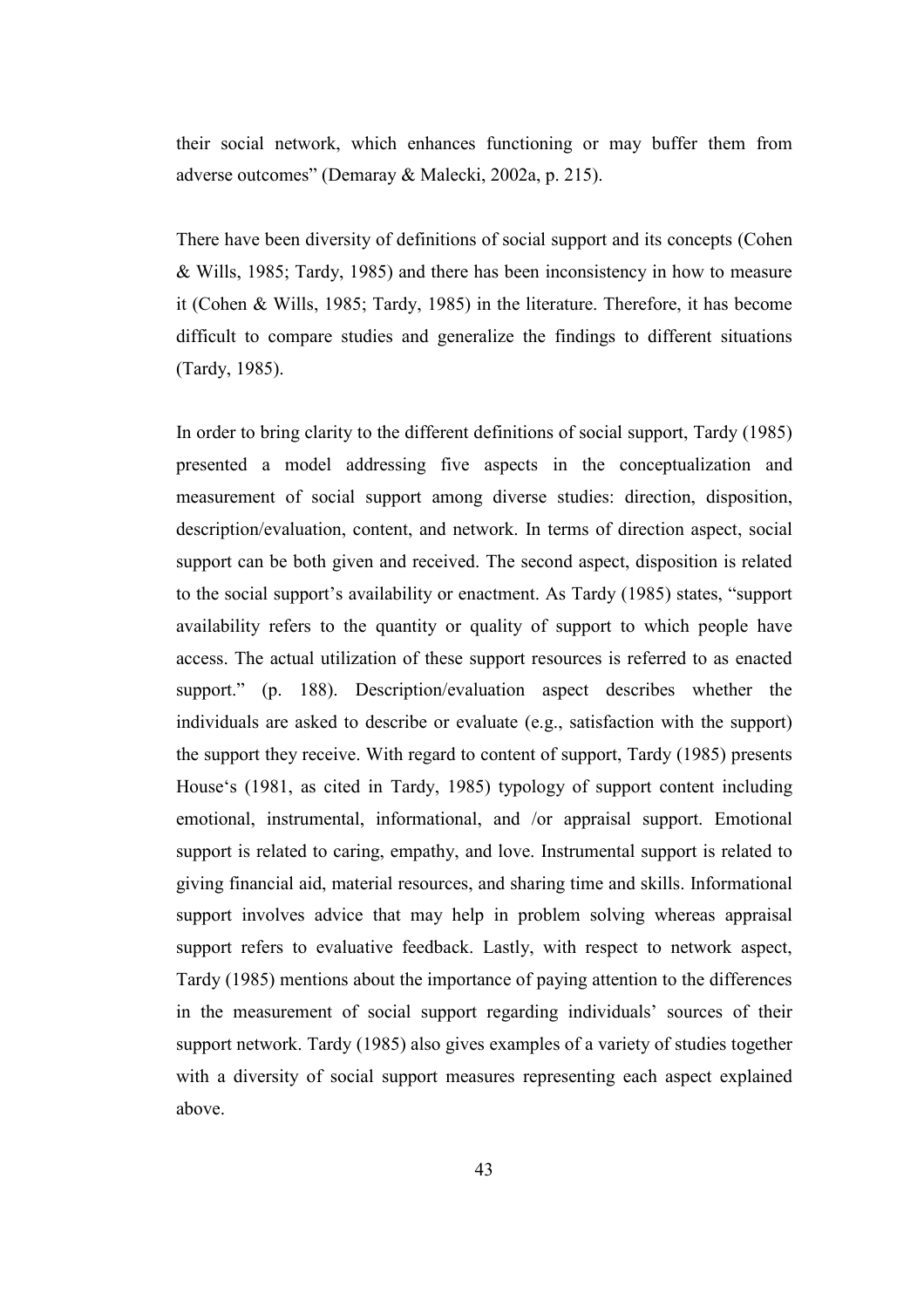their social network, which enhances functioning or may buffer them from adverse outcomes" (Demaray & Malecki, 2002a, p. 215).

There have been diversity of definitions of social support and its concepts (Cohen & Wills, 1985; Tardy, 1985) and there has been inconsistency in how to measure it (Cohen & Wills, 1985; Tardy, 1985) in the literature. Therefore, it has become difficult to compare studies and generalize the findings to different situations (Tardy, 1985).

In order to bring clarity to the different definitions of social support, Tardy (1985) presented a model addressing five aspects in the conceptualization and measurement of social support among diverse studies: direction, disposition, description/evaluation, content, and network. In terms of direction aspect, social support can be both given and received. The second aspect, disposition is related to the social support's availability or enactment. As Tardy (1985) states, "support availability refers to the quantity or quality of support to which people have access. The actual utilization of these support resources is referred to as enacted support." (p. 188). Description/evaluation aspect describes whether the individuals are asked to describe or evaluate (e.g., satisfaction with the support) the support they receive. With regard to content of support, Tardy (1985) presents House's (1981, as cited in Tardy, 1985) typology of support content including emotional, instrumental, informational, and /or appraisal support. Emotional support is related to caring, empathy, and love. Instrumental support is related to giving financial aid, material resources, and sharing time and skills. Informational support involves advice that may help in problem solving whereas appraisal support refers to evaluative feedback. Lastly, with respect to network aspect, Tardy (1985) mentions about the importance of paying attention to the differences in the measurement of social support regarding individuals' sources of their support network. Tardy (1985) also gives examples of a variety of studies together with a diversity of social support measures representing each aspect explained above.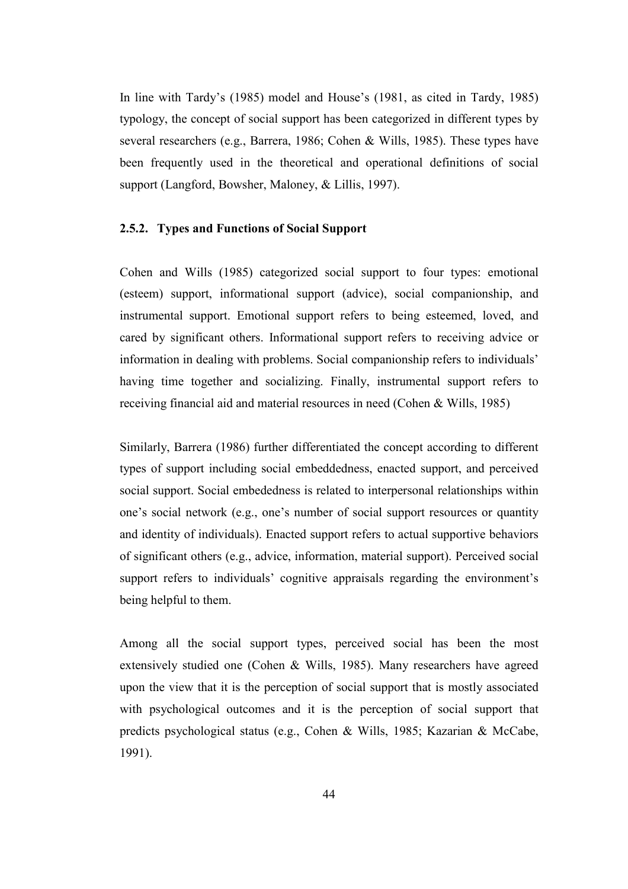In line with Tardy's (1985) model and House's (1981, as cited in Tardy, 1985) typology, the concept of social support has been categorized in different types by several researchers (e.g., Barrera, 1986; Cohen & Wills, 1985). These types have been frequently used in the theoretical and operational definitions of social support (Langford, Bowsher, Maloney, & Lillis, 1997).

### 2.5.2. Types and Functions of Social Support

Cohen and Wills (1985) categorized social support to four types: emotional (esteem) support, informational support (advice), social companionship, and instrumental support. Emotional support refers to being esteemed, loved, and cared by significant others. Informational support refers to receiving advice or information in dealing with problems. Social companionship refers to individuals' having time together and socializing. Finally, instrumental support refers to receiving financial aid and material resources in need (Cohen & Wills, 1985)

Similarly, Barrera (1986) further differentiated the concept according to different types of support including social embeddedness, enacted support, and perceived social support. Social embededness is related to interpersonal relationships within one's social network (e.g., one's number of social support resources or quantity and identity of individuals). Enacted support refers to actual supportive behaviors of significant others (e.g., advice, information, material support). Perceived social support refers to individuals' cognitive appraisals regarding the environment's being helpful to them.

Among all the social support types, perceived social has been the most extensively studied one (Cohen & Wills, 1985). Many researchers have agreed upon the view that it is the perception of social support that is mostly associated with psychological outcomes and it is the perception of social support that predicts psychological status (e.g., Cohen & Wills, 1985; Kazarian & McCabe, 1991).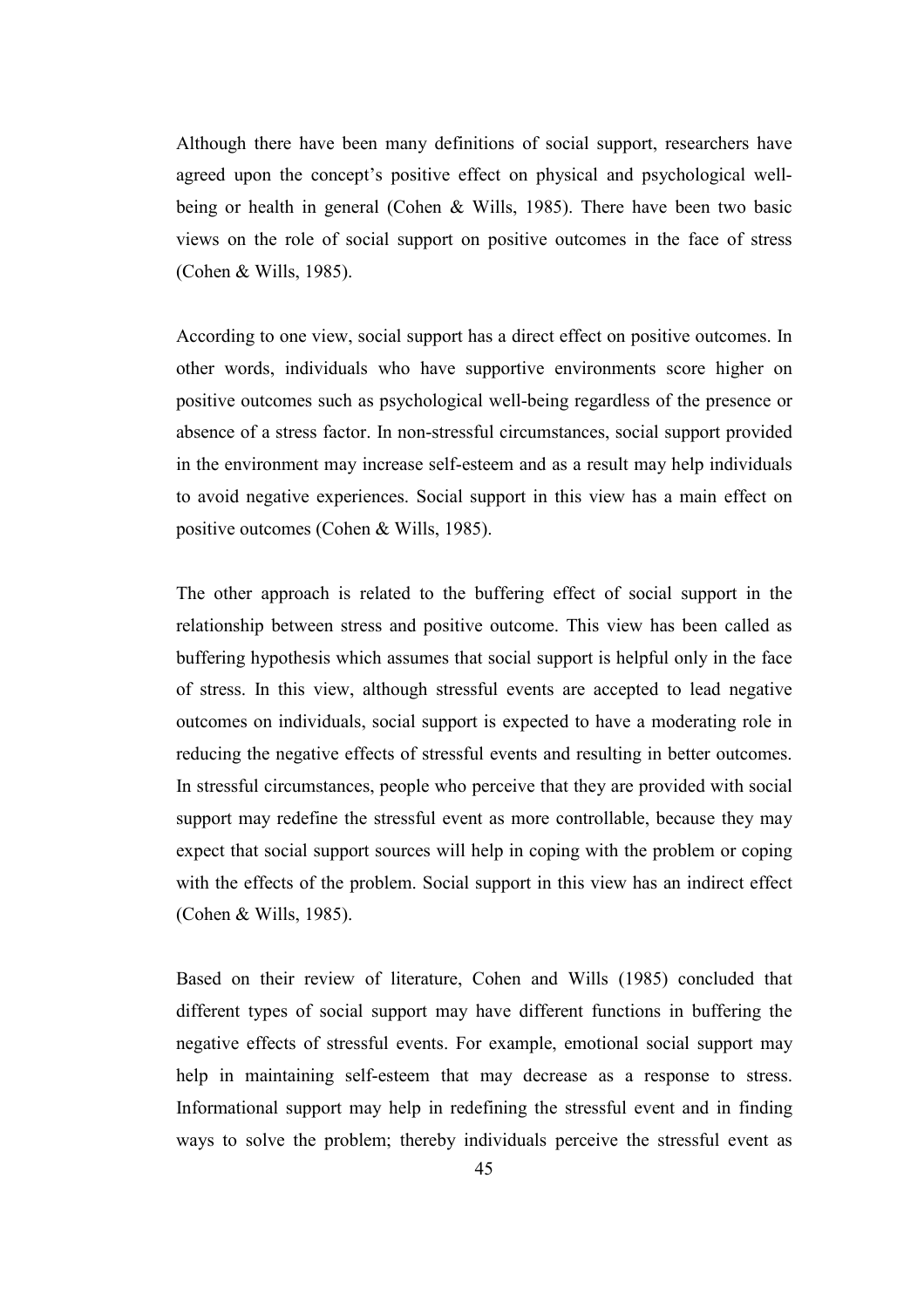Although there have been many definitions of social support, researchers have agreed upon the concept's positive effect on physical and psychological well-being or health in general (Cohen & Wills, 1985). There have been two basic views on the role of social support on positive outcomes in the face of stress (Cohen & Wills, 1985).

According to one view, social support has a direct effect on positive outcomes. In other words, individuals who have supportive environments score higher on positive outcomes such as psychological well-being regardless of the presence or absence of a stress factor. In non-stressful circumstances, social support provided in the environment may increase self-esteem and as a result may help individuals to avoid negative experiences. Social support in this view has a main effect on positive outcomes (Cohen & Wills, 1985).

The other approach is related to the buffering effect of social support in the relationship between stress and positive outcome. This view has been called as buffering hypothesis which assumes that social support is helpful only in the face of stress. In this view, although stressful events are accepted to lead negative outcomes on individuals, social support is expected to have a moderating role in reducing the negative effects of stressful events and resulting in better outcomes. In stressful circumstances, people who perceive that they are provided with social support may redefine the stressful event as more controllable, because they may expect that social support sources will help in coping with the problem or coping with the effects of the problem. Social support in this view has an indirect effect (Cohen & Wills, 1985).

Based on their review of literature, Cohen and Wills (1985) concluded that different types of social support may have different functions in buffering the negative effects of stressful events. For example, emotional social support may help in maintaining self-esteem that may decrease as a response to stress. Informational support may help in redefining the stressful event and in finding ways to solve the problem; thereby individuals perceive the stressful event as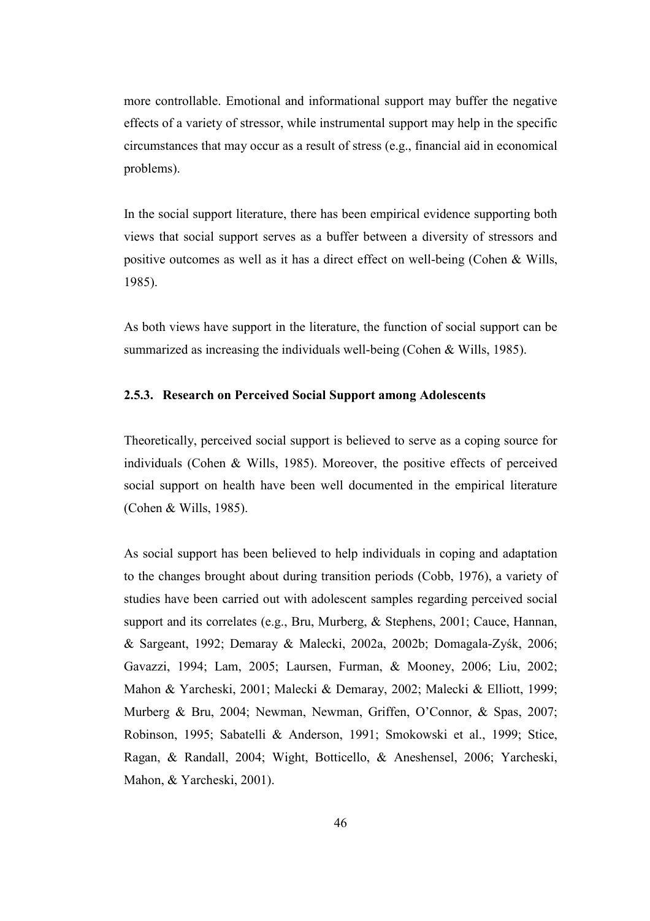more controllable. Emotional and informational support may buffer the negative effects of a variety of stressor, while instrumental support may help in the specific circumstances that may occur as a result of stress (e.g., financial aid in economical problems).

In the social support literature, there has been empirical evidence supporting both views that social support serves as a buffer between a diversity of stressors and positive outcomes as well as it has a direct effect on well-being (Cohen & Wills, 1985).

As both views have support in the literature, the function of social support can be summarized as increasing the individuals well-being (Cohen & Wills, 1985).

### 2.5.3. Research on Perceived Social Support among Adolescents

Theoretically, perceived social support is believed to serve as a coping source for individuals (Cohen & Wills, 1985). Moreover, the positive effects of perceived social support on health have been well documented in the empirical literature (Cohen & Wills, 1985).

As social support has been believed to help individuals in coping and adaptation to the changes brought about during transition periods (Cobb, 1976), a variety of studies have been carried out with adolescent samples regarding perceived social support and its correlates (e.g., Bru, Murberg, & Stephens, 2001; Cauce, Hannan, & Sargeant, 1992; Demaray & Malecki, 2002a, 2002b; Domagala-Zyśk, 2006; Gavazzi, 1994; Lam, 2005; Laursen, Furman, & Mooney, 2006; Liu, 2002; Mahon & Yarcheski, 2001; Malecki & Demaray, 2002; Malecki & Elliott, 1999; Murberg & Bru, 2004; Newman, Newman, Griffen, O'Connor, & Spas, 2007; Robinson, 1995; Sabatelli & Anderson, 1991; Smokowski et al., 1999; Stice, Ragan, & Randall, 2004; Wight, Botticello, & Aneshensel, 2006; Yarcheski, Mahon, & Yarcheski, 2001).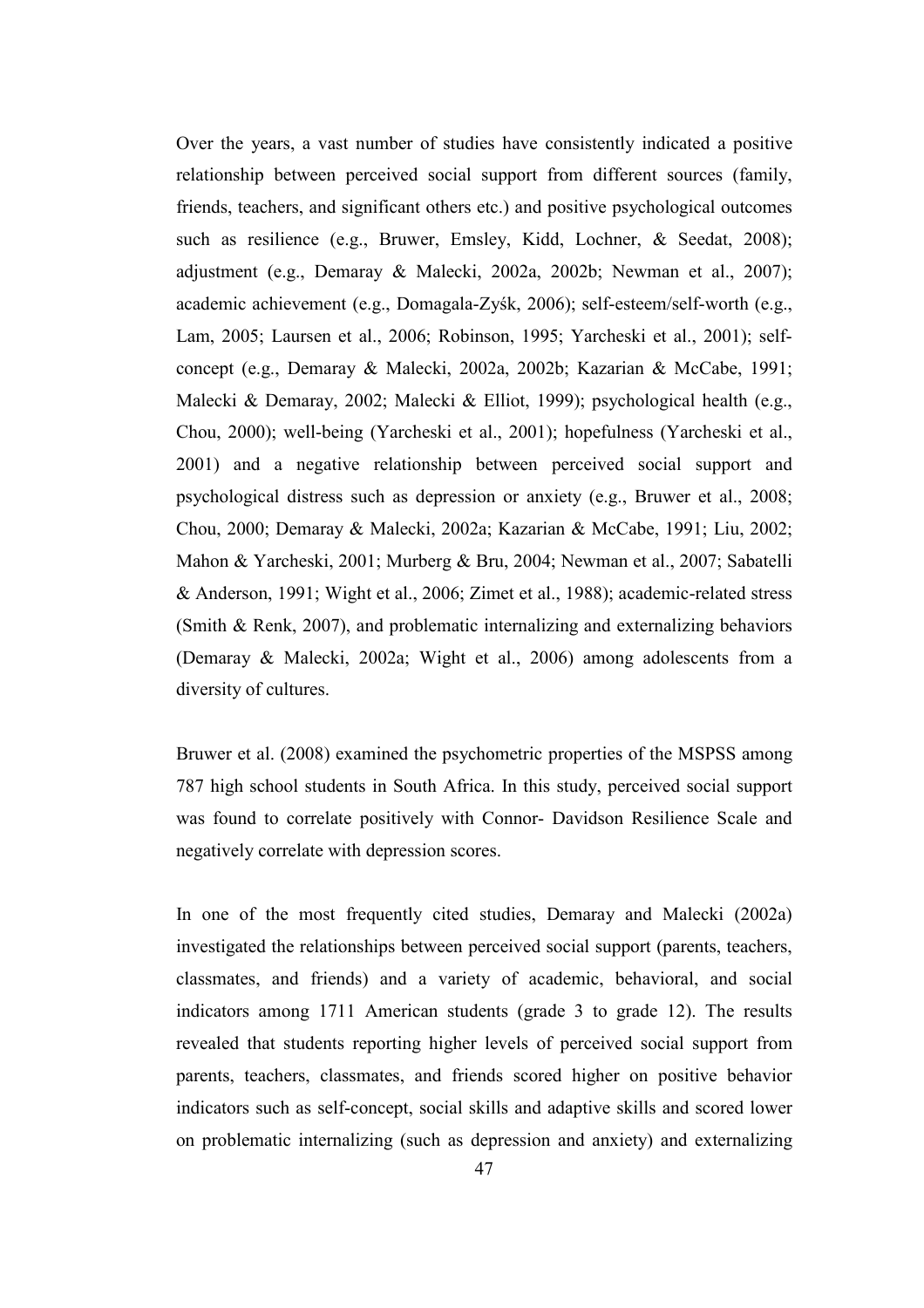Over the years, a vast number of studies have consistently indicated a positive relationship between perceived social support from different sources (family, friends, teachers, and significant others etc.) and positive psychological outcomes such as resilience (e.g., Bruwer, Emsley, Kidd, Lochner, & Seedat, 2008); adjustment (e.g., Demaray & Malecki, 2002a, 2002b; Newman et al., 2007); academic achievement (e.g., Domagala-Zyśk, 2006); self-esteem/self-worth (e.g., Lam, 2005; Laursen et al., 2006; Robinson, 1995; Yarcheski et al., 2001); self-concept (e.g., Demaray & Malecki, 2002a, 2002b; Kazarian & McCabe, 1991; Malecki & Demaray, 2002; Malecki & Elliot, 1999); psychological health (e.g., Chou, 2000); well-being (Yarcheski et al., 2001); hopefulness (Yarcheski et al., 2001) and a negative relationship between perceived social support and psychological distress such as depression or anxiety (e.g., Bruwer et al., 2008; Chou, 2000; Demaray & Malecki, 2002a; Kazarian & McCabe, 1991; Liu, 2002; Mahon & Yarcheski, 2001; Murberg & Bru, 2004; Newman et al., 2007; Sabatelli & Anderson, 1991; Wight et al., 2006; Zimet et al., 1988); academic-related stress (Smith & Renk, 2007), and problematic internalizing and externalizing behaviors (Demaray & Malecki, 2002a; Wight et al., 2006) among adolescents from a diversity of cultures.

Bruwer et al. (2008) examined the psychometric properties of the MSPSS among 787 high school students in South Africa. In this study, perceived social support was found to correlate positively with Connor- Davidson Resilience Scale and negatively correlate with depression scores.

In one of the most frequently cited studies, Demaray and Malecki (2002a) investigated the relationships between perceived social support (parents, teachers, classmates, and friends) and a variety of academic, behavioral, and social indicators among 1711 American students (grade 3 to grade 12). The results revealed that students reporting higher levels of perceived social support from parents, teachers, classmates, and friends scored higher on positive behavior indicators such as self-concept, social skills and adaptive skills and scored lower on problematic internalizing (such as depression and anxiety) and externalizing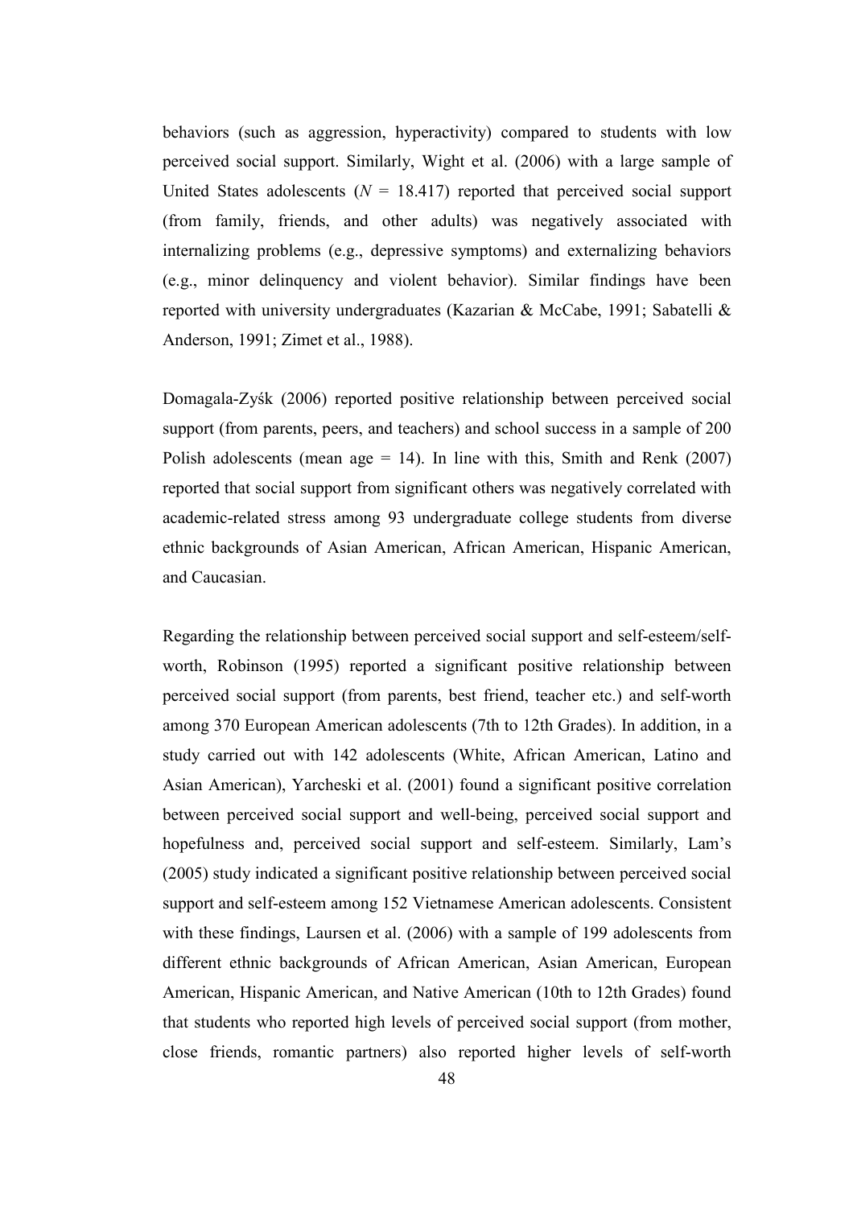behaviors (such as aggression, hyperactivity) compared to students with low perceived social support. Similarly, Wight et al. (2006) with a large sample of United States adolescents ($N$ = 18.417) reported that perceived social support (from family, friends, and other adults) was negatively associated with internalizing problems (e.g., depressive symptoms) and externalizing behaviors (e.g., minor delinquency and violent behavior). Similar findings have been reported with university undergraduates (Kazarian & McCabe, 1991; Sabatelli & Anderson, 1991; Zimet et al., 1988).

Domagala-Zyśk (2006) reported positive relationship between perceived social support (from parents, peers, and teachers) and school success in a sample of 200 Polish adolescents (mean age = 14). In line with this, Smith and Renk (2007) reported that social support from significant others was negatively correlated with academic-related stress among 93 undergraduate college students from diverse ethnic backgrounds of Asian American, African American, Hispanic American, and Caucasian.

Regarding the relationship between perceived social support and self-esteem/self-worth, Robinson (1995) reported a significant positive relationship between perceived social support (from parents, best friend, teacher etc.) and self-worth among 370 European American adolescents (7th to 12th Grades). In addition, in a study carried out with 142 adolescents (White, African American, Latino and Asian American), Yarcheski et al. (2001) found a significant positive correlation between perceived social support and well-being, perceived social support and hopefulness and, perceived social support and self-esteem. Similarly, Lam's (2005) study indicated a significant positive relationship between perceived social support and self-esteem among 152 Vietnamese American adolescents. Consistent with these findings, Laursen et al. (2006) with a sample of 199 adolescents from different ethnic backgrounds of African American, Asian American, European American, Hispanic American, and Native American (10th to 12th Grades) found that students who reported high levels of perceived social support (from mother, close friends, romantic partners) also reported higher levels of self-worth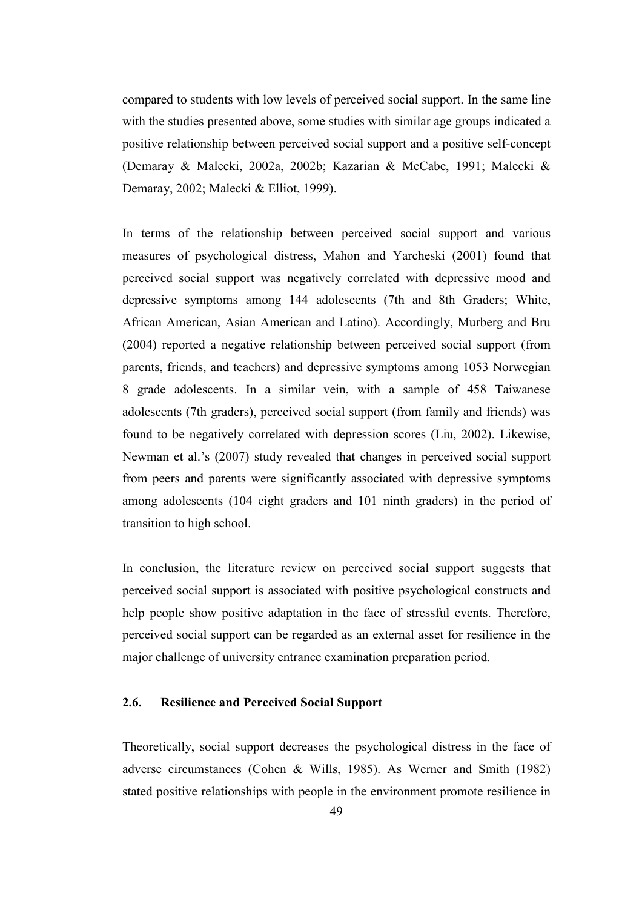compared to students with low levels of perceived social support. In the same line with the studies presented above, some studies with similar age groups indicated a positive relationship between perceived social support and a positive self-concept (Demaray & Malecki, 2002a, 2002b; Kazarian & McCabe, 1991; Malecki & Demaray, 2002; Malecki & Elliot, 1999).

In terms of the relationship between perceived social support and various measures of psychological distress, Mahon and Yarcheski (2001) found that perceived social support was negatively correlated with depressive mood and depressive symptoms among 144 adolescents (7th and 8th Graders; White, African American, Asian American and Latino). Accordingly, Murberg and Bru (2004) reported a negative relationship between perceived social support (from parents, friends, and teachers) and depressive symptoms among 1053 Norwegian 8 grade adolescents. In a similar vein, with a sample of 458 Taiwanese adolescents (7th graders), perceived social support (from family and friends) was found to be negatively correlated with depression scores (Liu, 2002). Likewise, Newman et al.'s (2007) study revealed that changes in perceived social support from peers and parents were significantly associated with depressive symptoms among adolescents (104 eight graders and 101 ninth graders) in the period of transition to high school.

In conclusion, the literature review on perceived social support suggests that perceived social support is associated with positive psychological constructs and help people show positive adaptation in the face of stressful events. Therefore, perceived social support can be regarded as an external asset for resilience in the major challenge of university entrance examination preparation period.

## 2.6. Resilience and Perceived Social Support

Theoretically, social support decreases the psychological distress in the face of adverse circumstances (Cohen & Wills, 1985). As Werner and Smith (1982) stated positive relationships with people in the environment promote resilience in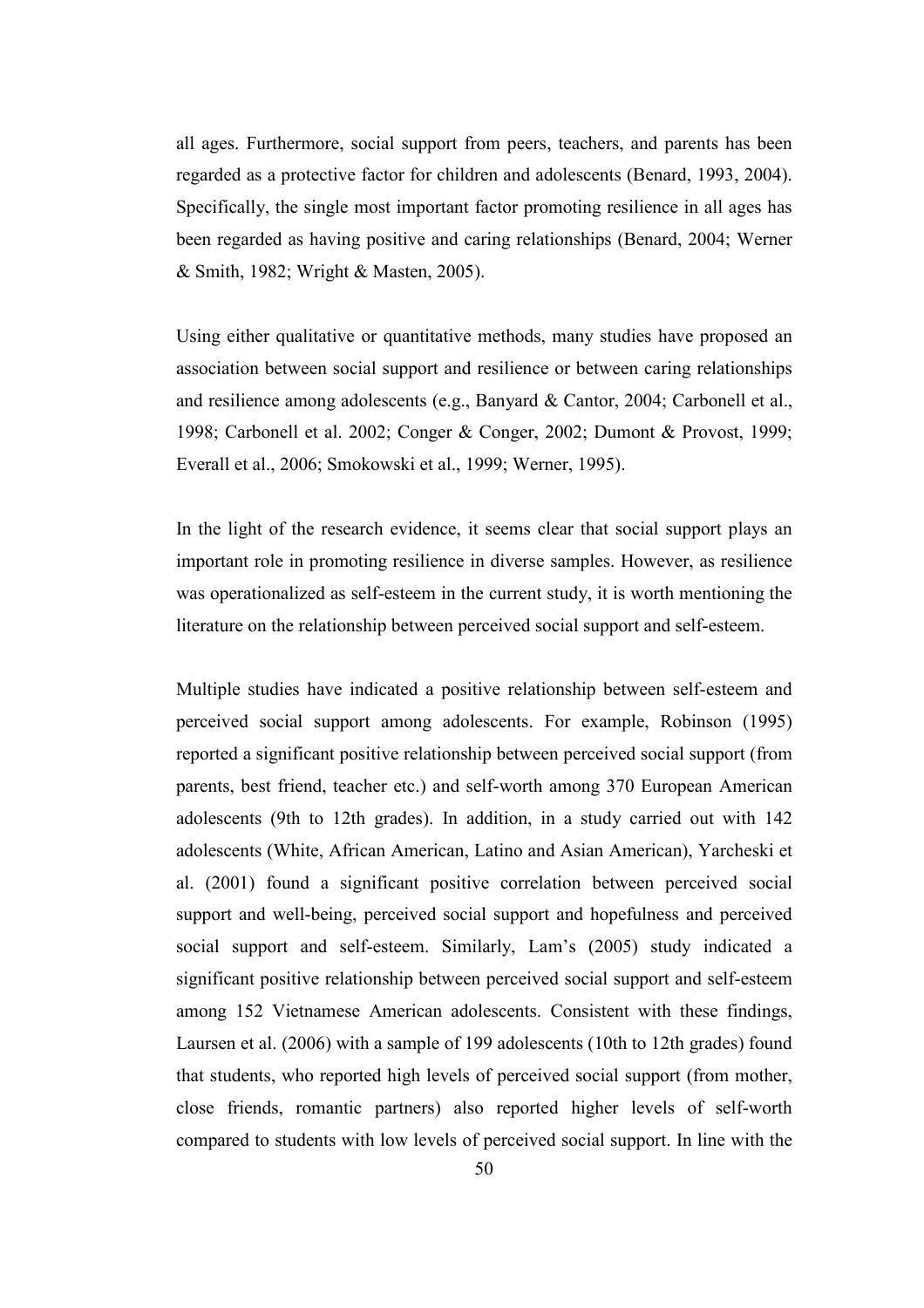all ages. Furthermore, social support from peers, teachers, and parents has been regarded as a protective factor for children and adolescents (Benard, 1993, 2004). Specifically, the single most important factor promoting resilience in all ages has been regarded as having positive and caring relationships (Benard, 2004; Werner & Smith, 1982; Wright & Masten, 2005).

Using either qualitative or quantitative methods, many studies have proposed an association between social support and resilience or between caring relationships and resilience among adolescents (e.g., Banyard & Cantor, 2004; Carbonell et al., 1998; Carbonell et al. 2002; Conger & Conger, 2002; Dumont & Provost, 1999; Everall et al., 2006; Smokowski et al., 1999; Werner, 1995).

In the light of the research evidence, it seems clear that social support plays an important role in promoting resilience in diverse samples. However, as resilience was operationalized as self-esteem in the current study, it is worth mentioning the literature on the relationship between perceived social support and self-esteem.

Multiple studies have indicated a positive relationship between self-esteem and perceived social support among adolescents. For example, Robinson (1995) reported a significant positive relationship between perceived social support (from parents, best friend, teacher etc.) and self-worth among 370 European American adolescents (9th to 12th grades). In addition, in a study carried out with 142 adolescents (White, African American, Latino and Asian American), Yarcheski et al. (2001) found a significant positive correlation between perceived social support and well-being, perceived social support and hopefulness and perceived social support and self-esteem. Similarly, Lam's (2005) study indicated a significant positive relationship between perceived social support and self-esteem among 152 Vietnamese American adolescents. Consistent with these findings, Laursen et al. (2006) with a sample of 199 adolescents (10th to 12th grades) found that students, who reported high levels of perceived social support (from mother, close friends, romantic partners) also reported higher levels of self-worth compared to students with low levels of perceived social support. In line with the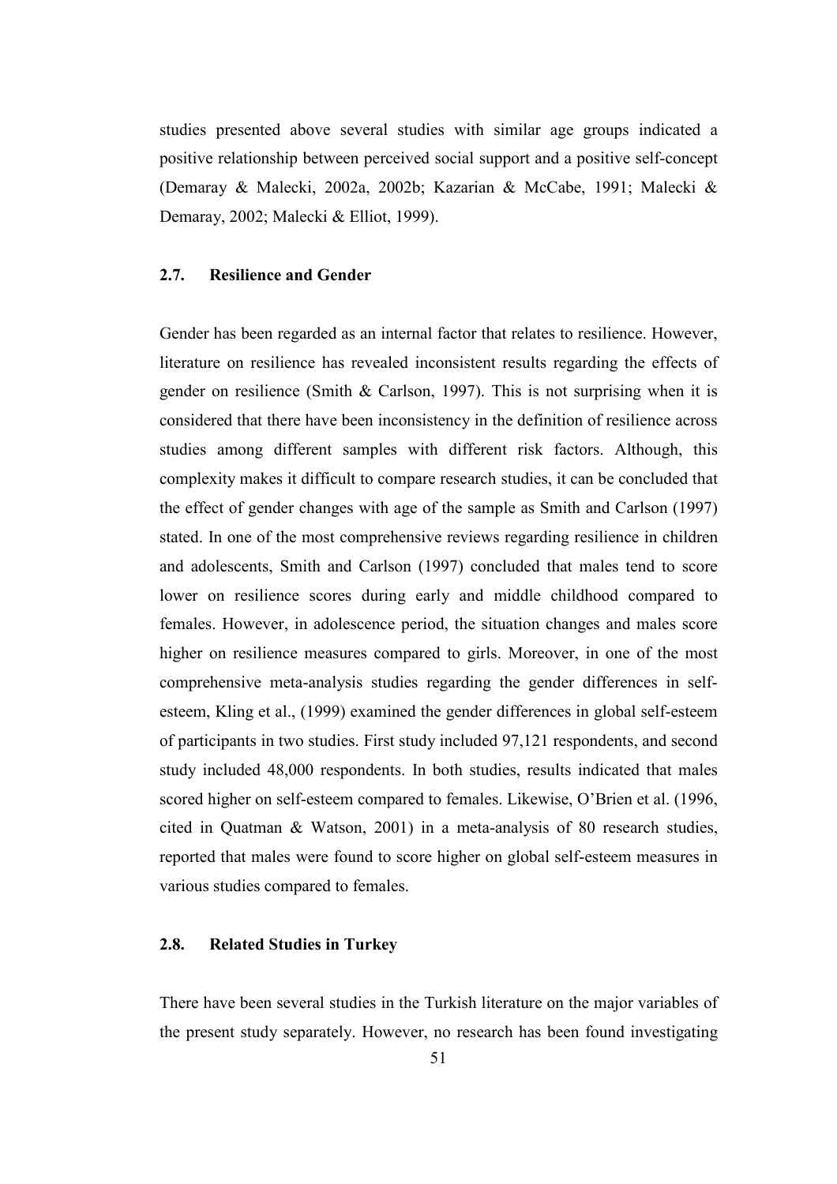studies presented above several studies with similar age groups indicated a positive relationship between perceived social support and a positive self-concept (Demaray & Malecki, 2002a, 2002b; Kazarian & McCabe, 1991; Malecki & Demaray, 2002; Malecki & Elliot, 1999).

### 2.7. Resilience and Gender

Gender has been regarded as an internal factor that relates to resilience. However, literature on resilience has revealed inconsistent results regarding the effects of gender on resilience (Smith & Carlson, 1997). This is not surprising when it is considered that there have been inconsistency in the definition of resilience across studies among different samples with different risk factors. Although, this complexity makes it difficult to compare research studies, it can be concluded that the effect of gender changes with age of the sample as Smith and Carlson (1997) stated. In one of the most comprehensive reviews regarding resilience in children and adolescents, Smith and Carlson (1997) concluded that males tend to score lower on resilience scores during early and middle childhood compared to females. However, in adolescence period, the situation changes and males score higher on resilience measures compared to girls. Moreover, in one of the most comprehensive meta-analysis studies regarding the gender differences in self-esteem, Kling et al., (1999) examined the gender differences in global self-esteem of participants in two studies. First study included 97,121 respondents, and second study included 48,000 respondents. In both studies, results indicated that males scored higher on self-esteem compared to females. Likewise, O'Brien et al. (1996, cited in Quatman & Watson, 2001) in a meta-analysis of 80 research studies, reported that males were found to score higher on global self-esteem measures in various studies compared to females.

### 2.8. Related Studies in Turkey

There have been several studies in the Turkish literature on the major variables of the present study separately. However, no research has been found investigating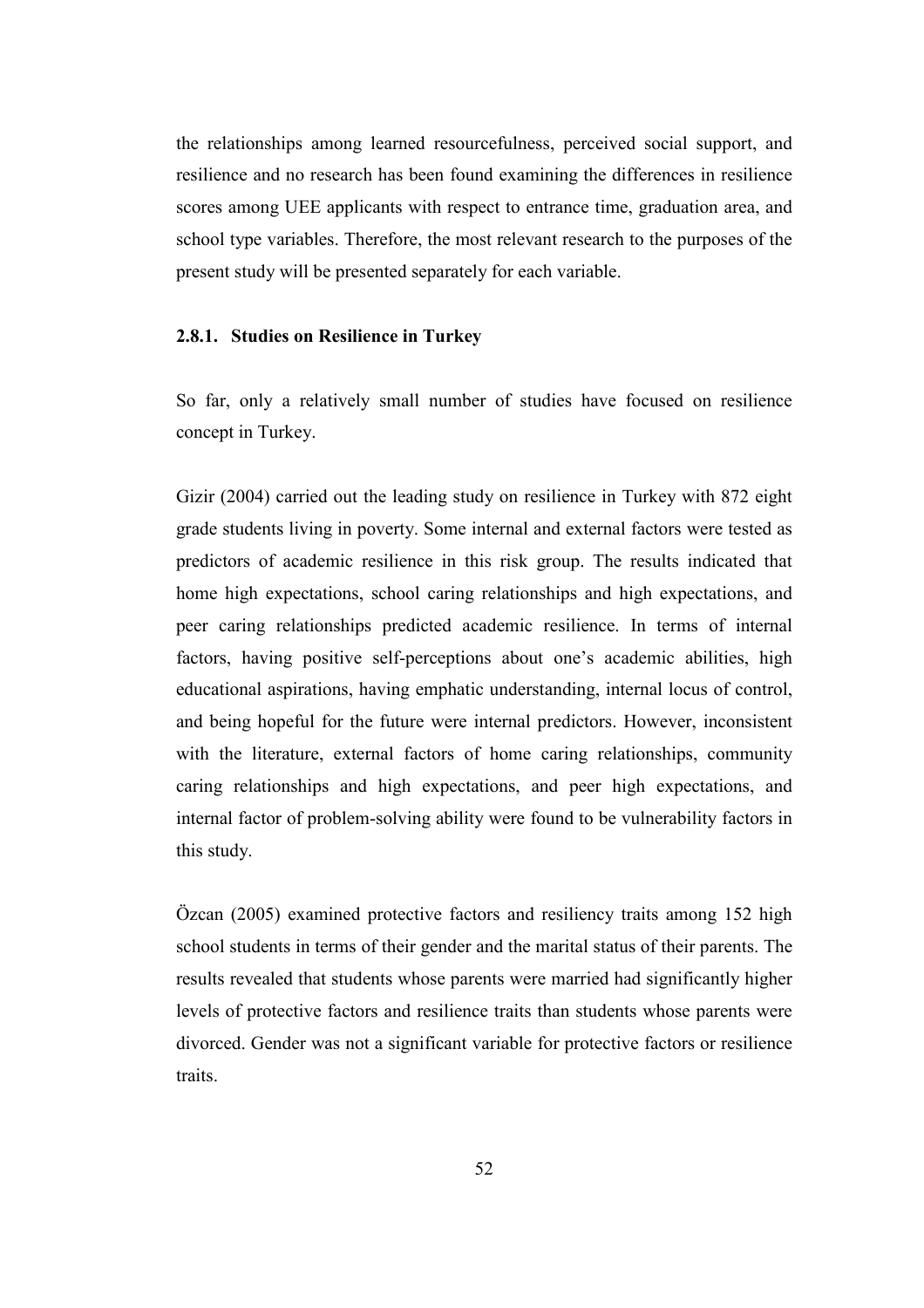the relationships among learned resourcefulness, perceived social support, and resilience and no research has been found examining the differences in resilience scores among UEE applicants with respect to entrance time, graduation area, and school type variables. Therefore, the most relevant research to the purposes of the present study will be presented separately for each variable.

### 2.8.1. Studies on Resilience in Turkey

So far, only a relatively small number of studies have focused on resilience concept in Turkey.

Gizir (2004) carried out the leading study on resilience in Turkey with 872 eight grade students living in poverty. Some internal and external factors were tested as predictors of academic resilience in this risk group. The results indicated that home high expectations, school caring relationships and high expectations, and peer caring relationships predicted academic resilience. In terms of internal factors, having positive self-perceptions about one's academic abilities, high educational aspirations, having emphatic understanding, internal locus of control, and being hopeful for the future were internal predictors. However, inconsistent with the literature, external factors of home caring relationships, community caring relationships and high expectations, and peer high expectations, and internal factor of problem-solving ability were found to be vulnerability factors in this study.

Özcan (2005) examined protective factors and resiliency traits among 152 high school students in terms of their gender and the marital status of their parents. The results revealed that students whose parents were married had significantly higher levels of protective factors and resilience traits than students whose parents were divorced. Gender was not a significant variable for protective factors or resilience traits.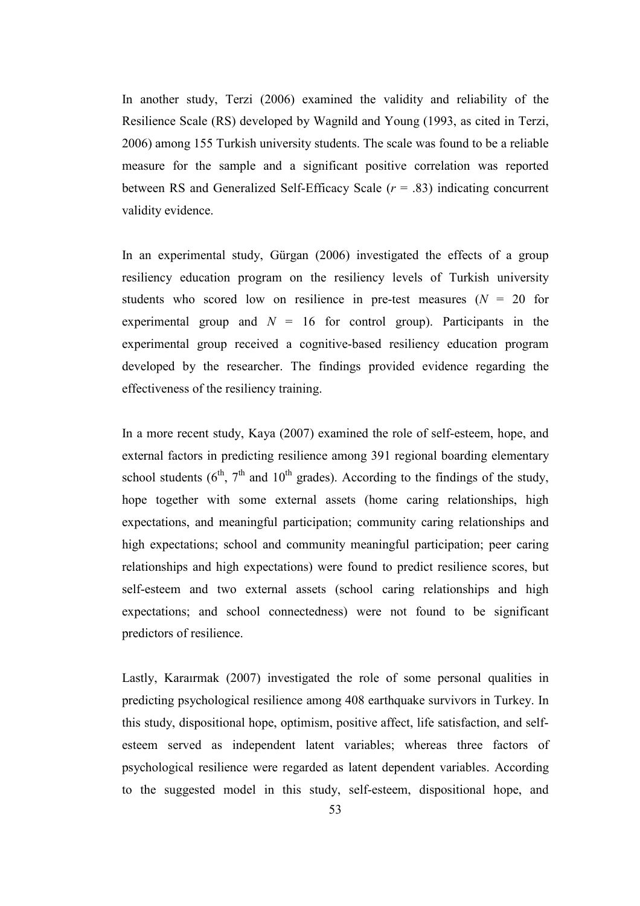In another study, Terzi (2006) examined the validity and reliability of the Resilience Scale (RS) developed by Wagnild and Young (1993, as cited in Terzi, 2006) among 155 Turkish university students. The scale was found to be a reliable measure for the sample and a significant positive correlation was reported between RS and Generalized Self-Efficacy Scale ($r$ = .83) indicating concurrent validity evidence.

In an experimental study, Gürgan (2006) investigated the effects of a group resiliency education program on the resiliency levels of Turkish university students who scored low on resilience in pre-test measures ($N$ = 20 for experimental group and $N$ = 16 for control group). Participants in the experimental group received a cognitive-based resiliency education program developed by the researcher. The findings provided evidence regarding the effectiveness of the resiliency training.

In a more recent study, Kaya (2007) examined the role of self-esteem, hope, and external factors in predicting resilience among 391 regional boarding elementary school students ($6^{th}$, $7^{th}$ and $10^{th}$ grades). According to the findings of the study, hope together with some external assets (home caring relationships, high expectations, and meaningful participation; community caring relationships and high expectations; school and community meaningful participation; peer caring relationships and high expectations) were found to predict resilience scores, but self-esteem and two external assets (school caring relationships and high expectations; and school connectedness) were not found to be significant predictors of resilience.

Lastly, Karaırmak (2007) investigated the role of some personal qualities in predicting psychological resilience among 408 earthquake survivors in Turkey. In this study, dispositional hope, optimism, positive affect, life satisfaction, and self-esteem served as independent latent variables; whereas three factors of psychological resilience were regarded as latent dependent variables. According to the suggested model in this study, self-esteem, dispositional hope, and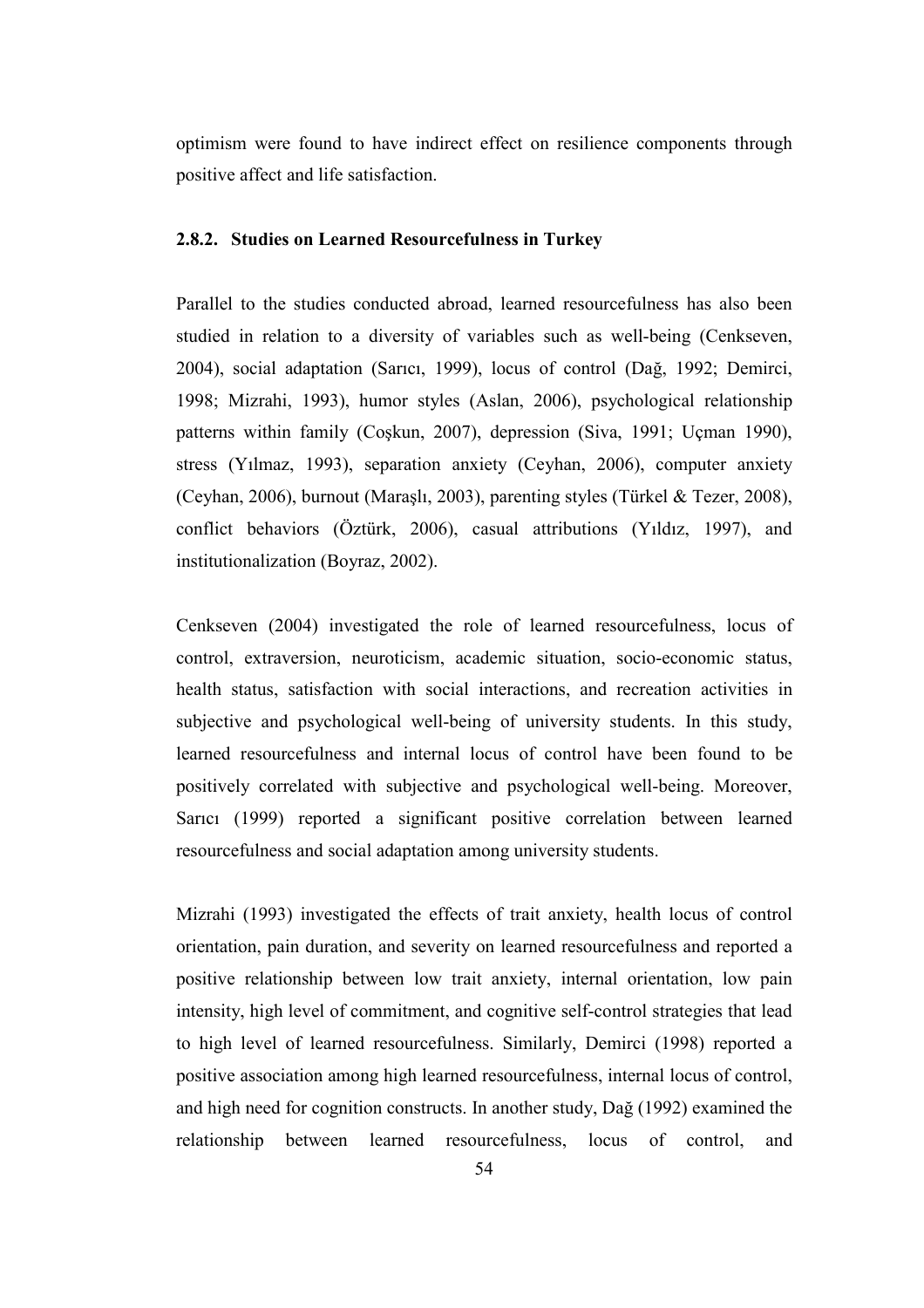optimism were found to have indirect effect on resilience components through positive affect and life satisfaction.

### 2.8.2. Studies on Learned Resourcefulness in Turkey

Parallel to the studies conducted abroad, learned resourcefulness has also been studied in relation to a diversity of variables such as well-being (Cenkseven, 2004), social adaptation (Sarıcı, 1999), locus of control (Dağ, 1992; Demirci, 1998; Mizrahi, 1993), humor styles (Aslan, 2006), psychological relationship patterns within family (Coşkun, 2007), depression (Siva, 1991; Uçman 1990), stress (Yılmaz, 1993), separation anxiety (Ceyhan, 2006), computer anxiety (Ceyhan, 2006), burnout (Maraşlı, 2003), parenting styles (Türkel & Tezer, 2008), conflict behaviors (Öztürk, 2006), casual attributions (Yıldız, 1997), and institutionalization (Boyraz, 2002).

Cenkseven (2004) investigated the role of learned resourcefulness, locus of control, extraversion, neuroticism, academic situation, socio-economic status, health status, satisfaction with social interactions, and recreation activities in subjective and psychological well-being of university students. In this study, learned resourcefulness and internal locus of control have been found to be positively correlated with subjective and psychological well-being. Moreover, Sarıcı (1999) reported a significant positive correlation between learned resourcefulness and social adaptation among university students.

Mizrahi (1993) investigated the effects of trait anxiety, health locus of control orientation, pain duration, and severity on learned resourcefulness and reported a positive relationship between low trait anxiety, internal orientation, low pain intensity, high level of commitment, and cognitive self-control strategies that lead to high level of learned resourcefulness. Similarly, Demirci (1998) reported a positive association among high learned resourcefulness, internal locus of control, and high need for cognition constructs. In another study, Dağ (1992) examined the relationship between learned resourcefulness, locus of control, and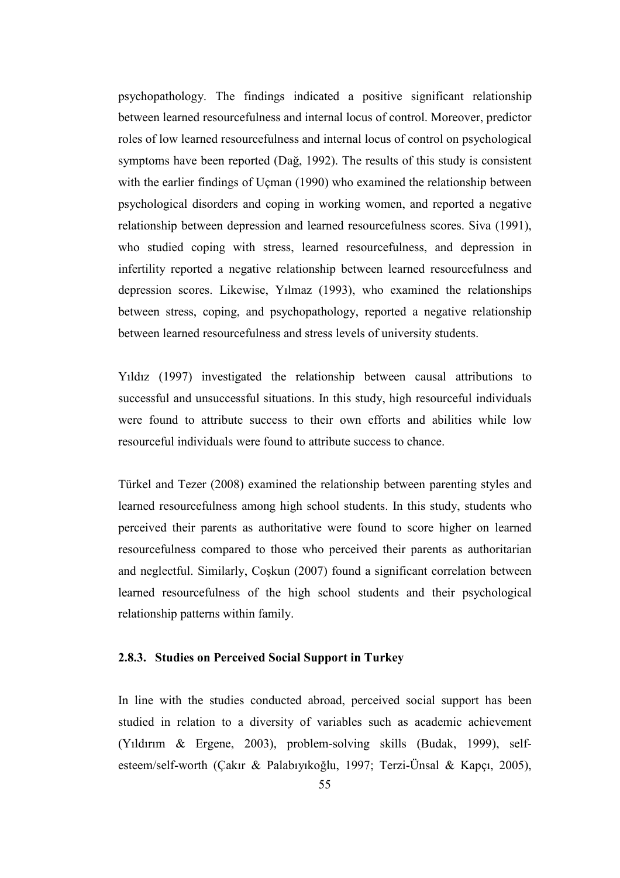psychopathology. The findings indicated a positive significant relationship between learned resourcefulness and internal locus of control. Moreover, predictor roles of low learned resourcefulness and internal locus of control on psychological symptoms have been reported (Dağ, 1992). The results of this study is consistent with the earlier findings of Uçman (1990) who examined the relationship between psychological disorders and coping in working women, and reported a negative relationship between depression and learned resourcefulness scores. Siva (1991), who studied coping with stress, learned resourcefulness, and depression in infertility reported a negative relationship between learned resourcefulness and depression scores. Likewise, Yılmaz (1993), who examined the relationships between stress, coping, and psychopathology, reported a negative relationship between learned resourcefulness and stress levels of university students.

Yıldız (1997) investigated the relationship between causal attributions to successful and unsuccessful situations. In this study, high resourceful individuals were found to attribute success to their own efforts and abilities while low resourceful individuals were found to attribute success to chance.

Türkel and Tezer (2008) examined the relationship between parenting styles and learned resourcefulness among high school students. In this study, students who perceived their parents as authoritative were found to score higher on learned resourcefulness compared to those who perceived their parents as authoritarian and neglectful. Similarly, Coşkun (2007) found a significant correlation between learned resourcefulness of the high school students and their psychological relationship patterns within family.

### 2.8.3. Studies on Perceived Social Support in Turkey

In line with the studies conducted abroad, perceived social support has been studied in relation to a diversity of variables such as academic achievement (Yıldırım & Ergene, 2003), problem-solving skills (Budak, 1999), self-esteem/self-worth (Çakır & Palabıyıkoğlu, 1997; Terzi-Ünsal & Kapçı, 2005),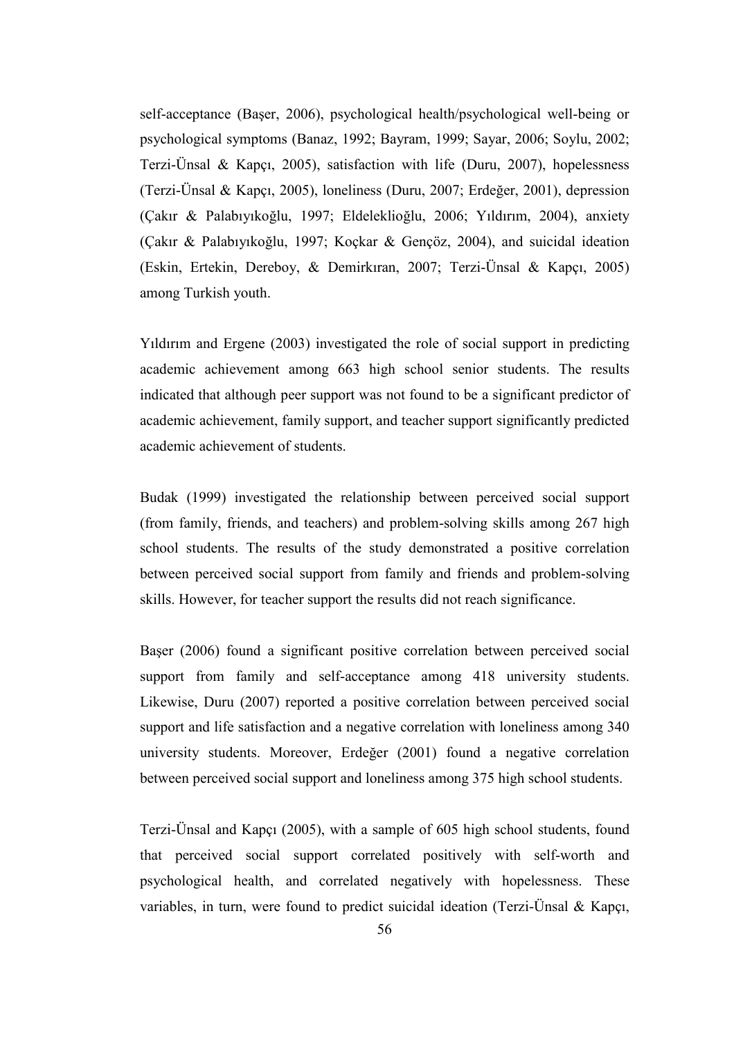self-acceptance (Başer, 2006), psychological health/psychological well-being or psychological symptoms (Banaz, 1992; Bayram, 1999; Sayar, 2006; Soylu, 2002; Terzi-Ünsal & Kapçı, 2005), satisfaction with life (Duru, 2007), hopelessness (Terzi-Ünsal & Kapçı, 2005), loneliness (Duru, 2007; Erdeğer, 2001), depression (Çakır & Palabıyıkoğlu, 1997; Eldeleklioğlu, 2006; Yıldırım, 2004), anxiety (Çakır & Palabıyıkoğlu, 1997; Koçkar & Gençöz, 2004), and suicidal ideation (Eskin, Ertekin, Dereboy, & Demirkıran, 2007; Terzi-Ünsal & Kapçı, 2005) among Turkish youth.

Yıldırım and Ergene (2003) investigated the role of social support in predicting academic achievement among 663 high school senior students. The results indicated that although peer support was not found to be a significant predictor of academic achievement, family support, and teacher support significantly predicted academic achievement of students.

Budak (1999) investigated the relationship between perceived social support (from family, friends, and teachers) and problem-solving skills among 267 high school students. The results of the study demonstrated a positive correlation between perceived social support from family and friends and problem-solving skills. However, for teacher support the results did not reach significance.

Başer (2006) found a significant positive correlation between perceived social support from family and self-acceptance among 418 university students. Likewise, Duru (2007) reported a positive correlation between perceived social support and life satisfaction and a negative correlation with loneliness among 340 university students. Moreover, Erdeğer (2001) found a negative correlation between perceived social support and loneliness among 375 high school students.

Terzi-Ünsal and Kapçı (2005), with a sample of 605 high school students, found that perceived social support correlated positively with self-worth and psychological health, and correlated negatively with hopelessness. These variables, in turn, were found to predict suicidal ideation (Terzi-Ünsal & Kapçı,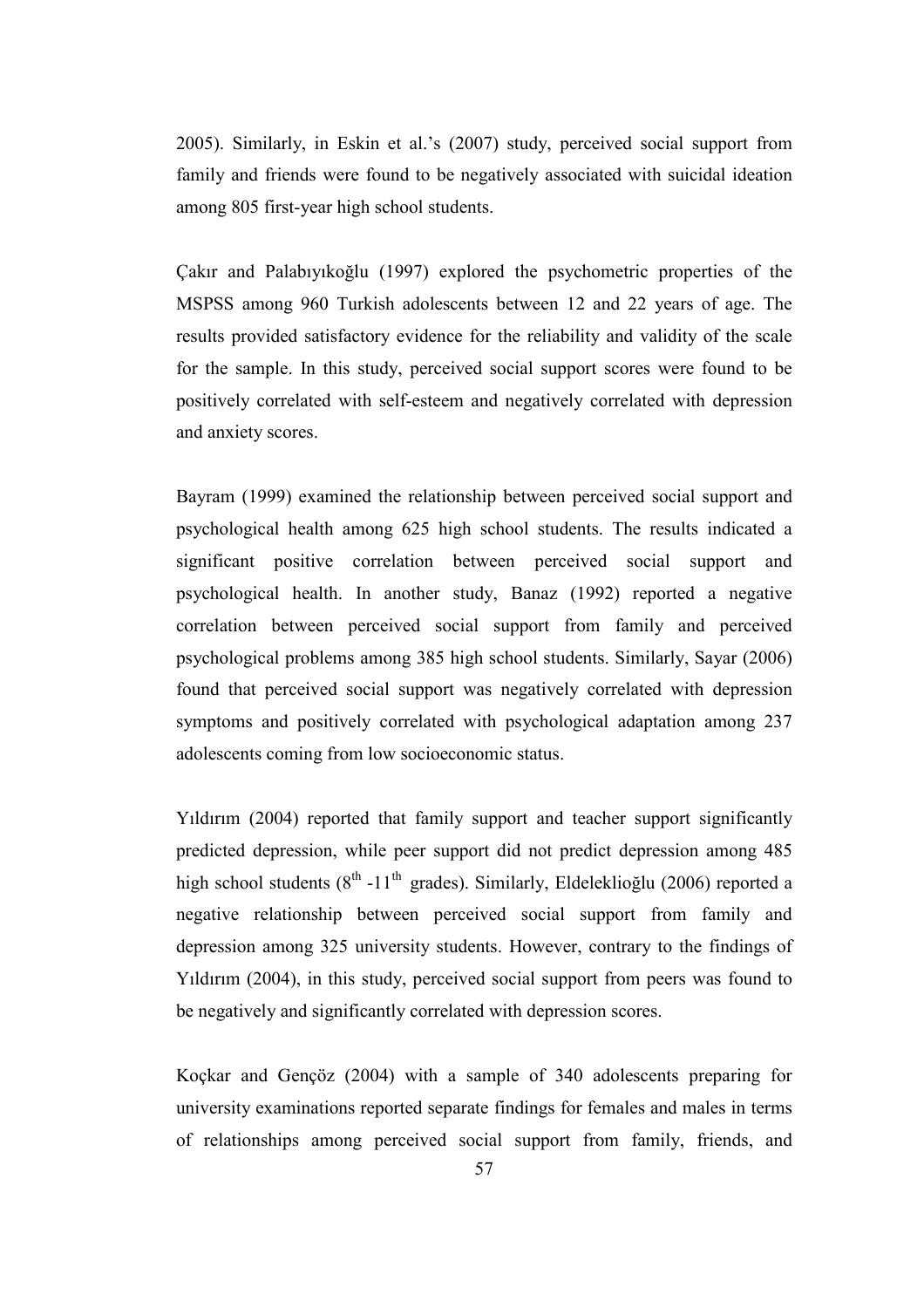2005). Similarly, in Eskin et al.'s (2007) study, perceived social support from family and friends were found to be negatively associated with suicidal ideation among 805 first-year high school students.

Çakır and Palabıyıkoğlu (1997) explored the psychometric properties of the MSPSS among 960 Turkish adolescents between 12 and 22 years of age. The results provided satisfactory evidence for the reliability and validity of the scale for the sample. In this study, perceived social support scores were found to be positively correlated with self-esteem and negatively correlated with depression and anxiety scores.

Bayram (1999) examined the relationship between perceived social support and psychological health among 625 high school students. The results indicated a significant positive correlation between perceived social support and psychological health. In another study, Banaz (1992) reported a negative correlation between perceived social support from family and perceived psychological problems among 385 high school students. Similarly, Sayar (2006) found that perceived social support was negatively correlated with depression symptoms and positively correlated with psychological adaptation among 237 adolescents coming from low socioeconomic status.

Yıldırım (2004) reported that family support and teacher support significantly predicted depression, while peer support did not predict depression among 485 high school students ($8^{th}$ -$11^{th}$ grades). Similarly, Eldeleklioğlu (2006) reported a negative relationship between perceived social support from family and depression among 325 university students. However, contrary to the findings of Yıldırım (2004), in this study, perceived social support from peers was found to be negatively and significantly correlated with depression scores.

Koçkar and Gençöz (2004) with a sample of 340 adolescents preparing for university examinations reported separate findings for females and males in terms of relationships among perceived social support from family, friends, and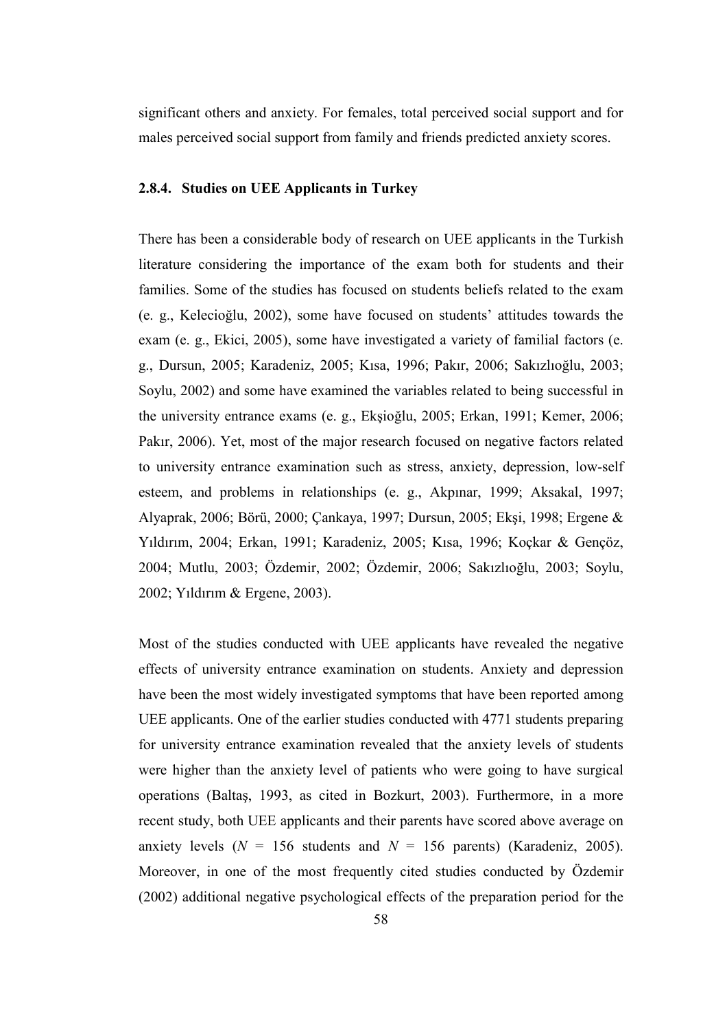significant others and anxiety. For females, total perceived social support and for males perceived social support from family and friends predicted anxiety scores.

### 2.8.4. Studies on UEE Applicants in Turkey

There has been a considerable body of research on UEE applicants in the Turkish literature considering the importance of the exam both for students and their families. Some of the studies has focused on students beliefs related to the exam (e. g., Kelecioğlu, 2002), some have focused on students' attitudes towards the exam (e. g., Ekici, 2005), some have investigated a variety of familial factors (e. g., Dursun, 2005; Karadeniz, 2005; Kısa, 1996; Pakır, 2006; Sakızlıoğlu, 2003; Soylu, 2002) and some have examined the variables related to being successful in the university entrance exams (e. g., Ekşioğlu, 2005; Erkan, 1991; Kemer, 2006; Pakır, 2006). Yet, most of the major research focused on negative factors related to university entrance examination such as stress, anxiety, depression, low-self esteem, and problems in relationships (e. g., Akpınar, 1999; Aksakal, 1997; Alyaprak, 2006; Börü, 2000; Çankaya, 1997; Dursun, 2005; Ekşi, 1998; Ergene & Yıldırım, 2004; Erkan, 1991; Karadeniz, 2005; Kısa, 1996; Koçkar & Gençöz, 2004; Mutlu, 2003; Özdemir, 2002; Özdemir, 2006; Sakızlıoğlu, 2003; Soylu, 2002; Yıldırım & Ergene, 2003).

Most of the studies conducted with UEE applicants have revealed the negative effects of university entrance examination on students. Anxiety and depression have been the most widely investigated symptoms that have been reported among UEE applicants. One of the earlier studies conducted with 4771 students preparing for university entrance examination revealed that the anxiety levels of students were higher than the anxiety level of patients who were going to have surgical operations (Baltaş, 1993, as cited in Bozkurt, 2003). Furthermore, in a more recent study, both UEE applicants and their parents have scored above average on anxiety levels ($N$ = 156 students and $N$ = 156 parents) (Karadeniz, 2005). Moreover, in one of the most frequently cited studies conducted by Özdemir (2002) additional negative psychological effects of the preparation period for the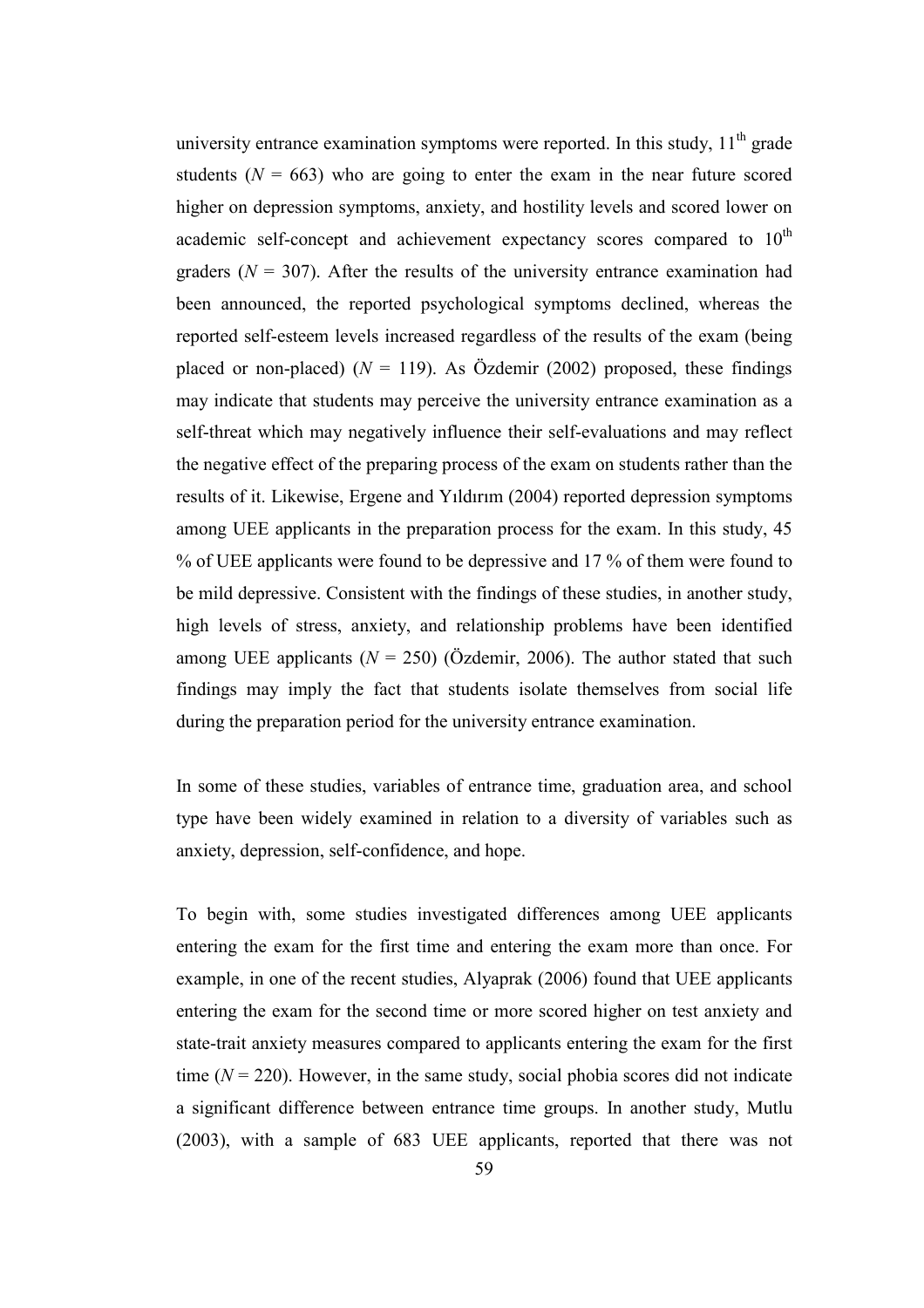university entrance examination symptoms were reported. In this study, $11^{th}$ grade students ($N$ = 663) who are going to enter the exam in the near future scored higher on depression symptoms, anxiety, and hostility levels and scored lower on academic self-concept and achievement expectancy scores compared to $10^{th}$ graders ($N$ = 307). After the results of the university entrance examination had been announced, the reported psychological symptoms declined, whereas the reported self-esteem levels increased regardless of the results of the exam (being placed or non-placed) ($N$ = 119). As Özdemir (2002) proposed, these findings may indicate that students may perceive the university entrance examination as a self-threat which may negatively influence their self-evaluations and may reflect the negative effect of the preparing process of the exam on students rather than the results of it. Likewise, Ergene and Yıldırım (2004) reported depression symptoms among UEE applicants in the preparation process for the exam. In this study, 45 % of UEE applicants were found to be depressive and 17 % of them were found to be mild depressive. Consistent with the findings of these studies, in another study, high levels of stress, anxiety, and relationship problems have been identified among UEE applicants ($N$ = 250) (Özdemir, 2006). The author stated that such findings may imply the fact that students isolate themselves from social life during the preparation period for the university entrance examination.

In some of these studies, variables of entrance time, graduation area, and school type have been widely examined in relation to a diversity of variables such as anxiety, depression, self-confidence, and hope.

To begin with, some studies investigated differences among UEE applicants entering the exam for the first time and entering the exam more than once. For example, in one of the recent studies, Alyaprak (2006) found that UEE applicants entering the exam for the second time or more scored higher on test anxiety and state-trait anxiety measures compared to applicants entering the exam for the first time ($N$ = 220). However, in the same study, social phobia scores did not indicate a significant difference between entrance time groups. In another study, Mutlu (2003), with a sample of 683 UEE applicants, reported that there was not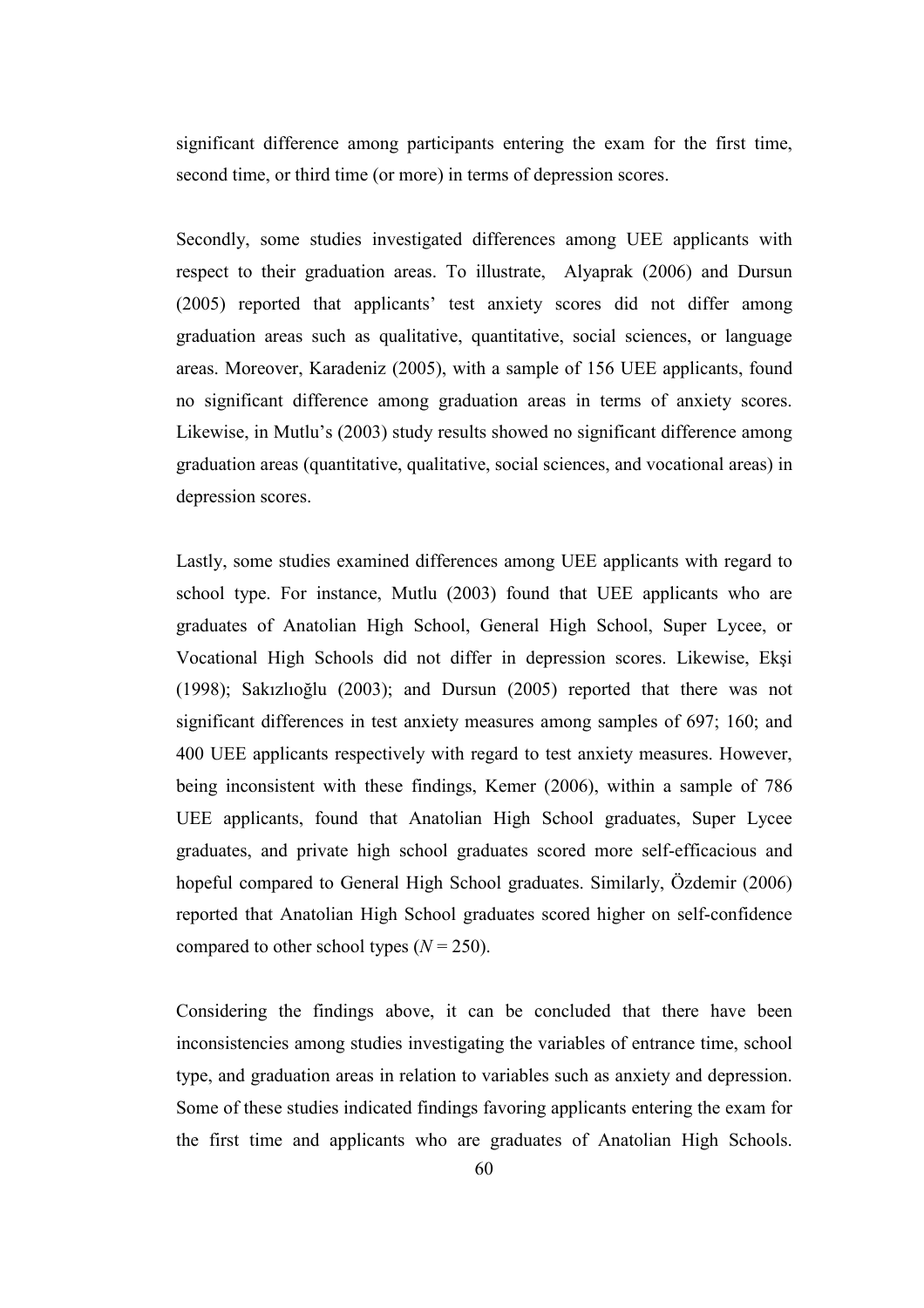significant difference among participants entering the exam for the first time, second time, or third time (or more) in terms of depression scores.

Secondly, some studies investigated differences among UEE applicants with respect to their graduation areas. To illustrate, Alyaprak (2006) and Dursun (2005) reported that applicants' test anxiety scores did not differ among graduation areas such as qualitative, quantitative, social sciences, or language areas. Moreover, Karadeniz (2005), with a sample of 156 UEE applicants, found no significant difference among graduation areas in terms of anxiety scores. Likewise, in Mutlu's (2003) study results showed no significant difference among graduation areas (quantitative, qualitative, social sciences, and vocational areas) in depression scores.

Lastly, some studies examined differences among UEE applicants with regard to school type. For instance, Mutlu (2003) found that UEE applicants who are graduates of Anatolian High School, General High School, Super Lycee, or Vocational High Schools did not differ in depression scores. Likewise, Ekşi (1998); Sakızlıoğlu (2003); and Dursun (2005) reported that there was not significant differences in test anxiety measures among samples of 697; 160; and 400 UEE applicants respectively with regard to test anxiety measures. However, being inconsistent with these findings, Kemer (2006), within a sample of 786 UEE applicants, found that Anatolian High School graduates, Super Lycee graduates, and private high school graduates scored more self-efficacious and hopeful compared to General High School graduates. Similarly, Özdemir (2006) reported that Anatolian High School graduates scored higher on self-confidence compared to other school types ($N = 250$).

Considering the findings above, it can be concluded that there have been inconsistencies among studies investigating the variables of entrance time, school type, and graduation areas in relation to variables such as anxiety and depression. Some of these studies indicated findings favoring applicants entering the exam for the first time and applicants who are graduates of Anatolian High Schools.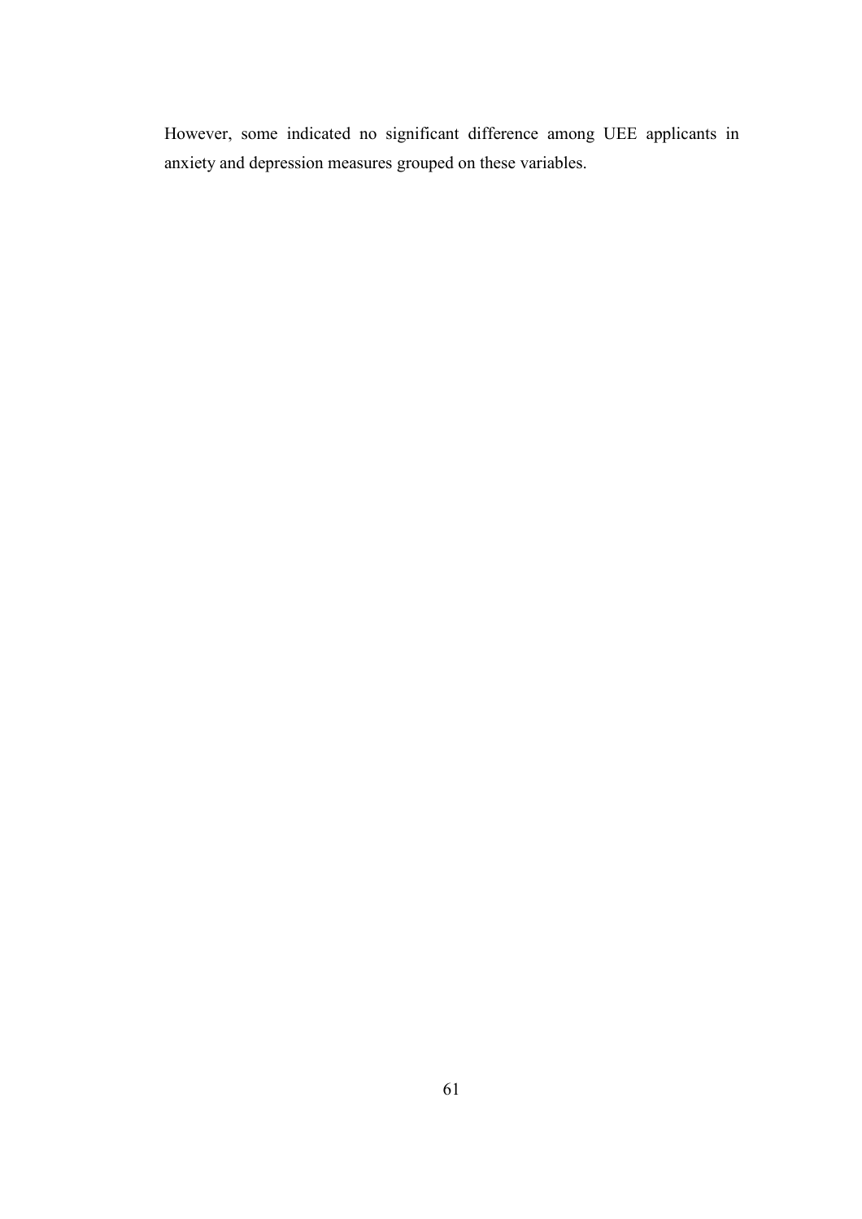However, some indicated no significant difference among UEE applicants in anxiety and depression measures grouped on these variables.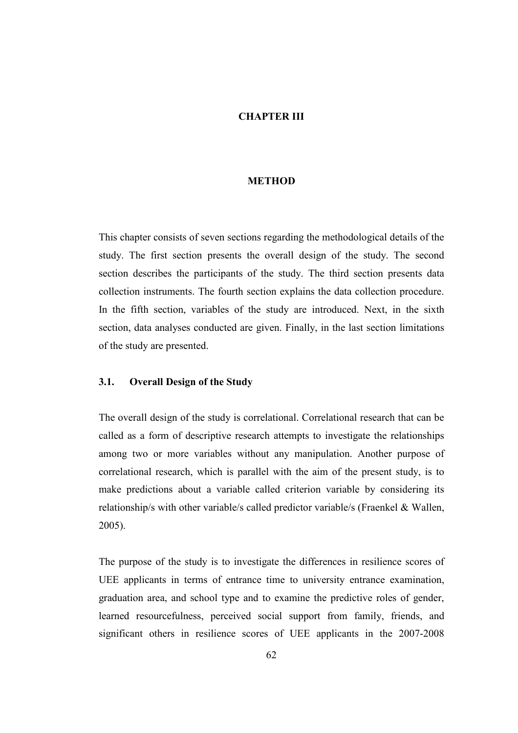# CHAPTER III

# METHOD

This chapter consists of seven sections regarding the methodological details of the study. The first section presents the overall design of the study. The second section describes the participants of the study. The third section presents data collection instruments. The fourth section explains the data collection procedure. In the fifth section, variables of the study are introduced. Next, in the sixth section, data analyses conducted are given. Finally, in the last section limitations of the study are presented.

## 3.1. Overall Design of the Study

The overall design of the study is correlational. Correlational research that can be called as a form of descriptive research attempts to investigate the relationships among two or more variables without any manipulation. Another purpose of correlational research, which is parallel with the aim of the present study, is to make predictions about a variable called criterion variable by considering its relationship/s with other variable/s called predictor variable/s (Fraenkel & Wallen, 2005).

The purpose of the study is to investigate the differences in resilience scores of UEE applicants in terms of entrance time to university entrance examination, graduation area, and school type and to examine the predictive roles of gender, learned resourcefulness, perceived social support from family, friends, and significant others in resilience scores of UEE applicants in the 2007-2008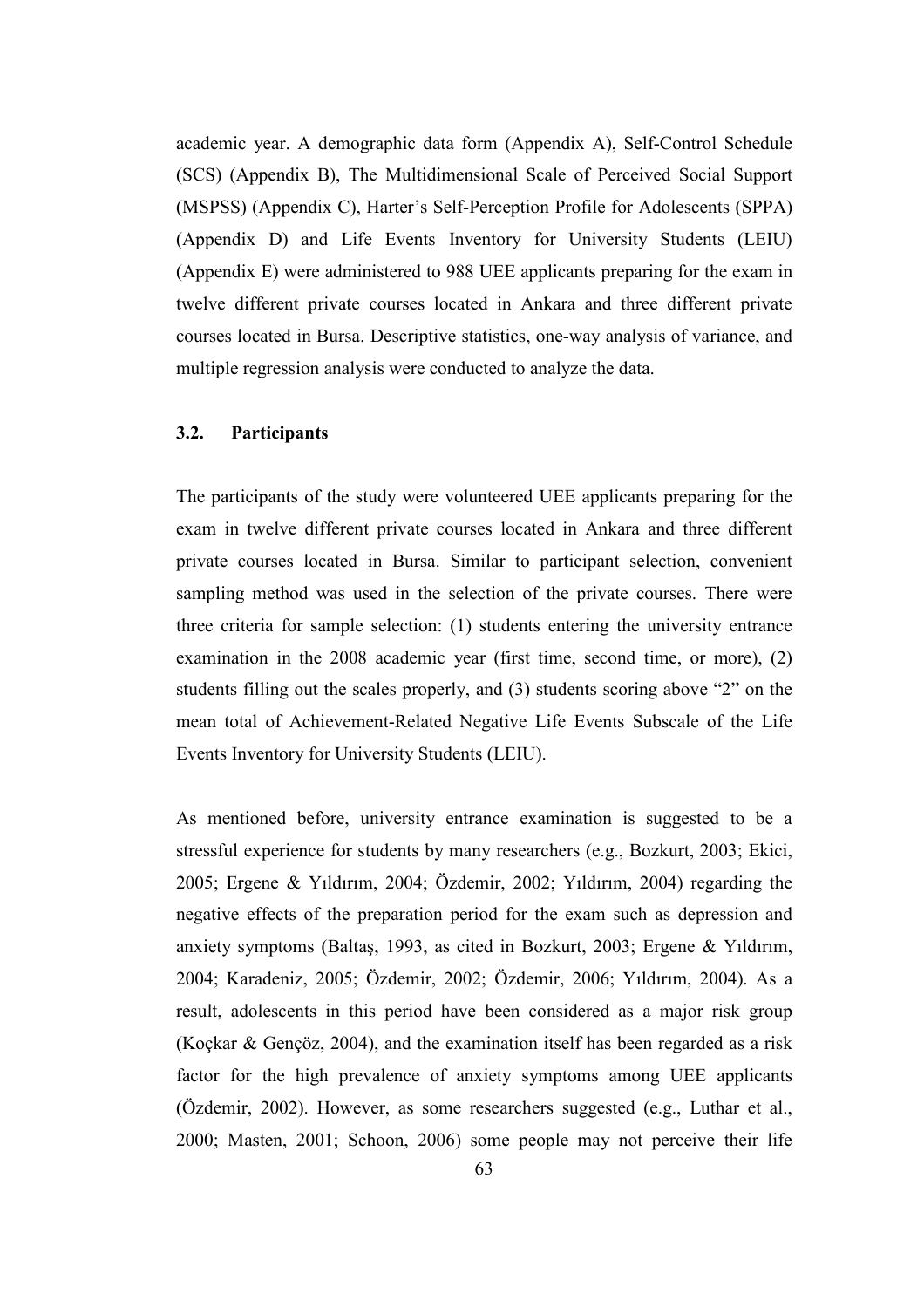academic year. A demographic data form (Appendix A), Self-Control Schedule (SCS) (Appendix B), The Multidimensional Scale of Perceived Social Support (MSPSS) (Appendix C), Harter's Self-Perception Profile for Adolescents (SPPA) (Appendix D) and Life Events Inventory for University Students (LEIU) (Appendix E) were administered to 988 UEE applicants preparing for the exam in twelve different private courses located in Ankara and three different private courses located in Bursa. Descriptive statistics, one-way analysis of variance, and multiple regression analysis were conducted to analyze the data.

### 3.2. Participants

The participants of the study were volunteered UEE applicants preparing for the exam in twelve different private courses located in Ankara and three different private courses located in Bursa. Similar to participant selection, convenient sampling method was used in the selection of the private courses. There were three criteria for sample selection: (1) students entering the university entrance examination in the 2008 academic year (first time, second time, or more), (2) students filling out the scales properly, and (3) students scoring above "2" on the mean total of Achievement-Related Negative Life Events Subscale of the Life Events Inventory for University Students (LEIU).

As mentioned before, university entrance examination is suggested to be a stressful experience for students by many researchers (e.g., Bozkurt, 2003; Ekici, 2005; Ergene & Yıldırım, 2004; Özdemir, 2002; Yıldırım, 2004) regarding the negative effects of the preparation period for the exam such as depression and anxiety symptoms (Baltaş, 1993, as cited in Bozkurt, 2003; Ergene & Yıldırım, 2004; Karadeniz, 2005; Özdemir, 2002; Özdemir, 2006; Yıldırım, 2004). As a result, adolescents in this period have been considered as a major risk group (Koçkar & Gençöz, 2004), and the examination itself has been regarded as a risk factor for the high prevalence of anxiety symptoms among UEE applicants (Özdemir, 2002). However, as some researchers suggested (e.g., Luthar et al., 2000; Masten, 2001; Schoon, 2006) some people may not perceive their life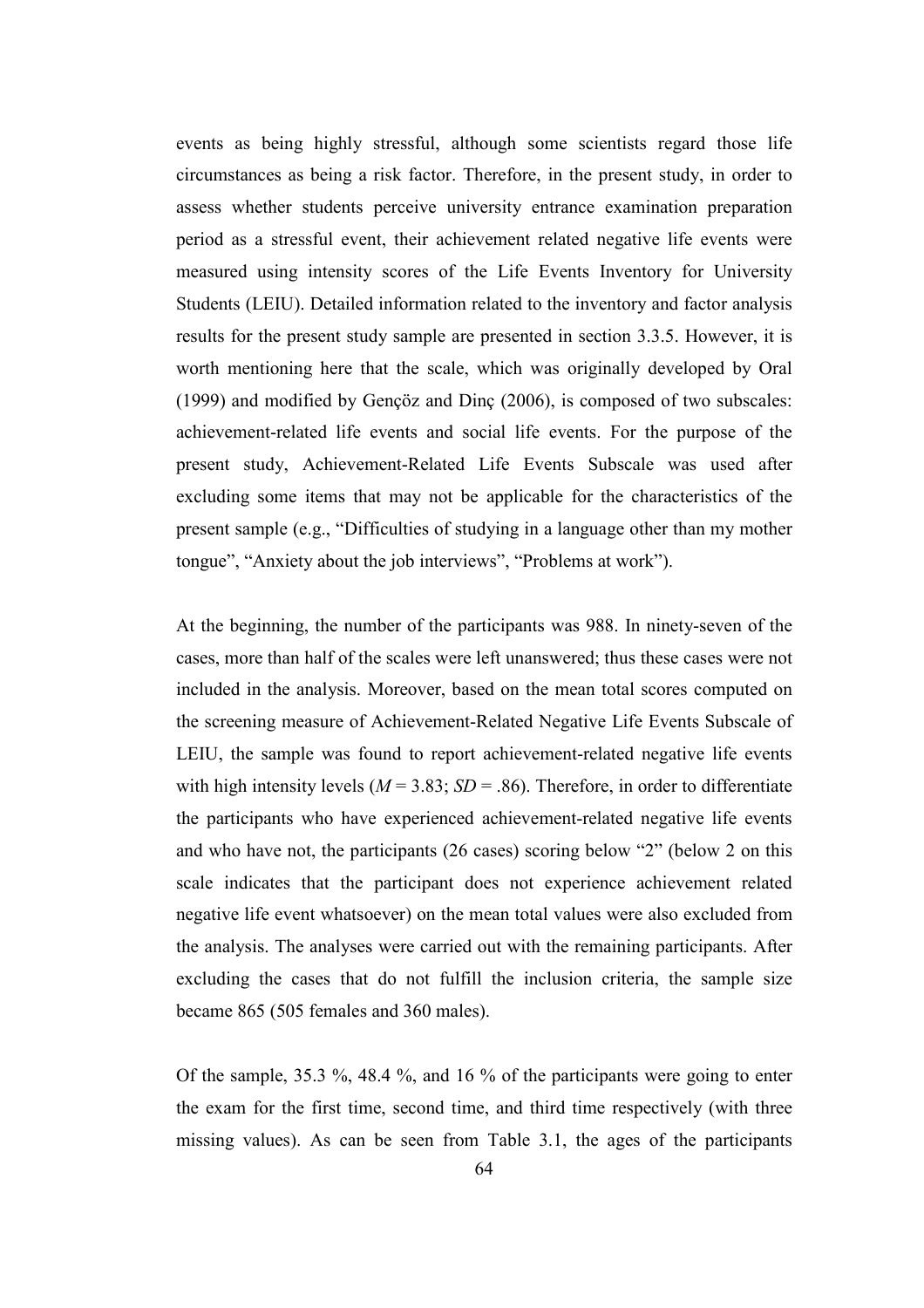events as being highly stressful, although some scientists regard those life circumstances as being a risk factor. Therefore, in the present study, in order to assess whether students perceive university entrance examination preparation period as a stressful event, their achievement related negative life events were measured using intensity scores of the Life Events Inventory for University Students (LEIU). Detailed information related to the inventory and factor analysis results for the present study sample are presented in section 3.3.5. However, it is worth mentioning here that the scale, which was originally developed by Oral (1999) and modified by Gençöz and Dinç (2006), is composed of two subscales: achievement-related life events and social life events. For the purpose of the present study, Achievement-Related Life Events Subscale was used after excluding some items that may not be applicable for the characteristics of the present sample (e.g., "Difficulties of studying in a language other than my mother tongue", "Anxiety about the job interviews", "Problems at work").

At the beginning, the number of the participants was 988. In ninety-seven of the cases, more than half of the scales were left unanswered; thus these cases were not included in the analysis. Moreover, based on the mean total scores computed on the screening measure of Achievement-Related Negative Life Events Subscale of LEIU, the sample was found to report achievement-related negative life events with high intensity levels ($M = 3.83$; $SD = .86$). Therefore, in order to differentiate the participants who have experienced achievement-related negative life events and who have not, the participants (26 cases) scoring below "2" (below 2 on this scale indicates that the participant does not experience achievement related negative life event whatsoever) on the mean total values were also excluded from the analysis. The analyses were carried out with the remaining participants. After excluding the cases that do not fulfill the inclusion criteria, the sample size became 865 (505 females and 360 males).

Of the sample, 35.3 %, 48.4 %, and 16 % of the participants were going to enter the exam for the first time, second time, and third time respectively (with three missing values). As can be seen from Table 3.1, the ages of the participants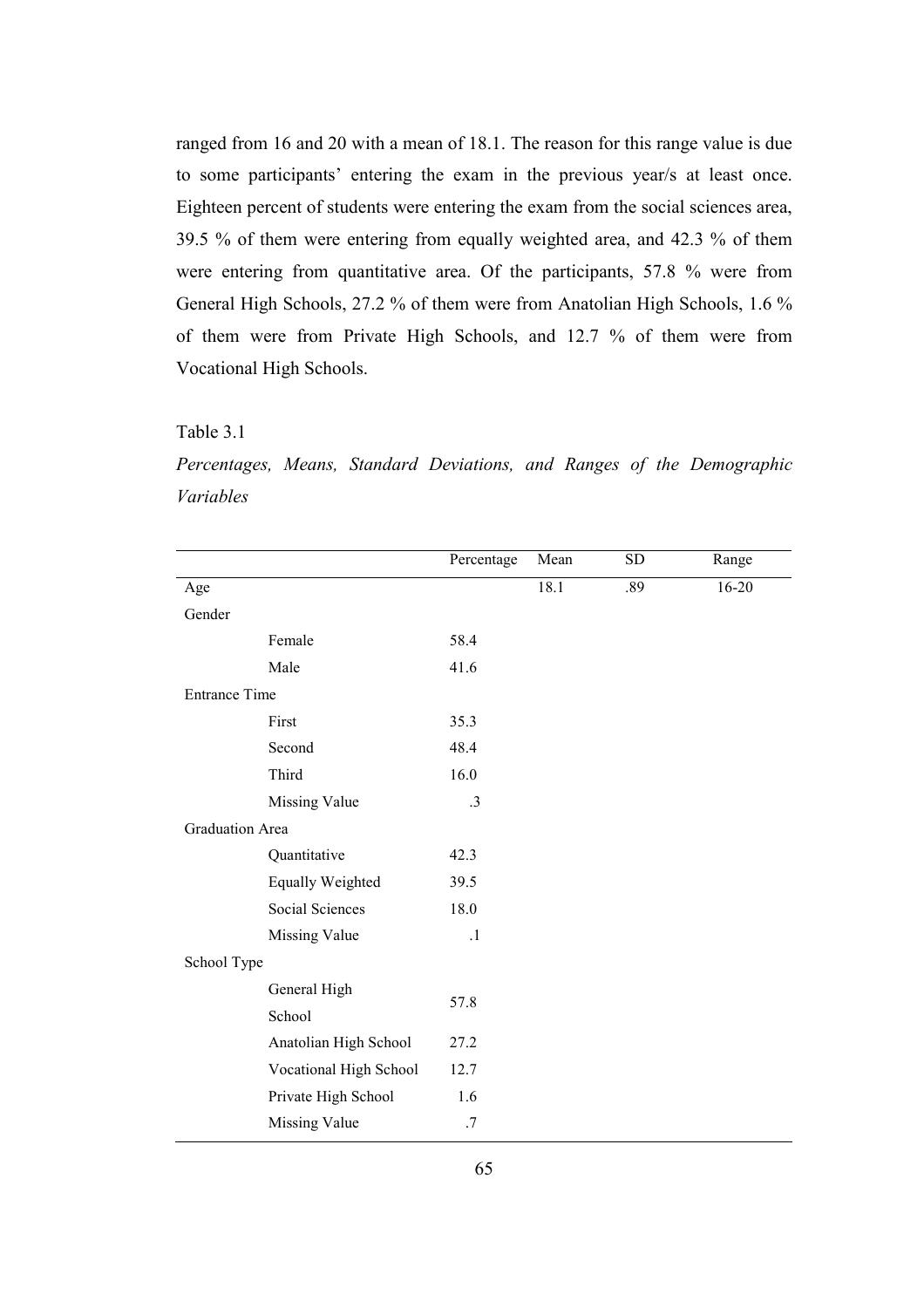ranged from 16 and 20 with a mean of 18.1. The reason for this range value is due to some participants' entering the exam in the previous year/s at least once. Eighteen percent of students were entering the exam from the social sciences area, 39.5 % of them were entering from equally weighted area, and 42.3 % of them were entering from quantitative area. Of the participants, 57.8 % were from General High Schools, 27.2 % of them were from Anatolian High Schools, 1.6 % of them were from Private High Schools, and 12.7 % of them were from Vocational High Schools.

Table 3.1

*Percentages, Means, Standard Deviations, and Ranges of the Demographic Variables*

| | | Percentage | Mean | SD | Range |
|---|---|---|---|---|---|
| Age | | | 18.1 | .89 | 16-20 |
| Gender | | | | | |
| | Female | 58.4 | | | |
| | Male | 41.6 | | | |
| Entrance Time | | | | | |
| | First | 35.3 | | | |
| | Second | 48.4 | | | |
| | Third | 16.0 | | | |
| | Missing Value | .3 | | | |
| Graduation Area | | | | | |
| | Quantitative | 42.3 | | | |
| | Equally Weighted | 39.5 | | | |
| | Social Sciences | 18.0 | | | |
| | Missing Value | .1 | | | |
| School Type | | | | | |
| | General High School | 57.8 | | | |
| | Anatolian High School | 27.2 | | | |
| | Vocational High School | 12.7 | | | |
| | Private High School | 1.6 | | | |
| | Missing Value | .7 | | | |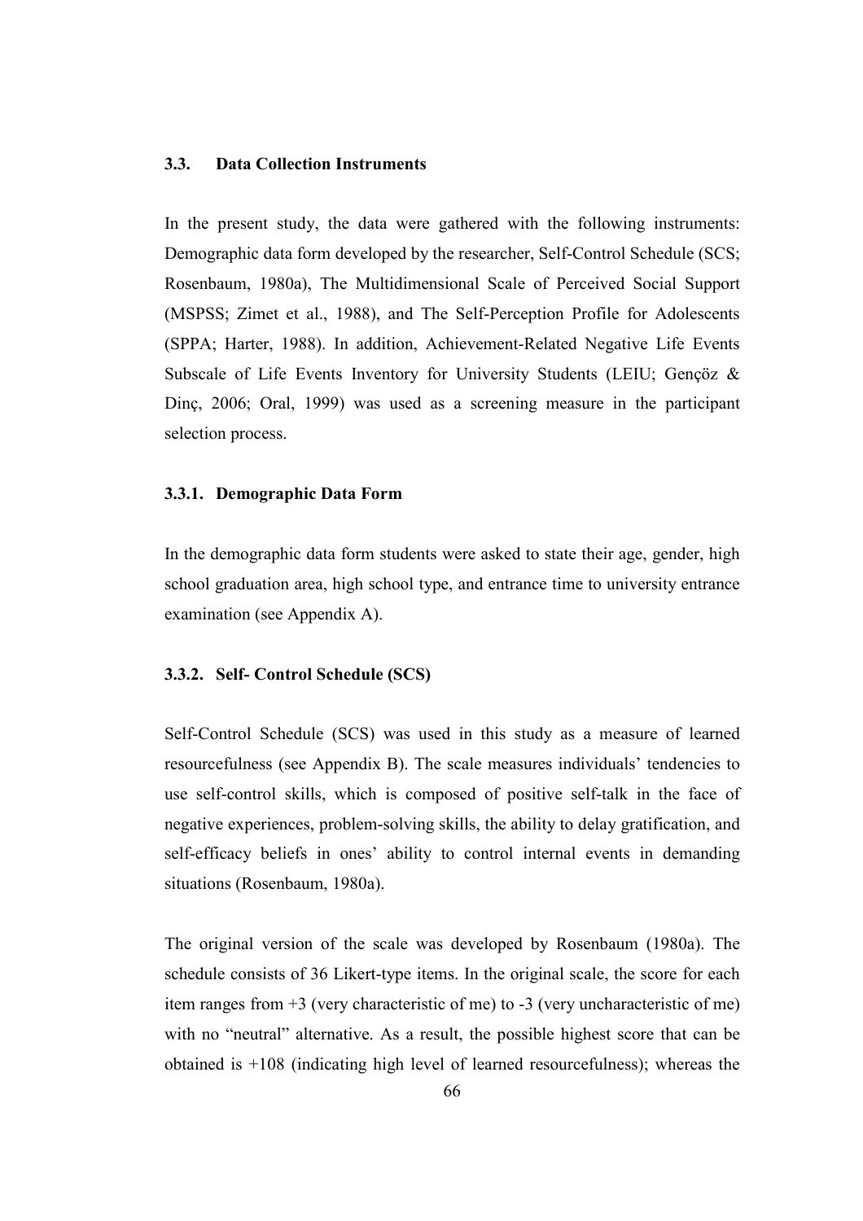### 3.3. Data Collection Instruments

In the present study, the data were gathered with the following instruments: Demographic data form developed by the researcher, Self-Control Schedule (SCS; Rosenbaum, 1980a), The Multidimensional Scale of Perceived Social Support (MSPSS; Zimet et al., 1988), and The Self-Perception Profile for Adolescents (SPPA; Harter, 1988). In addition, Achievement-Related Negative Life Events Subscale of Life Events Inventory for University Students (LEIU; Gençöz & Dinç, 2006; Oral, 1999) was used as a screening measure in the participant selection process.

#### 3.3.1. Demographic Data Form

In the demographic data form students were asked to state their age, gender, high school graduation area, high school type, and entrance time to university entrance examination (see Appendix A).

#### 3.3.2. Self- Control Schedule (SCS)

Self-Control Schedule (SCS) was used in this study as a measure of learned resourcefulness (see Appendix B). The scale measures individuals' tendencies to use self-control skills, which is composed of positive self-talk in the face of negative experiences, problem-solving skills, the ability to delay gratification, and self-efficacy beliefs in ones' ability to control internal events in demanding situations (Rosenbaum, 1980a).

The original version of the scale was developed by Rosenbaum (1980a). The schedule consists of 36 Likert-type items. In the original scale, the score for each item ranges from +3 (very characteristic of me) to -3 (very uncharacteristic of me) with no "neutral" alternative. As a result, the possible highest score that can be obtained is +108 (indicating high level of learned resourcefulness); whereas the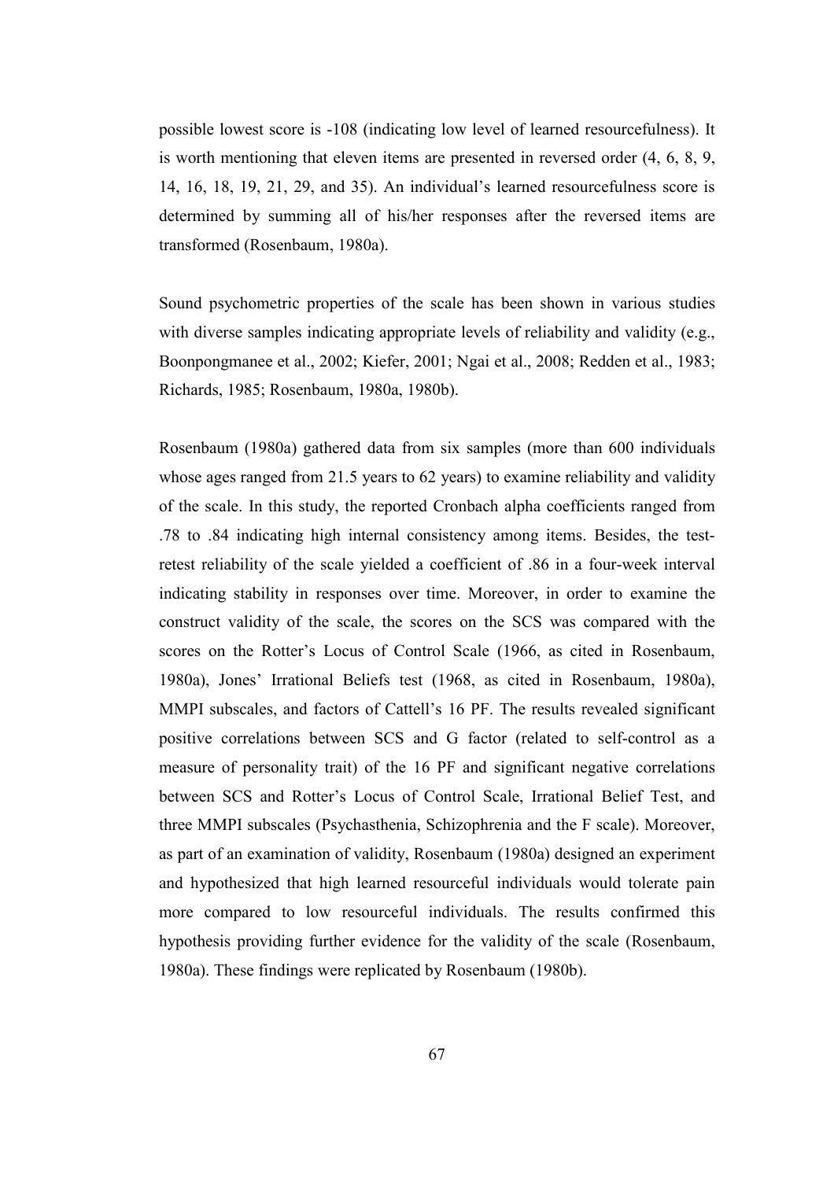possible lowest score is -108 (indicating low level of learned resourcefulness). It is worth mentioning that eleven items are presented in reversed order (4, 6, 8, 9, 14, 16, 18, 19, 21, 29, and 35). An individual's learned resourcefulness score is determined by summing all of his/her responses after the reversed items are transformed (Rosenbaum, 1980a).

Sound psychometric properties of the scale has been shown in various studies with diverse samples indicating appropriate levels of reliability and validity (e.g., Boonpongmanee et al., 2002; Kiefer, 2001; Ngai et al., 2008; Redden et al., 1983; Richards, 1985; Rosenbaum, 1980a, 1980b).

Rosenbaum (1980a) gathered data from six samples (more than 600 individuals whose ages ranged from 21.5 years to 62 years) to examine reliability and validity of the scale. In this study, the reported Cronbach alpha coefficients ranged from .78 to .84 indicating high internal consistency among items. Besides, the test-retest reliability of the scale yielded a coefficient of .86 in a four-week interval indicating stability in responses over time. Moreover, in order to examine the construct validity of the scale, the scores on the SCS was compared with the scores on the Rotter's Locus of Control Scale (1966, as cited in Rosenbaum, 1980a), Jones' Irrational Beliefs test (1968, as cited in Rosenbaum, 1980a), MMPI subscales, and factors of Cattell's 16 PF. The results revealed significant positive correlations between SCS and G factor (related to self-control as a measure of personality trait) of the 16 PF and significant negative correlations between SCS and Rotter's Locus of Control Scale, Irrational Belief Test, and three MMPI subscales (Psychasthenia, Schizophrenia and the F scale). Moreover, as part of an examination of validity, Rosenbaum (1980a) designed an experiment and hypothesized that high learned resourceful individuals would tolerate pain more compared to low resourceful individuals. The results confirmed this hypothesis providing further evidence for the validity of the scale (Rosenbaum, 1980a). These findings were replicated by Rosenbaum (1980b).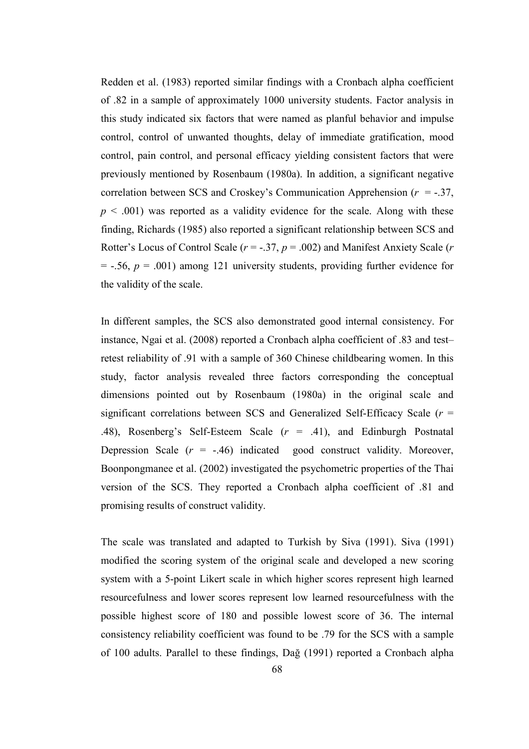Redden et al. (1983) reported similar findings with a Cronbach alpha coefficient of .82 in a sample of approximately 1000 university students. Factor analysis in this study indicated six factors that were named as planful behavior and impulse control, control of unwanted thoughts, delay of immediate gratification, mood control, pain control, and personal efficacy yielding consistent factors that were previously mentioned by Rosenbaum (1980a). In addition, a significant negative correlation between SCS and Croskey's Communication Apprehension ($r$ = -.37, $p$ < .001) was reported as a validity evidence for the scale. Along with these finding, Richards (1985) also reported a significant relationship between SCS and Rotter's Locus of Control Scale ($r$ = -.37, $p$ = .002) and Manifest Anxiety Scale ($r$ = -.56, $p$ = .001) among 121 university students, providing further evidence for the validity of the scale.

In different samples, the SCS also demonstrated good internal consistency. For instance, Ngai et al. (2008) reported a Cronbach alpha coefficient of .83 and test–retest reliability of .91 with a sample of 360 Chinese childbearing women. In this study, factor analysis revealed three factors corresponding the conceptual dimensions pointed out by Rosenbaum (1980a) in the original scale and significant correlations between SCS and Generalized Self-Efficacy Scale ($r$ = .48), Rosenberg's Self-Esteem Scale ($r$ = .41), and Edinburgh Postnatal Depression Scale ($r$ = -.46) indicated good construct validity. Moreover, Boonpongmanee et al. (2002) investigated the psychometric properties of the Thai version of the SCS. They reported a Cronbach alpha coefficient of .81 and promising results of construct validity.

The scale was translated and adapted to Turkish by Siva (1991). Siva (1991) modified the scoring system of the original scale and developed a new scoring system with a 5-point Likert scale in which higher scores represent high learned resourcefulness and lower scores represent low learned resourcefulness with the possible highest score of 180 and possible lowest score of 36. The internal consistency reliability coefficient was found to be .79 for the SCS with a sample of 100 adults. Parallel to these findings, Dağ (1991) reported a Cronbach alpha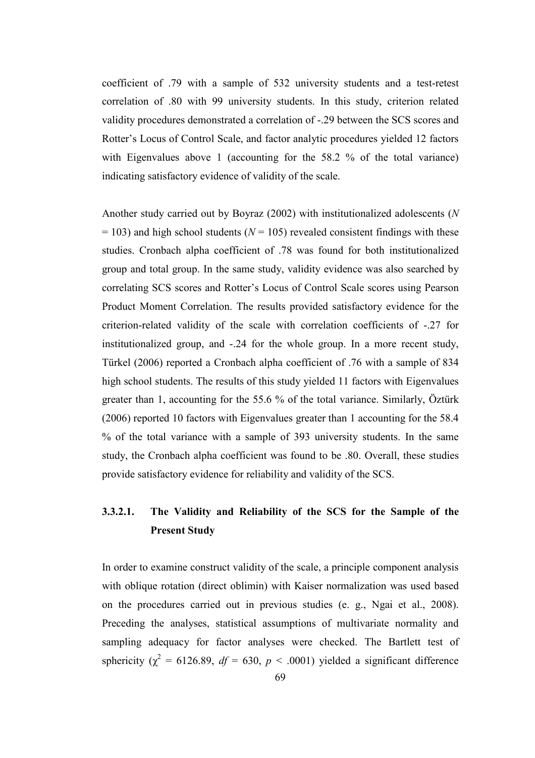coefficient of .79 with a sample of 532 university students and a test-retest correlation of .80 with 99 university students. In this study, criterion related validity procedures demonstrated a correlation of -.29 between the SCS scores and Rotter's Locus of Control Scale, and factor analytic procedures yielded 12 factors with Eigenvalues above 1 (accounting for the 58.2 % of the total variance) indicating satisfactory evidence of validity of the scale.

Another study carried out by Boyraz (2002) with institutionalized adolescents ($N$ = 103) and high school students ($N$ = 105) revealed consistent findings with these studies. Cronbach alpha coefficient of .78 was found for both institutionalized group and total group. In the same study, validity evidence was also searched by correlating SCS scores and Rotter's Locus of Control Scale scores using Pearson Product Moment Correlation. The results provided satisfactory evidence for the criterion-related validity of the scale with correlation coefficients of -.27 for institutionalized group, and -.24 for the whole group. In a more recent study, Türkel (2006) reported a Cronbach alpha coefficient of .76 with a sample of 834 high school students. The results of this study yielded 11 factors with Eigenvalues greater than 1, accounting for the 55.6 % of the total variance. Similarly, Öztürk (2006) reported 10 factors with Eigenvalues greater than 1 accounting for the 58.4 % of the total variance with a sample of 393 university students. In the same study, the Cronbach alpha coefficient was found to be .80. Overall, these studies provide satisfactory evidence for reliability and validity of the SCS.

#### 3.3.2.1. The Validity and Reliability of the SCS for the Sample of the Present Study

In order to examine construct validity of the scale, a principle component analysis with oblique rotation (direct oblimin) with Kaiser normalization was used based on the procedures carried out in previous studies (e. g., Ngai et al., 2008). Preceding the analyses, statistical assumptions of multivariate normality and sampling adequacy for factor analyses were checked. The Bartlett test of sphericity ($\chi^2$ = 6126.89, $df$ = 630, $p$ < .0001) yielded a significant difference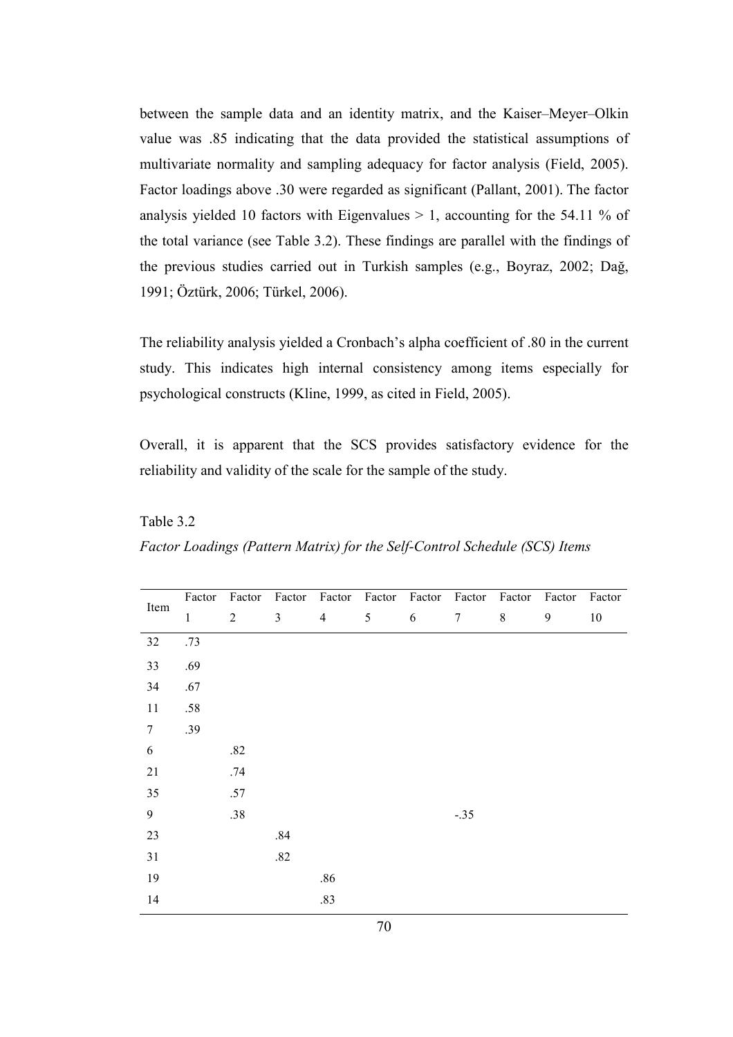between the sample data and an identity matrix, and the Kaiser–Meyer–Olkin value was .85 indicating that the data provided the statistical assumptions of multivariate normality and sampling adequacy for factor analysis (Field, 2005). Factor loadings above .30 were regarded as significant (Pallant, 2001). The factor analysis yielded 10 factors with Eigenvalues > 1, accounting for the 54.11 % of the total variance (see Table 3.2). These findings are parallel with the findings of the previous studies carried out in Turkish samples (e.g., Boyraz, 2002; Dağ, 1991; Öztürk, 2006; Türkel, 2006).

The reliability analysis yielded a Cronbach's alpha coefficient of .80 in the current study. This indicates high internal consistency among items especially for psychological constructs (Kline, 1999, as cited in Field, 2005).

Overall, it is apparent that the SCS provides satisfactory evidence for the reliability and validity of the scale for the sample of the study.

Table 3.2

*Factor Loadings (Pattern Matrix) for the Self-Control Schedule (SCS) Items*

| Item | Factor 1 | Factor 2 | Factor 3 | Factor 4 | Factor 5 | Factor 6 | Factor 7 | Factor 8 | Factor 9 | Factor 10 |
|---|---|---|---|---|---|---|---|---|---|---|
| 32 | .73 | | | | | | | | | |
| 33 | .69 | | | | | | | | | |
| 34 | .67 | | | | | | | | | |
| 11 | .58 | | | | | | | | | |
| 7 | .39 | | | | | | | | | |
| 6 | | .82 | | | | | | | | |
| 21 | | .74 | | | | | | | | |
| 35 | | .57 | | | | | | | | |
| 9 | | .38 | | | | | -.35 | | | |
| 23 | | | .84 | | | | | | | |
| 31 | | | .82 | | | | | | | |
| 19 | | | | .86 | | | | | | |
| 14 | | | | .83 | | | | | | |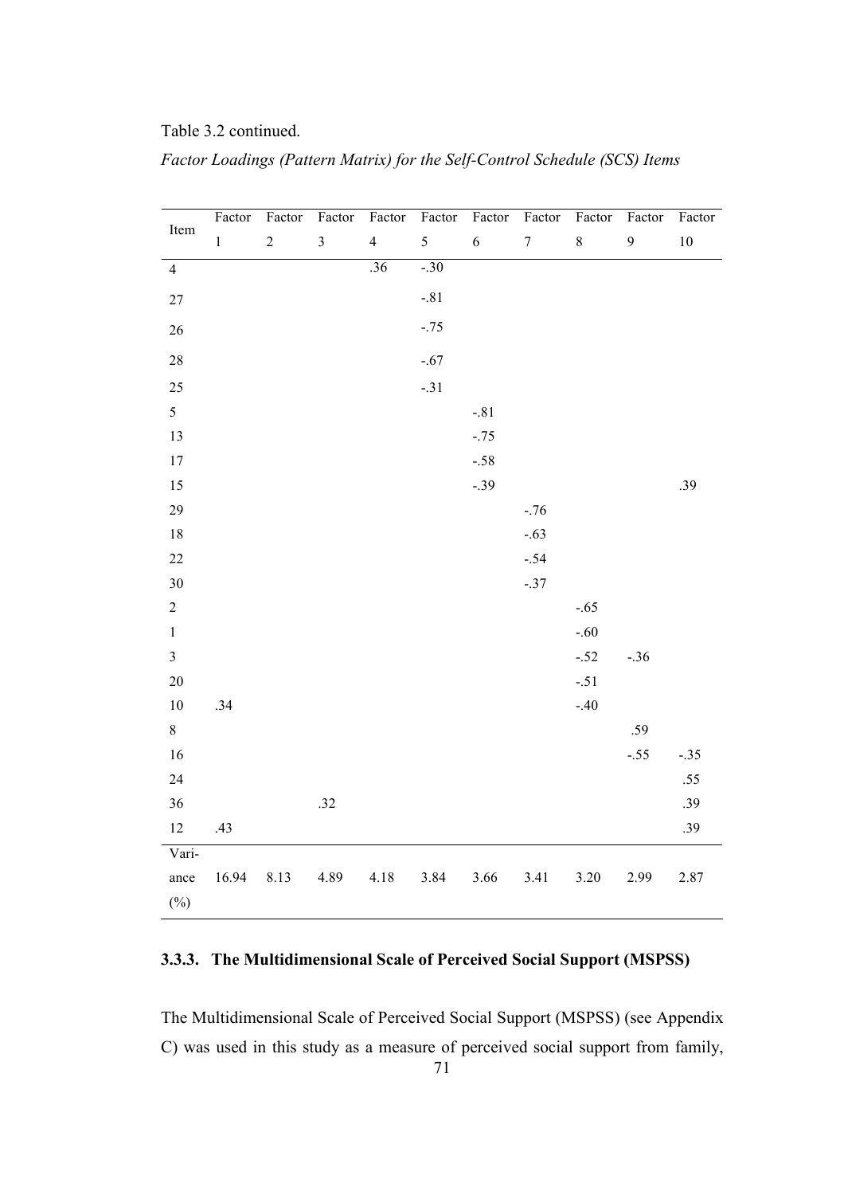Table 3.2 continued.

*Factor Loadings (Pattern Matrix) for the Self-Control Schedule (SCS) Items*

| Item | Factor 1 | Factor 2 | Factor 3 | Factor 4 | Factor 5 | Factor 6 | Factor 7 | Factor 8 | Factor 9 | Factor 10 |
|---|---|---|---|---|---|---|---|---|---|---|
| 4 | | | | .36 | -.30 | | | | | |
| 27 | | | | | -.81 | | | | | |
| 26 | | | | | -.75 | | | | | |
| 28 | | | | | -.67 | | | | | |
| 25 | | | | | -.31 | | | | | |
| 5 | | | | | | -.81 | | | | |
| 13 | | | | | | -.75 | | | | |
| 17 | | | | | | -.58 | | | | |
| 15 | | | | | | -.39 | | | | .39 |
| 29 | | | | | | | -.76 | | | |
| 18 | | | | | | | -.63 | | | |
| 22 | | | | | | | -.54 | | | |
| 30 | | | | | | | -.37 | | | |
| 2 | | | | | | | | -.65 | | |
| 1 | | | | | | | | -.60 | | |
| 3 | | | | | | | | -.52 | -.36 | |
| 20 | | | | | | | | -.51 | | |
| 10 | .34 | | | | | | | -.40 | | |
| 8 | | | | | | | | | .59 | |
| 16 | | | | | | | | | -.55 | -.35 |
| 24 | | | | | | | | | | .55 |
| 36 | | | .32 | | | | | | | .39 |
| 12 | .43 | | | | | | | | | .39 |
| Variance (%) | 16.94 | 8.13 | 4.89 | 4.18 | 3.84 | 3.66 | 3.41 | 3.20 | 2.99 | 2.87 |

### 3.3.3. The Multidimensional Scale of Perceived Social Support (MSPSS)

The Multidimensional Scale of Perceived Social Support (MSPSS) (see Appendix C) was used in this study as a measure of perceived social support from family,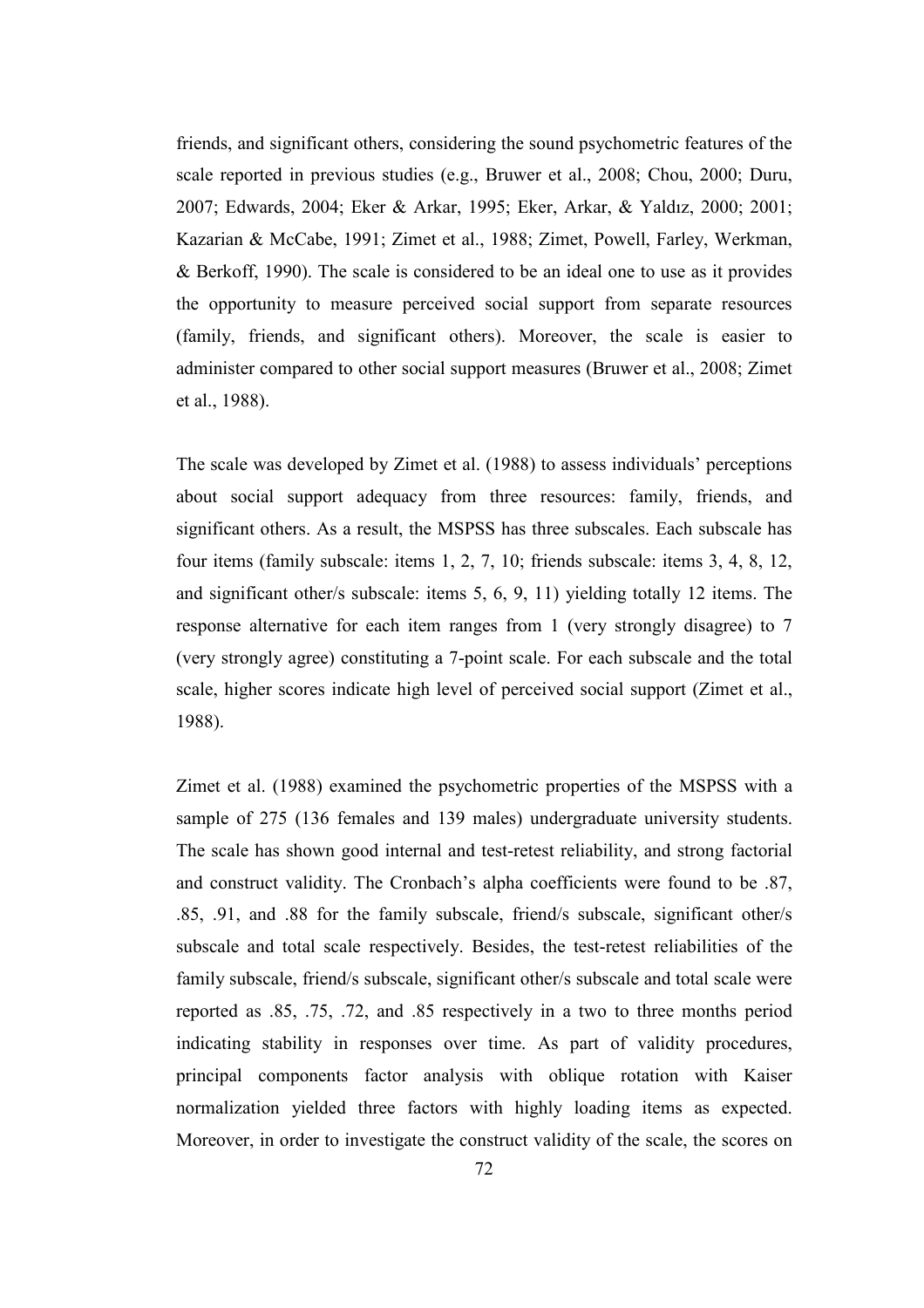friends, and significant others, considering the sound psychometric features of the scale reported in previous studies (e.g., Bruwer et al., 2008; Chou, 2000; Duru, 2007; Edwards, 2004; Eker & Arkar, 1995; Eker, Arkar, & Yaldız, 2000; 2001; Kazarian & McCabe, 1991; Zimet et al., 1988; Zimet, Powell, Farley, Werkman, & Berkoff, 1990). The scale is considered to be an ideal one to use as it provides the opportunity to measure perceived social support from separate resources (family, friends, and significant others). Moreover, the scale is easier to administer compared to other social support measures (Bruwer et al., 2008; Zimet et al., 1988).

The scale was developed by Zimet et al. (1988) to assess individuals' perceptions about social support adequacy from three resources: family, friends, and significant others. As a result, the MSPSS has three subscales. Each subscale has four items (family subscale: items 1, 2, 7, 10; friends subscale: items 3, 4, 8, 12, and significant other/s subscale: items 5, 6, 9, 11) yielding totally 12 items. The response alternative for each item ranges from 1 (very strongly disagree) to 7 (very strongly agree) constituting a 7-point scale. For each subscale and the total scale, higher scores indicate high level of perceived social support (Zimet et al., 1988).

Zimet et al. (1988) examined the psychometric properties of the MSPSS with a sample of 275 (136 females and 139 males) undergraduate university students. The scale has shown good internal and test-retest reliability, and strong factorial and construct validity. The Cronbach's alpha coefficients were found to be .87, .85, .91, and .88 for the family subscale, friend/s subscale, significant other/s subscale and total scale respectively. Besides, the test-retest reliabilities of the family subscale, friend/s subscale, significant other/s subscale and total scale were reported as .85, .75, .72, and .85 respectively in a two to three months period indicating stability in responses over time. As part of validity procedures, principal components factor analysis with oblique rotation with Kaiser normalization yielded three factors with highly loading items as expected. Moreover, in order to investigate the construct validity of the scale, the scores on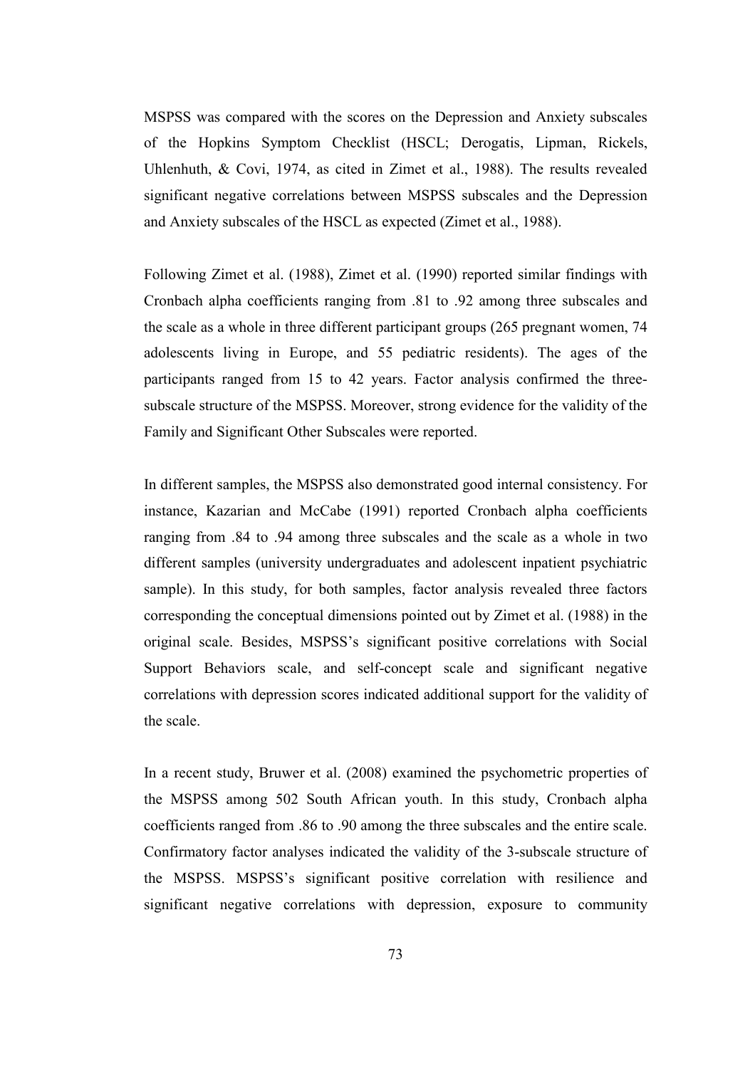MSPSS was compared with the scores on the Depression and Anxiety subscales of the Hopkins Symptom Checklist (HSCL; Derogatis, Lipman, Rickels, Uhlenhuth, & Covi, 1974, as cited in Zimet et al., 1988). The results revealed significant negative correlations between MSPSS subscales and the Depression and Anxiety subscales of the HSCL as expected (Zimet et al., 1988).

Following Zimet et al. (1988), Zimet et al. (1990) reported similar findings with Cronbach alpha coefficients ranging from .81 to .92 among three subscales and the scale as a whole in three different participant groups (265 pregnant women, 74 adolescents living in Europe, and 55 pediatric residents). The ages of the participants ranged from 15 to 42 years. Factor analysis confirmed the three-subscale structure of the MSPSS. Moreover, strong evidence for the validity of the Family and Significant Other Subscales were reported.

In different samples, the MSPSS also demonstrated good internal consistency. For instance, Kazarian and McCabe (1991) reported Cronbach alpha coefficients ranging from .84 to .94 among three subscales and the scale as a whole in two different samples (university undergraduates and adolescent inpatient psychiatric sample). In this study, for both samples, factor analysis revealed three factors corresponding the conceptual dimensions pointed out by Zimet et al. (1988) in the original scale. Besides, MSPSS's significant positive correlations with Social Support Behaviors scale, and self-concept scale and significant negative correlations with depression scores indicated additional support for the validity of the scale.

In a recent study, Bruwer et al. (2008) examined the psychometric properties of the MSPSS among 502 South African youth. In this study, Cronbach alpha coefficients ranged from .86 to .90 among the three subscales and the entire scale. Confirmatory factor analyses indicated the validity of the 3-subscale structure of the MSPSS. MSPSS's significant positive correlation with resilience and significant negative correlations with depression, exposure to community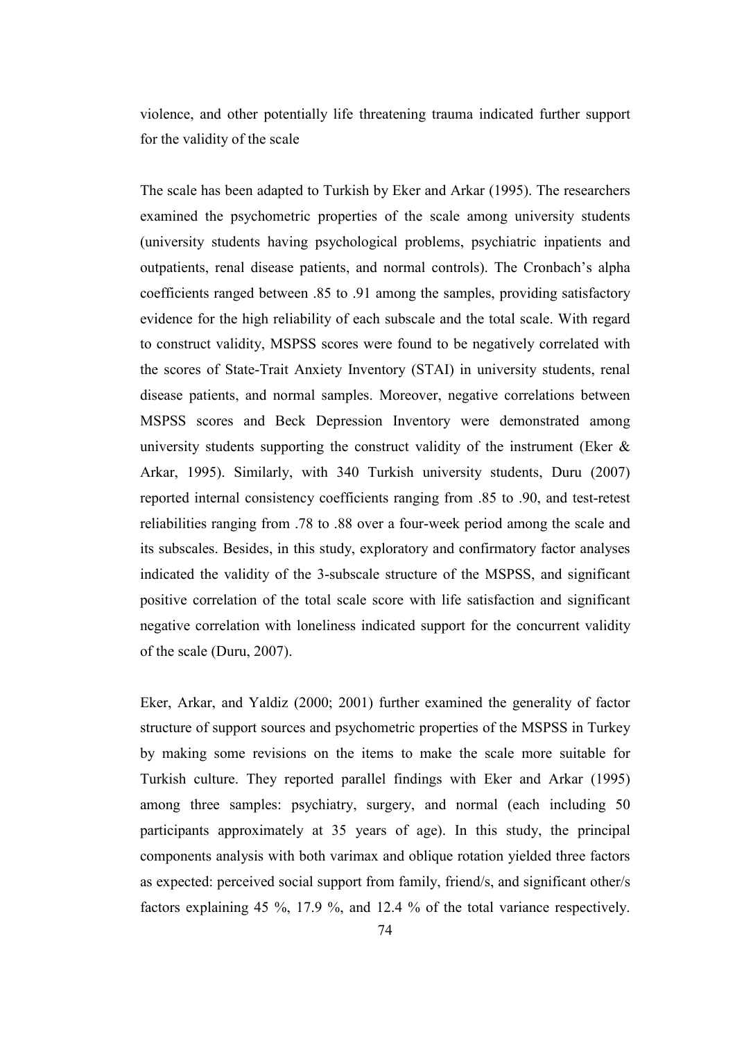violence, and other potentially life threatening trauma indicated further support for the validity of the scale

The scale has been adapted to Turkish by Eker and Arkar (1995). The researchers examined the psychometric properties of the scale among university students (university students having psychological problems, psychiatric inpatients and outpatients, renal disease patients, and normal controls). The Cronbach's alpha coefficients ranged between .85 to .91 among the samples, providing satisfactory evidence for the high reliability of each subscale and the total scale. With regard to construct validity, MSPSS scores were found to be negatively correlated with the scores of State-Trait Anxiety Inventory (STAI) in university students, renal disease patients, and normal samples. Moreover, negative correlations between MSPSS scores and Beck Depression Inventory were demonstrated among university students supporting the construct validity of the instrument (Eker & Arkar, 1995). Similarly, with 340 Turkish university students, Duru (2007) reported internal consistency coefficients ranging from .85 to .90, and test-retest reliabilities ranging from .78 to .88 over a four-week period among the scale and its subscales. Besides, in this study, exploratory and confirmatory factor analyses indicated the validity of the 3-subscale structure of the MSPSS, and significant positive correlation of the total scale score with life satisfaction and significant negative correlation with loneliness indicated support for the concurrent validity of the scale (Duru, 2007).

Eker, Arkar, and Yaldiz (2000; 2001) further examined the generality of factor structure of support sources and psychometric properties of the MSPSS in Turkey by making some revisions on the items to make the scale more suitable for Turkish culture. They reported parallel findings with Eker and Arkar (1995) among three samples: psychiatry, surgery, and normal (each including 50 participants approximately at 35 years of age). In this study, the principal components analysis with both varimax and oblique rotation yielded three factors as expected: perceived social support from family, friend/s, and significant other/s factors explaining 45 %, 17.9 %, and 12.4 % of the total variance respectively.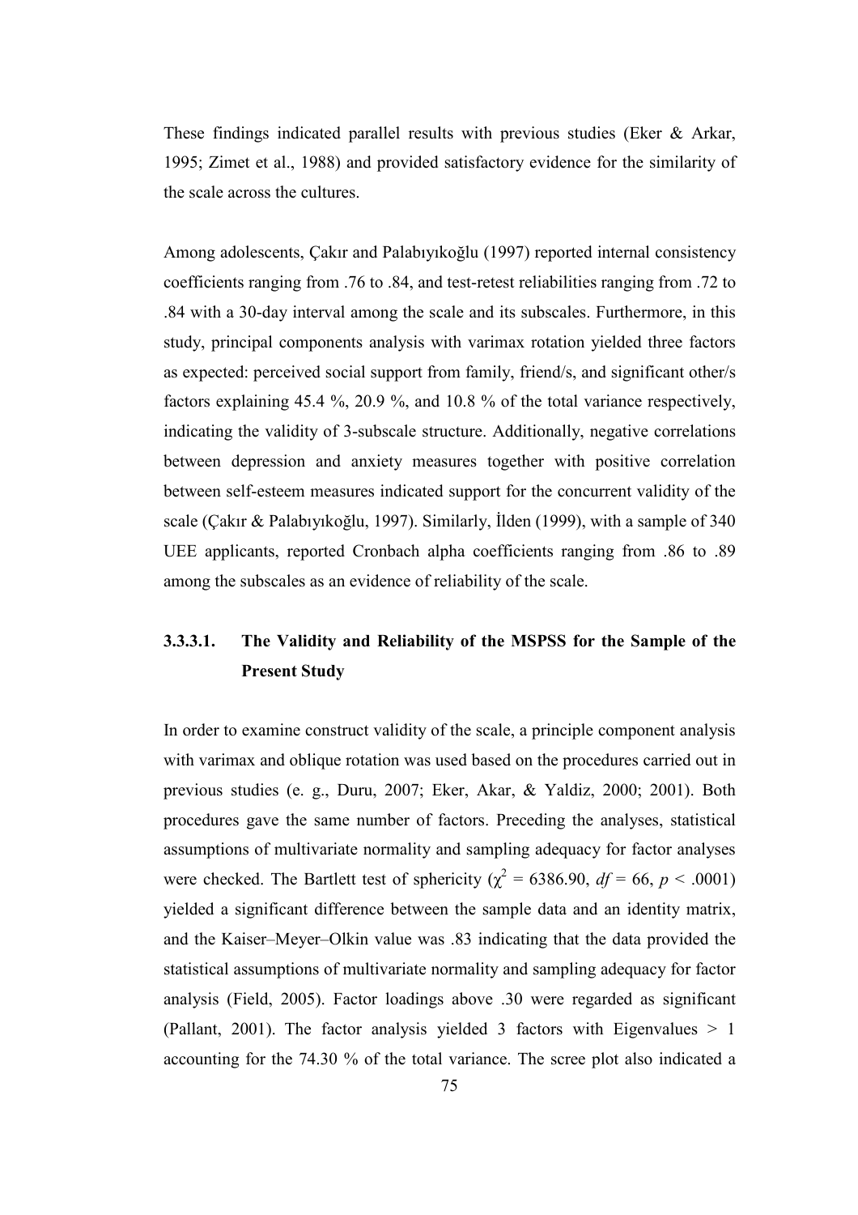These findings indicated parallel results with previous studies (Eker & Arkar, 1995; Zimet et al., 1988) and provided satisfactory evidence for the similarity of the scale across the cultures.

Among adolescents, Çakır and Palabıyıkoğlu (1997) reported internal consistency coefficients ranging from .76 to .84, and test-retest reliabilities ranging from .72 to .84 with a 30-day interval among the scale and its subscales. Furthermore, in this study, principal components analysis with varimax rotation yielded three factors as expected: perceived social support from family, friend/s, and significant other/s factors explaining 45.4 %, 20.9 %, and 10.8 % of the total variance respectively, indicating the validity of 3-subscale structure. Additionally, negative correlations between depression and anxiety measures together with positive correlation between self-esteem measures indicated support for the concurrent validity of the scale (Çakır & Palabıyıkoğlu, 1997). Similarly, İlden (1999), with a sample of 340 UEE applicants, reported Cronbach alpha coefficients ranging from .86 to .89 among the subscales as an evidence of reliability of the scale.

#### 3.3.3.1. The Validity and Reliability of the MSPSS for the Sample of the Present Study

In order to examine construct validity of the scale, a principle component analysis with varimax and oblique rotation was used based on the procedures carried out in previous studies (e. g., Duru, 2007; Eker, Akar, & Yaldiz, 2000; 2001). Both procedures gave the same number of factors. Preceding the analyses, statistical assumptions of multivariate normality and sampling adequacy for factor analyses were checked. The Bartlett test of sphericity ($\chi^2$ = 6386.90, $df$ = 66, $p$ < .0001) yielded a significant difference between the sample data and an identity matrix, and the Kaiser–Meyer–Olkin value was .83 indicating that the data provided the statistical assumptions of multivariate normality and sampling adequacy for factor analysis (Field, 2005). Factor loadings above .30 were regarded as significant (Pallant, 2001). The factor analysis yielded 3 factors with Eigenvalues > 1 accounting for the 74.30 % of the total variance. The scree plot also indicated a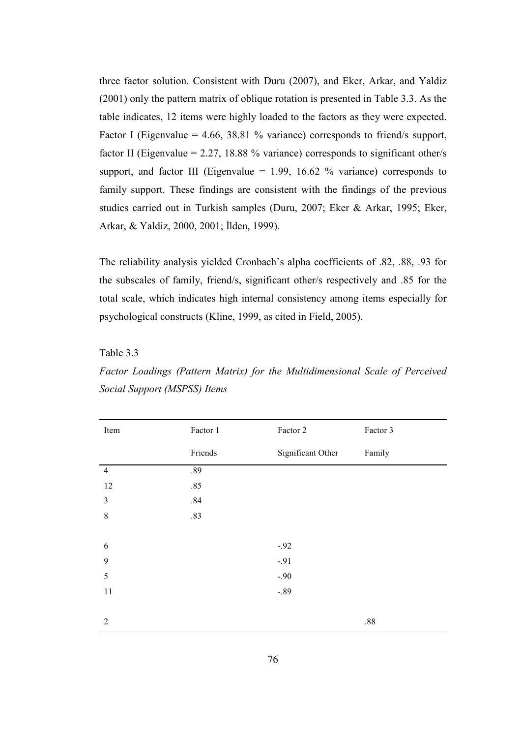three factor solution. Consistent with Duru (2007), and Eker, Arkar, and Yaldiz (2001) only the pattern matrix of oblique rotation is presented in Table 3.3. As the table indicates, 12 items were highly loaded to the factors as they were expected. Factor I (Eigenvalue = 4.66, 38.81 % variance) corresponds to friend/s support, factor II (Eigenvalue = 2.27, 18.88 % variance) corresponds to significant other/s support, and factor III (Eigenvalue = 1.99, 16.62 % variance) corresponds to family support. These findings are consistent with the findings of the previous studies carried out in Turkish samples (Duru, 2007; Eker & Arkar, 1995; Eker, Arkar, & Yaldiz, 2000, 2001; İlden, 1999).

The reliability analysis yielded Cronbach's alpha coefficients of .82, .88, .93 for the subscales of family, friend/s, significant other/s respectively and .85 for the total scale, which indicates high internal consistency among items especially for psychological constructs (Kline, 1999, as cited in Field, 2005).

Table 3.3

*Factor Loadings (Pattern Matrix) for the Multidimensional Scale of Perceived Social Support (MSPSS) Items*

| Item | Factor 1<br>Friends | Factor 2<br>Significant Other | Factor 3<br>Family |
|---|---|---|---|
| 4 | .89 | | |
| 12 | .85 | | |
| 3 | .84 | | |
| 8 | .83 | | |
| | | | |
| 6 | | -.92 | |
| 9 | | -.91 | |
| 5 | | -.90 | |
| 11 | | -.89 | |
| | | | |
| 2 | | | .88 |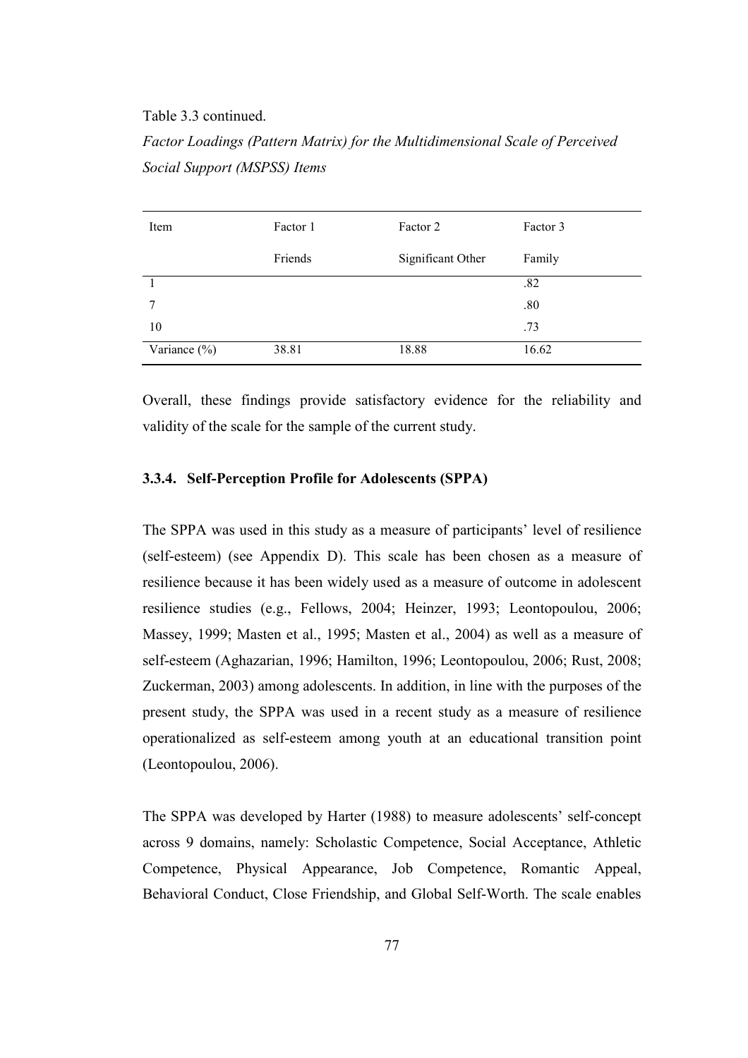Table 3.3 continued.

*Factor Loadings (Pattern Matrix) for the Multidimensional Scale of Perceived Social Support (MSPSS) Items*

| Item | Factor 1 | Factor 2 | Factor 3 |
|---|---|---|---|
| | Friends | Significant Other | Family |
| 1 | | | .82 |
| 7 | | | .80 |
| 10 | | | .73 |
| Variance (%) | 38.81 | 18.88 | 16.62 |

Overall, these findings provide satisfactory evidence for the reliability and validity of the scale for the sample of the current study.

### 3.3.4. Self-Perception Profile for Adolescents (SPPA)

The SPPA was used in this study as a measure of participants' level of resilience (self-esteem) (see Appendix D). This scale has been chosen as a measure of resilience because it has been widely used as a measure of outcome in adolescent resilience studies (e.g., Fellows, 2004; Heinzer, 1993; Leontopoulou, 2006; Massey, 1999; Masten et al., 1995; Masten et al., 2004) as well as a measure of self-esteem (Aghazarian, 1996; Hamilton, 1996; Leontopoulou, 2006; Rust, 2008; Zuckerman, 2003) among adolescents. In addition, in line with the purposes of the present study, the SPPA was used in a recent study as a measure of resilience operationalized as self-esteem among youth at an educational transition point (Leontopoulou, 2006).

The SPPA was developed by Harter (1988) to measure adolescents' self-concept across 9 domains, namely: Scholastic Competence, Social Acceptance, Athletic Competence, Physical Appearance, Job Competence, Romantic Appeal, Behavioral Conduct, Close Friendship, and Global Self-Worth. The scale enables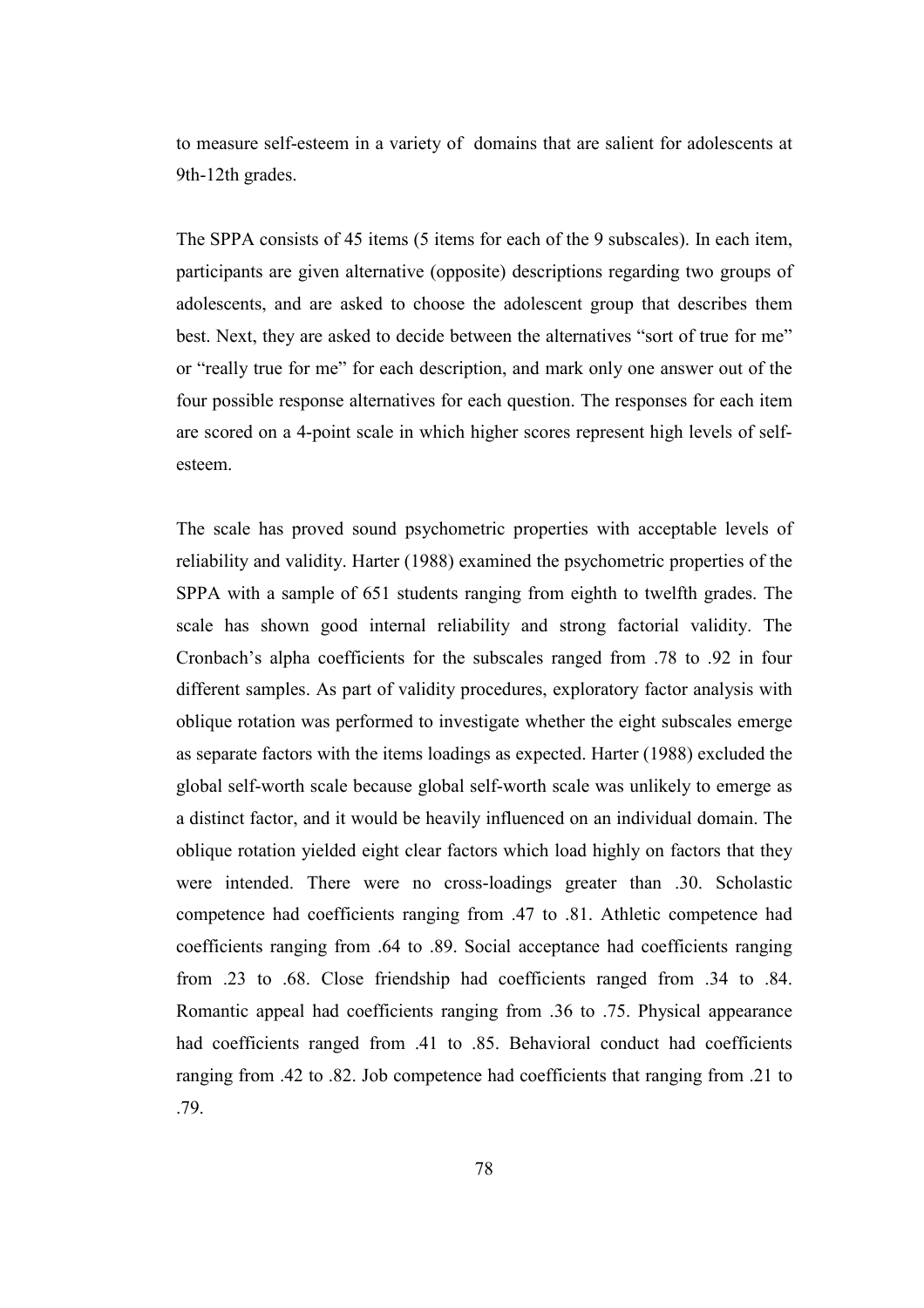to measure self-esteem in a variety of domains that are salient for adolescents at 9th-12th grades.

The SPPA consists of 45 items (5 items for each of the 9 subscales). In each item, participants are given alternative (opposite) descriptions regarding two groups of adolescents, and are asked to choose the adolescent group that describes them best. Next, they are asked to decide between the alternatives "sort of true for me" or "really true for me" for each description, and mark only one answer out of the four possible response alternatives for each question. The responses for each item are scored on a 4-point scale in which higher scores represent high levels of self-esteem.

The scale has proved sound psychometric properties with acceptable levels of reliability and validity. Harter (1988) examined the psychometric properties of the SPPA with a sample of 651 students ranging from eighth to twelfth grades. The scale has shown good internal reliability and strong factorial validity. The Cronbach's alpha coefficients for the subscales ranged from .78 to .92 in four different samples. As part of validity procedures, exploratory factor analysis with oblique rotation was performed to investigate whether the eight subscales emerge as separate factors with the items loadings as expected. Harter (1988) excluded the global self-worth scale because global self-worth scale was unlikely to emerge as a distinct factor, and it would be heavily influenced on an individual domain. The oblique rotation yielded eight clear factors which load highly on factors that they were intended. There were no cross-loadings greater than .30. Scholastic competence had coefficients ranging from .47 to .81. Athletic competence had coefficients ranging from .64 to .89. Social acceptance had coefficients ranging from .23 to .68. Close friendship had coefficients ranged from .34 to .84. Romantic appeal had coefficients ranging from .36 to .75. Physical appearance had coefficients ranged from .41 to .85. Behavioral conduct had coefficients ranging from .42 to .82. Job competence had coefficients that ranging from .21 to .79.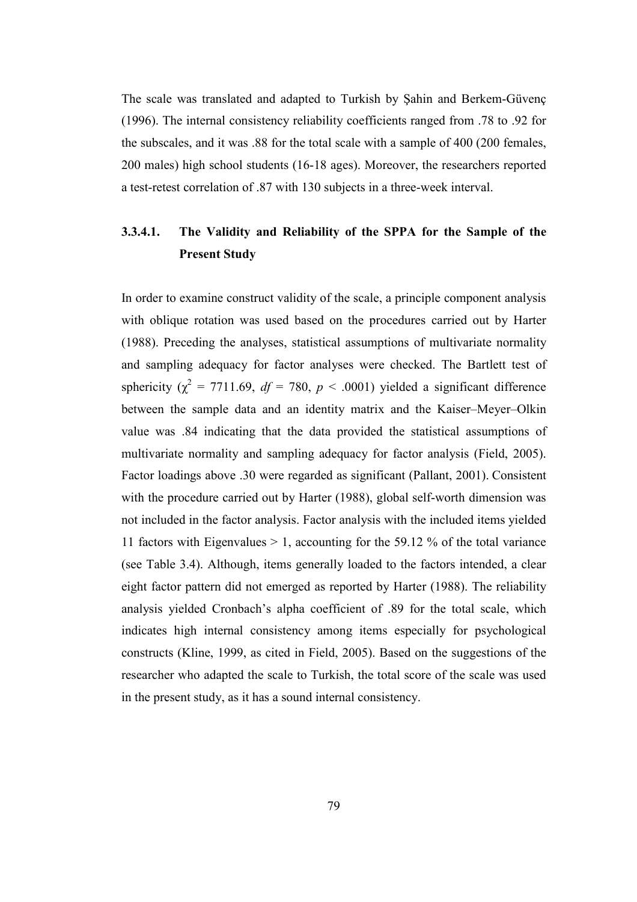The scale was translated and adapted to Turkish by Şahin and Berkem-Güvenç (1996). The internal consistency reliability coefficients ranged from .78 to .92 for the subscales, and it was .88 for the total scale with a sample of 400 (200 females, 200 males) high school students (16-18 ages). Moreover, the researchers reported a test-retest correlation of .87 with 130 subjects in a three-week interval.

#### 3.3.4.1. The Validity and Reliability of the SPPA for the Sample of the Present Study

In order to examine construct validity of the scale, a principle component analysis with oblique rotation was used based on the procedures carried out by Harter (1988). Preceding the analyses, statistical assumptions of multivariate normality and sampling adequacy for factor analyses were checked. The Bartlett test of sphericity ($\chi^2$ = 7711.69, *df* = 780, $p$ < .0001) yielded a significant difference between the sample data and an identity matrix and the Kaiser–Meyer–Olkin value was .84 indicating that the data provided the statistical assumptions of multivariate normality and sampling adequacy for factor analysis (Field, 2005). Factor loadings above .30 were regarded as significant (Pallant, 2001). Consistent with the procedure carried out by Harter (1988), global self-worth dimension was not included in the factor analysis. Factor analysis with the included items yielded 11 factors with Eigenvalues > 1, accounting for the 59.12 % of the total variance (see Table 3.4). Although, items generally loaded to the factors intended, a clear eight factor pattern did not emerged as reported by Harter (1988). The reliability analysis yielded Cronbach's alpha coefficient of .89 for the total scale, which indicates high internal consistency among items especially for psychological constructs (Kline, 1999, as cited in Field, 2005). Based on the suggestions of the researcher who adapted the scale to Turkish, the total score of the scale was used in the present study, as it has a sound internal consistency.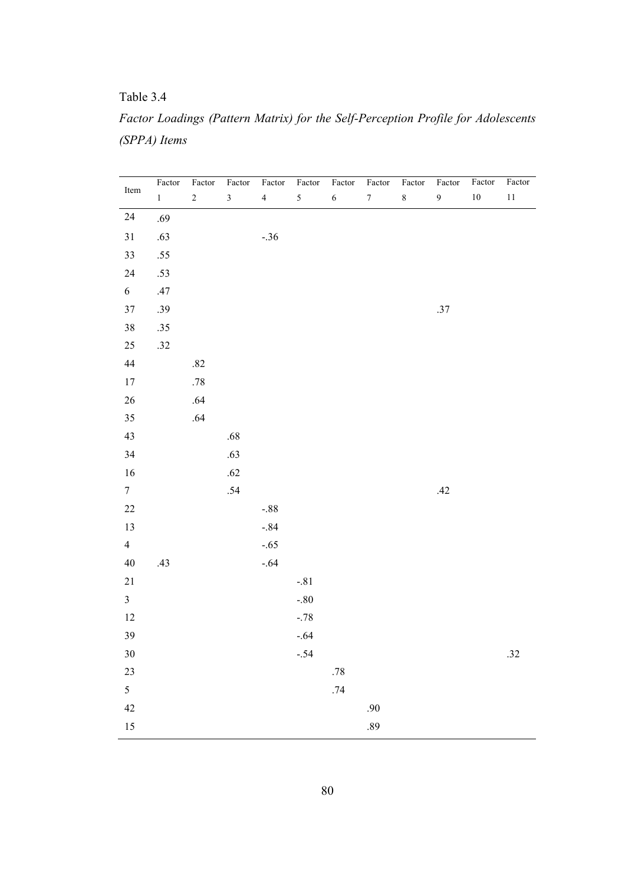Table 3.4

*Factor Loadings (Pattern Matrix) for the Self-Perception Profile for Adolescents (SPPA) Items*

| Item | Factor 1 | Factor 2 | Factor 3 | Factor 4 | Factor 5 | Factor 6 | Factor 7 | Factor 8 | Factor 9 | Factor 10 | Factor 11 |
|---|---|---|---|---|---|---|---|---|---|---|---|
| 24 | .69 | | | | | | | | | | |
| 31 | .63 | | | -.36 | | | | | | | |
| 33 | .55 | | | | | | | | | | |
| 24 | .53 | | | | | | | | | | |
| 6 | .47 | | | | | | | | | | |
| 37 | .39 | | | | | | | | .37 | | |
| 38 | .35 | | | | | | | | | | |
| 25 | .32 | | | | | | | | | | |
| 44 | | .82 | | | | | | | | | |
| 17 | | .78 | | | | | | | | | |
| 26 | | .64 | | | | | | | | | |
| 35 | | .64 | | | | | | | | | |
| 43 | | | .68 | | | | | | | | |
| 34 | | | .63 | | | | | | | | |
| 16 | | | .62 | | | | | | | | |
| 7 | | | .54 | | | | | | .42 | | |
| 22 | | | | -.88 | | | | | | | |
| 13 | | | | -.84 | | | | | | | |
| 4 | | | | -.65 | | | | | | | |
| 40 | .43 | | | -.64 | | | | | | | |
| 21 | | | | | -.81 | | | | | | |
| 3 | | | | | -.80 | | | | | | |
| 12 | | | | | -.78 | | | | | | |
| 39 | | | | | -.64 | | | | | | |
| 30 | | | | | -.54 | | | | | | .32 |
| 23 | | | | | | .78 | | | | | |
| 5 | | | | | | .74 | | | | | |
| 42 | | | | | | | .90 | | | | |
| 15 | | | | | | | .89 | | | | |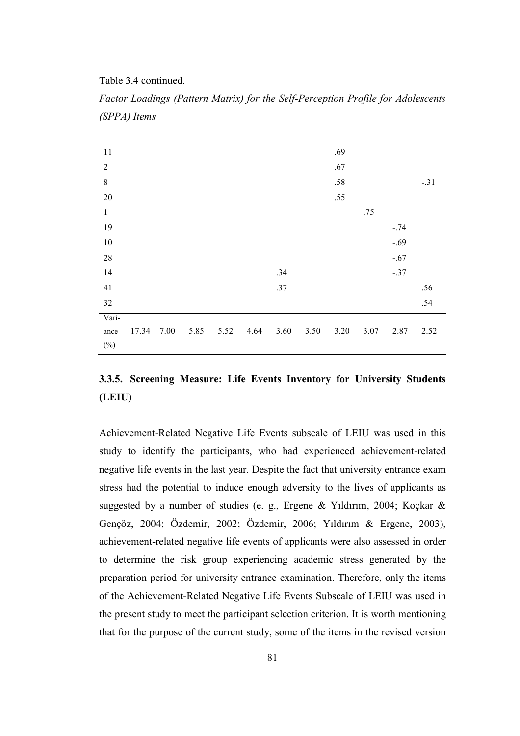Table 3.4 continued.

*Factor Loadings (Pattern Matrix) for the Self-Perception Profile for Adolescents (SPPA) Items*

| | | | | | | | | | | | |
|---|---|---|---|---|---|---|---|---|---|---|---|
| 11 | | | | | | | | .69 | | | |
| 2 | | | | | | | | .67 | | | |
| 8 | | | | | | | | .58 | | | -.31 |
| 20 | | | | | | | | .55 | | | |
| 1 | | | | | | | | | .75 | | |
| 19 | | | | | | | | | | -.74 | |
| 10 | | | | | | | | | | -.69 | |
| 28 | | | | | | | | | | -.67 | |
| 14 | | | | | | .34 | | | | -.37 | |
| 41 | | | | | | .37 | | | | | .56 |
| 32 | | | | | | | | | | | .54 |
| Variance (%) | 17.34 | 7.00 | 5.85 | 5.52 | 4.64 | 3.60 | 3.50 | 3.20 | 3.07 | 2.87 | 2.52 |

### 3.3.5. Screening Measure: Life Events Inventory for University Students (LEIU)

Achievement-Related Negative Life Events subscale of LEIU was used in this study to identify the participants, who had experienced achievement-related negative life events in the last year. Despite the fact that university entrance exam stress had the potential to induce enough adversity to the lives of applicants as suggested by a number of studies (e. g., Ergene & Yıldırım, 2004; Koçkar & Gençöz, 2004; Özdemir, 2002; Özdemir, 2006; Yıldırım & Ergene, 2003), achievement-related negative life events of applicants were also assessed in order to determine the risk group experiencing academic stress generated by the preparation period for university entrance examination. Therefore, only the items of the Achievement-Related Negative Life Events Subscale of LEIU was used in the present study to meet the participant selection criterion. It is worth mentioning that for the purpose of the current study, some of the items in the revised version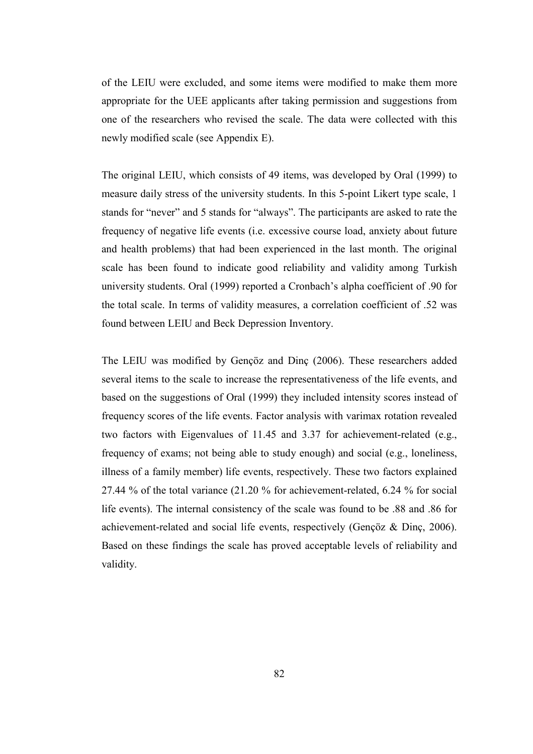of the LEIU were excluded, and some items were modified to make them more appropriate for the UEE applicants after taking permission and suggestions from one of the researchers who revised the scale. The data were collected with this newly modified scale (see Appendix E).

The original LEIU, which consists of 49 items, was developed by Oral (1999) to measure daily stress of the university students. In this 5-point Likert type scale, 1 stands for "never" and 5 stands for "always". The participants are asked to rate the frequency of negative life events (i.e. excessive course load, anxiety about future and health problems) that had been experienced in the last month. The original scale has been found to indicate good reliability and validity among Turkish university students. Oral (1999) reported a Cronbach's alpha coefficient of .90 for the total scale. In terms of validity measures, a correlation coefficient of .52 was found between LEIU and Beck Depression Inventory.

The LEIU was modified by Gençöz and Dinç (2006). These researchers added several items to the scale to increase the representativeness of the life events, and based on the suggestions of Oral (1999) they included intensity scores instead of frequency scores of the life events. Factor analysis with varimax rotation revealed two factors with Eigenvalues of 11.45 and 3.37 for achievement-related (e.g., frequency of exams; not being able to study enough) and social (e.g., loneliness, illness of a family member) life events, respectively. These two factors explained 27.44 % of the total variance (21.20 % for achievement-related, 6.24 % for social life events). The internal consistency of the scale was found to be .88 and .86 for achievement-related and social life events, respectively (Gençöz & Dinç, 2006). Based on these findings the scale has proved acceptable levels of reliability and validity.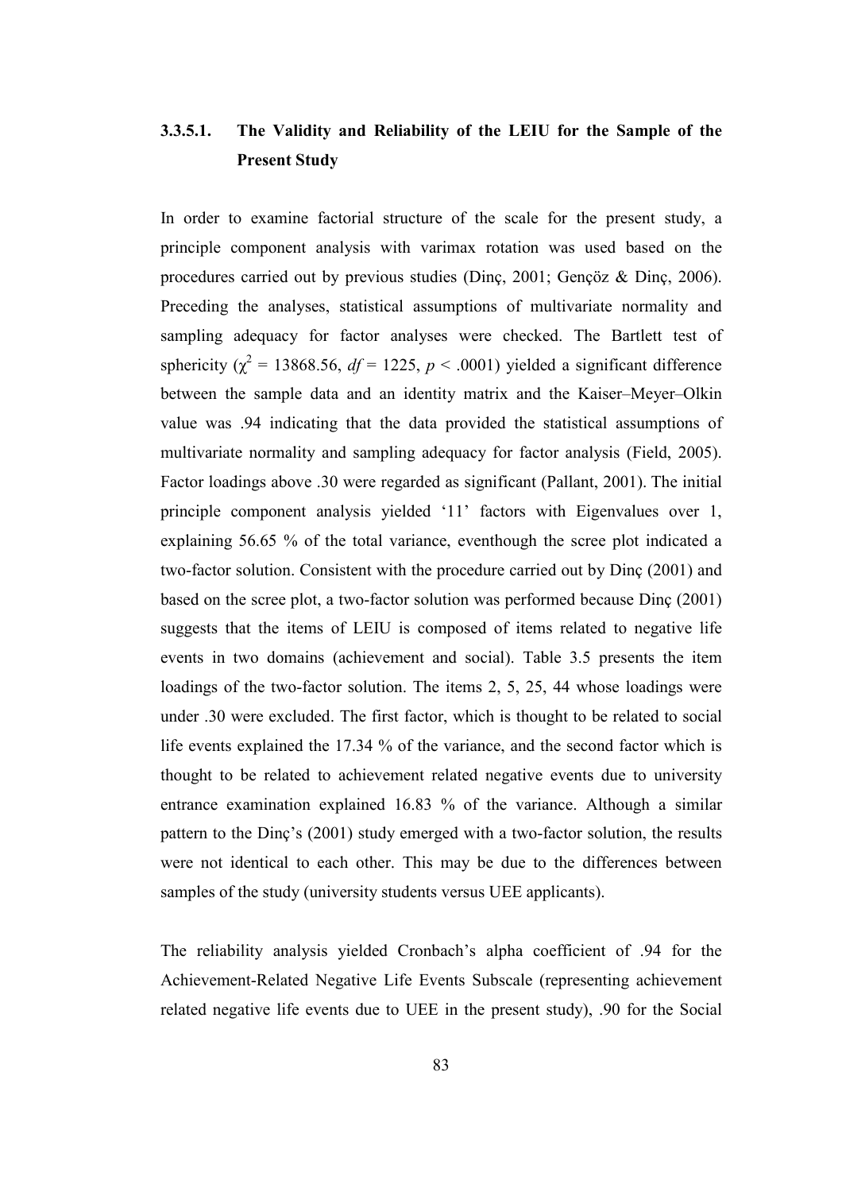#### 3.3.5.1. The Validity and Reliability of the LEIU for the Sample of the Present Study

In order to examine factorial structure of the scale for the present study, a principle component analysis with varimax rotation was used based on the procedures carried out by previous studies (Dinç, 2001; Gençöz & Dinç, 2006). Preceding the analyses, statistical assumptions of multivariate normality and sampling adequacy for factor analyses were checked. The Bartlett test of sphericity ($\chi^2$ = 13868.56, $df$ = 1225, $p$ < .0001) yielded a significant difference between the sample data and an identity matrix and the Kaiser–Meyer–Olkin value was .94 indicating that the data provided the statistical assumptions of multivariate normality and sampling adequacy for factor analysis (Field, 2005). Factor loadings above .30 were regarded as significant (Pallant, 2001). The initial principle component analysis yielded '11' factors with Eigenvalues over 1, explaining 56.65 % of the total variance, eventhough the scree plot indicated a two-factor solution. Consistent with the procedure carried out by Dinç (2001) and based on the scree plot, a two-factor solution was performed because Dinç (2001) suggests that the items of LEIU is composed of items related to negative life events in two domains (achievement and social). Table 3.5 presents the item loadings of the two-factor solution. The items 2, 5, 25, 44 whose loadings were under .30 were excluded. The first factor, which is thought to be related to social life events explained the 17.34 % of the variance, and the second factor which is thought to be related to achievement related negative events due to university entrance examination explained 16.83 % of the variance. Although a similar pattern to the Dinç's (2001) study emerged with a two-factor solution, the results were not identical to each other. This may be due to the differences between samples of the study (university students versus UEE applicants).

The reliability analysis yielded Cronbach's alpha coefficient of .94 for the Achievement-Related Negative Life Events Subscale (representing achievement related negative life events due to UEE in the present study), .90 for the Social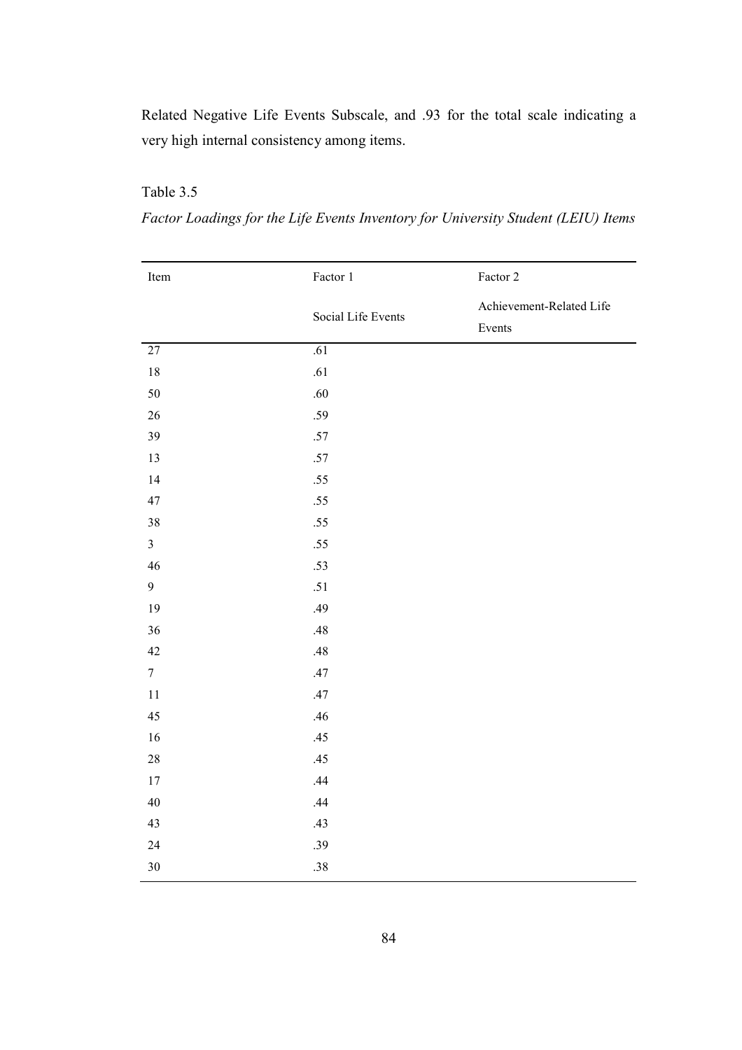Related Negative Life Events Subscale, and .93 for the total scale indicating a very high internal consistency among items.

Table 3.5

*Factor Loadings for the Life Events Inventory for University Student (LEIU) Items*

| Item | Factor 1 | Factor 2 |
|---|---|---|
| | Social Life Events | Achievement-Related Life Events |
| 27 | .61 | |
| 18 | .61 | |
| 50 | .60 | |
| 26 | .59 | |
| 39 | .57 | |
| 13 | .57 | |
| 14 | .55 | |
| 47 | .55 | |
| 38 | .55 | |
| 3 | .55 | |
| 46 | .53 | |
| 9 | .51 | |
| 19 | .49 | |
| 36 | .48 | |
| 42 | .48 | |
| 7 | .47 | |
| 11 | .47 | |
| 45 | .46 | |
| 16 | .45 | |
| 28 | .45 | |
| 17 | .44 | |
| 40 | .44 | |
| 43 | .43 | |
| 24 | .39 | |
| 30 | .38 | |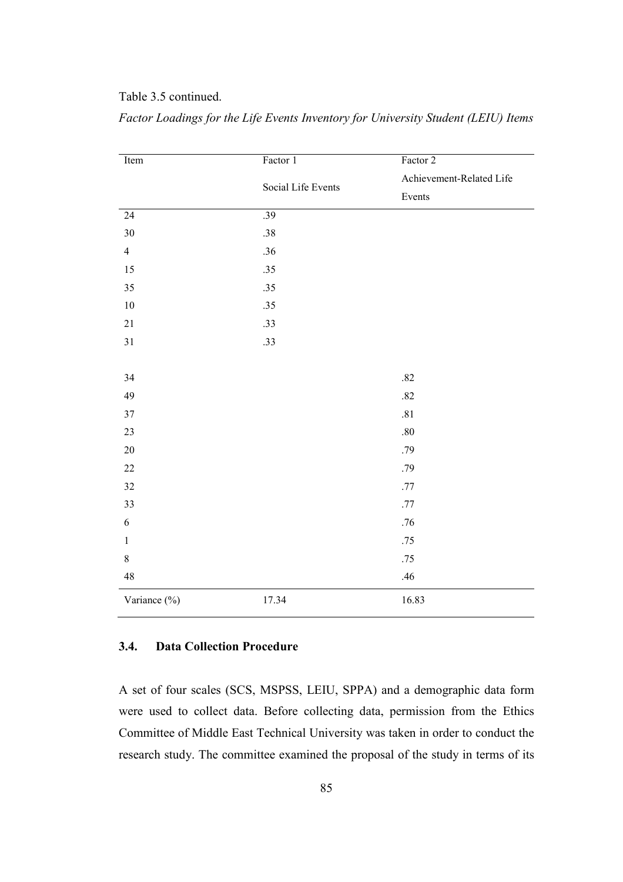Table 3.5 continued.

*Factor Loadings for the Life Events Inventory for University Student (LEIU) Items*

| Item | Factor 1 Social Life Events | Factor 2 Achievement-Related Life Events |
|---|---|---|
| 24 | .39 | |
| 30 | .38 | |
| 4 | .36 | |
| 15 | .35 | |
| 35 | .35 | |
| 10 | .35 | |
| 21 | .33 | |
| 31 | .33 | |
| | | |
| 34 | | .82 |
| 49 | | .82 |
| 37 | | .81 |
| 23 | | .80 |
| 20 | | .79 |
| 22 | | .79 |
| 32 | | .77 |
| 33 | | .77 |
| 6 | | .76 |
| 1 | | .75 |
| 8 | | .75 |
| 48 | | .46 |
| Variance (%) | 17.34 | 16.83 |

### 3.4. Data Collection Procedure

A set of four scales (SCS, MSPSS, LEIU, SPPA) and a demographic data form were used to collect data. Before collecting data, permission from the Ethics Committee of Middle East Technical University was taken in order to conduct the research study. The committee examined the proposal of the study in terms of its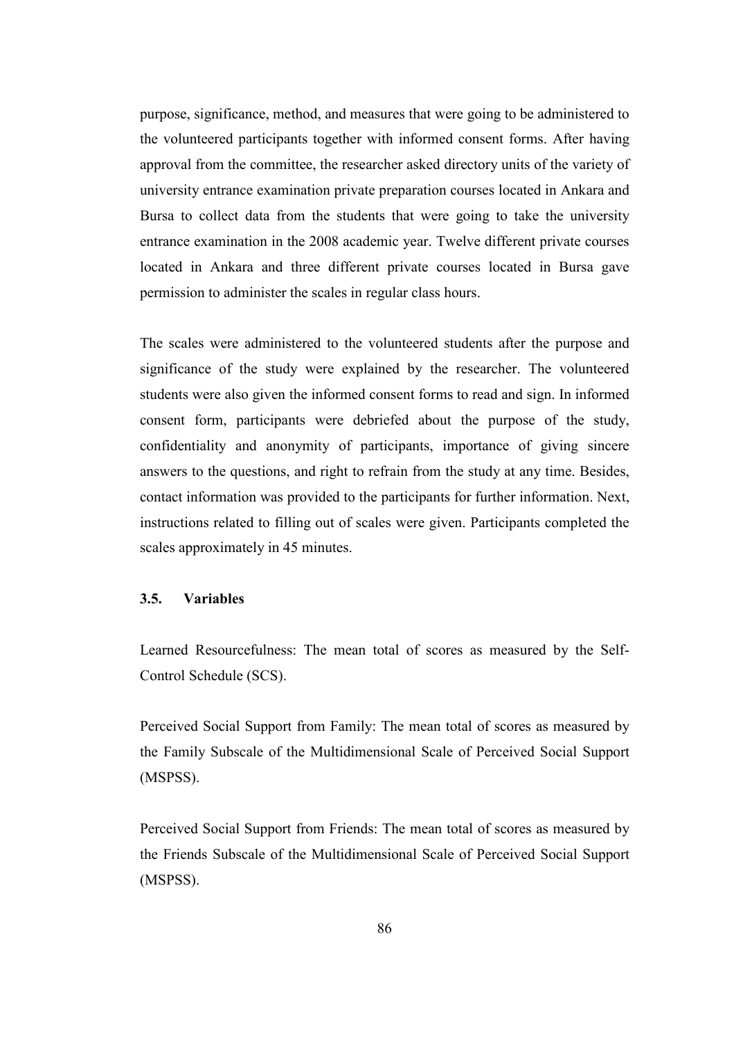purpose, significance, method, and measures that were going to be administered to the volunteered participants together with informed consent forms. After having approval from the committee, the researcher asked directory units of the variety of university entrance examination private preparation courses located in Ankara and Bursa to collect data from the students that were going to take the university entrance examination in the 2008 academic year. Twelve different private courses located in Ankara and three different private courses located in Bursa gave permission to administer the scales in regular class hours.

The scales were administered to the volunteered students after the purpose and significance of the study were explained by the researcher. The volunteered students were also given the informed consent forms to read and sign. In informed consent form, participants were debriefed about the purpose of the study, confidentiality and anonymity of participants, importance of giving sincere answers to the questions, and right to refrain from the study at any time. Besides, contact information was provided to the participants for further information. Next, instructions related to filling out of scales were given. Participants completed the scales approximately in 45 minutes.

### 3.5. Variables

Learned Resourcefulness: The mean total of scores as measured by the Self-Control Schedule (SCS).

Perceived Social Support from Family: The mean total of scores as measured by the Family Subscale of the Multidimensional Scale of Perceived Social Support (MSPSS).

Perceived Social Support from Friends: The mean total of scores as measured by the Friends Subscale of the Multidimensional Scale of Perceived Social Support (MSPSS).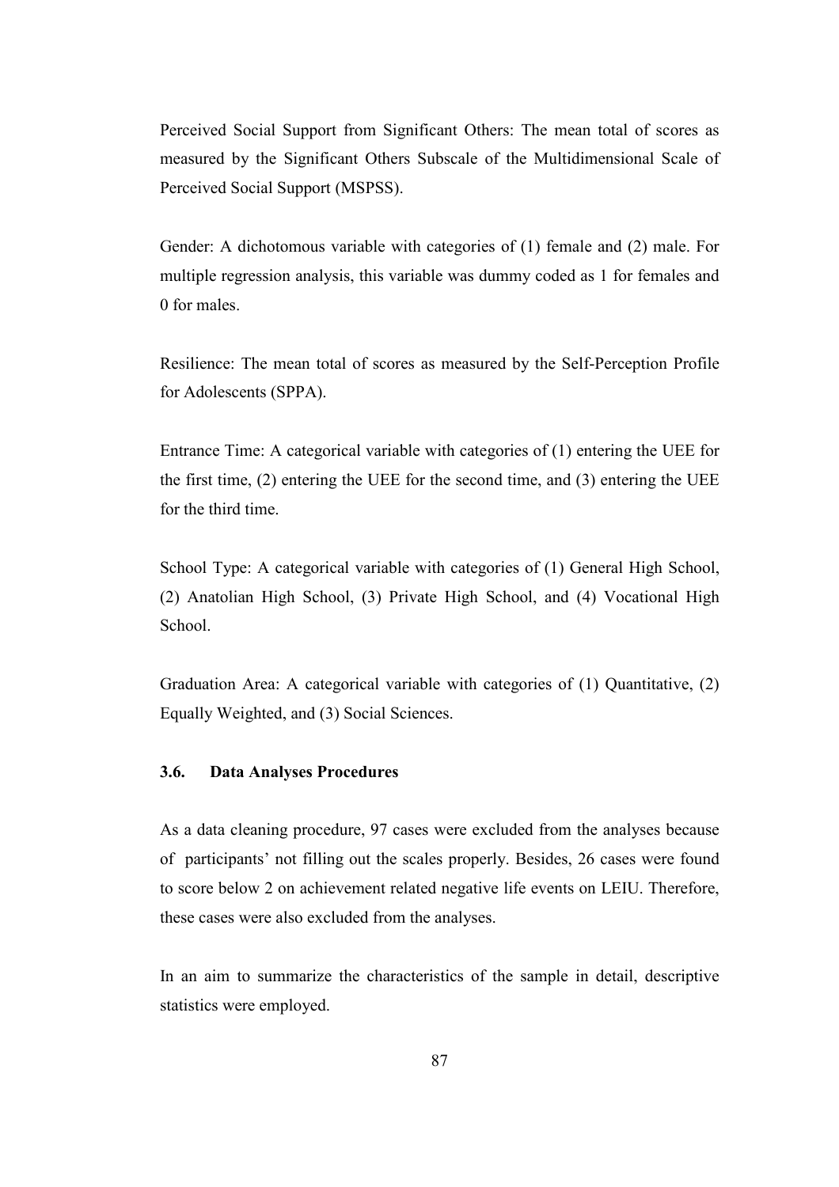Perceived Social Support from Significant Others: The mean total of scores as measured by the Significant Others Subscale of the Multidimensional Scale of Perceived Social Support (MSPSS).

Gender: A dichotomous variable with categories of (1) female and (2) male. For multiple regression analysis, this variable was dummy coded as 1 for females and 0 for males.

Resilience: The mean total of scores as measured by the Self-Perception Profile for Adolescents (SPPA).

Entrance Time: A categorical variable with categories of (1) entering the UEE for the first time, (2) entering the UEE for the second time, and (3) entering the UEE for the third time.

School Type: A categorical variable with categories of (1) General High School, (2) Anatolian High School, (3) Private High School, and (4) Vocational High School.

Graduation Area: A categorical variable with categories of (1) Quantitative, (2) Equally Weighted, and (3) Social Sciences.

### 3.6. Data Analyses Procedures

As a data cleaning procedure, 97 cases were excluded from the analyses because of participants' not filling out the scales properly. Besides, 26 cases were found to score below 2 on achievement related negative life events on LEIU. Therefore, these cases were also excluded from the analyses.

In an aim to summarize the characteristics of the sample in detail, descriptive statistics were employed.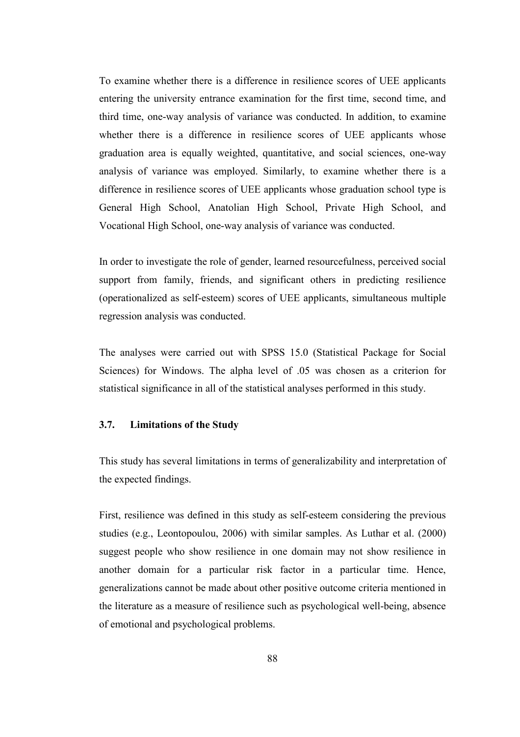To examine whether there is a difference in resilience scores of UEE applicants entering the university entrance examination for the first time, second time, and third time, one-way analysis of variance was conducted. In addition, to examine whether there is a difference in resilience scores of UEE applicants whose graduation area is equally weighted, quantitative, and social sciences, one-way analysis of variance was employed. Similarly, to examine whether there is a difference in resilience scores of UEE applicants whose graduation school type is General High School, Anatolian High School, Private High School, and Vocational High School, one-way analysis of variance was conducted.

In order to investigate the role of gender, learned resourcefulness, perceived social support from family, friends, and significant others in predicting resilience (operationalized as self-esteem) scores of UEE applicants, simultaneous multiple regression analysis was conducted.

The analyses were carried out with SPSS 15.0 (Statistical Package for Social Sciences) for Windows. The alpha level of .05 was chosen as a criterion for statistical significance in all of the statistical analyses performed in this study.

### 3.7. Limitations of the Study

This study has several limitations in terms of generalizability and interpretation of the expected findings.

First, resilience was defined in this study as self-esteem considering the previous studies (e.g., Leontopoulou, 2006) with similar samples. As Luthar et al. (2000) suggest people who show resilience in one domain may not show resilience in another domain for a particular risk factor in a particular time. Hence, generalizations cannot be made about other positive outcome criteria mentioned in the literature as a measure of resilience such as psychological well-being, absence of emotional and psychological problems.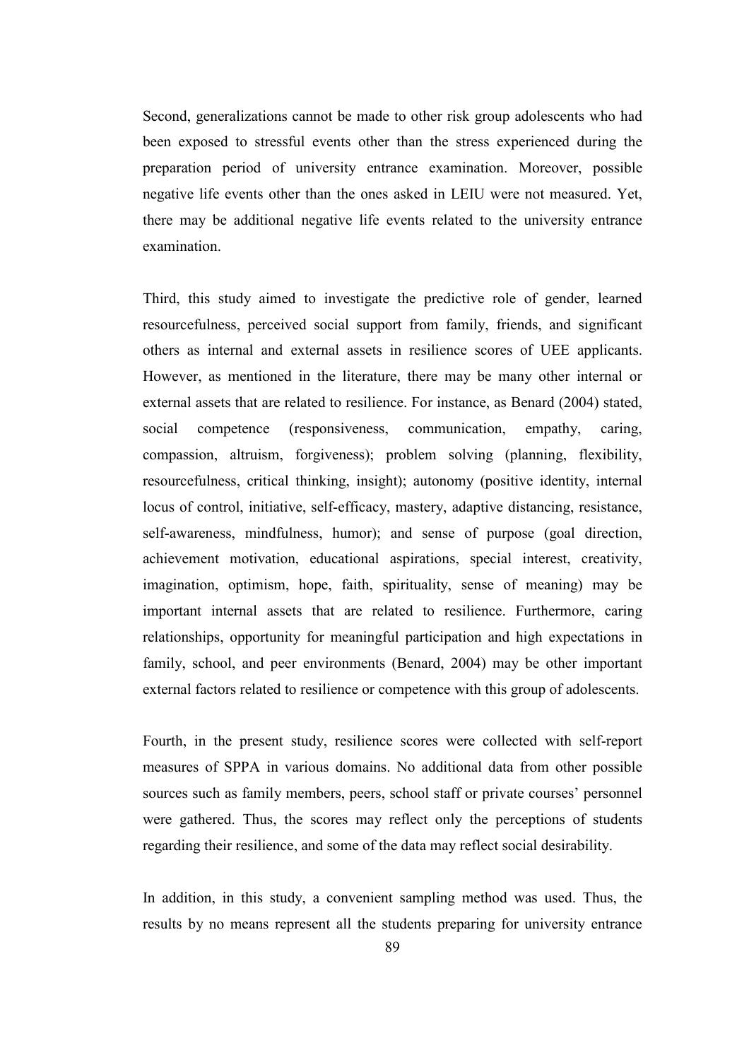Second, generalizations cannot be made to other risk group adolescents who had been exposed to stressful events other than the stress experienced during the preparation period of university entrance examination. Moreover, possible negative life events other than the ones asked in LEIU were not measured. Yet, there may be additional negative life events related to the university entrance examination.

Third, this study aimed to investigate the predictive role of gender, learned resourcefulness, perceived social support from family, friends, and significant others as internal and external assets in resilience scores of UEE applicants. However, as mentioned in the literature, there may be many other internal or external assets that are related to resilience. For instance, as Benard (2004) stated, social competence (responsiveness, communication, empathy, caring, compassion, altruism, forgiveness); problem solving (planning, flexibility, resourcefulness, critical thinking, insight); autonomy (positive identity, internal locus of control, initiative, self-efficacy, mastery, adaptive distancing, resistance, self-awareness, mindfulness, humor); and sense of purpose (goal direction, achievement motivation, educational aspirations, special interest, creativity, imagination, optimism, hope, faith, spirituality, sense of meaning) may be important internal assets that are related to resilience. Furthermore, caring relationships, opportunity for meaningful participation and high expectations in family, school, and peer environments (Benard, 2004) may be other important external factors related to resilience or competence with this group of adolescents.

Fourth, in the present study, resilience scores were collected with self-report measures of SPPA in various domains. No additional data from other possible sources such as family members, peers, school staff or private courses' personnel were gathered. Thus, the scores may reflect only the perceptions of students regarding their resilience, and some of the data may reflect social desirability.

In addition, in this study, a convenient sampling method was used. Thus, the results by no means represent all the students preparing for university entrance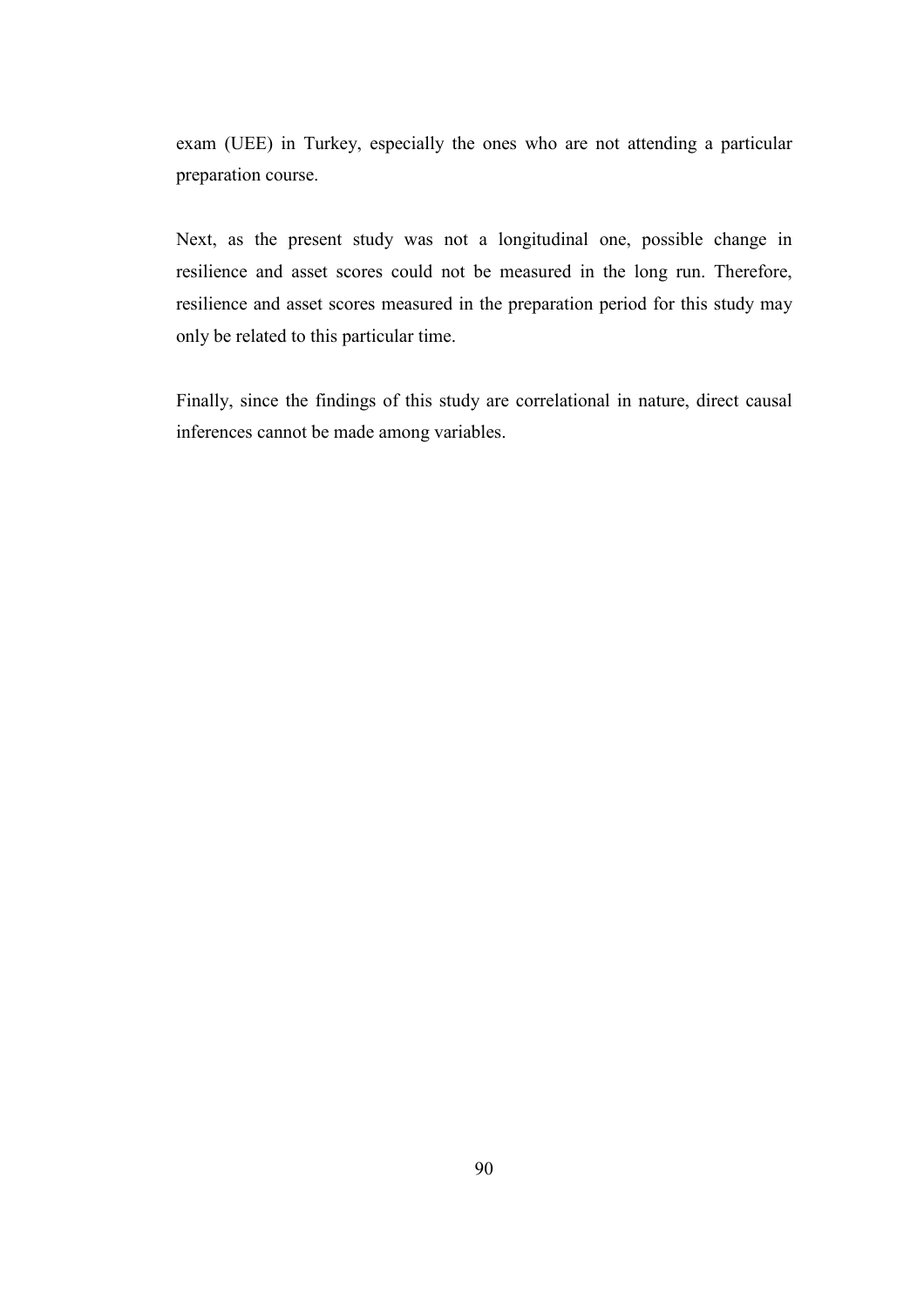exam (UEE) in Turkey, especially the ones who are not attending a particular preparation course.

Next, as the present study was not a longitudinal one, possible change in resilience and asset scores could not be measured in the long run. Therefore, resilience and asset scores measured in the preparation period for this study may only be related to this particular time.

Finally, since the findings of this study are correlational in nature, direct causal inferences cannot be made among variables.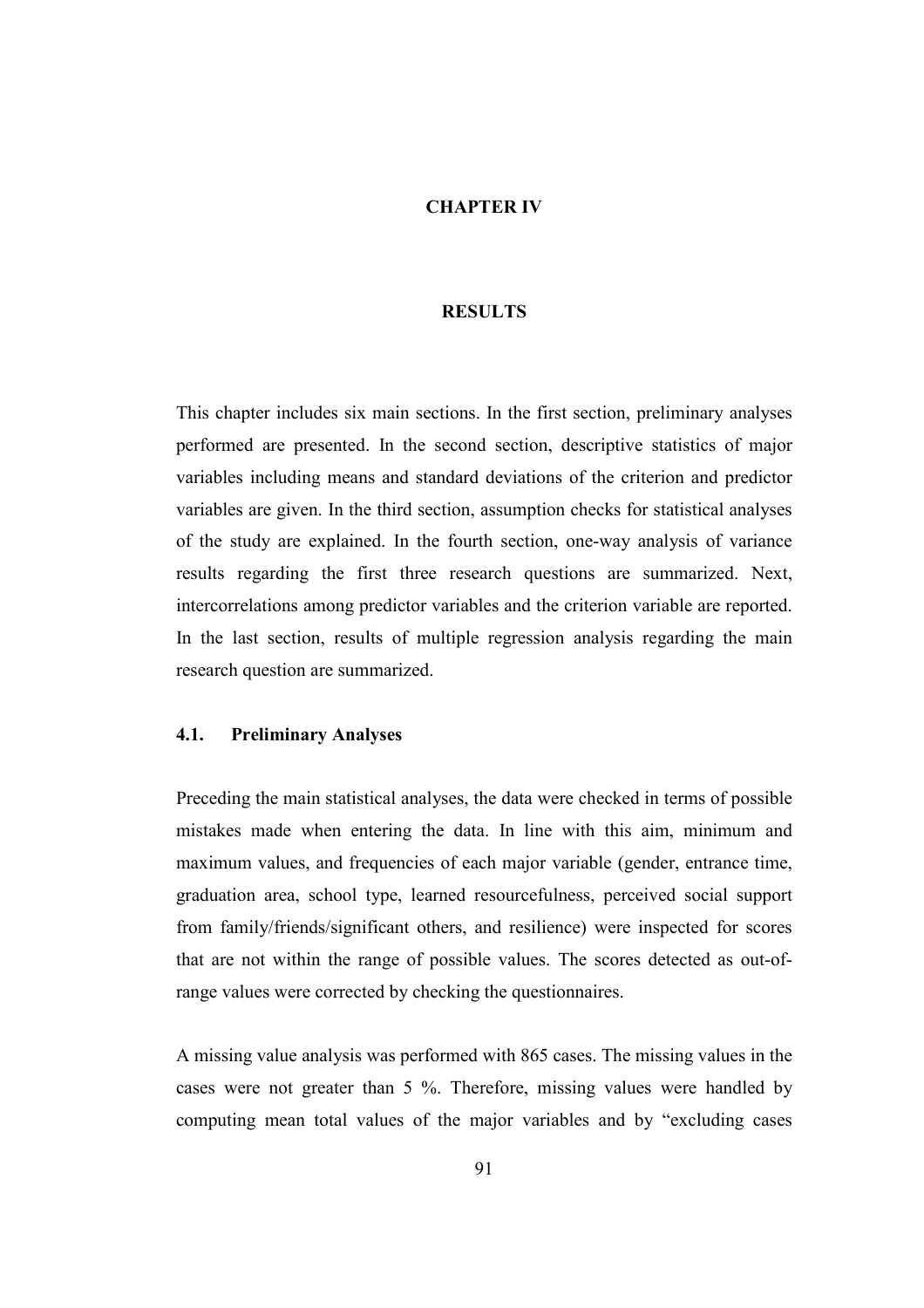# CHAPTER IV

# RESULTS

This chapter includes six main sections. In the first section, preliminary analyses performed are presented. In the second section, descriptive statistics of major variables including means and standard deviations of the criterion and predictor variables are given. In the third section, assumption checks for statistical analyses of the study are explained. In the fourth section, one-way analysis of variance results regarding the first three research questions are summarized. Next, intercorrelations among predictor variables and the criterion variable are reported. In the last section, results of multiple regression analysis regarding the main research question are summarized.

## 4.1. Preliminary Analyses

Preceding the main statistical analyses, the data were checked in terms of possible mistakes made when entering the data. In line with this aim, minimum and maximum values, and frequencies of each major variable (gender, entrance time, graduation area, school type, learned resourcefulness, perceived social support from family/friends/significant others, and resilience) were inspected for scores that are not within the range of possible values. The scores detected as out-of-range values were corrected by checking the questionnaires.

A missing value analysis was performed with 865 cases. The missing values in the cases were not greater than 5 %. Therefore, missing values were handled by computing mean total values of the major variables and by "excluding cases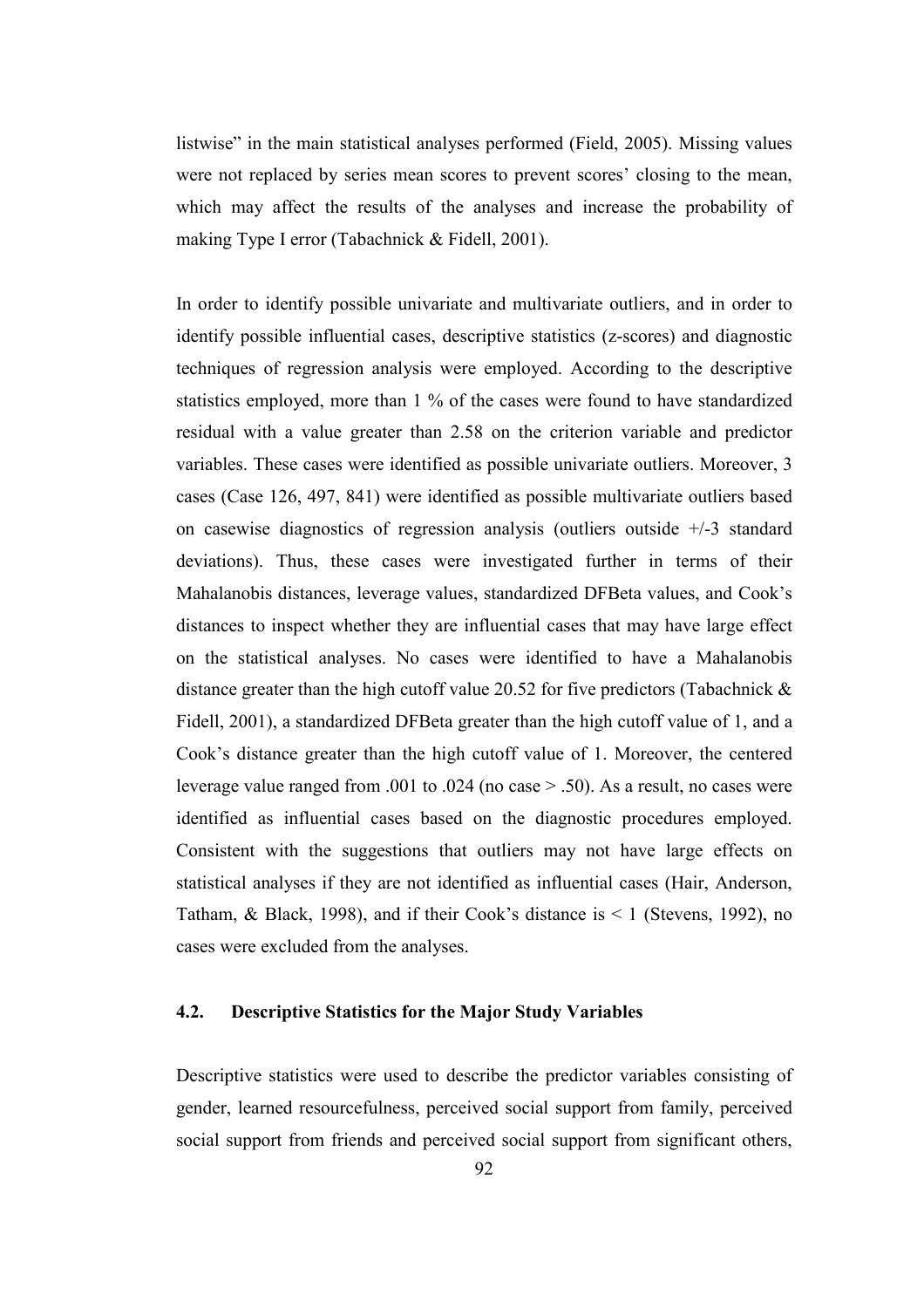listwise" in the main statistical analyses performed (Field, 2005). Missing values were not replaced by series mean scores to prevent scores' closing to the mean, which may affect the results of the analyses and increase the probability of making Type I error (Tabachnick & Fidell, 2001).

In order to identify possible univariate and multivariate outliers, and in order to identify possible influential cases, descriptive statistics (z-scores) and diagnostic techniques of regression analysis were employed. According to the descriptive statistics employed, more than 1 % of the cases were found to have standardized residual with a value greater than 2.58 on the criterion variable and predictor variables. These cases were identified as possible univariate outliers. Moreover, 3 cases (Case 126, 497, 841) were identified as possible multivariate outliers based on casewise diagnostics of regression analysis (outliers outside +/-3 standard deviations). Thus, these cases were investigated further in terms of their Mahalanobis distances, leverage values, standardized DFBeta values, and Cook's distances to inspect whether they are influential cases that may have large effect on the statistical analyses. No cases were identified to have a Mahalanobis distance greater than the high cutoff value 20.52 for five predictors (Tabachnick & Fidell, 2001), a standardized DFBeta greater than the high cutoff value of 1, and a Cook's distance greater than the high cutoff value of 1. Moreover, the centered leverage value ranged from .001 to .024 (no case > .50). As a result, no cases were identified as influential cases based on the diagnostic procedures employed. Consistent with the suggestions that outliers may not have large effects on statistical analyses if they are not identified as influential cases (Hair, Anderson, Tatham, & Black, 1998), and if their Cook's distance is < 1 (Stevens, 1992), no cases were excluded from the analyses.

## 4.2. Descriptive Statistics for the Major Study Variables

Descriptive statistics were used to describe the predictor variables consisting of gender, learned resourcefulness, perceived social support from family, perceived social support from friends and perceived social support from significant others,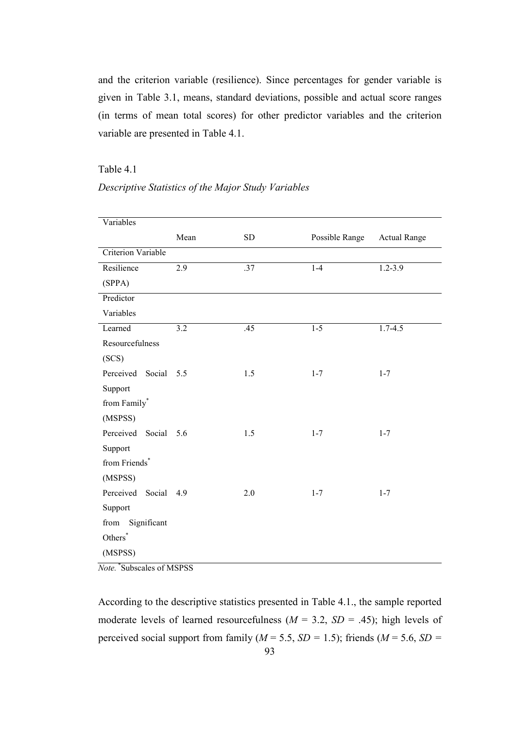and the criterion variable (resilience). Since percentages for gender variable is given in Table 3.1, means, standard deviations, possible and actual score ranges (in terms of mean total scores) for other predictor variables and the criterion variable are presented in Table 4.1.

Table 4.1

*Descriptive Statistics of the Major Study Variables*

| Variables | Mean | SD | Possible Range | Actual Range |
|---|---|---|---|---|
| Criterion Variable | | | | |
| Resilience (SPPA) | 2.9 | .37 | 1-4 | 1.2-3.9 |
| Predictor Variables | | | | |
| Learned Resourcefulness (SCS) | 3.2 | .45 | 1-5 | 1.7-4.5 |
| Perceived Social Support from Family* (MSPSS) | 5.5 | 1.5 | 1-7 | 1-7 |
| Perceived Social Support from Friends* (MSPSS) | 5.6 | 1.5 | 1-7 | 1-7 |
| Perceived Social Support from Significant Others* (MSPSS) | 4.9 | 2.0 | 1-7 | 1-7 |

*Note.* *Subscales of MSPSS

According to the descriptive statistics presented in Table 4.1., the sample reported moderate levels of learned resourcefulness ($M$ = 3.2, $SD$ = .45); high levels of perceived social support from family ($M$ = 5.5, $SD$ = 1.5); friends ($M$ = 5.6, $SD$ =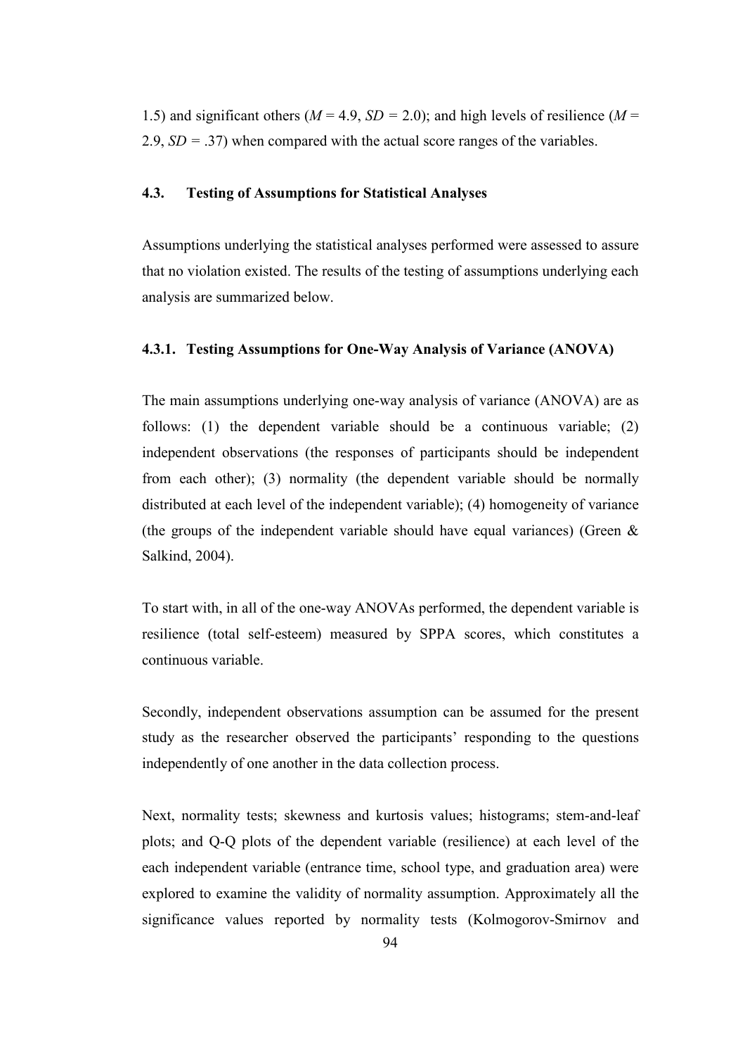1.5) and significant others (*M* = 4.9, *SD* = 2.0); and high levels of resilience (*M* = 2.9, *SD* = .37) when compared with the actual score ranges of the variables.

### 4.3. Testing of Assumptions for Statistical Analyses

Assumptions underlying the statistical analyses performed were assessed to assure that no violation existed. The results of the testing of assumptions underlying each analysis are summarized below.

#### 4.3.1. Testing Assumptions for One-Way Analysis of Variance (ANOVA)

The main assumptions underlying one-way analysis of variance (ANOVA) are as follows: (1) the dependent variable should be a continuous variable; (2) independent observations (the responses of participants should be independent from each other); (3) normality (the dependent variable should be normally distributed at each level of the independent variable); (4) homogeneity of variance (the groups of the independent variable should have equal variances) (Green & Salkind, 2004).

To start with, in all of the one-way ANOVAs performed, the dependent variable is resilience (total self-esteem) measured by SPPA scores, which constitutes a continuous variable.

Secondly, independent observations assumption can be assumed for the present study as the researcher observed the participants' responding to the questions independently of one another in the data collection process.

Next, normality tests; skewness and kurtosis values; histograms; stem-and-leaf plots; and Q-Q plots of the dependent variable (resilience) at each level of the each independent variable (entrance time, school type, and graduation area) were explored to examine the validity of normality assumption. Approximately all the significance values reported by normality tests (Kolmogorov-Smirnov and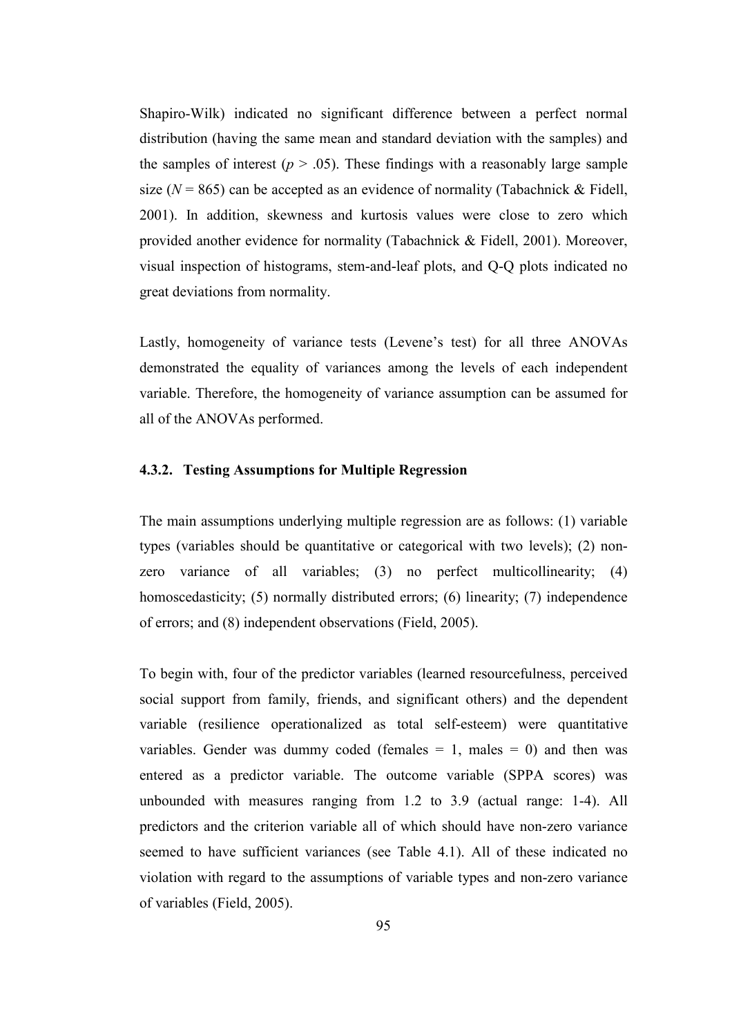Shapiro-Wilk) indicated no significant difference between a perfect normal distribution (having the same mean and standard deviation with the samples) and the samples of interest ($p > .05$). These findings with a reasonably large sample size ($N = 865$) can be accepted as an evidence of normality (Tabachnick & Fidell, 2001). In addition, skewness and kurtosis values were close to zero which provided another evidence for normality (Tabachnick & Fidell, 2001). Moreover, visual inspection of histograms, stem-and-leaf plots, and Q-Q plots indicated no great deviations from normality.

Lastly, homogeneity of variance tests (Levene's test) for all three ANOVAs demonstrated the equality of variances among the levels of each independent variable. Therefore, the homogeneity of variance assumption can be assumed for all of the ANOVAs performed.

### 4.3.2. Testing Assumptions for Multiple Regression

The main assumptions underlying multiple regression are as follows: (1) variable types (variables should be quantitative or categorical with two levels); (2) non-zero variance of all variables; (3) no perfect multicollinearity; (4) homoscedasticity; (5) normally distributed errors; (6) linearity; (7) independence of errors; and (8) independent observations (Field, 2005).

To begin with, four of the predictor variables (learned resourcefulness, perceived social support from family, friends, and significant others) and the dependent variable (resilience operationalized as total self-esteem) were quantitative variables. Gender was dummy coded (females = 1, males = 0) and then was entered as a predictor variable. The outcome variable (SPPA scores) was unbounded with measures ranging from 1.2 to 3.9 (actual range: 1-4). All predictors and the criterion variable all of which should have non-zero variance seemed to have sufficient variances (see Table 4.1). All of these indicated no violation with regard to the assumptions of variable types and non-zero variance of variables (Field, 2005).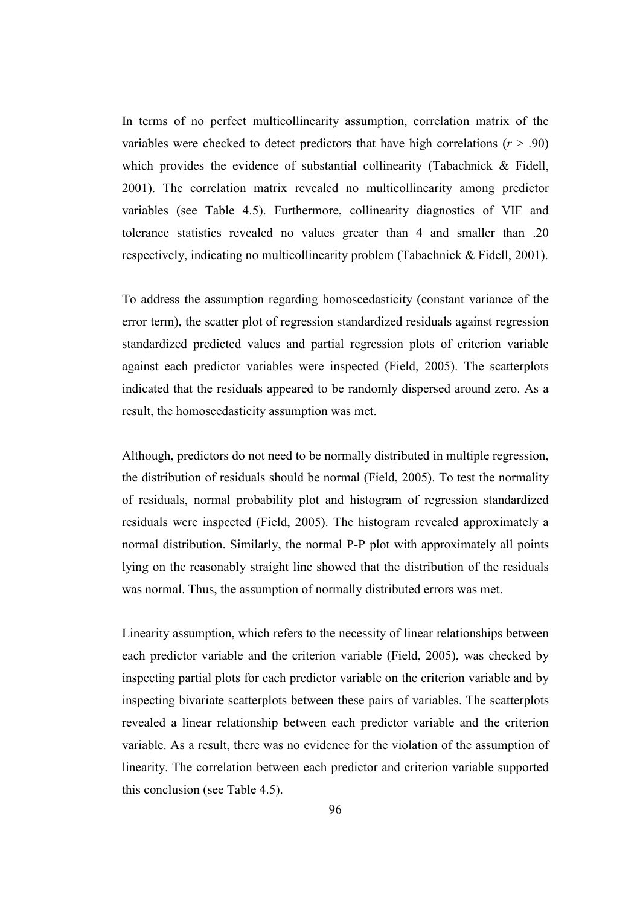In terms of no perfect multicollinearity assumption, correlation matrix of the variables were checked to detect predictors that have high correlations ($r > .90$) which provides the evidence of substantial collinearity (Tabachnick & Fidell, 2001). The correlation matrix revealed no multicollinearity among predictor variables (see Table 4.5). Furthermore, collinearity diagnostics of VIF and tolerance statistics revealed no values greater than 4 and smaller than .20 respectively, indicating no multicollinearity problem (Tabachnick & Fidell, 2001).

To address the assumption regarding homoscedasticity (constant variance of the error term), the scatter plot of regression standardized residuals against regression standardized predicted values and partial regression plots of criterion variable against each predictor variables were inspected (Field, 2005). The scatterplots indicated that the residuals appeared to be randomly dispersed around zero. As a result, the homoscedasticity assumption was met.

Although, predictors do not need to be normally distributed in multiple regression, the distribution of residuals should be normal (Field, 2005). To test the normality of residuals, normal probability plot and histogram of regression standardized residuals were inspected (Field, 2005). The histogram revealed approximately a normal distribution. Similarly, the normal P-P plot with approximately all points lying on the reasonably straight line showed that the distribution of the residuals was normal. Thus, the assumption of normally distributed errors was met.

Linearity assumption, which refers to the necessity of linear relationships between each predictor variable and the criterion variable (Field, 2005), was checked by inspecting partial plots for each predictor variable on the criterion variable and by inspecting bivariate scatterplots between these pairs of variables. The scatterplots revealed a linear relationship between each predictor variable and the criterion variable. As a result, there was no evidence for the violation of the assumption of linearity. The correlation between each predictor and criterion variable supported this conclusion (see Table 4.5).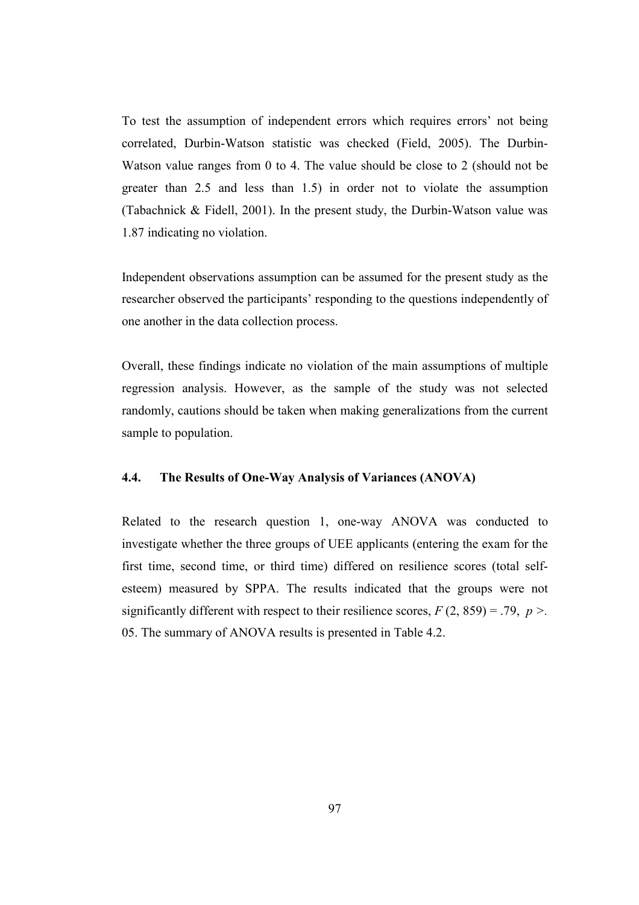To test the assumption of independent errors which requires errors' not being correlated, Durbin-Watson statistic was checked (Field, 2005). The Durbin-Watson value ranges from 0 to 4. The value should be close to 2 (should not be greater than 2.5 and less than 1.5) in order not to violate the assumption (Tabachnick & Fidell, 2001). In the present study, the Durbin-Watson value was 1.87 indicating no violation.

Independent observations assumption can be assumed for the present study as the researcher observed the participants' responding to the questions independently of one another in the data collection process.

Overall, these findings indicate no violation of the main assumptions of multiple regression analysis. However, as the sample of the study was not selected randomly, cautions should be taken when making generalizations from the current sample to population.

### 4.4. The Results of One-Way Analysis of Variances (ANOVA)

Related to the research question 1, one-way ANOVA was conducted to investigate whether the three groups of UEE applicants (entering the exam for the first time, second time, or third time) differed on resilience scores (total self-esteem) measured by SPPA. The results indicated that the groups were not significantly different with respect to their resilience scores, $F(2, 859) = .79$, $p > .05$. The summary of ANOVA results is presented in Table 4.2.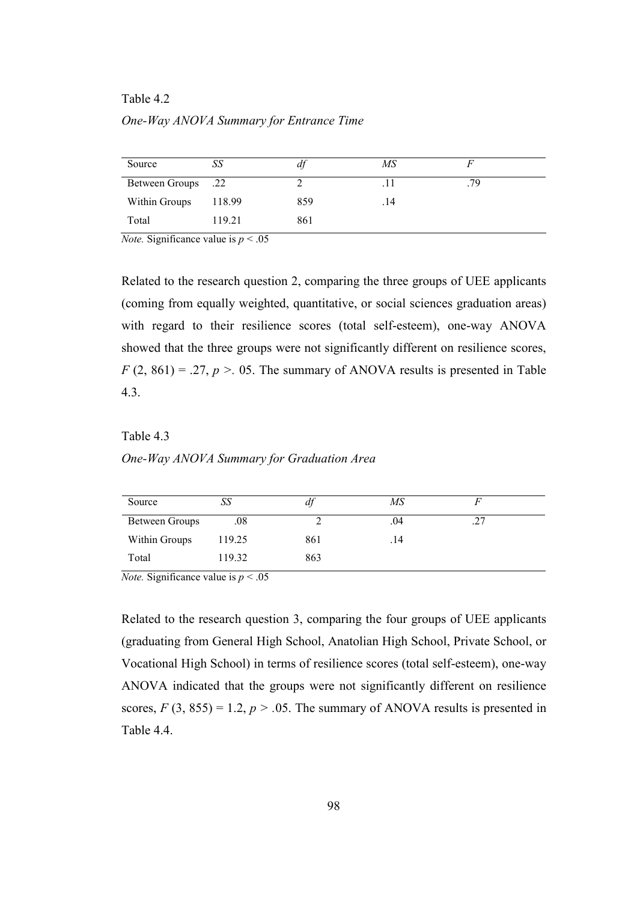Table 4.2

*One-Way ANOVA Summary for Entrance Time*

| Source | *SS* | *df* | *MS* | *F* |
|---|---|---|---|---|
| Between Groups | .22 | 2 | .11 | .79 |
| Within Groups | 118.99 | 859 | .14 | |
| Total | 119.21 | 861 | | |

*Note.* Significance value is $p < .05$

Related to the research question 2, comparing the three groups of UEE applicants (coming from equally weighted, quantitative, or social sciences graduation areas) with regard to their resilience scores (total self-esteem), one-way ANOVA showed that the three groups were not significantly different on resilience scores, $F$ (2, 861) = .27, $p$ >. 05. The summary of ANOVA results is presented in Table 4.3.

Table 4.3

*One-Way ANOVA Summary for Graduation Area*

| Source | *SS* | *df* | *MS* | *F* |
|---|---|---|---|---|
| Between Groups | .08 | 2 | .04 | .27 |
| Within Groups | 119.25 | 861 | .14 | |
| Total | 119.32 | 863 | | |

*Note.* Significance value is $p < .05$

Related to the research question 3, comparing the four groups of UEE applicants (graduating from General High School, Anatolian High School, Private School, or Vocational High School) in terms of resilience scores (total self-esteem), one-way ANOVA indicated that the groups were not significantly different on resilience scores, $F$ (3, 855) = 1.2, $p$ > .05. The summary of ANOVA results is presented in Table 4.4.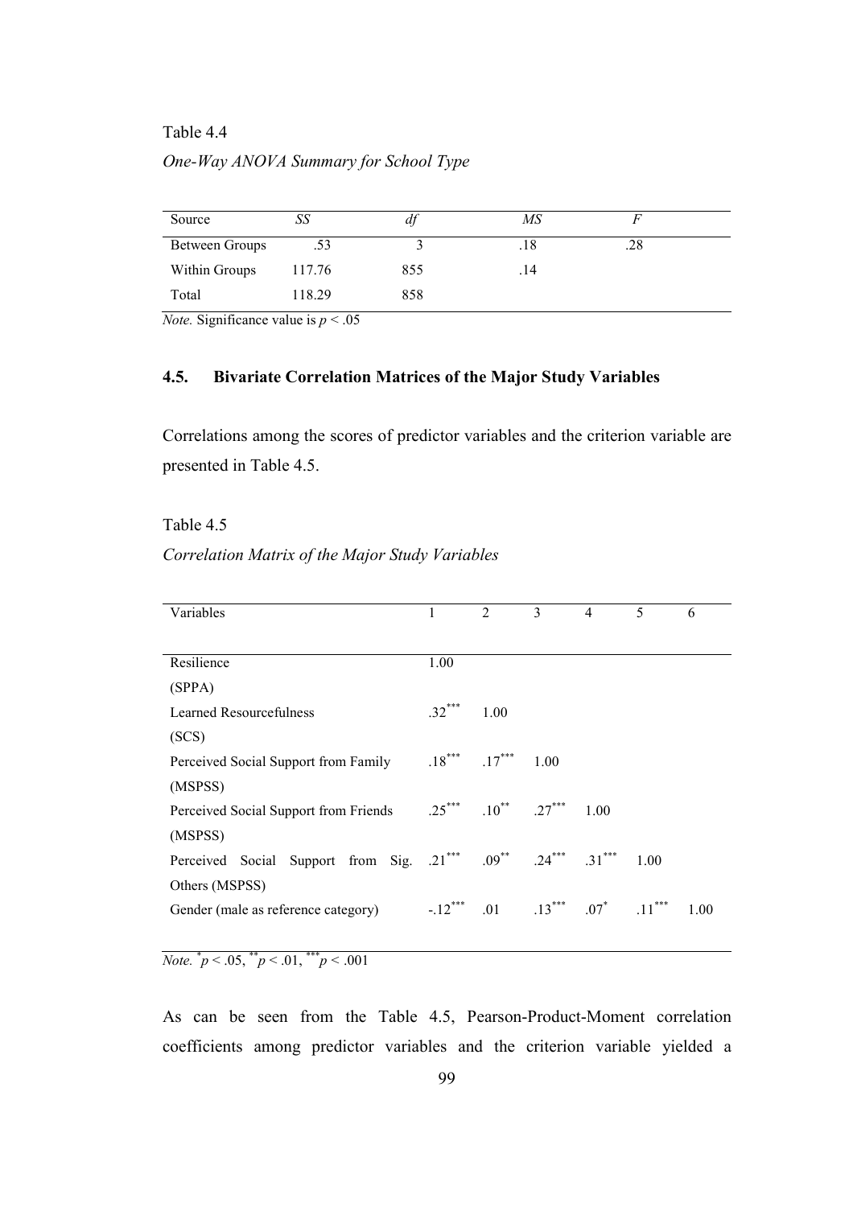Table 4.4

*One-Way ANOVA Summary for School Type*

| Source | *SS* | *df* | *MS* | *F* |
|---|---|---|---|---|
| Between Groups | .53 | 3 | .18 | .28 |
| Within Groups | 117.76 | 855 | .14 | |
| Total | 118.29 | 858 | | |

*Note.* Significance value is $p < .05$

### 4.5. Bivariate Correlation Matrices of the Major Study Variables

Correlations among the scores of predictor variables and the criterion variable are presented in Table 4.5.

Table 4.5

*Correlation Matrix of the Major Study Variables*

| Variables | 1 | 2 | 3 | 4 | 5 | 6 |
|---|---|---|---|---|---|---|
| Resilience (SPPA) | 1.00 | | | | | |
| Learned Resourcefulness (SCS) | $.32^{***}$ | 1.00 | | | | |
| Perceived Social Support from Family (MSPSS) | $.18^{***}$ | $.17^{***}$ | 1.00 | | | |
| Perceived Social Support from Friends (MSPSS) | $.25^{***}$ | $.10^{**}$ | $.27^{***}$ | 1.00 | | |
| Perceived Social Support from Sig. Others (MSPSS) | $.21^{***}$ | $.09^{**}$ | $.24^{***}$ | $.31^{***}$ | 1.00 | |
| Gender (male as reference category) | $-.12^{***}$ | .01 | $.13^{***}$ | $.07^{*}$ | $.11^{***}$ | 1.00 |

*Note.* $^{*}p < .05$, $^{**}p < .01$, $^{***}p < .001$

As can be seen from the Table 4.5, Pearson-Product-Moment correlation coefficients among predictor variables and the criterion variable yielded a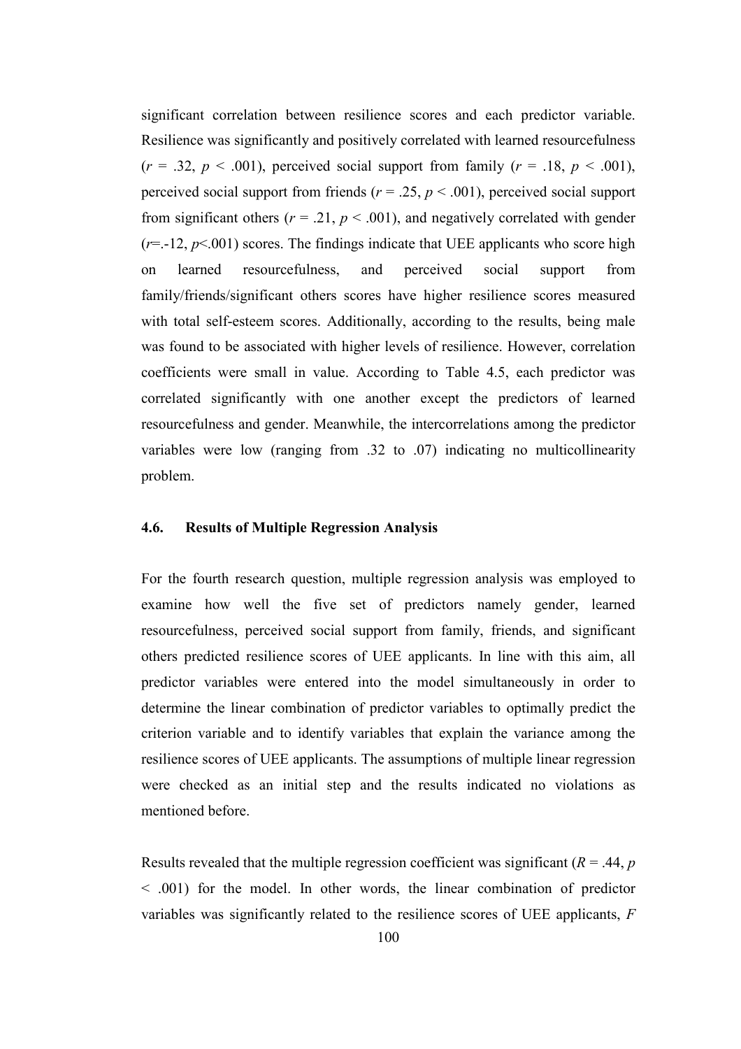significant correlation between resilience scores and each predictor variable. Resilience was significantly and positively correlated with learned resourcefulness ($r$ = .32, $p$ < .001), perceived social support from family ($r$ = .18, $p$ < .001), perceived social support from friends ($r$ = .25, $p$ < .001), perceived social support from significant others ($r$ = .21, $p$ < .001), and negatively correlated with gender ($r$=.-12, $p$<.001) scores. The findings indicate that UEE applicants who score high on learned resourcefulness, and perceived social support from family/friends/significant others scores have higher resilience scores measured with total self-esteem scores. Additionally, according to the results, being male was found to be associated with higher levels of resilience. However, correlation coefficients were small in value. According to Table 4.5, each predictor was correlated significantly with one another except the predictors of learned resourcefulness and gender. Meanwhile, the intercorrelations among the predictor variables were low (ranging from .32 to .07) indicating no multicollinearity problem.

## 4.6. Results of Multiple Regression Analysis

For the fourth research question, multiple regression analysis was employed to examine how well the five set of predictors namely gender, learned resourcefulness, perceived social support from family, friends, and significant others predicted resilience scores of UEE applicants. In line with this aim, all predictor variables were entered into the model simultaneously in order to determine the linear combination of predictor variables to optimally predict the criterion variable and to identify variables that explain the variance among the resilience scores of UEE applicants. The assumptions of multiple linear regression were checked as an initial step and the results indicated no violations as mentioned before.

Results revealed that the multiple regression coefficient was significant ($R$ = .44, $p$ < .001) for the model. In other words, the linear combination of predictor variables was significantly related to the resilience scores of UEE applicants, $F$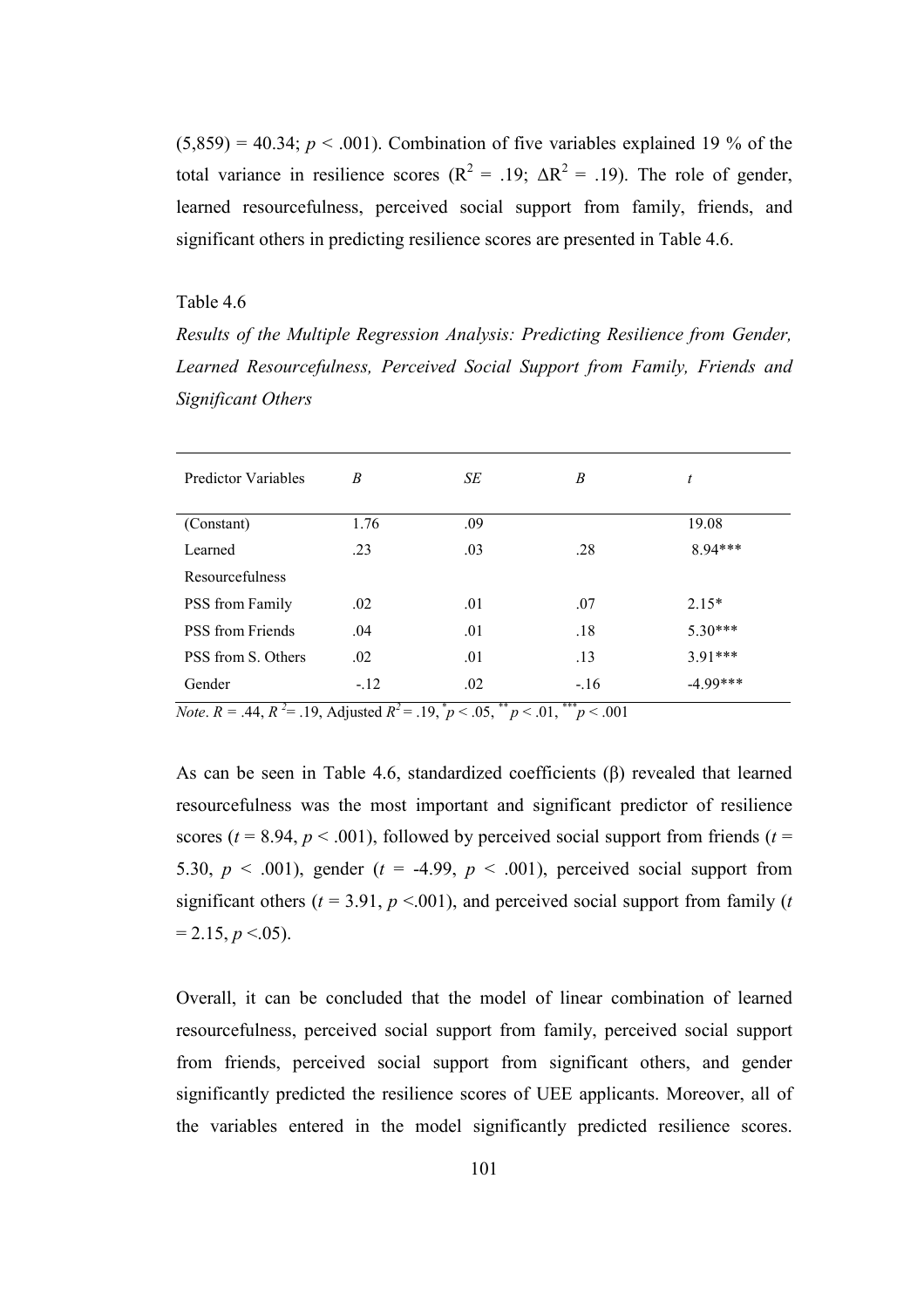(5,859) = 40.34; $p < .001$). Combination of five variables explained 19 % of the total variance in resilience scores ($R^2 = .19$; $\Delta R^2 = .19$). The role of gender, learned resourcefulness, perceived social support from family, friends, and significant others in predicting resilience scores are presented in Table 4.6.

Table 4.6

*Results of the Multiple Regression Analysis: Predicting Resilience from Gender, Learned Resourcefulness, Perceived Social Support from Family, Friends and Significant Others*

| Predictor Variables | *B* | *SE* | *Β* | *t* |
|---|---|---|---|---|
| (Constant) | 1.76 | .09 | | 19.08 |
| Learned Resourcefulness | .23 | .03 | .28 | 8.94*** |
| PSS from Family | .02 | .01 | .07 | 2.15* |
| PSS from Friends | .04 | .01 | .18 | 5.30*** |
| PSS from S. Others | .02 | .01 | .13 | 3.91*** |
| Gender | -.12 | .02 | -.16 | -4.99*** |

*Note*. $R = .44$, $R^2 = .19$, Adjusted $R^2 = .19$, $^{*}p < .05$, $^{**}p < .01$, $^{***}p < .001$

As can be seen in Table 4.6, standardized coefficients (β) revealed that learned resourcefulness was the most important and significant predictor of resilience scores ($t = 8.94$, $p < .001$), followed by perceived social support from friends ($t = 5.30$, $p < .001$), gender ($t = -4.99$, $p < .001$), perceived social support from significant others ($t = 3.91$, $p < .001$), and perceived social support from family ($t = 2.15$, $p < .05$).

Overall, it can be concluded that the model of linear combination of learned resourcefulness, perceived social support from family, perceived social support from friends, perceived social support from significant others, and gender significantly predicted the resilience scores of UEE applicants. Moreover, all of the variables entered in the model significantly predicted resilience scores.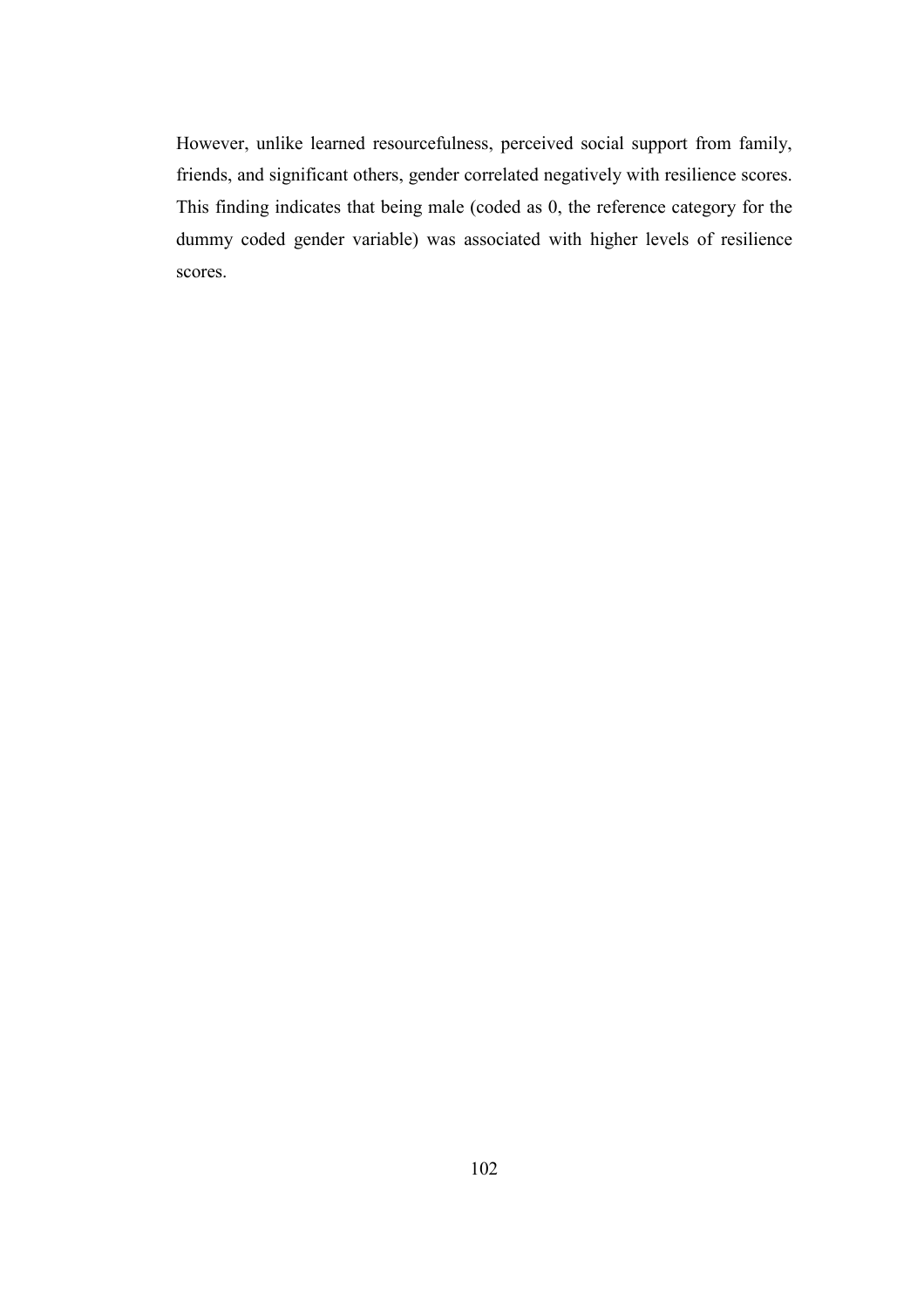However, unlike learned resourcefulness, perceived social support from family, friends, and significant others, gender correlated negatively with resilience scores. This finding indicates that being male (coded as 0, the reference category for the dummy coded gender variable) was associated with higher levels of resilience scores.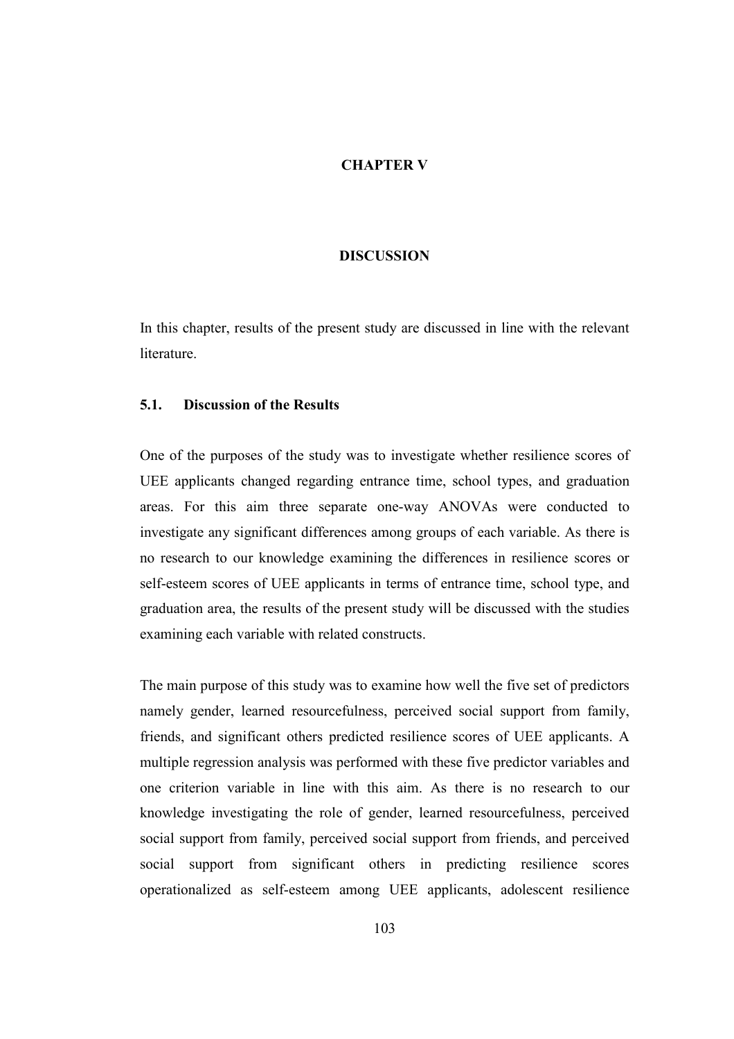# CHAPTER V

# DISCUSSION

In this chapter, results of the present study are discussed in line with the relevant literature.

## 5.1. Discussion of the Results

One of the purposes of the study was to investigate whether resilience scores of UEE applicants changed regarding entrance time, school types, and graduation areas. For this aim three separate one-way ANOVAs were conducted to investigate any significant differences among groups of each variable. As there is no research to our knowledge examining the differences in resilience scores or self-esteem scores of UEE applicants in terms of entrance time, school type, and graduation area, the results of the present study will be discussed with the studies examining each variable with related constructs.

The main purpose of this study was to examine how well the five set of predictors namely gender, learned resourcefulness, perceived social support from family, friends, and significant others predicted resilience scores of UEE applicants. A multiple regression analysis was performed with these five predictor variables and one criterion variable in line with this aim. As there is no research to our knowledge investigating the role of gender, learned resourcefulness, perceived social support from family, perceived social support from friends, and perceived social support from significant others in predicting resilience scores operationalized as self-esteem among UEE applicants, adolescent resilience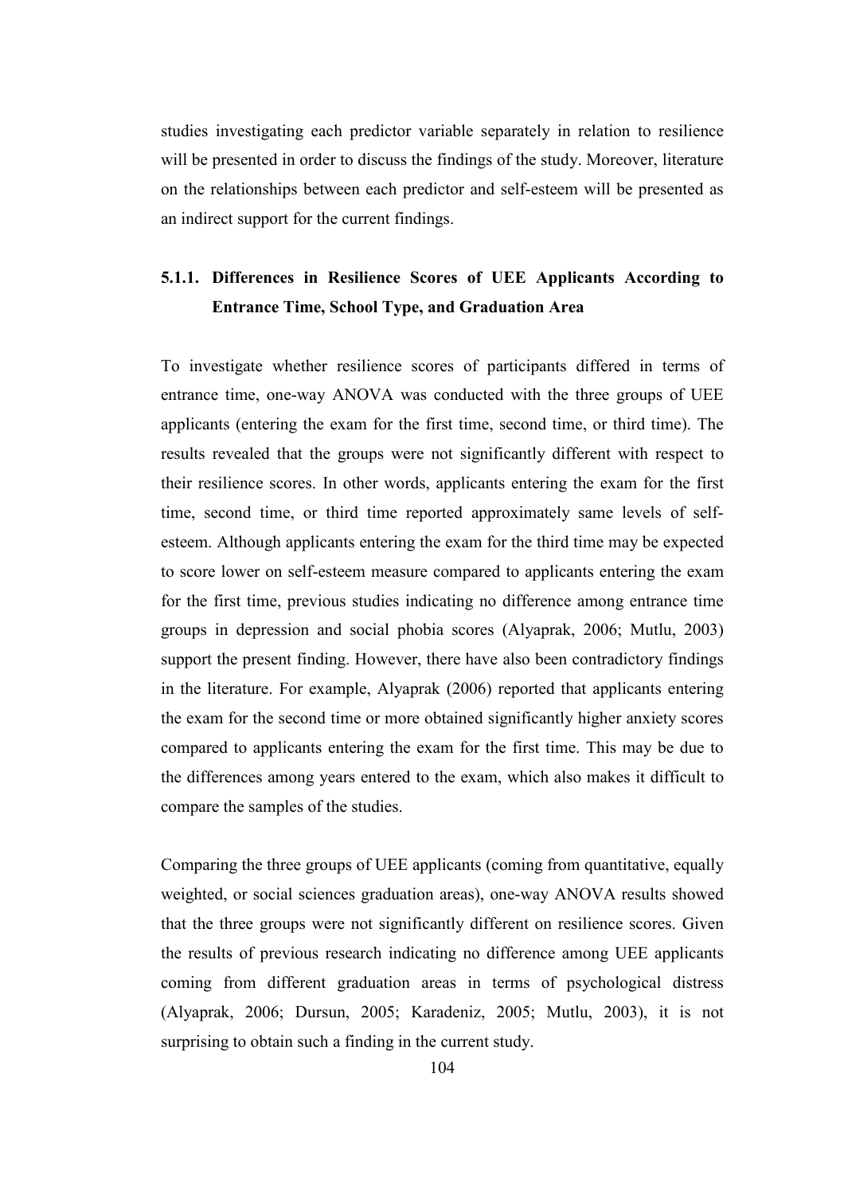studies investigating each predictor variable separately in relation to resilience will be presented in order to discuss the findings of the study. Moreover, literature on the relationships between each predictor and self-esteem will be presented as an indirect support for the current findings.

### 5.1.1. Differences in Resilience Scores of UEE Applicants According to Entrance Time, School Type, and Graduation Area

To investigate whether resilience scores of participants differed in terms of entrance time, one-way ANOVA was conducted with the three groups of UEE applicants (entering the exam for the first time, second time, or third time). The results revealed that the groups were not significantly different with respect to their resilience scores. In other words, applicants entering the exam for the first time, second time, or third time reported approximately same levels of self-esteem. Although applicants entering the exam for the third time may be expected to score lower on self-esteem measure compared to applicants entering the exam for the first time, previous studies indicating no difference among entrance time groups in depression and social phobia scores (Alyaprak, 2006; Mutlu, 2003) support the present finding. However, there have also been contradictory findings in the literature. For example, Alyaprak (2006) reported that applicants entering the exam for the second time or more obtained significantly higher anxiety scores compared to applicants entering the exam for the first time. This may be due to the differences among years entered to the exam, which also makes it difficult to compare the samples of the studies.

Comparing the three groups of UEE applicants (coming from quantitative, equally weighted, or social sciences graduation areas), one-way ANOVA results showed that the three groups were not significantly different on resilience scores. Given the results of previous research indicating no difference among UEE applicants coming from different graduation areas in terms of psychological distress (Alyaprak, 2006; Dursun, 2005; Karadeniz, 2005; Mutlu, 2003), it is not surprising to obtain such a finding in the current study.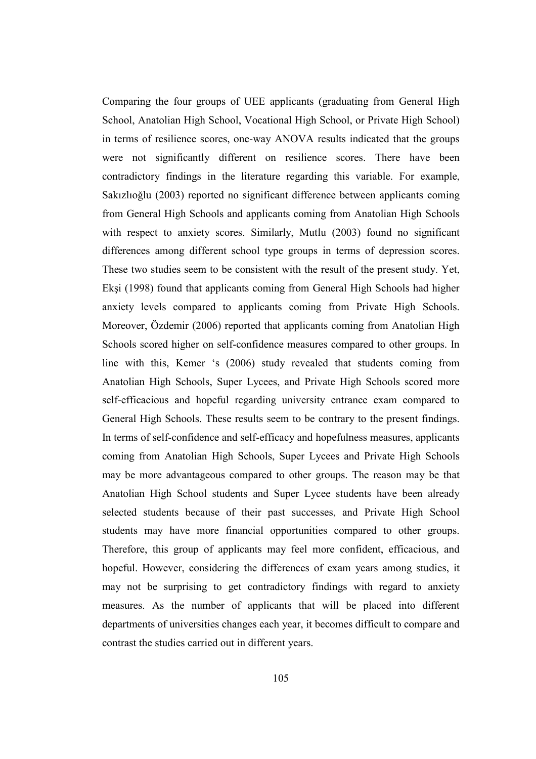Comparing the four groups of UEE applicants (graduating from General High School, Anatolian High School, Vocational High School, or Private High School) in terms of resilience scores, one-way ANOVA results indicated that the groups were not significantly different on resilience scores. There have been contradictory findings in the literature regarding this variable. For example, Sakızlıoğlu (2003) reported no significant difference between applicants coming from General High Schools and applicants coming from Anatolian High Schools with respect to anxiety scores. Similarly, Mutlu (2003) found no significant differences among different school type groups in terms of depression scores. These two studies seem to be consistent with the result of the present study. Yet, Ekşi (1998) found that applicants coming from General High Schools had higher anxiety levels compared to applicants coming from Private High Schools. Moreover, Özdemir (2006) reported that applicants coming from Anatolian High Schools scored higher on self-confidence measures compared to other groups. In line with this, Kemer 's (2006) study revealed that students coming from Anatolian High Schools, Super Lycees, and Private High Schools scored more self-efficacious and hopeful regarding university entrance exam compared to General High Schools. These results seem to be contrary to the present findings. In terms of self-confidence and self-efficacy and hopefulness measures, applicants coming from Anatolian High Schools, Super Lycees and Private High Schools may be more advantageous compared to other groups. The reason may be that Anatolian High School students and Super Lycee students have been already selected students because of their past successes, and Private High School students may have more financial opportunities compared to other groups. Therefore, this group of applicants may feel more confident, efficacious, and hopeful. However, considering the differences of exam years among studies, it may not be surprising to get contradictory findings with regard to anxiety measures. As the number of applicants that will be placed into different departments of universities changes each year, it becomes difficult to compare and contrast the studies carried out in different years.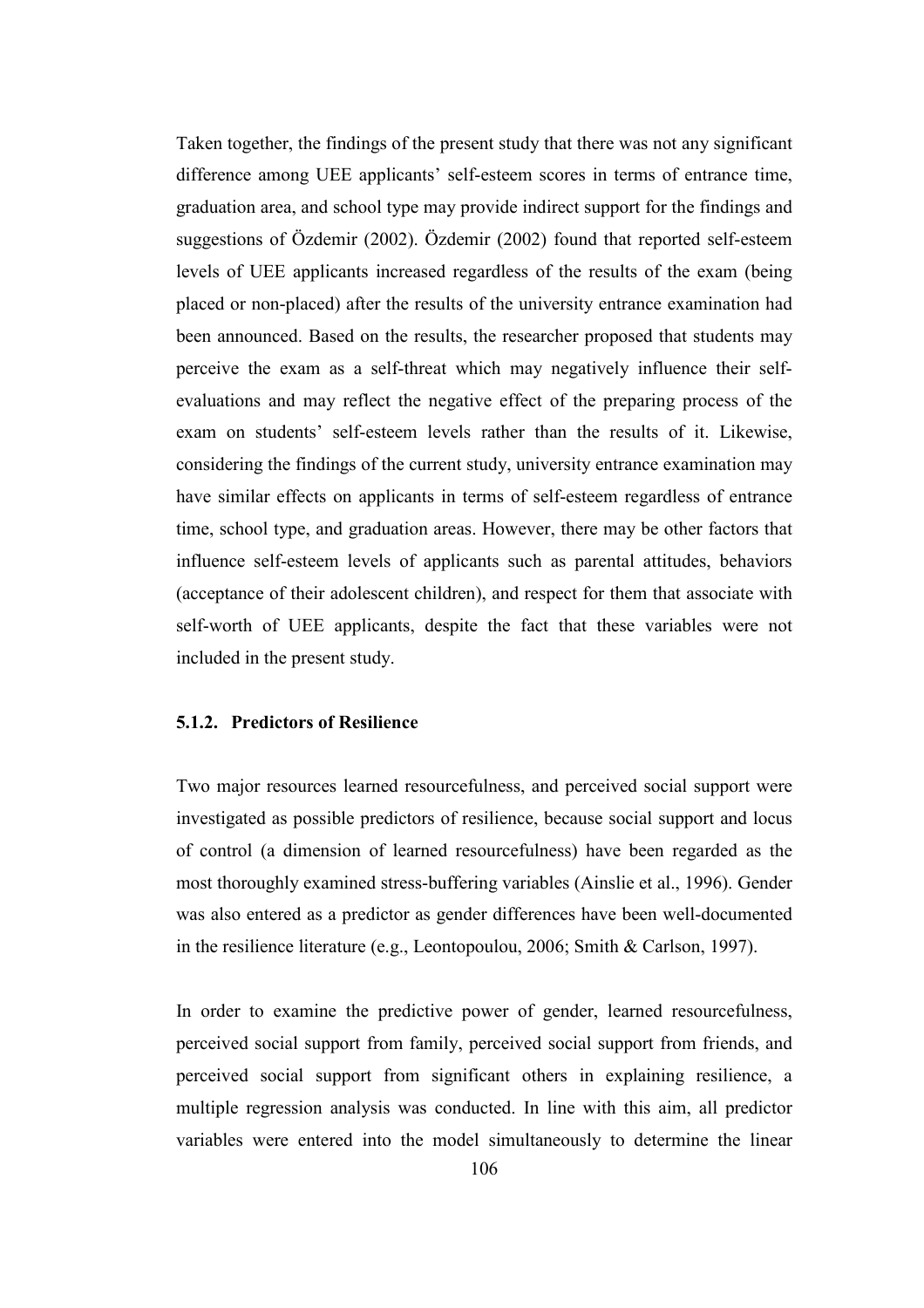Taken together, the findings of the present study that there was not any significant difference among UEE applicants' self-esteem scores in terms of entrance time, graduation area, and school type may provide indirect support for the findings and suggestions of Özdemir (2002). Özdemir (2002) found that reported self-esteem levels of UEE applicants increased regardless of the results of the exam (being placed or non-placed) after the results of the university entrance examination had been announced. Based on the results, the researcher proposed that students may perceive the exam as a self-threat which may negatively influence their self-evaluations and may reflect the negative effect of the preparing process of the exam on students' self-esteem levels rather than the results of it. Likewise, considering the findings of the current study, university entrance examination may have similar effects on applicants in terms of self-esteem regardless of entrance time, school type, and graduation areas. However, there may be other factors that influence self-esteem levels of applicants such as parental attitudes, behaviors (acceptance of their adolescent children), and respect for them that associate with self-worth of UEE applicants, despite the fact that these variables were not included in the present study.

### 5.1.2. Predictors of Resilience

Two major resources learned resourcefulness, and perceived social support were investigated as possible predictors of resilience, because social support and locus of control (a dimension of learned resourcefulness) have been regarded as the most thoroughly examined stress-buffering variables (Ainslie et al., 1996). Gender was also entered as a predictor as gender differences have been well-documented in the resilience literature (e.g., Leontopoulou, 2006; Smith & Carlson, 1997).

In order to examine the predictive power of gender, learned resourcefulness, perceived social support from family, perceived social support from friends, and perceived social support from significant others in explaining resilience, a multiple regression analysis was conducted. In line with this aim, all predictor variables were entered into the model simultaneously to determine the linear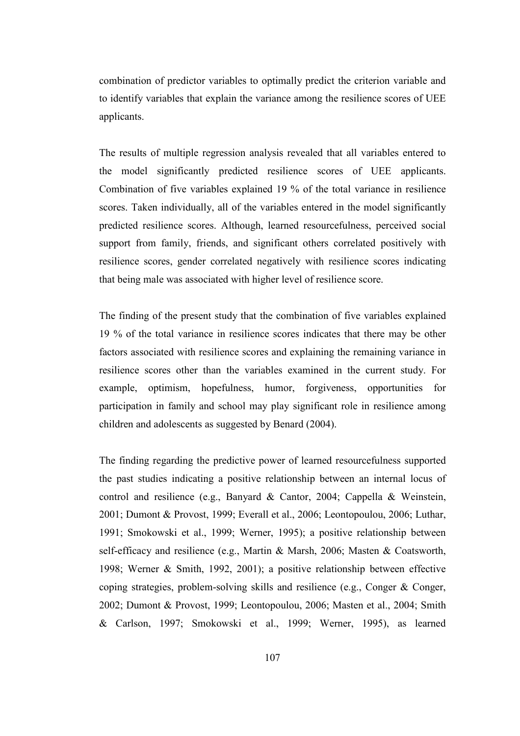combination of predictor variables to optimally predict the criterion variable and to identify variables that explain the variance among the resilience scores of UEE applicants.

The results of multiple regression analysis revealed that all variables entered to the model significantly predicted resilience scores of UEE applicants. Combination of five variables explained 19 % of the total variance in resilience scores. Taken individually, all of the variables entered in the model significantly predicted resilience scores. Although, learned resourcefulness, perceived social support from family, friends, and significant others correlated positively with resilience scores, gender correlated negatively with resilience scores indicating that being male was associated with higher level of resilience score.

The finding of the present study that the combination of five variables explained 19 % of the total variance in resilience scores indicates that there may be other factors associated with resilience scores and explaining the remaining variance in resilience scores other than the variables examined in the current study. For example, optimism, hopefulness, humor, forgiveness, opportunities for participation in family and school may play significant role in resilience among children and adolescents as suggested by Benard (2004).

The finding regarding the predictive power of learned resourcefulness supported the past studies indicating a positive relationship between an internal locus of control and resilience (e.g., Banyard & Cantor, 2004; Cappella & Weinstein, 2001; Dumont & Provost, 1999; Everall et al., 2006; Leontopoulou, 2006; Luthar, 1991; Smokowski et al., 1999; Werner, 1995); a positive relationship between self-efficacy and resilience (e.g., Martin & Marsh, 2006; Masten & Coatsworth, 1998; Werner & Smith, 1992, 2001); a positive relationship between effective coping strategies, problem-solving skills and resilience (e.g., Conger & Conger, 2002; Dumont & Provost, 1999; Leontopoulou, 2006; Masten et al., 2004; Smith & Carlson, 1997; Smokowski et al., 1999; Werner, 1995), as learned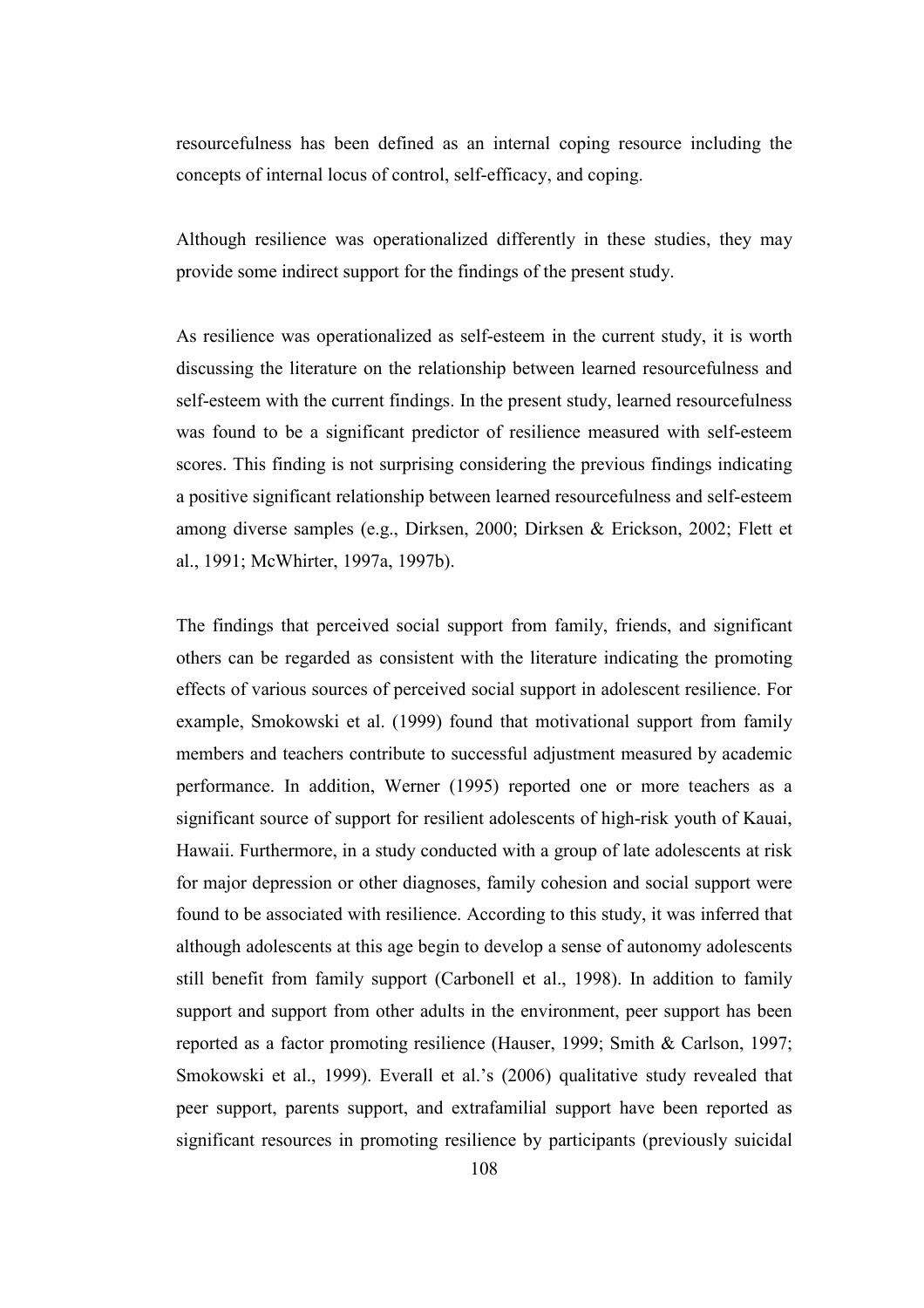resourcefulness has been defined as an internal coping resource including the concepts of internal locus of control, self-efficacy, and coping.

Although resilience was operationalized differently in these studies, they may provide some indirect support for the findings of the present study.

As resilience was operationalized as self-esteem in the current study, it is worth discussing the literature on the relationship between learned resourcefulness and self-esteem with the current findings. In the present study, learned resourcefulness was found to be a significant predictor of resilience measured with self-esteem scores. This finding is not surprising considering the previous findings indicating a positive significant relationship between learned resourcefulness and self-esteem among diverse samples (e.g., Dirksen, 2000; Dirksen & Erickson, 2002; Flett et al., 1991; McWhirter, 1997a, 1997b).

The findings that perceived social support from family, friends, and significant others can be regarded as consistent with the literature indicating the promoting effects of various sources of perceived social support in adolescent resilience. For example, Smokowski et al. (1999) found that motivational support from family members and teachers contribute to successful adjustment measured by academic performance. In addition, Werner (1995) reported one or more teachers as a significant source of support for resilient adolescents of high-risk youth of Kauai, Hawaii. Furthermore, in a study conducted with a group of late adolescents at risk for major depression or other diagnoses, family cohesion and social support were found to be associated with resilience. According to this study, it was inferred that although adolescents at this age begin to develop a sense of autonomy adolescents still benefit from family support (Carbonell et al., 1998). In addition to family support and support from other adults in the environment, peer support has been reported as a factor promoting resilience (Hauser, 1999; Smith & Carlson, 1997; Smokowski et al., 1999). Everall et al.'s (2006) qualitative study revealed that peer support, parents support, and extrafamilial support have been reported as significant resources in promoting resilience by participants (previously suicidal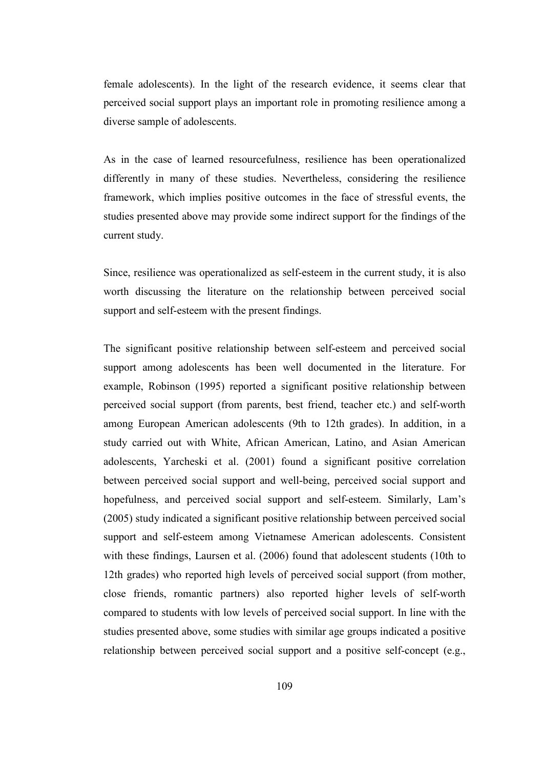female adolescents). In the light of the research evidence, it seems clear that perceived social support plays an important role in promoting resilience among a diverse sample of adolescents.

As in the case of learned resourcefulness, resilience has been operationalized differently in many of these studies. Nevertheless, considering the resilience framework, which implies positive outcomes in the face of stressful events, the studies presented above may provide some indirect support for the findings of the current study.

Since, resilience was operationalized as self-esteem in the current study, it is also worth discussing the literature on the relationship between perceived social support and self-esteem with the present findings.

The significant positive relationship between self-esteem and perceived social support among adolescents has been well documented in the literature. For example, Robinson (1995) reported a significant positive relationship between perceived social support (from parents, best friend, teacher etc.) and self-worth among European American adolescents (9th to 12th grades). In addition, in a study carried out with White, African American, Latino, and Asian American adolescents, Yarcheski et al. (2001) found a significant positive correlation between perceived social support and well-being, perceived social support and hopefulness, and perceived social support and self-esteem. Similarly, Lam's (2005) study indicated a significant positive relationship between perceived social support and self-esteem among Vietnamese American adolescents. Consistent with these findings, Laursen et al. (2006) found that adolescent students (10th to 12th grades) who reported high levels of perceived social support (from mother, close friends, romantic partners) also reported higher levels of self-worth compared to students with low levels of perceived social support. In line with the studies presented above, some studies with similar age groups indicated a positive relationship between perceived social support and a positive self-concept (e.g.,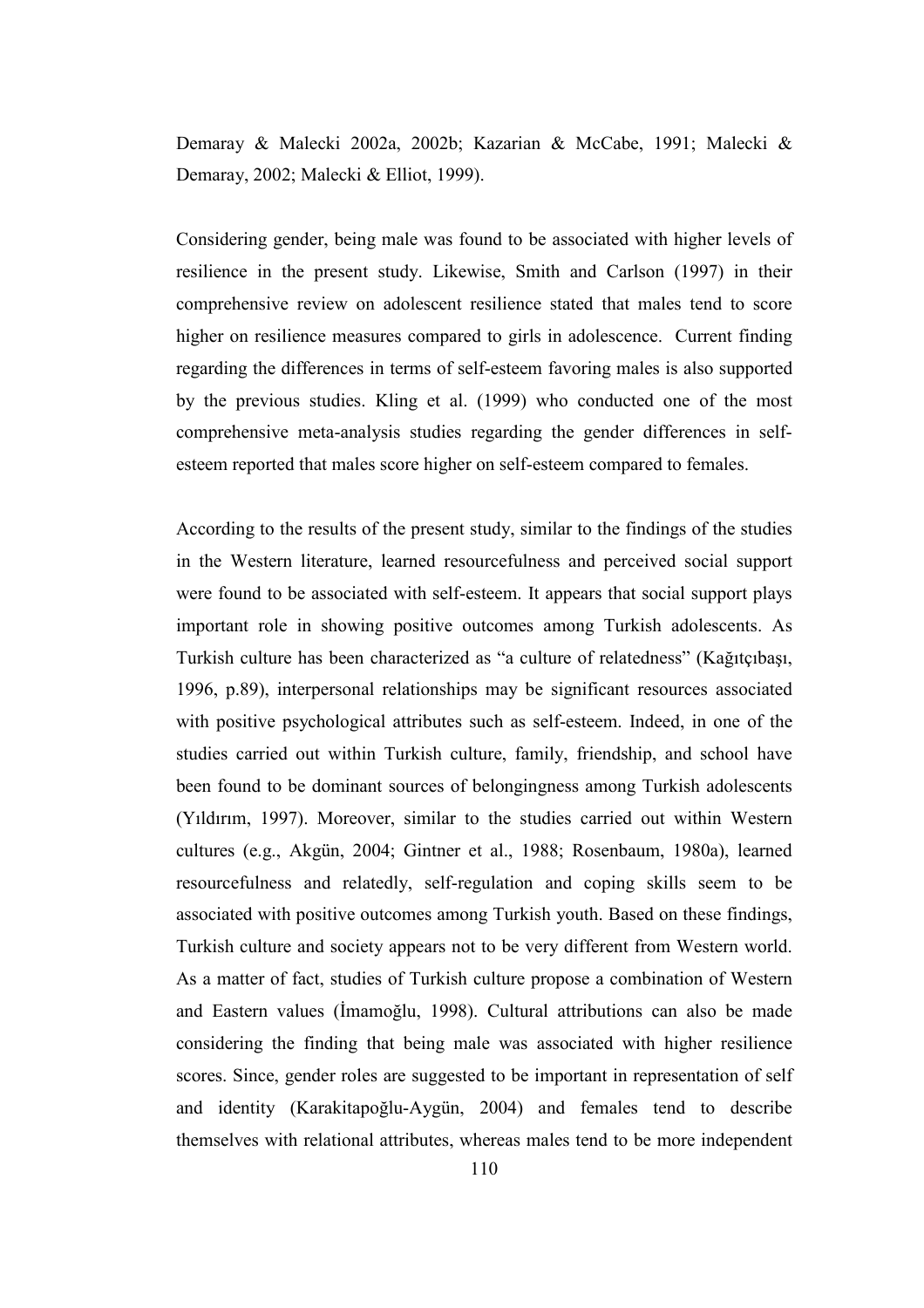Demaray & Malecki 2002a, 2002b; Kazarian & McCabe, 1991; Malecki & Demaray, 2002; Malecki & Elliot, 1999).

Considering gender, being male was found to be associated with higher levels of resilience in the present study. Likewise, Smith and Carlson (1997) in their comprehensive review on adolescent resilience stated that males tend to score higher on resilience measures compared to girls in adolescence. Current finding regarding the differences in terms of self-esteem favoring males is also supported by the previous studies. Kling et al. (1999) who conducted one of the most comprehensive meta-analysis studies regarding the gender differences in self-esteem reported that males score higher on self-esteem compared to females.

According to the results of the present study, similar to the findings of the studies in the Western literature, learned resourcefulness and perceived social support were found to be associated with self-esteem. It appears that social support plays important role in showing positive outcomes among Turkish adolescents. As Turkish culture has been characterized as "a culture of relatedness" (Kağıtçıbaşı, 1996, p.89), interpersonal relationships may be significant resources associated with positive psychological attributes such as self-esteem. Indeed, in one of the studies carried out within Turkish culture, family, friendship, and school have been found to be dominant sources of belongingness among Turkish adolescents (Yıldırım, 1997). Moreover, similar to the studies carried out within Western cultures (e.g., Akgün, 2004; Gintner et al., 1988; Rosenbaum, 1980a), learned resourcefulness and relatedly, self-regulation and coping skills seem to be associated with positive outcomes among Turkish youth. Based on these findings, Turkish culture and society appears not to be very different from Western world. As a matter of fact, studies of Turkish culture propose a combination of Western and Eastern values (İmamoğlu, 1998). Cultural attributions can also be made considering the finding that being male was associated with higher resilience scores. Since, gender roles are suggested to be important in representation of self and identity (Karakitapoğlu-Aygün, 2004) and females tend to describe themselves with relational attributes, whereas males tend to be more independent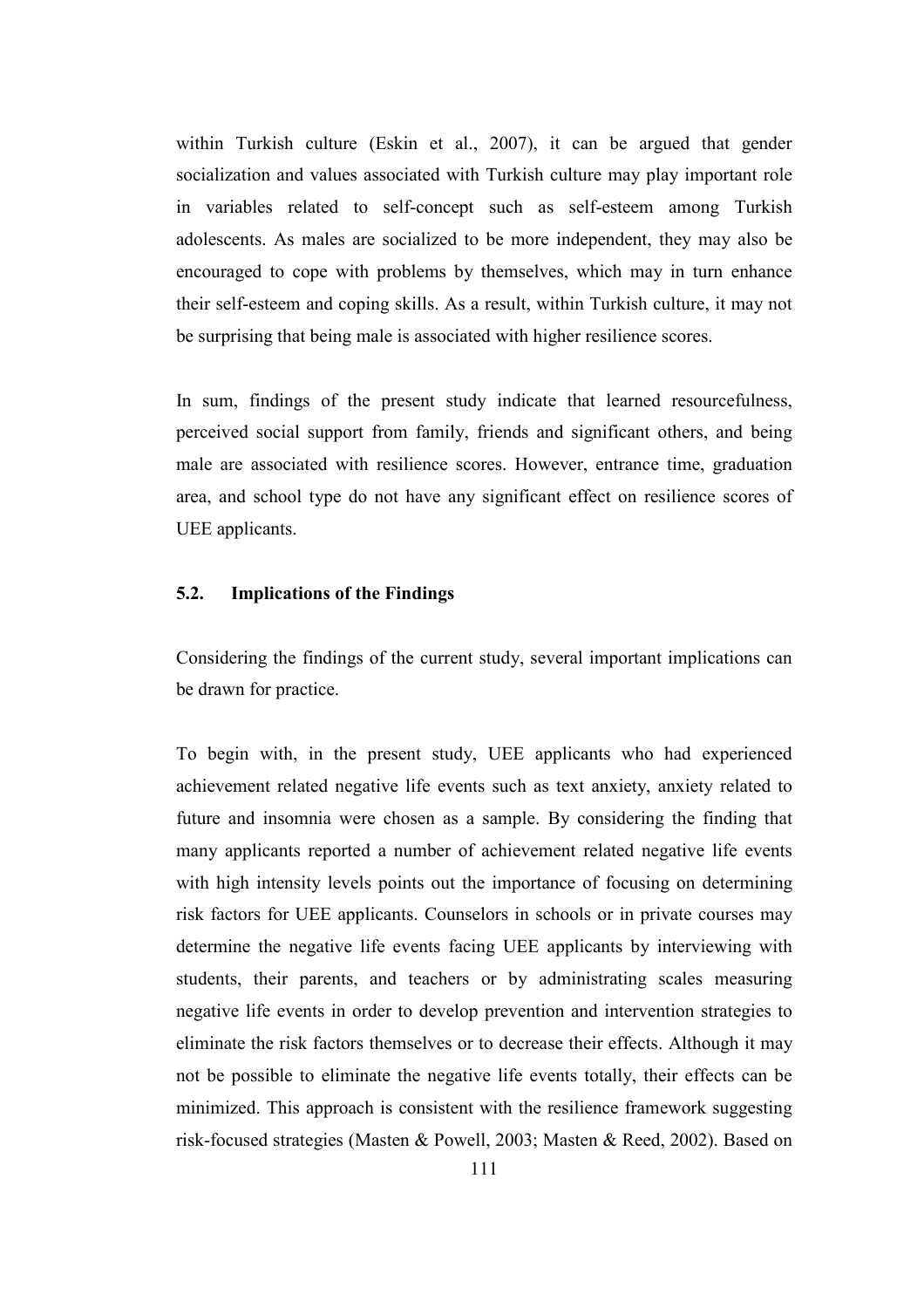within Turkish culture (Eskin et al., 2007), it can be argued that gender socialization and values associated with Turkish culture may play important role in variables related to self-concept such as self-esteem among Turkish adolescents. As males are socialized to be more independent, they may also be encouraged to cope with problems by themselves, which may in turn enhance their self-esteem and coping skills. As a result, within Turkish culture, it may not be surprising that being male is associated with higher resilience scores.

In sum, findings of the present study indicate that learned resourcefulness, perceived social support from family, friends and significant others, and being male are associated with resilience scores. However, entrance time, graduation area, and school type do not have any significant effect on resilience scores of UEE applicants.

## 5.2. Implications of the Findings

Considering the findings of the current study, several important implications can be drawn for practice.

To begin with, in the present study, UEE applicants who had experienced achievement related negative life events such as text anxiety, anxiety related to future and insomnia were chosen as a sample. By considering the finding that many applicants reported a number of achievement related negative life events with high intensity levels points out the importance of focusing on determining risk factors for UEE applicants. Counselors in schools or in private courses may determine the negative life events facing UEE applicants by interviewing with students, their parents, and teachers or by administrating scales measuring negative life events in order to develop prevention and intervention strategies to eliminate the risk factors themselves or to decrease their effects. Although it may not be possible to eliminate the negative life events totally, their effects can be minimized. This approach is consistent with the resilience framework suggesting risk-focused strategies (Masten & Powell, 2003; Masten & Reed, 2002). Based on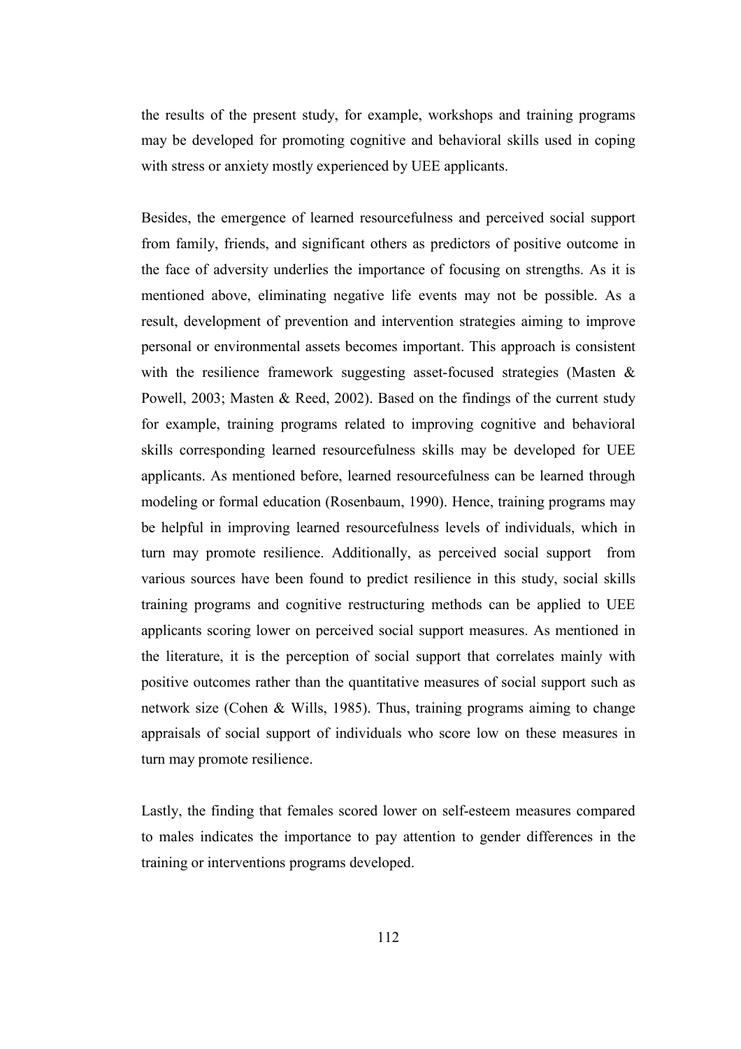the results of the present study, for example, workshops and training programs may be developed for promoting cognitive and behavioral skills used in coping with stress or anxiety mostly experienced by UEE applicants.

Besides, the emergence of learned resourcefulness and perceived social support from family, friends, and significant others as predictors of positive outcome in the face of adversity underlies the importance of focusing on strengths. As it is mentioned above, eliminating negative life events may not be possible. As a result, development of prevention and intervention strategies aiming to improve personal or environmental assets becomes important. This approach is consistent with the resilience framework suggesting asset-focused strategies (Masten & Powell, 2003; Masten & Reed, 2002). Based on the findings of the current study for example, training programs related to improving cognitive and behavioral skills corresponding learned resourcefulness skills may be developed for UEE applicants. As mentioned before, learned resourcefulness can be learned through modeling or formal education (Rosenbaum, 1990). Hence, training programs may be helpful in improving learned resourcefulness levels of individuals, which in turn may promote resilience. Additionally, as perceived social support from various sources have been found to predict resilience in this study, social skills training programs and cognitive restructuring methods can be applied to UEE applicants scoring lower on perceived social support measures. As mentioned in the literature, it is the perception of social support that correlates mainly with positive outcomes rather than the quantitative measures of social support such as network size (Cohen & Wills, 1985). Thus, training programs aiming to change appraisals of social support of individuals who score low on these measures in turn may promote resilience.

Lastly, the finding that females scored lower on self-esteem measures compared to males indicates the importance to pay attention to gender differences in the training or interventions programs developed.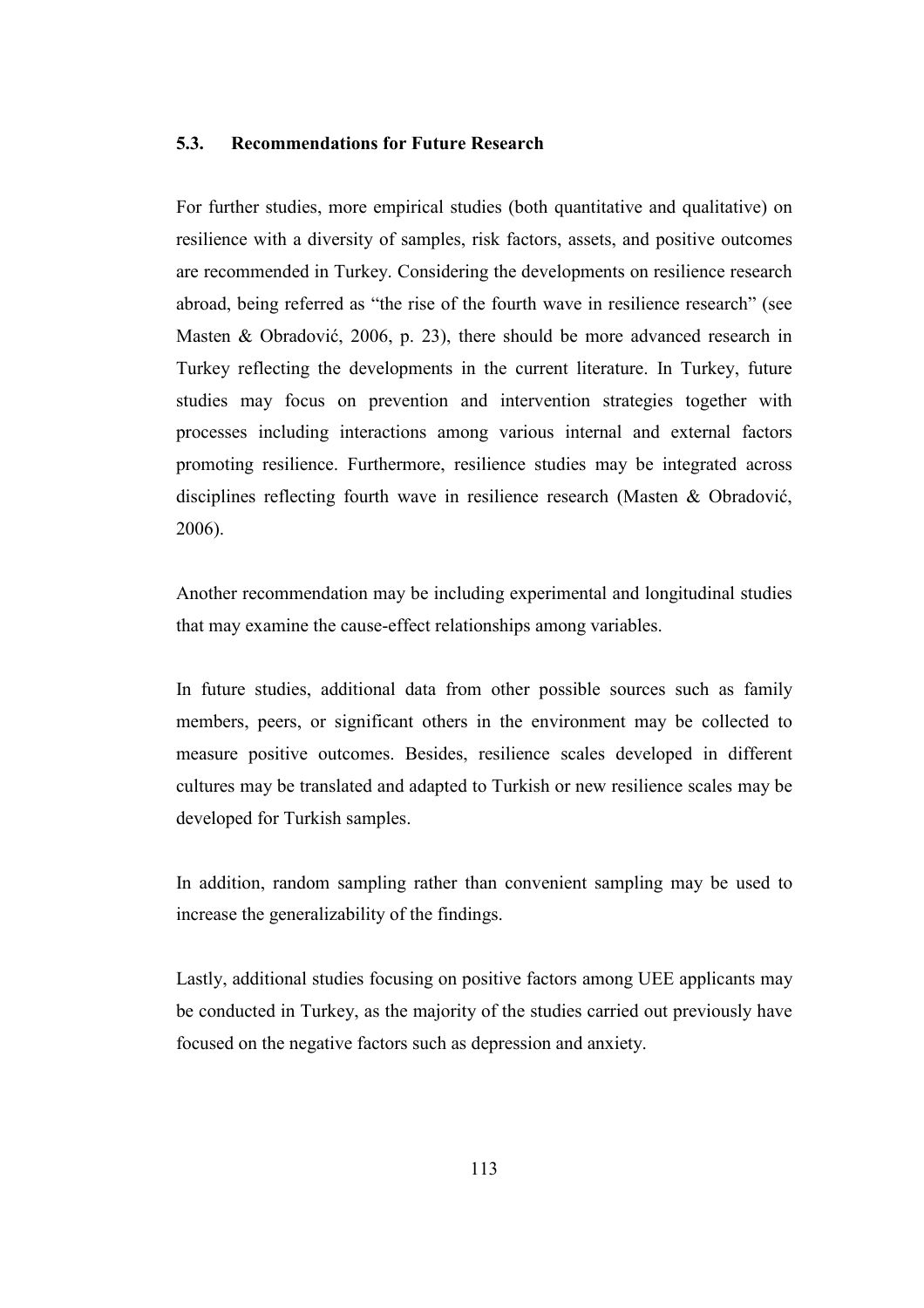### 5.3. Recommendations for Future Research

For further studies, more empirical studies (both quantitative and qualitative) on resilience with a diversity of samples, risk factors, assets, and positive outcomes are recommended in Turkey. Considering the developments on resilience research abroad, being referred as "the rise of the fourth wave in resilience research" (see Masten & Obradović, 2006, p. 23), there should be more advanced research in Turkey reflecting the developments in the current literature. In Turkey, future studies may focus on prevention and intervention strategies together with processes including interactions among various internal and external factors promoting resilience. Furthermore, resilience studies may be integrated across disciplines reflecting fourth wave in resilience research (Masten & Obradović, 2006).

Another recommendation may be including experimental and longitudinal studies that may examine the cause-effect relationships among variables.

In future studies, additional data from other possible sources such as family members, peers, or significant others in the environment may be collected to measure positive outcomes. Besides, resilience scales developed in different cultures may be translated and adapted to Turkish or new resilience scales may be developed for Turkish samples.

In addition, random sampling rather than convenient sampling may be used to increase the generalizability of the findings.

Lastly, additional studies focusing on positive factors among UEE applicants may be conducted in Turkey, as the majority of the studies carried out previously have focused on the negative factors such as depression and anxiety.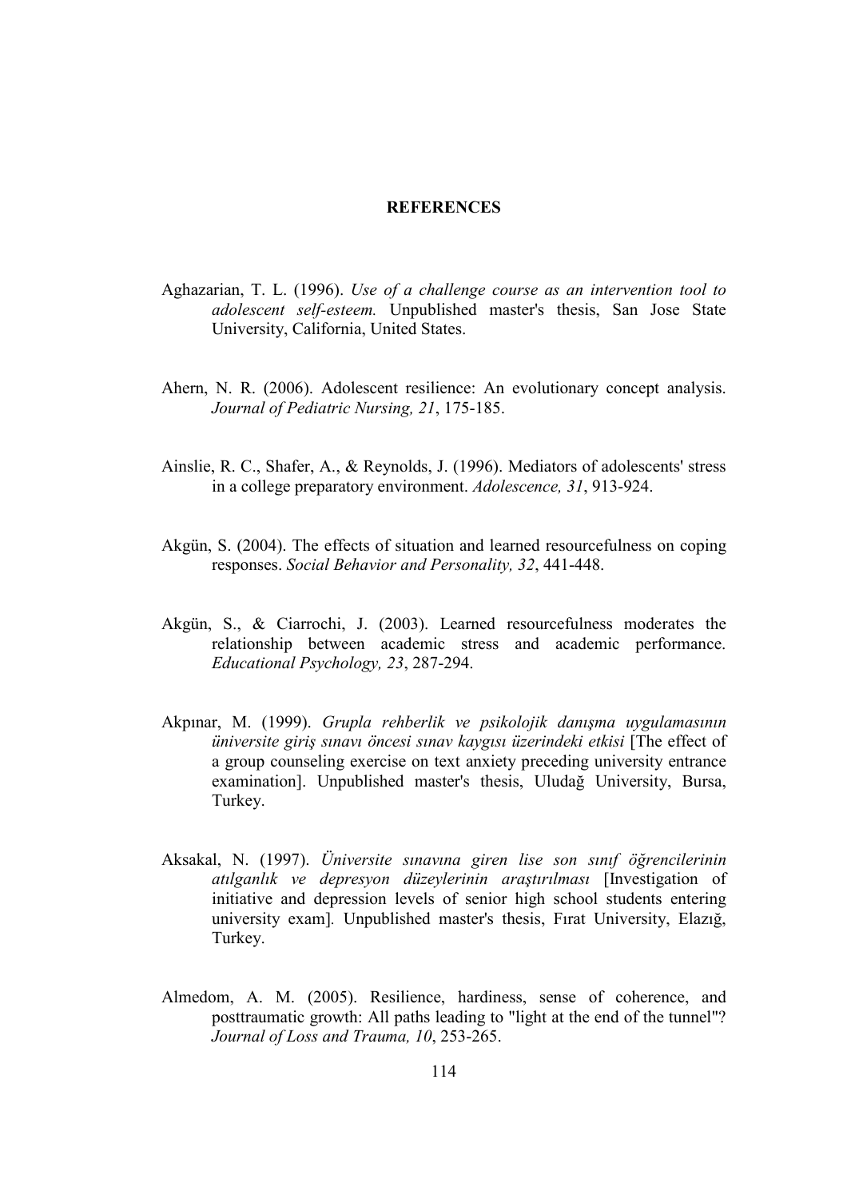# REFERENCES

Aghazarian, T. L. (1996). *Use of a challenge course as an intervention tool to adolescent self-esteem.* Unpublished master's thesis, San Jose State University, California, United States.

Ahern, N. R. (2006). Adolescent resilience: An evolutionary concept analysis. *Journal of Pediatric Nursing, 21*, 175-185.

Ainslie, R. C., Shafer, A., & Reynolds, J. (1996). Mediators of adolescents' stress in a college preparatory environment. *Adolescence, 31*, 913-924.

Akgün, S. (2004). The effects of situation and learned resourcefulness on coping responses. *Social Behavior and Personality, 32*, 441-448.

Akgün, S., & Ciarrochi, J. (2003). Learned resourcefulness moderates the relationship between academic stress and academic performance. *Educational Psychology, 23*, 287-294.

Akpınar, M. (1999). *Grupla rehberlik ve psikolojik danışma uygulamasının üniversite giriş sınavı öncesi sınav kaygısı üzerindeki etkisi* [The effect of a group counseling exercise on text anxiety preceding university entrance examination]. Unpublished master's thesis, Uludağ University, Bursa, Turkey.

Aksakal, N. (1997). *Üniversite sınavına giren lise son sınıf öğrencilerinin atılganlık ve depresyon düzeylerinin araştırılması* [Investigation of initiative and depression levels of senior high school students entering university exam]. Unpublished master's thesis, Fırat University, Elazığ, Turkey.

Almedom, A. M. (2005). Resilience, hardiness, sense of coherence, and posttraumatic growth: All paths leading to "light at the end of the tunnel"? *Journal of Loss and Trauma, 10*, 253-265.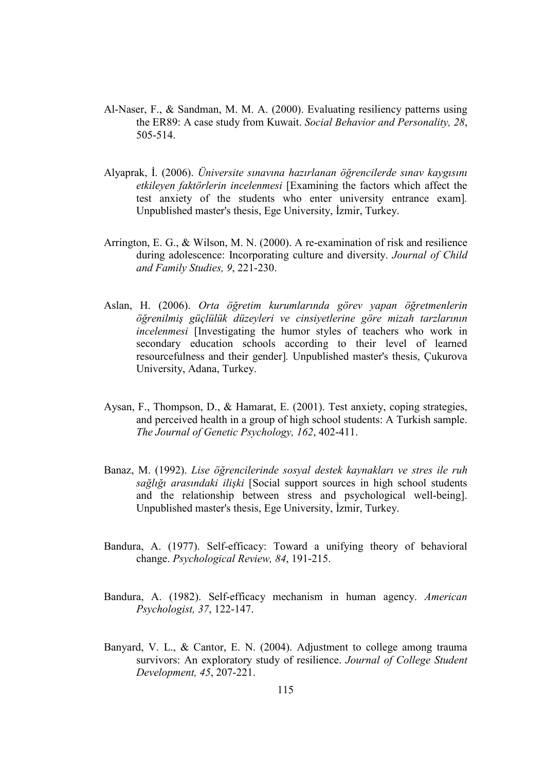Al-Naser, F., & Sandman, M. M. A. (2000). Evaluating resiliency patterns using the ER89: A case study from Kuwait. *Social Behavior and Personality, 28*, 505-514.

Alyaprak, İ. (2006). *Üniversite sınavına hazırlanan öğrencilerde sınav kaygısını etkileyen faktörlerin incelenmesi* [Examining the factors which affect the test anxiety of the students who enter university entrance exam]. Unpublished master's thesis, Ege University, İzmir, Turkey.

Arrington, E. G., & Wilson, M. N. (2000). A re-examination of risk and resilience during adolescence: Incorporating culture and diversity. *Journal of Child and Family Studies, 9*, 221-230.

Aslan, H. (2006). *Orta öğretim kurumlarında görev yapan öğretmenlerin öğrenilmiş güçlülük düzeyleri ve cinsiyetlerine göre mizah tarzlarının incelenmesi* [Investigating the humor styles of teachers who work in secondary education schools according to their level of learned resourcefulness and their gender]. Unpublished master's thesis, Çukurova University, Adana, Turkey.

Aysan, F., Thompson, D., & Hamarat, E. (2001). Test anxiety, coping strategies, and perceived health in a group of high school students: A Turkish sample. *The Journal of Genetic Psychology, 162*, 402-411.

Banaz, M. (1992). *Lise öğrencilerinde sosyal destek kaynakları ve stres ile ruh sağlığı arasındaki ilişki* [Social support sources in high school students and the relationship between stress and psychological well-being]. Unpublished master's thesis, Ege University, İzmir, Turkey.

Bandura, A. (1977). Self-efficacy: Toward a unifying theory of behavioral change. *Psychological Review, 84*, 191-215.

Bandura, A. (1982). Self-efficacy mechanism in human agency. *American Psychologist, 37*, 122-147.

Banyard, V. L., & Cantor, E. N. (2004). Adjustment to college among trauma survivors: An exploratory study of resilience. *Journal of College Student Development, 45*, 207-221.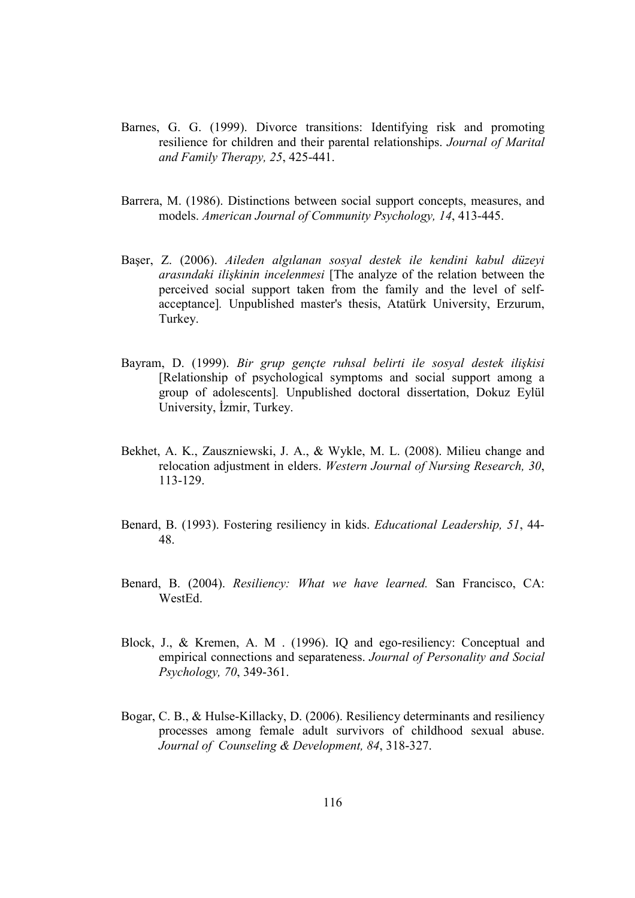Barnes, G. G. (1999). Divorce transitions: Identifying risk and promoting resilience for children and their parental relationships. *Journal of Marital and Family Therapy, 25*, 425-441.

Barrera, M. (1986). Distinctions between social support concepts, measures, and models. *American Journal of Community Psychology, 14*, 413-445.

Başer, Z. (2006). *Aileden algılanan sosyal destek ile kendini kabul düzeyi arasındaki ilişkinin incelenmesi* [The analyze of the relation between the perceived social support taken from the family and the level of self-acceptance]. Unpublished master's thesis, Atatürk University, Erzurum, Turkey.

Bayram, D. (1999). *Bir grup gençte ruhsal belirti ile sosyal destek ilişkisi* [Relationship of psychological symptoms and social support among a group of adolescents]. Unpublished doctoral dissertation, Dokuz Eylül University, İzmir, Turkey.

Bekhet, A. K., Zauszniewski, J. A., & Wykle, M. L. (2008). Milieu change and relocation adjustment in elders. *Western Journal of Nursing Research, 30*, 113-129.

Benard, B. (1993). Fostering resiliency in kids. *Educational Leadership, 51*, 44-48.

Benard, B. (2004). *Resiliency: What we have learned.* San Francisco, CA: WestEd.

Block, J., & Kremen, A. M . (1996). IQ and ego-resiliency: Conceptual and empirical connections and separateness. *Journal of Personality and Social Psychology, 70*, 349-361.

Bogar, C. B., & Hulse-Killacky, D. (2006). Resiliency determinants and resiliency processes among female adult survivors of childhood sexual abuse. *Journal of Counseling & Development, 84*, 318-327.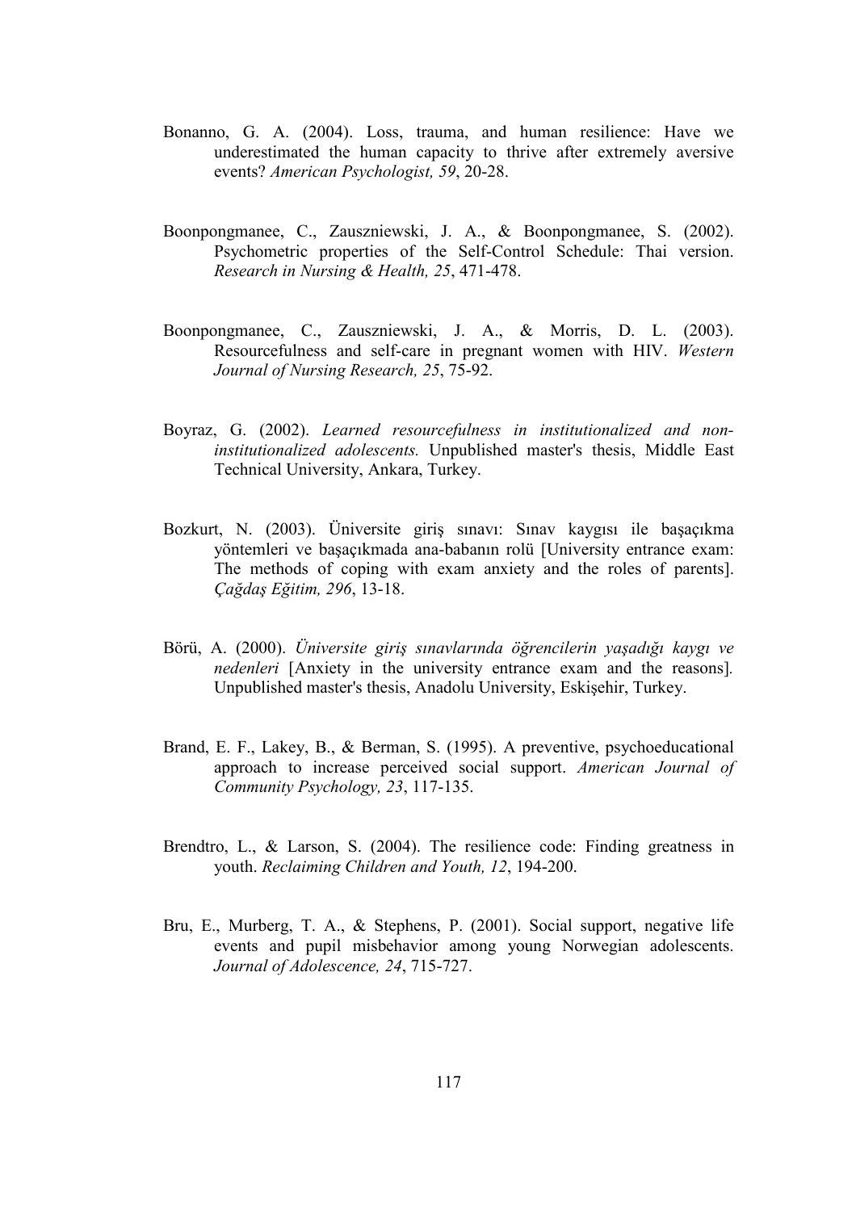Bonanno, G. A. (2004). Loss, trauma, and human resilience: Have we underestimated the human capacity to thrive after extremely aversive events? *American Psychologist, 59*, 20-28.

Boonpongmanee, C., Zauszniewski, J. A., & Boonpongmanee, S. (2002). Psychometric properties of the Self-Control Schedule: Thai version. *Research in Nursing & Health, 25*, 471-478.

Boonpongmanee, C., Zauszniewski, J. A., & Morris, D. L. (2003). Resourcefulness and self-care in pregnant women with HIV. *Western Journal of Nursing Research, 25*, 75-92.

Boyraz, G. (2002). *Learned resourcefulness in institutionalized and non-institutionalized adolescents.* Unpublished master's thesis, Middle East Technical University, Ankara, Turkey.

Bozkurt, N. (2003). Üniversite giriş sınavı: Sınav kaygısı ile başaçıkma yöntemleri ve başaçıkmada ana-babanın rolü [University entrance exam: The methods of coping with exam anxiety and the roles of parents]. *Çağdaş Eğitim, 296*, 13-18.

Börü, A. (2000). *Üniversite giriş sınavlarında öğrencilerin yaşadığı kaygı ve nedenleri* [Anxiety in the university entrance exam and the reasons]. Unpublished master's thesis, Anadolu University, Eskişehir, Turkey.

Brand, E. F., Lakey, B., & Berman, S. (1995). A preventive, psychoeducational approach to increase perceived social support. *American Journal of Community Psychology, 23*, 117-135.

Brendtro, L., & Larson, S. (2004). The resilience code: Finding greatness in youth. *Reclaiming Children and Youth, 12*, 194-200.

Bru, E., Murberg, T. A., & Stephens, P. (2001). Social support, negative life events and pupil misbehavior among young Norwegian adolescents. *Journal of Adolescence, 24*, 715-727.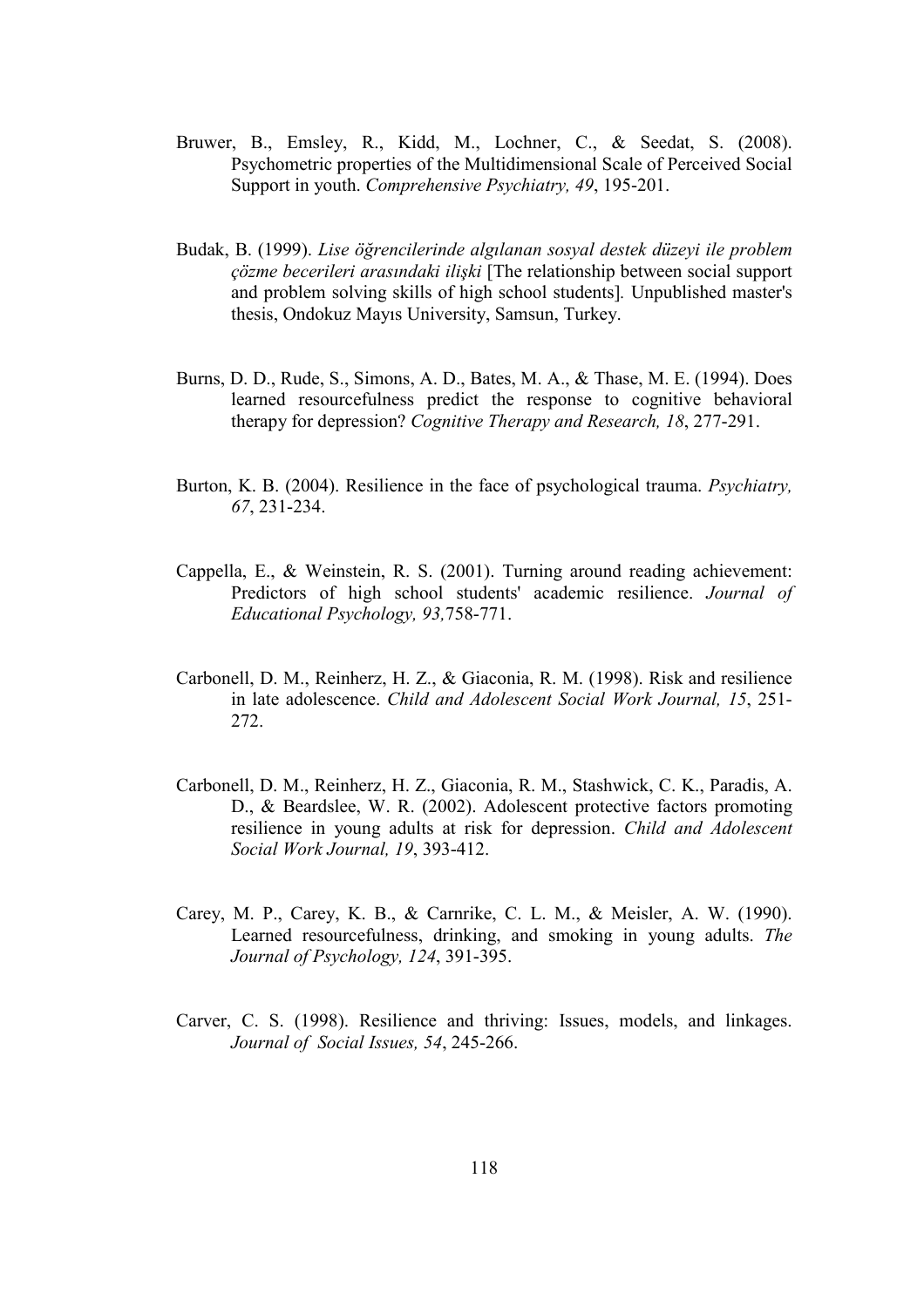Bruwer, B., Emsley, R., Kidd, M., Lochner, C., & Seedat, S. (2008). Psychometric properties of the Multidimensional Scale of Perceived Social Support in youth. *Comprehensive Psychiatry, 49*, 195-201.

Budak, B. (1999). *Lise öğrencilerinde algılanan sosyal destek düzeyi ile problem çözme becerileri arasındaki ilişki* [The relationship between social support and problem solving skills of high school students]. Unpublished master's thesis, Ondokuz Mayıs University, Samsun, Turkey.

Burns, D. D., Rude, S., Simons, A. D., Bates, M. A., & Thase, M. E. (1994). Does learned resourcefulness predict the response to cognitive behavioral therapy for depression? *Cognitive Therapy and Research, 18*, 277-291.

Burton, K. B. (2004). Resilience in the face of psychological trauma. *Psychiatry, 67*, 231-234.

Cappella, E., & Weinstein, R. S. (2001). Turning around reading achievement: Predictors of high school students' academic resilience. *Journal of Educational Psychology, 93,*758-771.

Carbonell, D. M., Reinherz, H. Z., & Giaconia, R. M. (1998). Risk and resilience in late adolescence. *Child and Adolescent Social Work Journal, 15*, 251-272.

Carbonell, D. M., Reinherz, H. Z., Giaconia, R. M., Stashwick, C. K., Paradis, A. D., & Beardslee, W. R. (2002). Adolescent protective factors promoting resilience in young adults at risk for depression. *Child and Adolescent Social Work Journal, 19*, 393-412.

Carey, M. P., Carey, K. B., & Carnrike, C. L. M., & Meisler, A. W. (1990). Learned resourcefulness, drinking, and smoking in young adults. *The Journal of Psychology, 124*, 391-395.

Carver, C. S. (1998). Resilience and thriving: Issues, models, and linkages. *Journal of Social Issues, 54*, 245-266.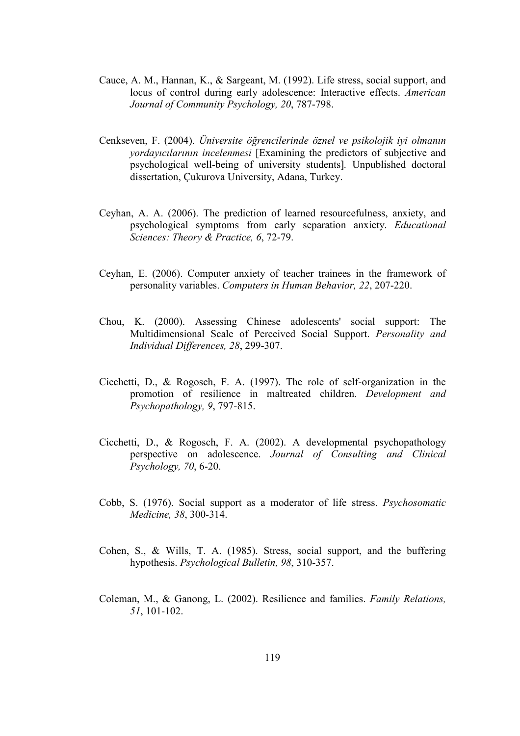Cauce, A. M., Hannan, K., & Sargeant, M. (1992). Life stress, social support, and locus of control during early adolescence: Interactive effects. *American Journal of Community Psychology, 20*, 787-798.

Cenkseven, F. (2004). *Üniversite öğrencilerinde öznel ve psikolojik iyi olmanın yordayıcılarının incelenmesi* [Examining the predictors of subjective and psychological well-being of university students]. Unpublished doctoral dissertation, Çukurova University, Adana, Turkey.

Ceyhan, A. A. (2006). The prediction of learned resourcefulness, anxiety, and psychological symptoms from early separation anxiety. *Educational Sciences: Theory & Practice, 6*, 72-79.

Ceyhan, E. (2006). Computer anxiety of teacher trainees in the framework of personality variables. *Computers in Human Behavior, 22*, 207-220.

Chou, K. (2000). Assessing Chinese adolescents' social support: The Multidimensional Scale of Perceived Social Support. *Personality and Individual Differences, 28*, 299-307.

Cicchetti, D., & Rogosch, F. A. (1997). The role of self-organization in the promotion of resilience in maltreated children. *Development and Psychopathology, 9*, 797-815.

Cicchetti, D., & Rogosch, F. A. (2002). A developmental psychopathology perspective on adolescence. *Journal of Consulting and Clinical Psychology, 70*, 6-20.

Cobb, S. (1976). Social support as a moderator of life stress. *Psychosomatic Medicine, 38*, 300-314.

Cohen, S., & Wills, T. A. (1985). Stress, social support, and the buffering hypothesis. *Psychological Bulletin, 98*, 310-357.

Coleman, M., & Ganong, L. (2002). Resilience and families. *Family Relations, 51*, 101-102.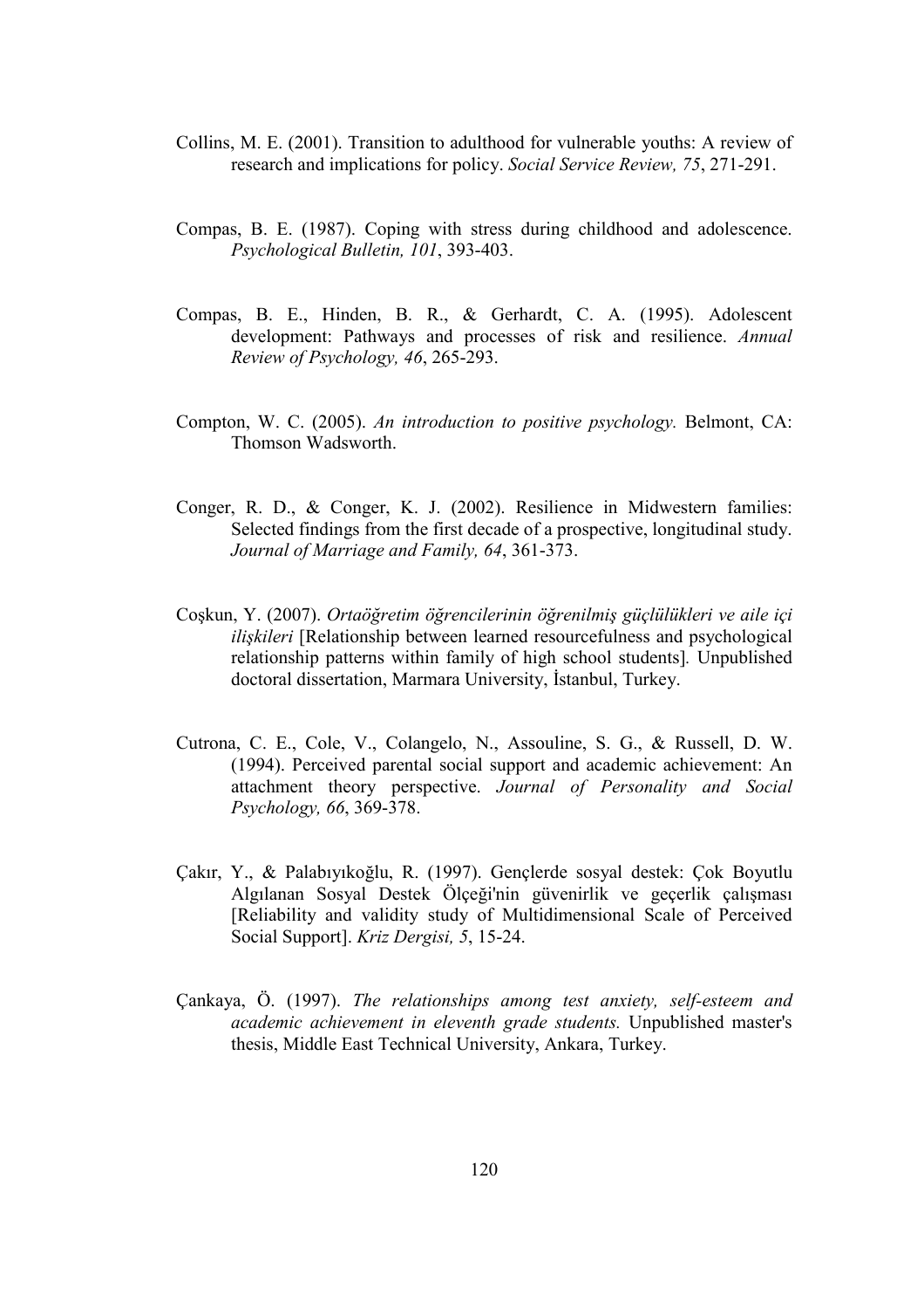Collins, M. E. (2001). Transition to adulthood for vulnerable youths: A review of research and implications for policy. *Social Service Review, 75*, 271-291.

Compas, B. E. (1987). Coping with stress during childhood and adolescence. *Psychological Bulletin, 101*, 393-403.

Compas, B. E., Hinden, B. R., & Gerhardt, C. A. (1995). Adolescent development: Pathways and processes of risk and resilience. *Annual Review of Psychology, 46*, 265-293.

Compton, W. C. (2005). *An introduction to positive psychology.* Belmont, CA: Thomson Wadsworth.

Conger, R. D., & Conger, K. J. (2002). Resilience in Midwestern families: Selected findings from the first decade of a prospective, longitudinal study. *Journal of Marriage and Family, 64*, 361-373.

Coşkun, Y. (2007). *Ortaöğretim öğrencilerinin öğrenilmiş güçlülükleri ve aile içi ilişkileri* [Relationship between learned resourcefulness and psychological relationship patterns within family of high school students]. Unpublished doctoral dissertation, Marmara University, İstanbul, Turkey.

Cutrona, C. E., Cole, V., Colangelo, N., Assouline, S. G., & Russell, D. W. (1994). Perceived parental social support and academic achievement: An attachment theory perspective. *Journal of Personality and Social Psychology, 66*, 369-378.

Çakır, Y., & Palabıyıkoğlu, R. (1997). Gençlerde sosyal destek: Çok Boyutlu Algılanan Sosyal Destek Ölçeği'nin güvenirlik ve geçerlik çalışması [Reliability and validity study of Multidimensional Scale of Perceived Social Support]. *Kriz Dergisi, 5*, 15-24.

Çankaya, Ö. (1997). *The relationships among test anxiety, self-esteem and academic achievement in eleventh grade students.* Unpublished master's thesis, Middle East Technical University, Ankara, Turkey.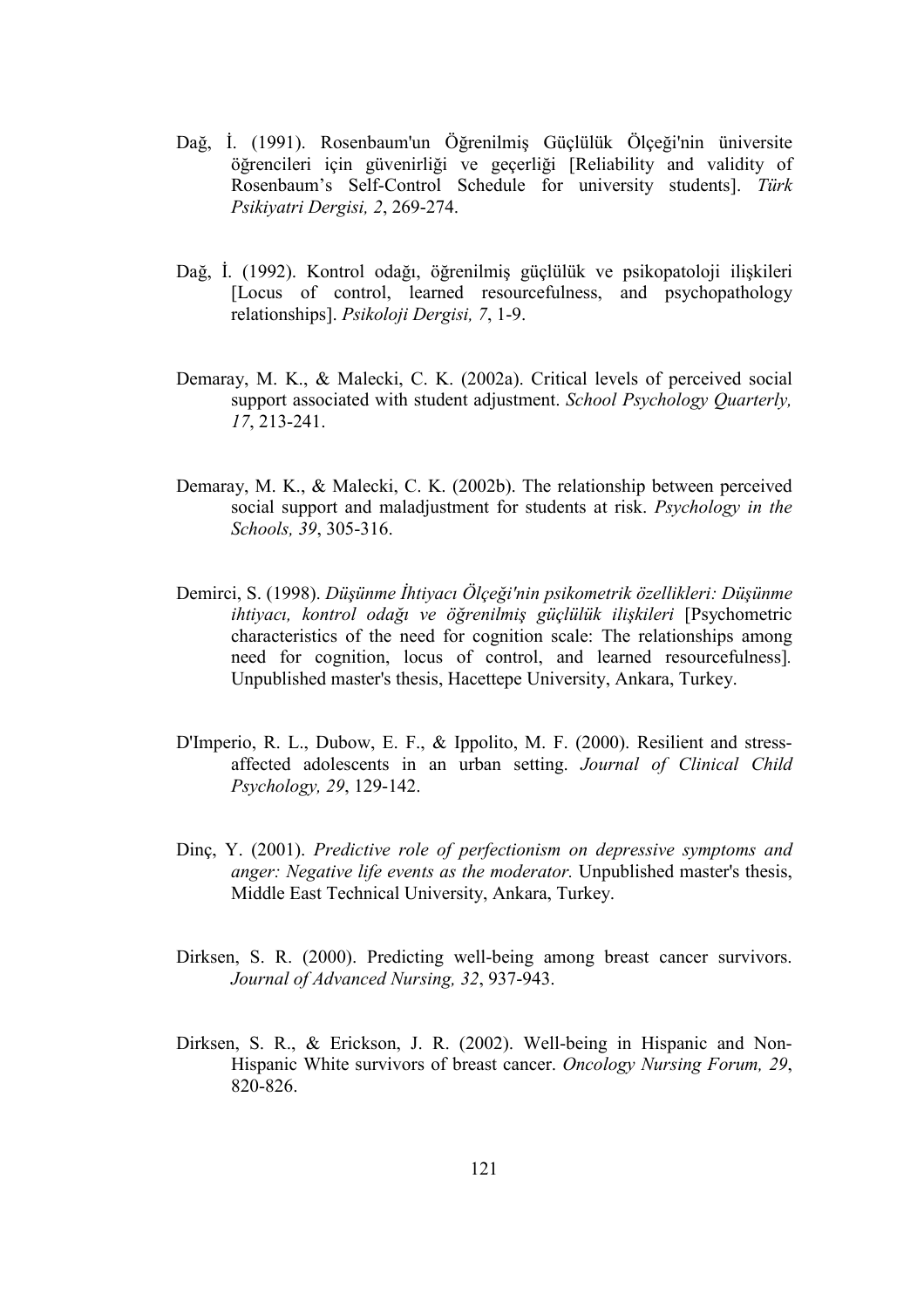Dağ, İ. (1991). Rosenbaum'un Öğrenilmiş Güçlülük Ölçeği'nin üniversite öğrencileri için güvenirliği ve geçerliği [Reliability and validity of Rosenbaum's Self-Control Schedule for university students]. *Türk Psikiyatri Dergisi, 2*, 269-274.

Dağ, İ. (1992). Kontrol odağı, öğrenilmiş güçlülük ve psikopatoloji ilişkileri [Locus of control, learned resourcefulness, and psychopathology relationships]. *Psikoloji Dergisi, 7*, 1-9.

Demaray, M. K., & Malecki, C. K. (2002a). Critical levels of perceived social support associated with student adjustment. *School Psychology Quarterly, 17*, 213-241.

Demaray, M. K., & Malecki, C. K. (2002b). The relationship between perceived social support and maladjustment for students at risk. *Psychology in the Schools, 39*, 305-316.

Demirci, S. (1998). *Düşünme İhtiyacı Ölçeği'nin psikometrik özellikleri: Düşünme ihtiyacı, kontrol odağı ve öğrenilmiş güçlülük ilişkileri* [Psychometric characteristics of the need for cognition scale: The relationships among need for cognition, locus of control, and learned resourcefulness]. Unpublished master's thesis, Hacettepe University, Ankara, Turkey.

D'Imperio, R. L., Dubow, E. F., & Ippolito, M. F. (2000). Resilient and stress-affected adolescents in an urban setting. *Journal of Clinical Child Psychology, 29*, 129-142.

Dinç, Y. (2001). *Predictive role of perfectionism on depressive symptoms and anger: Negative life events as the moderator.* Unpublished master's thesis, Middle East Technical University, Ankara, Turkey.

Dirksen, S. R. (2000). Predicting well-being among breast cancer survivors. *Journal of Advanced Nursing, 32*, 937-943.

Dirksen, S. R., & Erickson, J. R. (2002). Well-being in Hispanic and Non-Hispanic White survivors of breast cancer. *Oncology Nursing Forum, 29*, 820-826.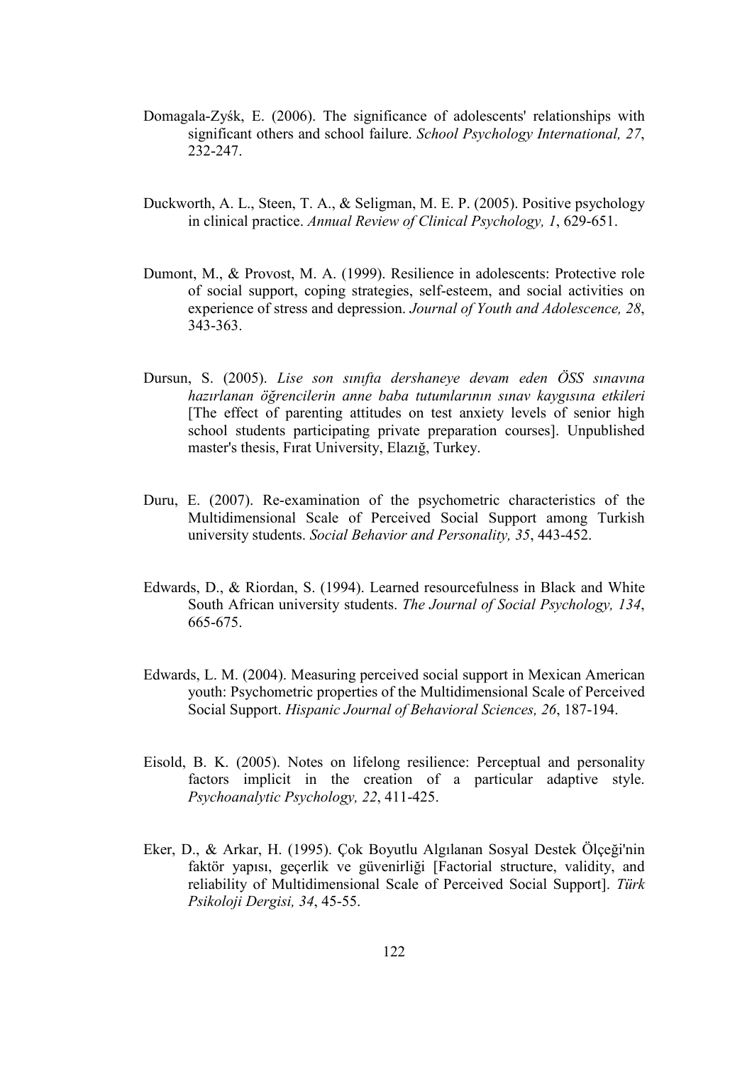Domagala-Zyśk, E. (2006). The significance of adolescents' relationships with significant others and school failure. *School Psychology International, 27*, 232-247.

Duckworth, A. L., Steen, T. A., & Seligman, M. E. P. (2005). Positive psychology in clinical practice. *Annual Review of Clinical Psychology, 1*, 629-651.

Dumont, M., & Provost, M. A. (1999). Resilience in adolescents: Protective role of social support, coping strategies, self-esteem, and social activities on experience of stress and depression. *Journal of Youth and Adolescence, 28*, 343-363.

Dursun, S. (2005). *Lise son sınıfta dershaneye devam eden ÖSS sınavına hazırlanan öğrencilerin anne baba tutumlarının sınav kaygısına etkileri* [The effect of parenting attitudes on test anxiety levels of senior high school students participating private preparation courses]. Unpublished master's thesis, Fırat University, Elazığ, Turkey.

Duru, E. (2007). Re-examination of the psychometric characteristics of the Multidimensional Scale of Perceived Social Support among Turkish university students. *Social Behavior and Personality, 35*, 443-452.

Edwards, D., & Riordan, S. (1994). Learned resourcefulness in Black and White South African university students. *The Journal of Social Psychology, 134*, 665-675.

Edwards, L. M. (2004). Measuring perceived social support in Mexican American youth: Psychometric properties of the Multidimensional Scale of Perceived Social Support. *Hispanic Journal of Behavioral Sciences, 26*, 187-194.

Eisold, B. K. (2005). Notes on lifelong resilience: Perceptual and personality factors implicit in the creation of a particular adaptive style. *Psychoanalytic Psychology, 22*, 411-425.

Eker, D., & Arkar, H. (1995). Çok Boyutlu Algılanan Sosyal Destek Ölçeği'nin faktör yapısı, geçerlik ve güvenirliği [Factorial structure, validity, and reliability of Multidimensional Scale of Perceived Social Support]. *Türk Psikoloji Dergisi, 34*, 45-55.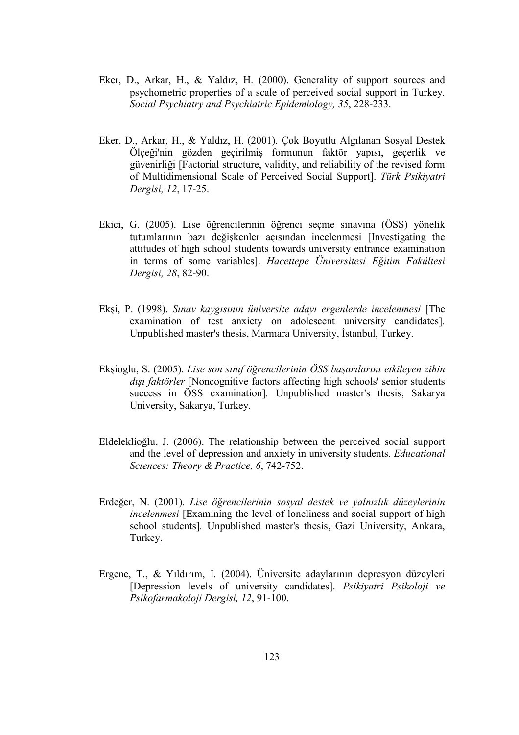Eker, D., Arkar, H., & Yaldız, H. (2000). Generality of support sources and psychometric properties of a scale of perceived social support in Turkey. *Social Psychiatry and Psychiatric Epidemiology, 35*, 228-233.

Eker, D., Arkar, H., & Yaldız, H. (2001). Çok Boyutlu Algılanan Sosyal Destek Ölçeği'nin gözden geçirilmiş formunun faktör yapısı, geçerlik ve güvenirliği [Factorial structure, validity, and reliability of the revised form of Multidimensional Scale of Perceived Social Support]. *Türk Psikiyatri Dergisi, 12*, 17-25.

Ekici, G. (2005). Lise öğrencilerinin öğrenci seçme sınavına (ÖSS) yönelik tutumlarının bazı değişkenler açısından incelenmesi [Investigating the attitudes of high school students towards university entrance examination in terms of some variables]. *Hacettepe Üniversitesi Eğitim Fakültesi Dergisi, 28*, 82-90.

Ekşi, P. (1998). *Sınav kaygısının üniversite adayı ergenlerde incelenmesi* [The examination of test anxiety on adolescent university candidates]. Unpublished master's thesis, Marmara University, İstanbul, Turkey.

Ekşioglu, S. (2005). *Lise son sınıf öğrencilerinin ÖSS başarılarını etkileyen zihin dışı faktörler* [Noncognitive factors affecting high schools' senior students success in ÖSS examination]. Unpublished master's thesis, Sakarya University, Sakarya, Turkey.

Eldeleklioğlu, J. (2006). The relationship between the perceived social support and the level of depression and anxiety in university students. *Educational Sciences: Theory & Practice, 6*, 742-752.

Erdeğer, N. (2001). *Lise öğrencilerinin sosyal destek ve yalnızlık düzeylerinin incelenmesi* [Examining the level of loneliness and social support of high school students]. Unpublished master's thesis, Gazi University, Ankara, Turkey.

Ergene, T., & Yıldırım, İ. (2004). Üniversite adaylarının depresyon düzeyleri [Depression levels of university candidates]. *Psikiyatri Psikoloji ve Psikofarmakoloji Dergisi, 12*, 91-100.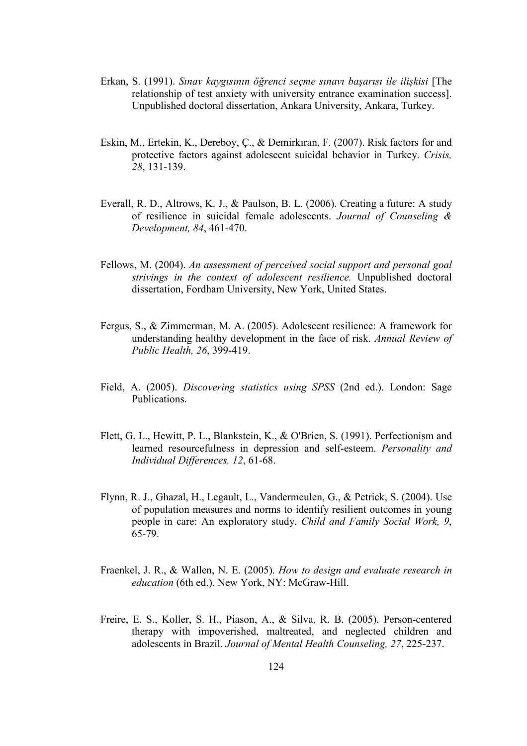Erkan, S. (1991). *Sınav kaygısının öğrenci seçme sınavı başarısı ile ilişkisi* [The relationship of test anxiety with university entrance examination success]. Unpublished doctoral dissertation, Ankara University, Ankara, Turkey.

Eskin, M., Ertekin, K., Dereboy, Ç., & Demirkıran, F. (2007). Risk factors for and protective factors against adolescent suicidal behavior in Turkey. *Crisis, 28*, 131-139.

Everall, R. D., Altrows, K. J., & Paulson, B. L. (2006). Creating a future: A study of resilience in suicidal female adolescents. *Journal of Counseling & Development, 84*, 461-470.

Fellows, M. (2004). *An assessment of perceived social support and personal goal strivings in the context of adolescent resilience.* Unpublished doctoral dissertation, Fordham University, New York, United States.

Fergus, S., & Zimmerman, M. A. (2005). Adolescent resilience: A framework for understanding healthy development in the face of risk. *Annual Review of Public Health, 26*, 399-419.

Field, A. (2005). *Discovering statistics using SPSS* (2nd ed.). London: Sage Publications.

Flett, G. L., Hewitt, P. L., Blankstein, K., & O'Brien, S. (1991). Perfectionism and learned resourcefulness in depression and self-esteem. *Personality and Individual Differences, 12*, 61-68.

Flynn, R. J., Ghazal, H., Legault, L., Vandermeulen, G., & Petrick, S. (2004). Use of population measures and norms to identify resilient outcomes in young people in care: An exploratory study. *Child and Family Social Work, 9*, 65-79.

Fraenkel, J. R., & Wallen, N. E. (2005). *How to design and evaluate research in education* (6th ed.). New York, NY: McGraw-Hill.

Freire, E. S., Koller, S. H., Piason, A., & Silva, R. B. (2005). Person-centered therapy with impoverished, maltreated, and neglected children and adolescents in Brazil. *Journal of Mental Health Counseling, 27*, 225-237.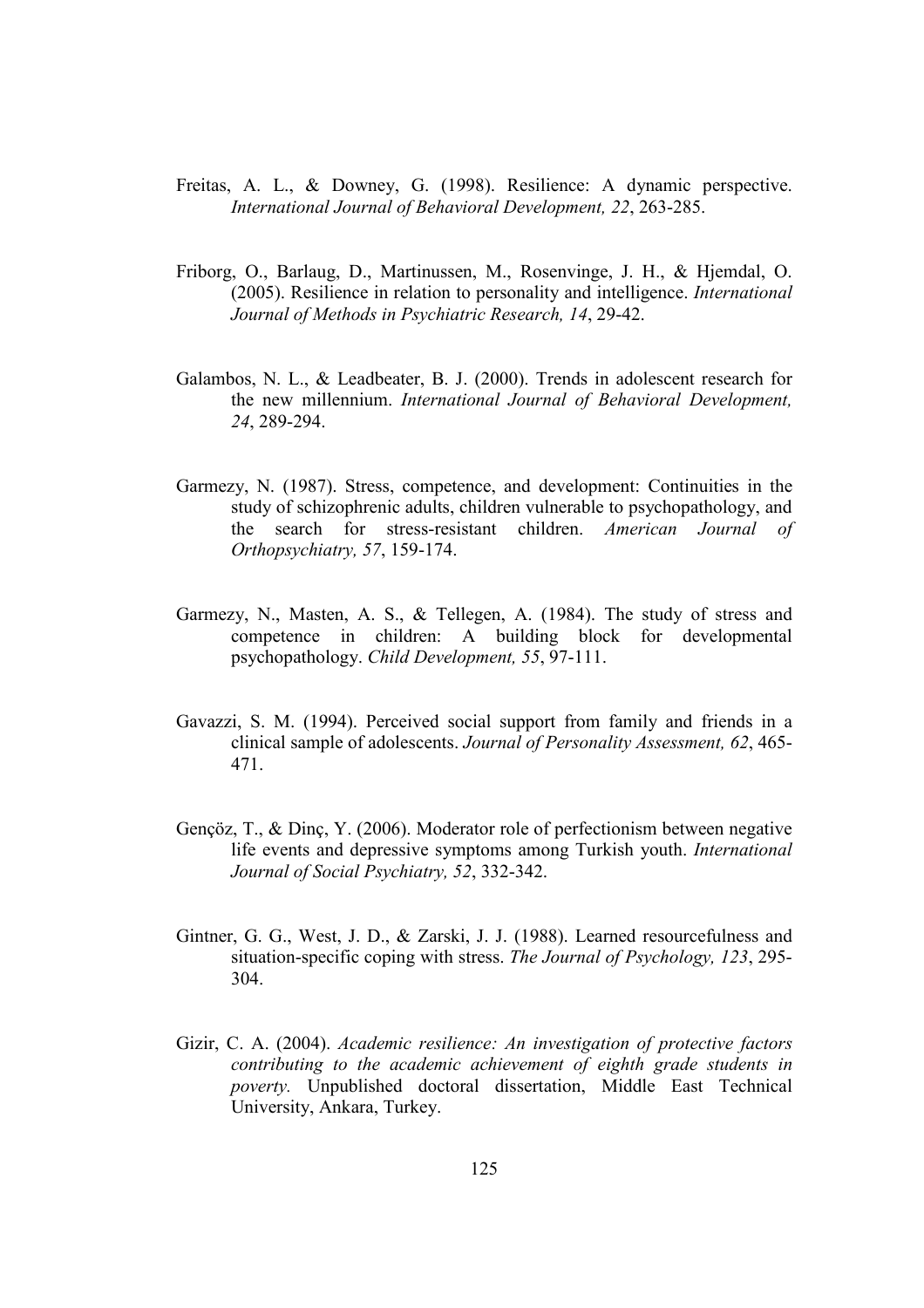Freitas, A. L., & Downey, G. (1998). Resilience: A dynamic perspective. *International Journal of Behavioral Development, 22*, 263-285.

Friborg, O., Barlaug, D., Martinussen, M., Rosenvinge, J. H., & Hjemdal, O. (2005). Resilience in relation to personality and intelligence. *International Journal of Methods in Psychiatric Research, 14*, 29-42.

Galambos, N. L., & Leadbeater, B. J. (2000). Trends in adolescent research for the new millennium. *International Journal of Behavioral Development, 24*, 289-294.

Garmezy, N. (1987). Stress, competence, and development: Continuities in the study of schizophrenic adults, children vulnerable to psychopathology, and the search for stress-resistant children. *American Journal of Orthopsychiatry, 57*, 159-174.

Garmezy, N., Masten, A. S., & Tellegen, A. (1984). The study of stress and competence in children: A building block for developmental psychopathology. *Child Development, 55*, 97-111.

Gavazzi, S. M. (1994). Perceived social support from family and friends in a clinical sample of adolescents. *Journal of Personality Assessment, 62*, 465-471.

Gençöz, T., & Dinç, Y. (2006). Moderator role of perfectionism between negative life events and depressive symptoms among Turkish youth. *International Journal of Social Psychiatry, 52*, 332-342.

Gintner, G. G., West, J. D., & Zarski, J. J. (1988). Learned resourcefulness and situation-specific coping with stress. *The Journal of Psychology, 123*, 295-304.

Gizir, C. A. (2004). *Academic resilience: An investigation of protective factors contributing to the academic achievement of eighth grade students in poverty.* Unpublished doctoral dissertation, Middle East Technical University, Ankara, Turkey.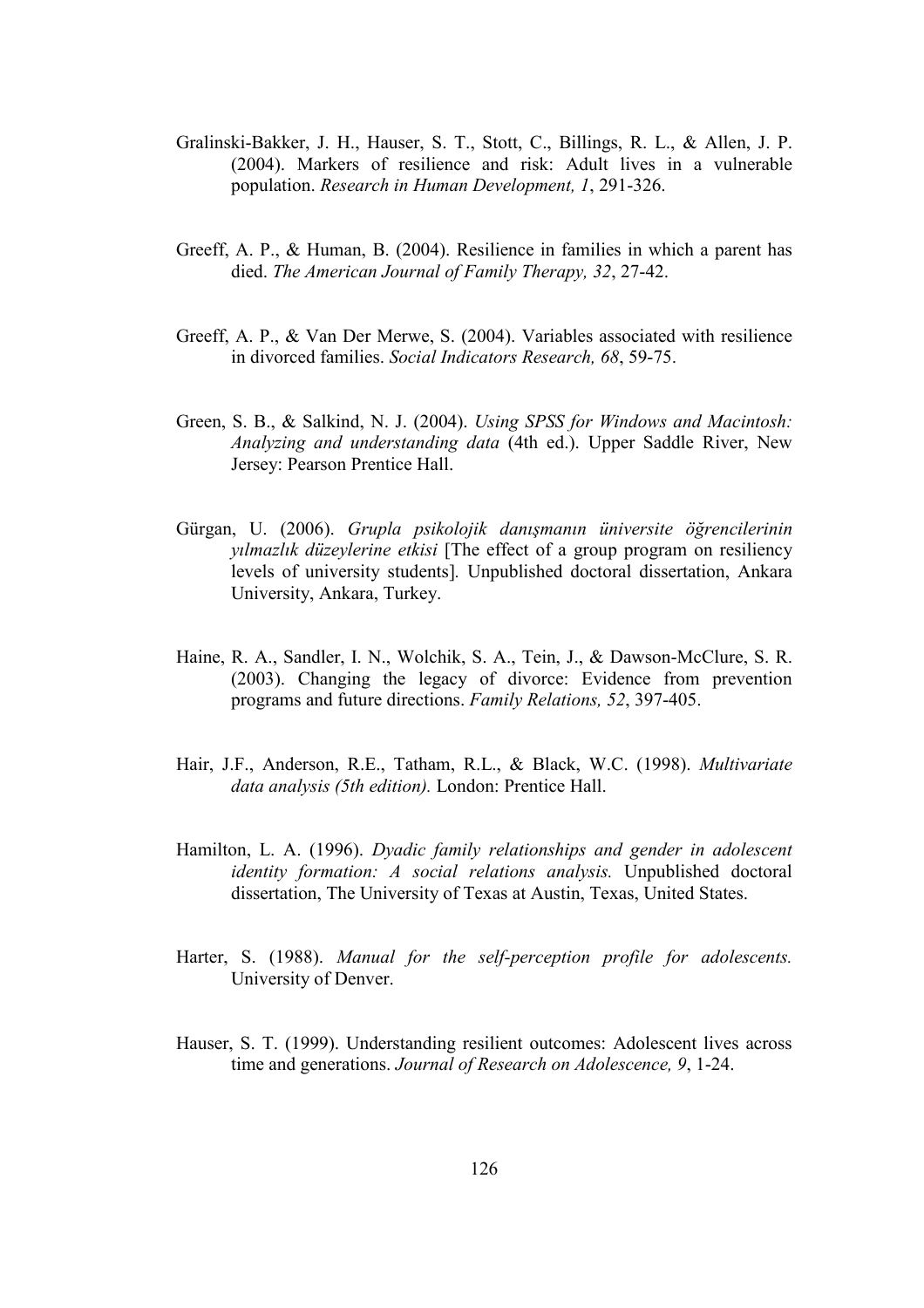Gralinski-Bakker, J. H., Hauser, S. T., Stott, C., Billings, R. L., & Allen, J. P. (2004). Markers of resilience and risk: Adult lives in a vulnerable population. *Research in Human Development, 1*, 291-326.

Greeff, A. P., & Human, B. (2004). Resilience in families in which a parent has died. *The American Journal of Family Therapy, 32*, 27-42.

Greeff, A. P., & Van Der Merwe, S. (2004). Variables associated with resilience in divorced families. *Social Indicators Research, 68*, 59-75.

Green, S. B., & Salkind, N. J. (2004). *Using SPSS for Windows and Macintosh: Analyzing and understanding data* (4th ed.). Upper Saddle River, New Jersey: Pearson Prentice Hall.

Gürgan, U. (2006). *Grupla psikolojik danışmanın üniversite öğrencilerinin yılmazlık düzeylerine etkisi* [The effect of a group program on resiliency levels of university students]. Unpublished doctoral dissertation, Ankara University, Ankara, Turkey.

Haine, R. A., Sandler, I. N., Wolchik, S. A., Tein, J., & Dawson-McClure, S. R. (2003). Changing the legacy of divorce: Evidence from prevention programs and future directions. *Family Relations, 52*, 397-405.

Hair, J.F., Anderson, R.E., Tatham, R.L., & Black, W.C. (1998). *Multivariate data analysis (5th edition).* London: Prentice Hall.

Hamilton, L. A. (1996). *Dyadic family relationships and gender in adolescent identity formation: A social relations analysis.* Unpublished doctoral dissertation, The University of Texas at Austin, Texas, United States.

Harter, S. (1988). *Manual for the self-perception profile for adolescents.* University of Denver.

Hauser, S. T. (1999). Understanding resilient outcomes: Adolescent lives across time and generations. *Journal of Research on Adolescence, 9*, 1-24.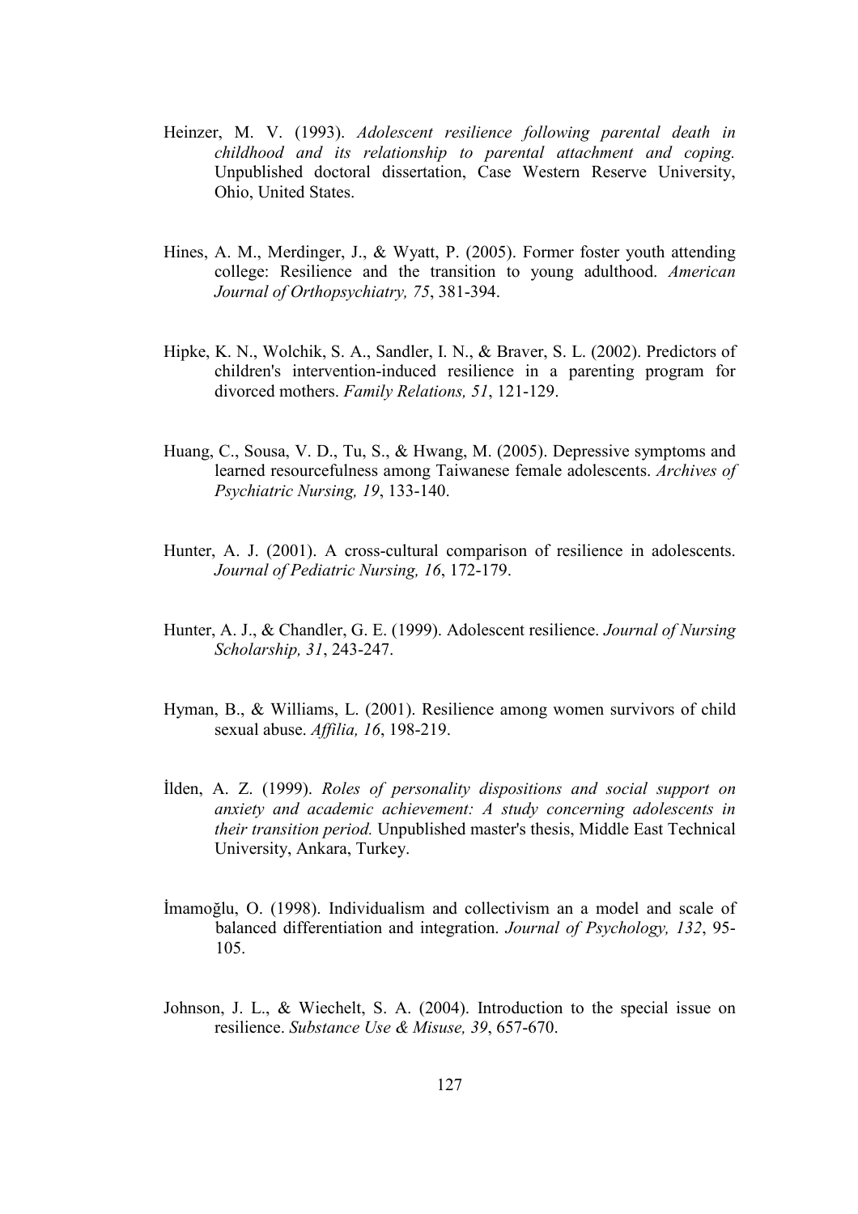Heinzer, M. V. (1993). *Adolescent resilience following parental death in childhood and its relationship to parental attachment and coping.* Unpublished doctoral dissertation, Case Western Reserve University, Ohio, United States.

Hines, A. M., Merdinger, J., & Wyatt, P. (2005). Former foster youth attending college: Resilience and the transition to young adulthood. *American Journal of Orthopsychiatry, 75*, 381-394.

Hipke, K. N., Wolchik, S. A., Sandler, I. N., & Braver, S. L. (2002). Predictors of children's intervention-induced resilience in a parenting program for divorced mothers. *Family Relations, 51*, 121-129.

Huang, C., Sousa, V. D., Tu, S., & Hwang, M. (2005). Depressive symptoms and learned resourcefulness among Taiwanese female adolescents. *Archives of Psychiatric Nursing, 19*, 133-140.

Hunter, A. J. (2001). A cross-cultural comparison of resilience in adolescents. *Journal of Pediatric Nursing, 16*, 172-179.

Hunter, A. J., & Chandler, G. E. (1999). Adolescent resilience. *Journal of Nursing Scholarship, 31*, 243-247.

Hyman, B., & Williams, L. (2001). Resilience among women survivors of child sexual abuse. *Affilia, 16*, 198-219.

İlden, A. Z. (1999). *Roles of personality dispositions and social support on anxiety and academic achievement: A study concerning adolescents in their transition period.* Unpublished master's thesis, Middle East Technical University, Ankara, Turkey.

İmamoğlu, O. (1998). Individualism and collectivism an a model and scale of balanced differentiation and integration. *Journal of Psychology, 132*, 95-105.

Johnson, J. L., & Wiechelt, S. A. (2004). Introduction to the special issue on resilience. *Substance Use & Misuse, 39*, 657-670.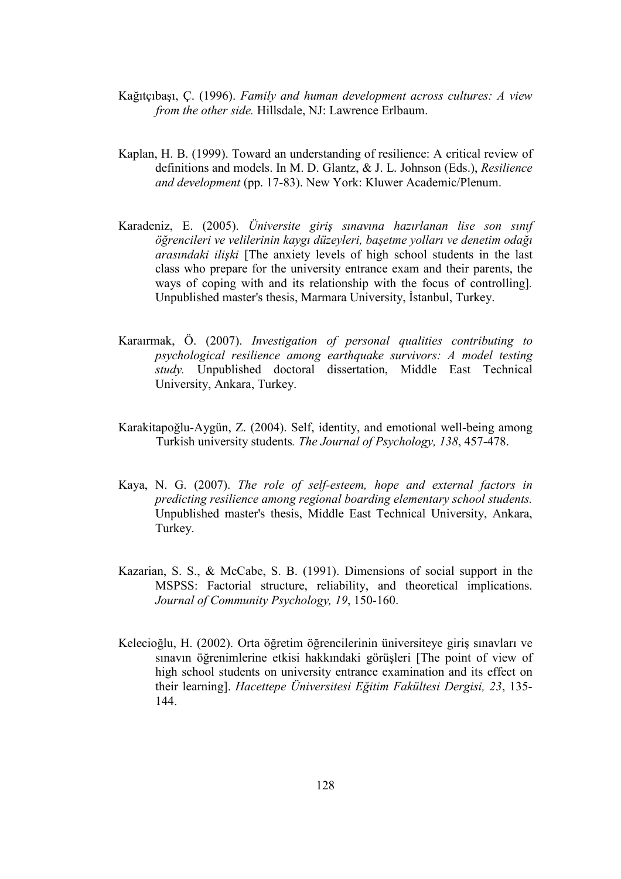Kağıtçıbaşı, Ç. (1996). *Family and human development across cultures: A view from the other side.* Hillsdale, NJ: Lawrence Erlbaum.

Kaplan, H. B. (1999). Toward an understanding of resilience: A critical review of definitions and models. In M. D. Glantz, & J. L. Johnson (Eds.), *Resilience and development* (pp. 17-83). New York: Kluwer Academic/Plenum.

Karadeniz, E. (2005). *Üniversite giriş sınavına hazırlanan lise son sınıf öğrencileri ve velilerinin kaygı düzeyleri, başetme yolları ve denetim odağı arasındaki ilişki* [The anxiety levels of high school students in the last class who prepare for the university entrance exam and their parents, the ways of coping with and its relationship with the focus of controlling]. Unpublished master's thesis, Marmara University, İstanbul, Turkey.

Karaırmak, Ö. (2007). *Investigation of personal qualities contributing to psychological resilience among earthquake survivors: A model testing study.* Unpublished doctoral dissertation, Middle East Technical University, Ankara, Turkey.

Karakitapoğlu-Aygün, Z. (2004). Self, identity, and emotional well-being among Turkish university students*. The Journal of Psychology, 138*, 457-478.

Kaya, N. G. (2007). *The role of self-esteem, hope and external factors in predicting resilience among regional boarding elementary school students.* Unpublished master's thesis, Middle East Technical University, Ankara, Turkey.

Kazarian, S. S., & McCabe, S. B. (1991). Dimensions of social support in the MSPSS: Factorial structure, reliability, and theoretical implications. *Journal of Community Psychology, 19*, 150-160.

Kelecioğlu, H. (2002). Orta öğretim öğrencilerinin üniversiteye giriş sınavları ve sınavın öğrenimlerine etkisi hakkındaki görüşleri [The point of view of high school students on university entrance examination and its effect on their learning]. *Hacettepe Üniversitesi Eğitim Fakültesi Dergisi, 23*, 135-144.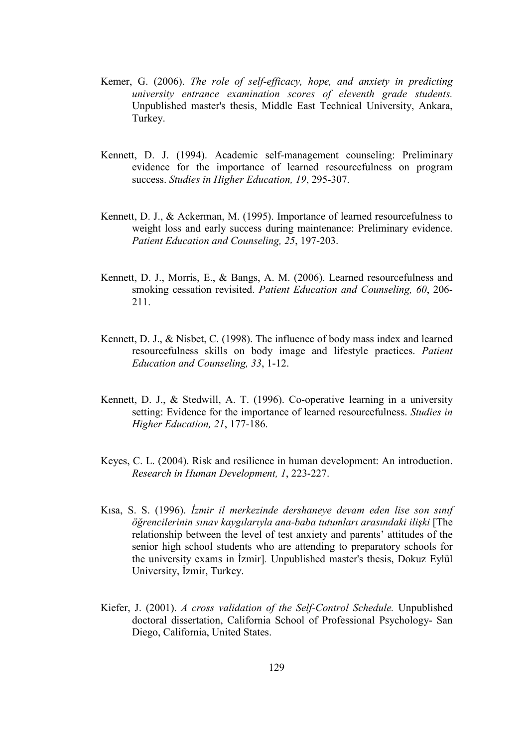Kemer, G. (2006). *The role of self-efficacy, hope, and anxiety in predicting university entrance examination scores of eleventh grade students.* Unpublished master's thesis, Middle East Technical University, Ankara, Turkey.

Kennett, D. J. (1994). Academic self-management counseling: Preliminary evidence for the importance of learned resourcefulness on program success. *Studies in Higher Education, 19*, 295-307.

Kennett, D. J., & Ackerman, M. (1995). Importance of learned resourcefulness to weight loss and early success during maintenance: Preliminary evidence. *Patient Education and Counseling, 25*, 197-203.

Kennett, D. J., Morris, E., & Bangs, A. M. (2006). Learned resourcefulness and smoking cessation revisited. *Patient Education and Counseling, 60*, 206-211.

Kennett, D. J., & Nisbet, C. (1998). The influence of body mass index and learned resourcefulness skills on body image and lifestyle practices. *Patient Education and Counseling, 33*, 1-12.

Kennett, D. J., & Stedwill, A. T. (1996). Co-operative learning in a university setting: Evidence for the importance of learned resourcefulness. *Studies in Higher Education, 21*, 177-186.

Keyes, C. L. (2004). Risk and resilience in human development: An introduction. *Research in Human Development, 1*, 223-227.

Kısa, S. S. (1996). *İzmir il merkezinde dershaneye devam eden lise son sınıf öğrencilerinin sınav kaygılarıyla ana-baba tutumları arasındaki ilişki* [The relationship between the level of test anxiety and parents' attitudes of the senior high school students who are attending to preparatory schools for the university exams in İzmir]. Unpublished master's thesis, Dokuz Eylül University, İzmir, Turkey.

Kiefer, J. (2001). *A cross validation of the Self-Control Schedule.* Unpublished doctoral dissertation, California School of Professional Psychology- San Diego, California, United States.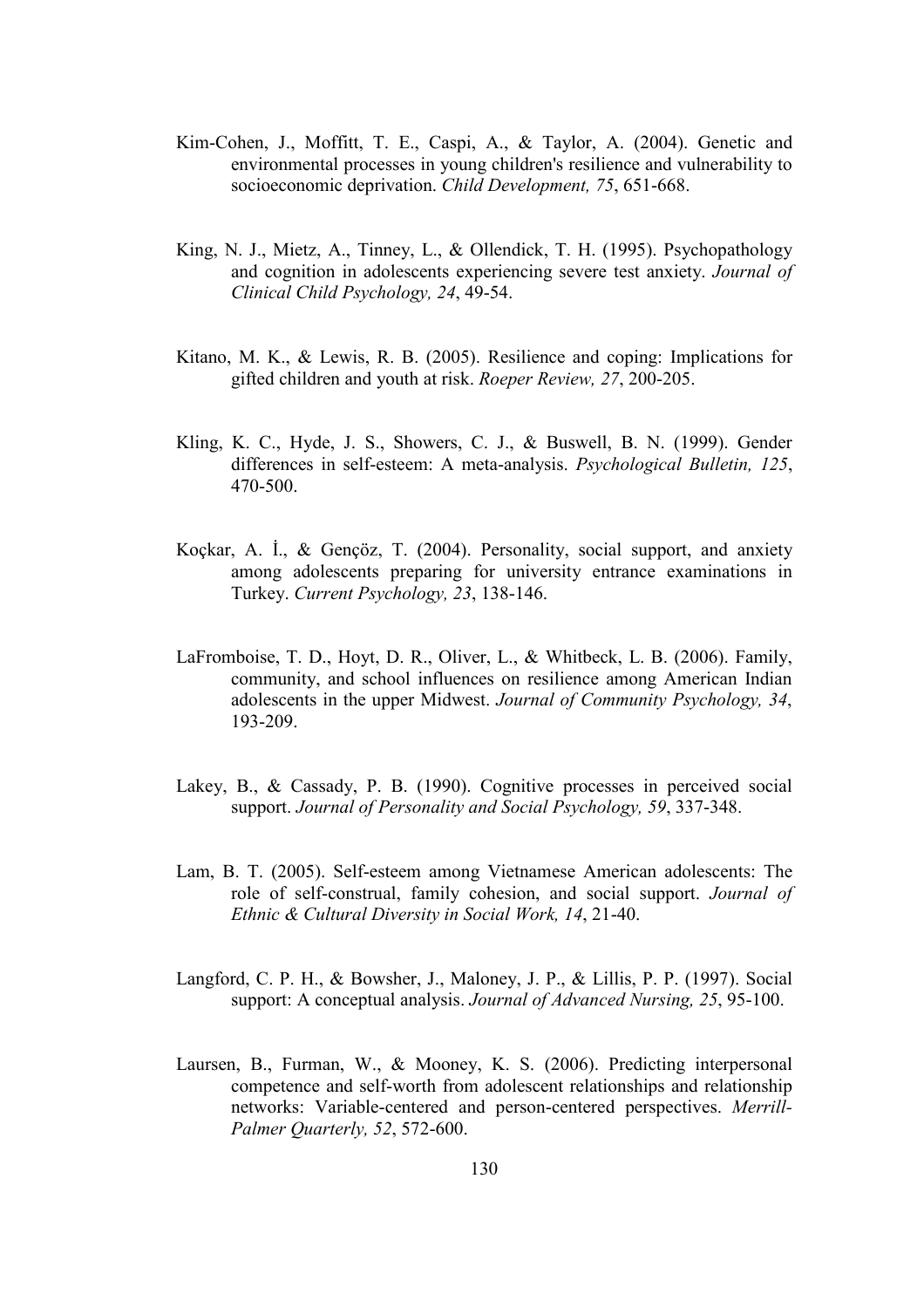Kim-Cohen, J., Moffitt, T. E., Caspi, A., & Taylor, A. (2004). Genetic and environmental processes in young children's resilience and vulnerability to socioeconomic deprivation. *Child Development, 75*, 651-668.

King, N. J., Mietz, A., Tinney, L., & Ollendick, T. H. (1995). Psychopathology and cognition in adolescents experiencing severe test anxiety. *Journal of Clinical Child Psychology, 24*, 49-54.

Kitano, M. K., & Lewis, R. B. (2005). Resilience and coping: Implications for gifted children and youth at risk. *Roeper Review, 27*, 200-205.

Kling, K. C., Hyde, J. S., Showers, C. J., & Buswell, B. N. (1999). Gender differences in self-esteem: A meta-analysis. *Psychological Bulletin, 125*, 470-500.

Koçkar, A. İ., & Gençöz, T. (2004). Personality, social support, and anxiety among adolescents preparing for university entrance examinations in Turkey. *Current Psychology, 23*, 138-146.

LaFromboise, T. D., Hoyt, D. R., Oliver, L., & Whitbeck, L. B. (2006). Family, community, and school influences on resilience among American Indian adolescents in the upper Midwest. *Journal of Community Psychology, 34*, 193-209.

Lakey, B., & Cassady, P. B. (1990). Cognitive processes in perceived social support. *Journal of Personality and Social Psychology, 59*, 337-348.

Lam, B. T. (2005). Self-esteem among Vietnamese American adolescents: The role of self-construal, family cohesion, and social support. *Journal of Ethnic & Cultural Diversity in Social Work, 14*, 21-40.

Langford, C. P. H., & Bowsher, J., Maloney, J. P., & Lillis, P. P. (1997). Social support: A conceptual analysis. *Journal of Advanced Nursing, 25*, 95-100.

Laursen, B., Furman, W., & Mooney, K. S. (2006). Predicting interpersonal competence and self-worth from adolescent relationships and relationship networks: Variable-centered and person-centered perspectives. *Merrill-Palmer Quarterly, 52*, 572-600.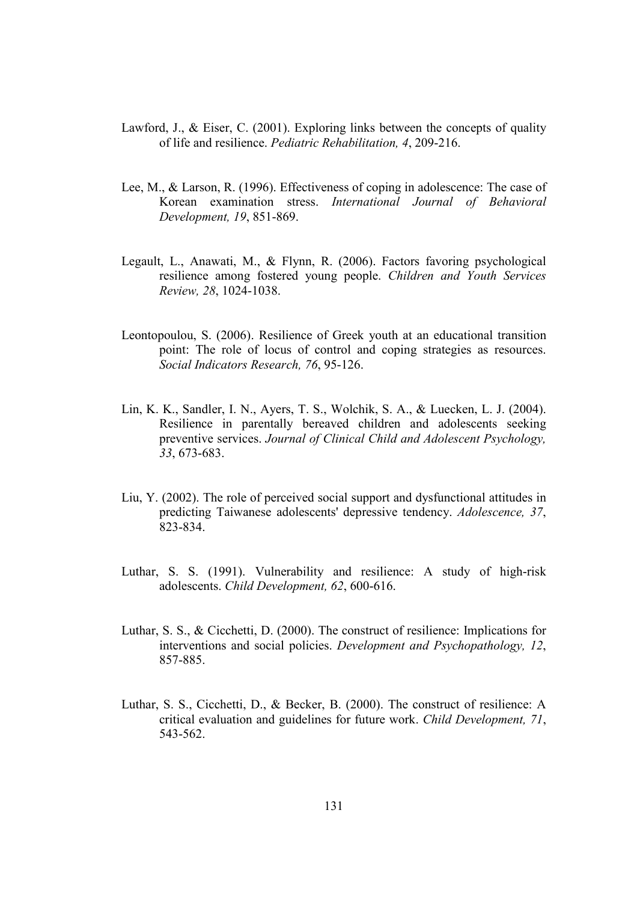Lawford, J., & Eiser, C. (2001). Exploring links between the concepts of quality of life and resilience. *Pediatric Rehabilitation, 4*, 209-216.

Lee, M., & Larson, R. (1996). Effectiveness of coping in adolescence: The case of Korean examination stress. *International Journal of Behavioral Development, 19*, 851-869.

Legault, L., Anawati, M., & Flynn, R. (2006). Factors favoring psychological resilience among fostered young people. *Children and Youth Services Review, 28*, 1024-1038.

Leontopoulou, S. (2006). Resilience of Greek youth at an educational transition point: The role of locus of control and coping strategies as resources. *Social Indicators Research, 76*, 95-126.

Lin, K. K., Sandler, I. N., Ayers, T. S., Wolchik, S. A., & Luecken, L. J. (2004). Resilience in parentally bereaved children and adolescents seeking preventive services. *Journal of Clinical Child and Adolescent Psychology, 33*, 673-683.

Liu, Y. (2002). The role of perceived social support and dysfunctional attitudes in predicting Taiwanese adolescents' depressive tendency. *Adolescence, 37*, 823-834.

Luthar, S. S. (1991). Vulnerability and resilience: A study of high-risk adolescents. *Child Development, 62*, 600-616.

Luthar, S. S., & Cicchetti, D. (2000). The construct of resilience: Implications for interventions and social policies. *Development and Psychopathology, 12*, 857-885.

Luthar, S. S., Cicchetti, D., & Becker, B. (2000). The construct of resilience: A critical evaluation and guidelines for future work. *Child Development, 71*, 543-562.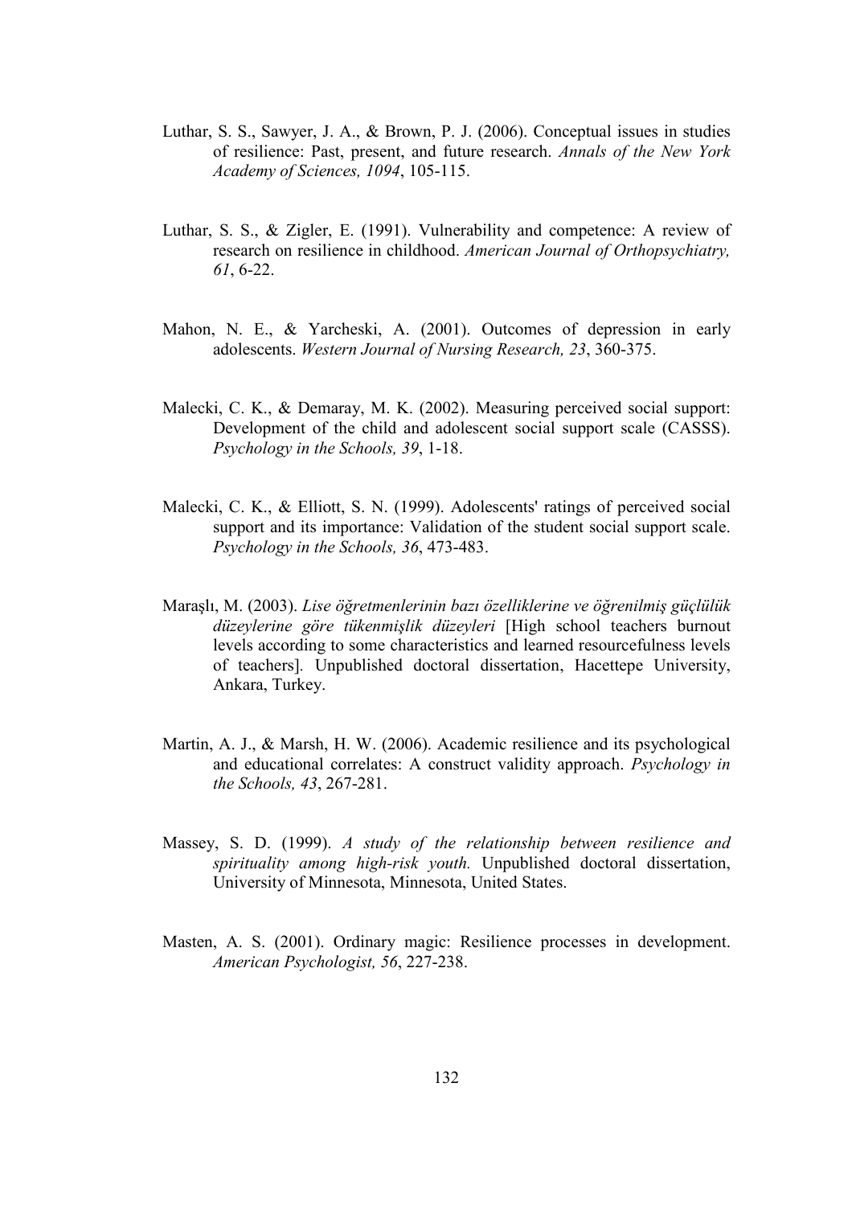Luthar, S. S., Sawyer, J. A., & Brown, P. J. (2006). Conceptual issues in studies of resilience: Past, present, and future research. *Annals of the New York Academy of Sciences, 1094*, 105-115.

Luthar, S. S., & Zigler, E. (1991). Vulnerability and competence: A review of research on resilience in childhood. *American Journal of Orthopsychiatry, 61*, 6-22.

Mahon, N. E., & Yarcheski, A. (2001). Outcomes of depression in early adolescents. *Western Journal of Nursing Research, 23*, 360-375.

Malecki, C. K., & Demaray, M. K. (2002). Measuring perceived social support: Development of the child and adolescent social support scale (CASSS). *Psychology in the Schools, 39*, 1-18.

Malecki, C. K., & Elliott, S. N. (1999). Adolescents' ratings of perceived social support and its importance: Validation of the student social support scale. *Psychology in the Schools, 36*, 473-483.

Maraşlı, M. (2003). *Lise öğretmenlerinin bazı özelliklerine ve öğrenilmiş güçlülük düzeylerine göre tükenmişlik düzeyleri* [High school teachers burnout levels according to some characteristics and learned resourcefulness levels of teachers]. Unpublished doctoral dissertation, Hacettepe University, Ankara, Turkey.

Martin, A. J., & Marsh, H. W. (2006). Academic resilience and its psychological and educational correlates: A construct validity approach. *Psychology in the Schools, 43*, 267-281.

Massey, S. D. (1999). *A study of the relationship between resilience and spirituality among high-risk youth.* Unpublished doctoral dissertation, University of Minnesota, Minnesota, United States.

Masten, A. S. (2001). Ordinary magic: Resilience processes in development. *American Psychologist, 56*, 227-238.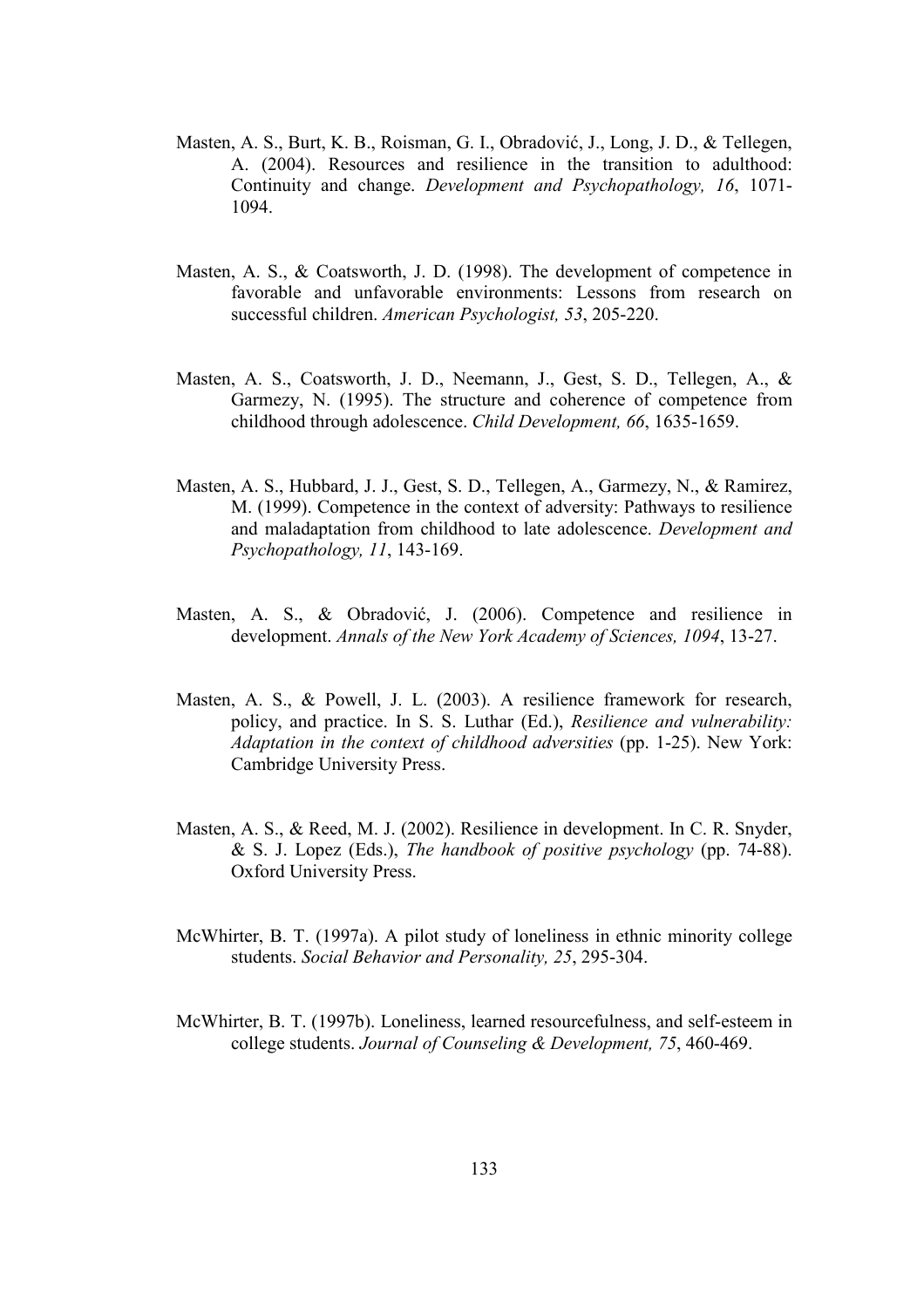Masten, A. S., Burt, K. B., Roisman, G. I., Obradović, J., Long, J. D., & Tellegen, A. (2004). Resources and resilience in the transition to adulthood: Continuity and change. *Development and Psychopathology, 16*, 1071-1094.

Masten, A. S., & Coatsworth, J. D. (1998). The development of competence in favorable and unfavorable environments: Lessons from research on successful children. *American Psychologist, 53*, 205-220.

Masten, A. S., Coatsworth, J. D., Neemann, J., Gest, S. D., Tellegen, A., & Garmezy, N. (1995). The structure and coherence of competence from childhood through adolescence. *Child Development, 66*, 1635-1659.

Masten, A. S., Hubbard, J. J., Gest, S. D., Tellegen, A., Garmezy, N., & Ramirez, M. (1999). Competence in the context of adversity: Pathways to resilience and maladaptation from childhood to late adolescence. *Development and Psychopathology, 11*, 143-169.

Masten, A. S., & Obradović, J. (2006). Competence and resilience in development. *Annals of the New York Academy of Sciences, 1094*, 13-27.

Masten, A. S., & Powell, J. L. (2003). A resilience framework for research, policy, and practice. In S. S. Luthar (Ed.), *Resilience and vulnerability: Adaptation in the context of childhood adversities* (pp. 1-25). New York: Cambridge University Press.

Masten, A. S., & Reed, M. J. (2002). Resilience in development. In C. R. Snyder, & S. J. Lopez (Eds.), *The handbook of positive psychology* (pp. 74-88). Oxford University Press.

McWhirter, B. T. (1997a). A pilot study of loneliness in ethnic minority college students. *Social Behavior and Personality, 25*, 295-304.

McWhirter, B. T. (1997b). Loneliness, learned resourcefulness, and self-esteem in college students. *Journal of Counseling & Development, 75*, 460-469.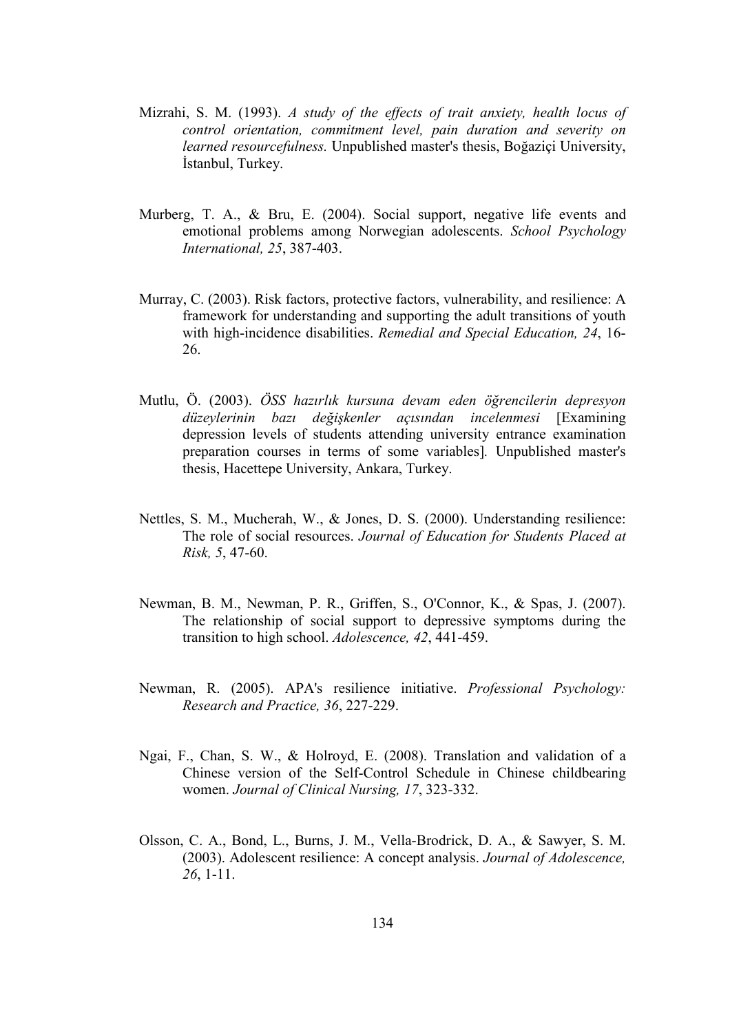Mizrahi, S. M. (1993). *A study of the effects of trait anxiety, health locus of control orientation, commitment level, pain duration and severity on learned resourcefulness.* Unpublished master's thesis, Boğaziçi University, İstanbul, Turkey.

Murberg, T. A., & Bru, E. (2004). Social support, negative life events and emotional problems among Norwegian adolescents. *School Psychology International, 25*, 387-403.

Murray, C. (2003). Risk factors, protective factors, vulnerability, and resilience: A framework for understanding and supporting the adult transitions of youth with high-incidence disabilities. *Remedial and Special Education, 24*, 16-26.

Mutlu, Ö. (2003). *ÖSS hazırlık kursuna devam eden öğrencilerin depresyon düzeylerinin bazı değişkenler açısından incelenmesi* [Examining depression levels of students attending university entrance examination preparation courses in terms of some variables]. Unpublished master's thesis, Hacettepe University, Ankara, Turkey.

Nettles, S. M., Mucherah, W., & Jones, D. S. (2000). Understanding resilience: The role of social resources. *Journal of Education for Students Placed at Risk, 5*, 47-60.

Newman, B. M., Newman, P. R., Griffen, S., O'Connor, K., & Spas, J. (2007). The relationship of social support to depressive symptoms during the transition to high school. *Adolescence, 42*, 441-459.

Newman, R. (2005). APA's resilience initiative. *Professional Psychology: Research and Practice, 36*, 227-229.

Ngai, F., Chan, S. W., & Holroyd, E. (2008). Translation and validation of a Chinese version of the Self-Control Schedule in Chinese childbearing women. *Journal of Clinical Nursing, 17*, 323-332.

Olsson, C. A., Bond, L., Burns, J. M., Vella-Brodrick, D. A., & Sawyer, S. M. (2003). Adolescent resilience: A concept analysis. *Journal of Adolescence, 26*, 1-11.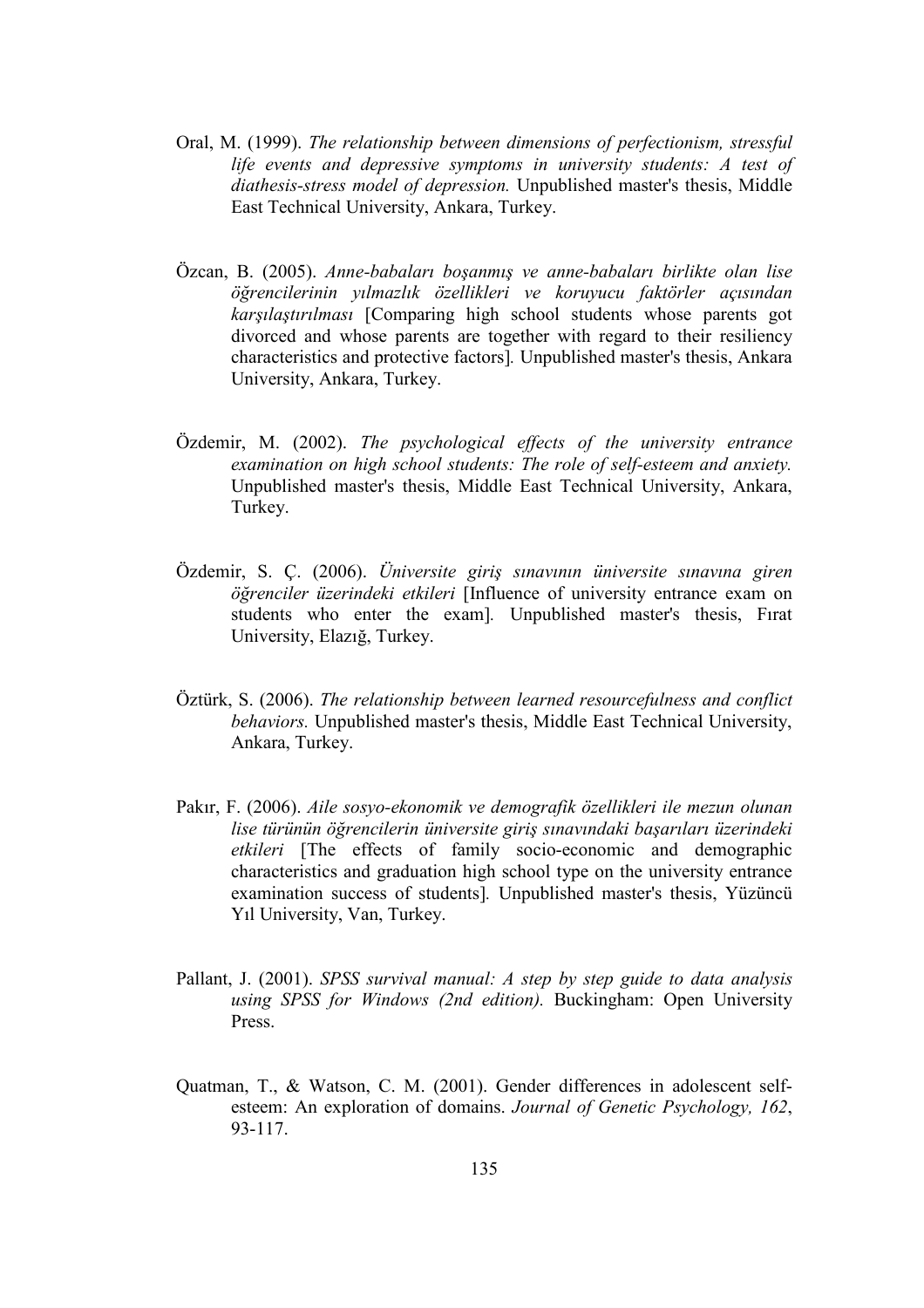Oral, M. (1999). *The relationship between dimensions of perfectionism, stressful life events and depressive symptoms in university students: A test of diathesis-stress model of depression.* Unpublished master's thesis, Middle East Technical University, Ankara, Turkey.

Özcan, B. (2005). *Anne-babaları boşanmış ve anne-babaları birlikte olan lise öğrencilerinin yılmazlık özellikleri ve koruyucu faktörler açısından karşılaştırılması* [Comparing high school students whose parents got divorced and whose parents are together with regard to their resiliency characteristics and protective factors]. Unpublished master's thesis, Ankara University, Ankara, Turkey.

Özdemir, M. (2002). *The psychological effects of the university entrance examination on high school students: The role of self-esteem and anxiety.* Unpublished master's thesis, Middle East Technical University, Ankara, Turkey.

Özdemir, S. Ç. (2006). *Üniversite giriş sınavının üniversite sınavına giren öğrenciler üzerindeki etkileri* [Influence of university entrance exam on students who enter the exam]. Unpublished master's thesis, Fırat University, Elazığ, Turkey.

Öztürk, S. (2006). *The relationship between learned resourcefulness and conflict behaviors.* Unpublished master's thesis, Middle East Technical University, Ankara, Turkey.

Pakır, F. (2006). *Aile sosyo-ekonomik ve demografik özellikleri ile mezun olunan lise türünün öğrencilerin üniversite giriş sınavındaki başarıları üzerindeki etkileri* [The effects of family socio-economic and demographic characteristics and graduation high school type on the university entrance examination success of students]. Unpublished master's thesis, Yüzüncü Yıl University, Van, Turkey.

Pallant, J. (2001). *SPSS survival manual: A step by step guide to data analysis using SPSS for Windows (2nd edition).* Buckingham: Open University Press.

Quatman, T., & Watson, C. M. (2001). Gender differences in adolescent self-esteem: An exploration of domains. *Journal of Genetic Psychology, 162*, 93-117.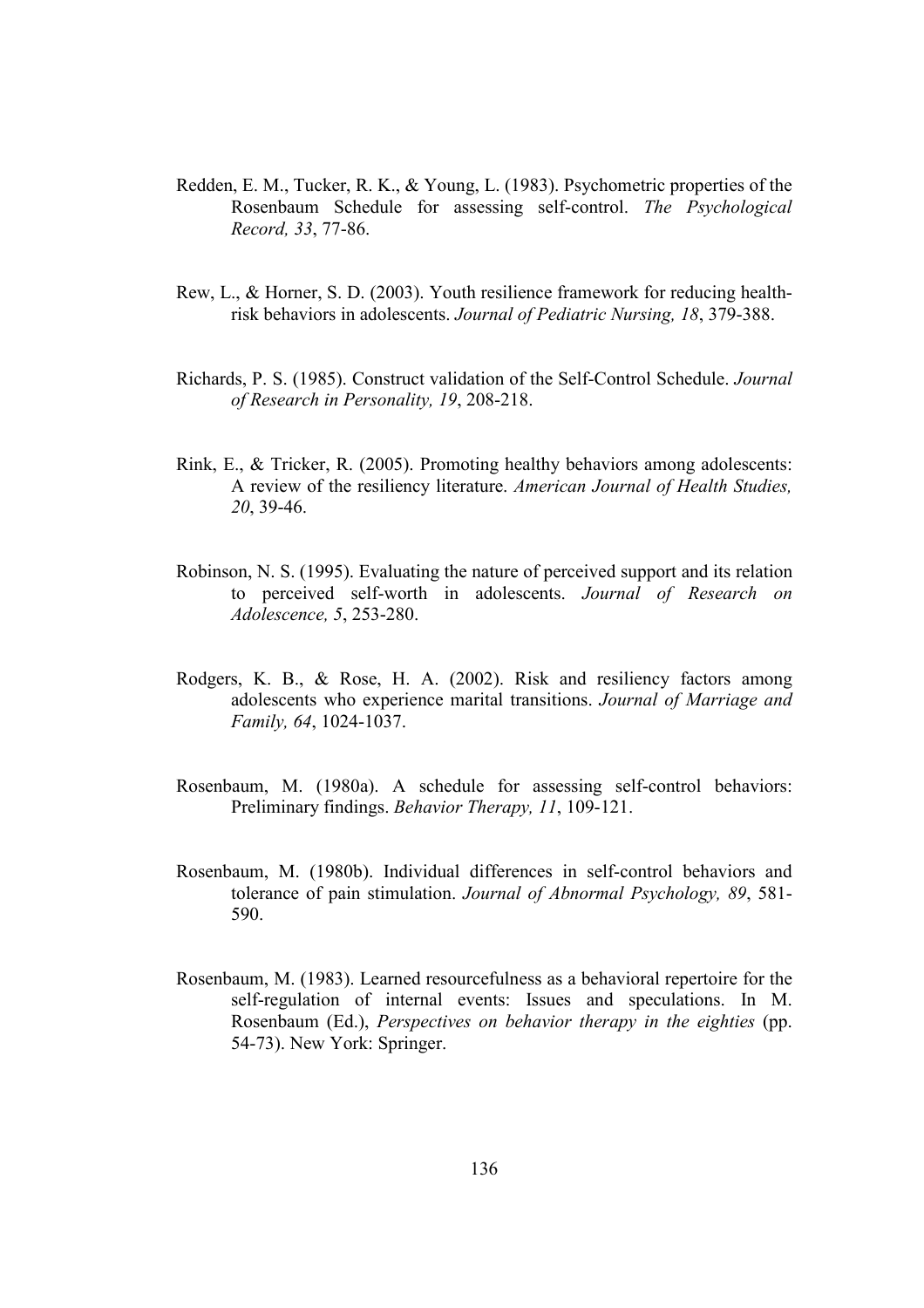Redden, E. M., Tucker, R. K., & Young, L. (1983). Psychometric properties of the Rosenbaum Schedule for assessing self-control. *The Psychological Record, 33*, 77-86.

Rew, L., & Horner, S. D. (2003). Youth resilience framework for reducing health-risk behaviors in adolescents. *Journal of Pediatric Nursing, 18*, 379-388.

Richards, P. S. (1985). Construct validation of the Self-Control Schedule. *Journal of Research in Personality, 19*, 208-218.

Rink, E., & Tricker, R. (2005). Promoting healthy behaviors among adolescents: A review of the resiliency literature. *American Journal of Health Studies, 20*, 39-46.

Robinson, N. S. (1995). Evaluating the nature of perceived support and its relation to perceived self-worth in adolescents. *Journal of Research on Adolescence, 5*, 253-280.

Rodgers, K. B., & Rose, H. A. (2002). Risk and resiliency factors among adolescents who experience marital transitions. *Journal of Marriage and Family, 64*, 1024-1037.

Rosenbaum, M. (1980a). A schedule for assessing self-control behaviors: Preliminary findings. *Behavior Therapy, 11*, 109-121.

Rosenbaum, M. (1980b). Individual differences in self-control behaviors and tolerance of pain stimulation. *Journal of Abnormal Psychology, 89*, 581-590.

Rosenbaum, M. (1983). Learned resourcefulness as a behavioral repertoire for the self-regulation of internal events: Issues and speculations. In M. Rosenbaum (Ed.), *Perspectives on behavior therapy in the eighties* (pp. 54-73). New York: Springer.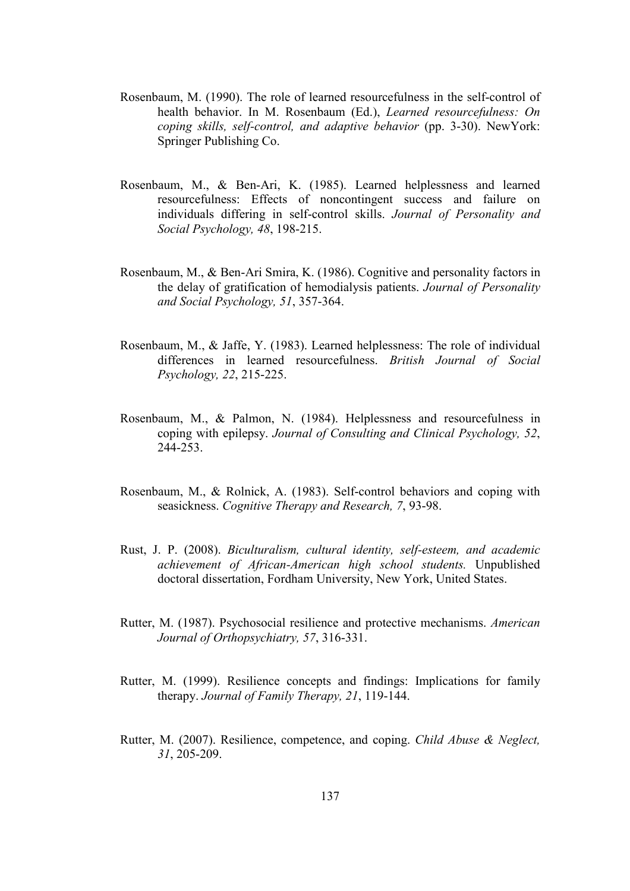Rosenbaum, M. (1990). The role of learned resourcefulness in the self-control of health behavior. In M. Rosenbaum (Ed.), *Learned resourcefulness: On coping skills, self-control, and adaptive behavior* (pp. 3-30). NewYork: Springer Publishing Co.

Rosenbaum, M., & Ben-Ari, K. (1985). Learned helplessness and learned resourcefulness: Effects of noncontingent success and failure on individuals differing in self-control skills. *Journal of Personality and Social Psychology, 48*, 198-215.

Rosenbaum, M., & Ben-Ari Smira, K. (1986). Cognitive and personality factors in the delay of gratification of hemodialysis patients. *Journal of Personality and Social Psychology, 51*, 357-364.

Rosenbaum, M., & Jaffe, Y. (1983). Learned helplessness: The role of individual differences in learned resourcefulness. *British Journal of Social Psychology, 22*, 215-225.

Rosenbaum, M., & Palmon, N. (1984). Helplessness and resourcefulness in coping with epilepsy. *Journal of Consulting and Clinical Psychology, 52*, 244-253.

Rosenbaum, M., & Rolnick, A. (1983). Self-control behaviors and coping with seasickness. *Cognitive Therapy and Research, 7*, 93-98.

Rust, J. P. (2008). *Biculturalism, cultural identity, self-esteem, and academic achievement of African-American high school students.* Unpublished doctoral dissertation, Fordham University, New York, United States.

Rutter, M. (1987). Psychosocial resilience and protective mechanisms. *American Journal of Orthopsychiatry, 57*, 316-331.

Rutter, M. (1999). Resilience concepts and findings: Implications for family therapy. *Journal of Family Therapy, 21*, 119-144.

Rutter, M. (2007). Resilience, competence, and coping. *Child Abuse & Neglect, 31*, 205-209.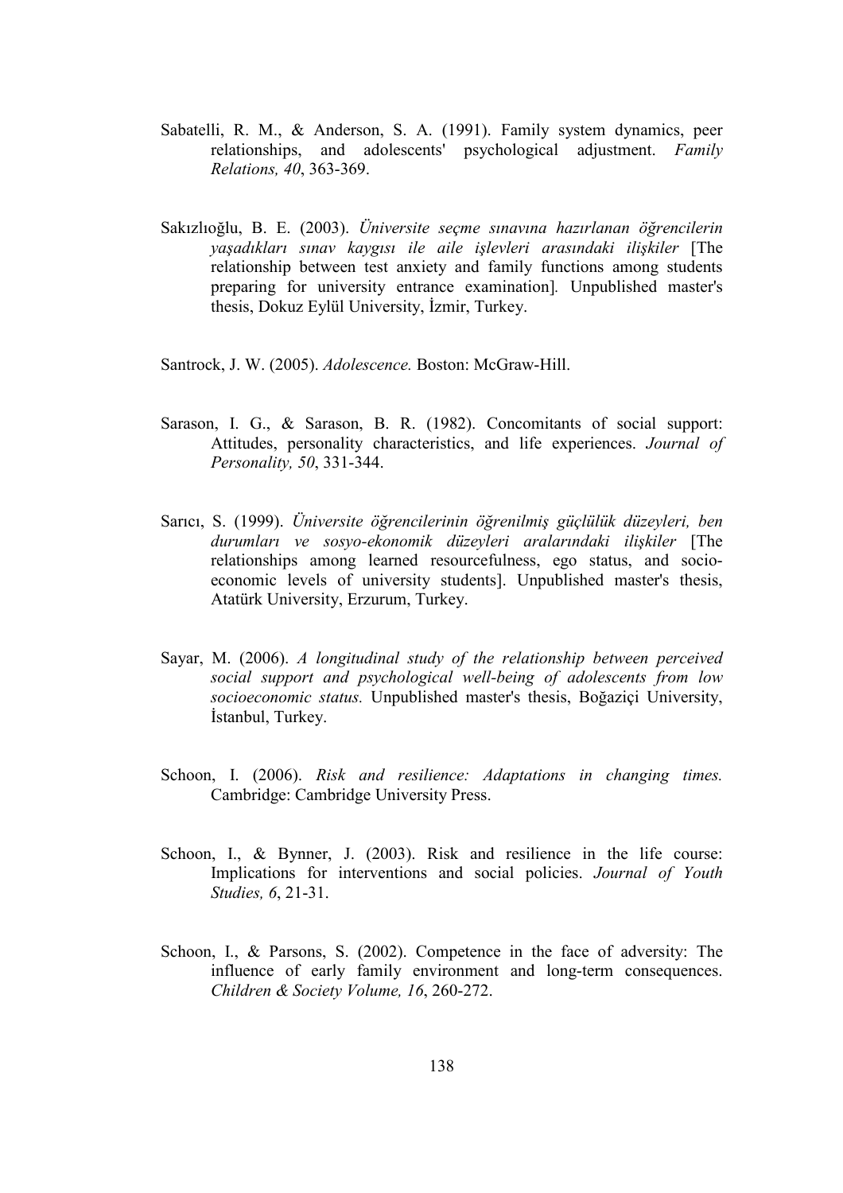Sabatelli, R. M., & Anderson, S. A. (1991). Family system dynamics, peer relationships, and adolescents' psychological adjustment. *Family Relations, 40*, 363-369.

Sakızlıoğlu, B. E. (2003). *Üniversite seçme sınavına hazırlanan öğrencilerin yaşadıkları sınav kaygısı ile aile işlevleri arasındaki ilişkiler* [The relationship between test anxiety and family functions among students preparing for university entrance examination]. Unpublished master's thesis, Dokuz Eylül University, İzmir, Turkey.

Santrock, J. W. (2005). *Adolescence.* Boston: McGraw-Hill.

Sarason, I. G., & Sarason, B. R. (1982). Concomitants of social support: Attitudes, personality characteristics, and life experiences. *Journal of Personality, 50*, 331-344.

Sarıcı, S. (1999). *Üniversite öğrencilerinin öğrenilmiş güçlülük düzeyleri, ben durumları ve sosyo-ekonomik düzeyleri aralarındaki ilişkiler* [The relationships among learned resourcefulness, ego status, and socio-economic levels of university students]. Unpublished master's thesis, Atatürk University, Erzurum, Turkey.

Sayar, M. (2006). *A longitudinal study of the relationship between perceived social support and psychological well-being of adolescents from low socioeconomic status.* Unpublished master's thesis, Boğaziçi University, İstanbul, Turkey.

Schoon, I. (2006). *Risk and resilience: Adaptations in changing times.* Cambridge: Cambridge University Press.

Schoon, I., & Bynner, J. (2003). Risk and resilience in the life course: Implications for interventions and social policies. *Journal of Youth Studies, 6*, 21-31.

Schoon, I., & Parsons, S. (2002). Competence in the face of adversity: The influence of early family environment and long-term consequences. *Children & Society Volume, 16*, 260-272.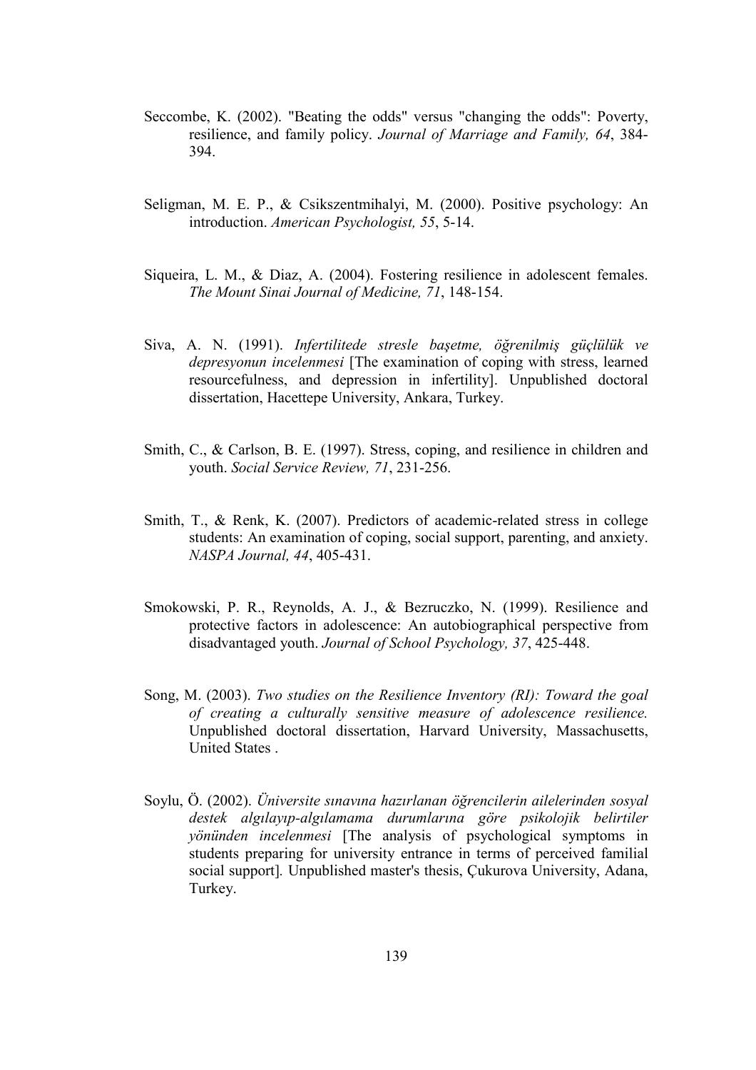Seccombe, K. (2002). "Beating the odds" versus "changing the odds": Poverty, resilience, and family policy. *Journal of Marriage and Family, 64*, 384-394.

Seligman, M. E. P., & Csikszentmihalyi, M. (2000). Positive psychology: An introduction. *American Psychologist, 55*, 5-14.

Siqueira, L. M., & Diaz, A. (2004). Fostering resilience in adolescent females. *The Mount Sinai Journal of Medicine, 71*, 148-154.

Siva, A. N. (1991). *Infertilitede stresle başetme, öğrenilmiş güçlülük ve depresyonun incelenmesi* [The examination of coping with stress, learned resourcefulness, and depression in infertility]. Unpublished doctoral dissertation, Hacettepe University, Ankara, Turkey.

Smith, C., & Carlson, B. E. (1997). Stress, coping, and resilience in children and youth. *Social Service Review, 71*, 231-256.

Smith, T., & Renk, K. (2007). Predictors of academic-related stress in college students: An examination of coping, social support, parenting, and anxiety. *NASPA Journal, 44*, 405-431.

Smokowski, P. R., Reynolds, A. J., & Bezruczko, N. (1999). Resilience and protective factors in adolescence: An autobiographical perspective from disadvantaged youth. *Journal of School Psychology, 37*, 425-448.

Song, M. (2003). *Two studies on the Resilience Inventory (RI): Toward the goal of creating a culturally sensitive measure of adolescence resilience.* Unpublished doctoral dissertation, Harvard University, Massachusetts, United States .

Soylu, Ö. (2002). *Üniversite sınavına hazırlanan öğrencilerin ailelerinden sosyal destek algılayıp-algılamama durumlarına göre psikolojik belirtiler yönünden incelenmesi* [The analysis of psychological symptoms in students preparing for university entrance in terms of perceived familial social support]. Unpublished master's thesis, Çukurova University, Adana, Turkey.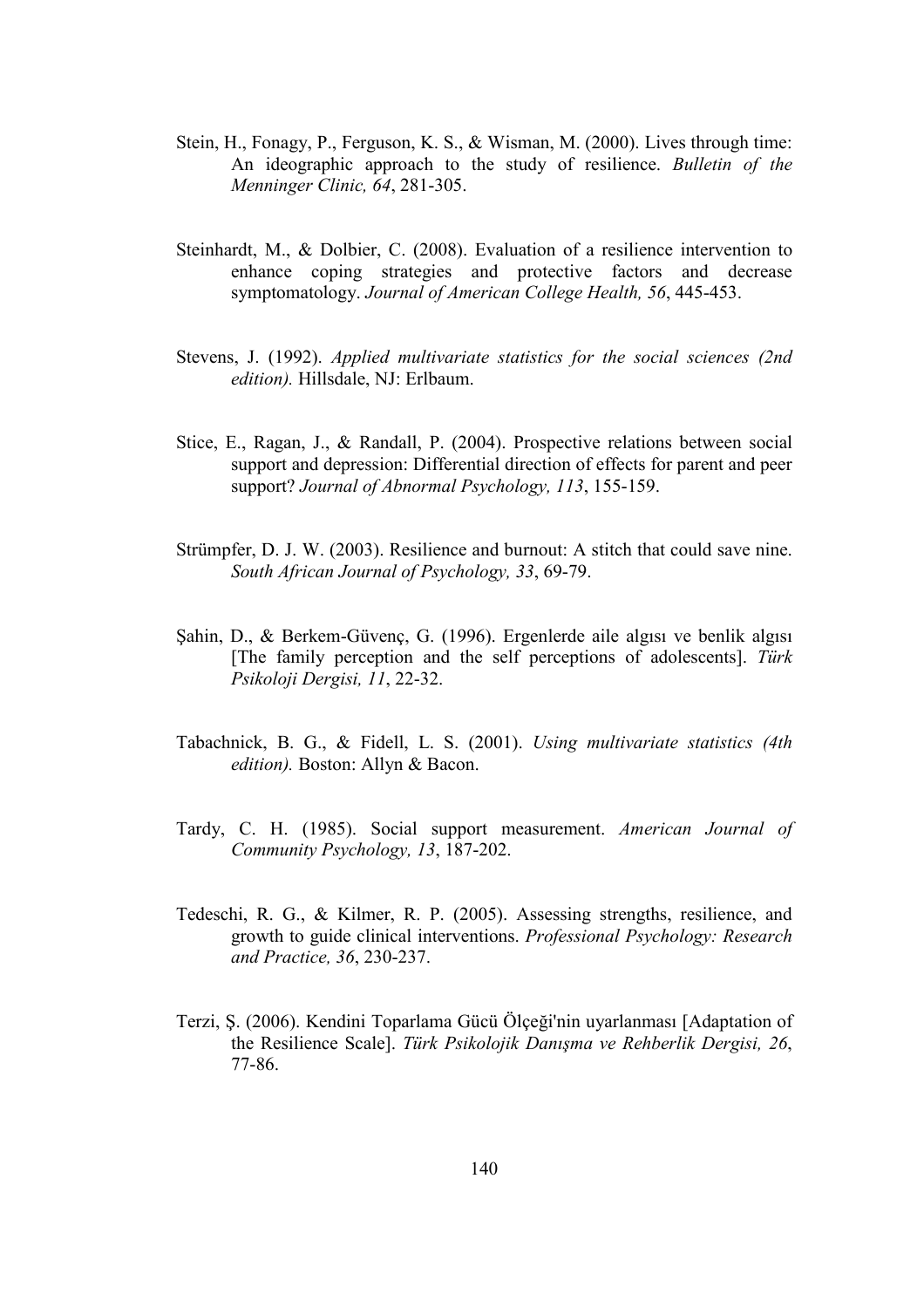Stein, H., Fonagy, P., Ferguson, K. S., & Wisman, M. (2000). Lives through time: An ideographic approach to the study of resilience. *Bulletin of the Menninger Clinic, 64*, 281-305.

Steinhardt, M., & Dolbier, C. (2008). Evaluation of a resilience intervention to enhance coping strategies and protective factors and decrease symptomatology. *Journal of American College Health, 56*, 445-453.

Stevens, J. (1992). *Applied multivariate statistics for the social sciences (2nd edition).* Hillsdale, NJ: Erlbaum.

Stice, E., Ragan, J., & Randall, P. (2004). Prospective relations between social support and depression: Differential direction of effects for parent and peer support? *Journal of Abnormal Psychology, 113*, 155-159.

Strümpfer, D. J. W. (2003). Resilience and burnout: A stitch that could save nine. *South African Journal of Psychology, 33*, 69-79.

Şahin, D., & Berkem-Güvenç, G. (1996). Ergenlerde aile algısı ve benlik algısı [The family perception and the self perceptions of adolescents]. *Türk Psikoloji Dergisi, 11*, 22-32.

Tabachnick, B. G., & Fidell, L. S. (2001). *Using multivariate statistics (4th edition).* Boston: Allyn & Bacon.

Tardy, C. H. (1985). Social support measurement. *American Journal of Community Psychology, 13*, 187-202.

Tedeschi, R. G., & Kilmer, R. P. (2005). Assessing strengths, resilience, and growth to guide clinical interventions. *Professional Psychology: Research and Practice, 36*, 230-237.

Terzi, Ş. (2006). Kendini Toparlama Gücü Ölçeği'nin uyarlanması [Adaptation of the Resilience Scale]. *Türk Psikolojik Danışma ve Rehberlik Dergisi, 26*, 77-86.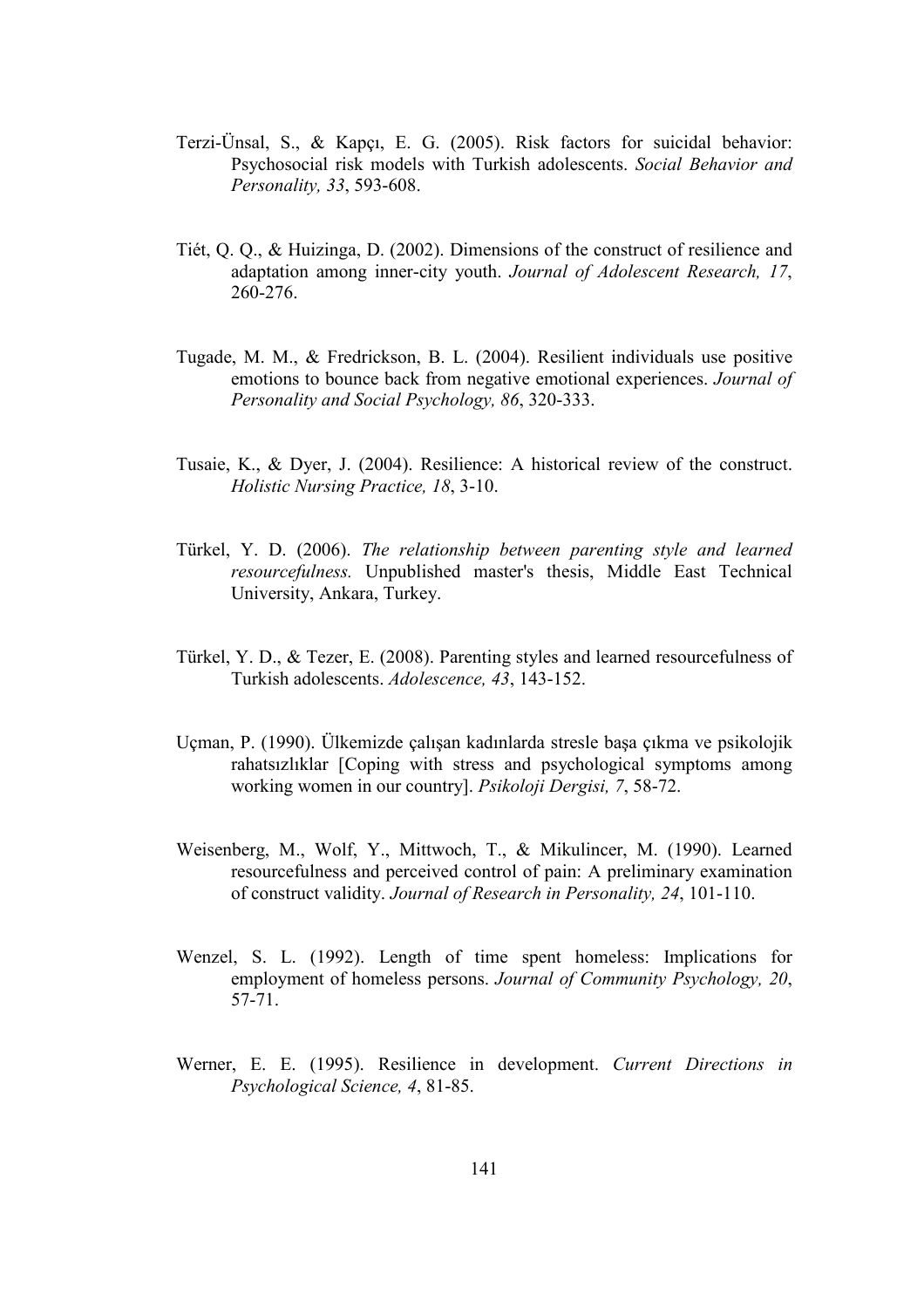Terzi-Ünsal, S., & Kapçı, E. G. (2005). Risk factors for suicidal behavior: Psychosocial risk models with Turkish adolescents. *Social Behavior and Personality, 33*, 593-608.

Tiét, Q. Q., & Huizinga, D. (2002). Dimensions of the construct of resilience and adaptation among inner-city youth. *Journal of Adolescent Research, 17*, 260-276.

Tugade, M. M., & Fredrickson, B. L. (2004). Resilient individuals use positive emotions to bounce back from negative emotional experiences. *Journal of Personality and Social Psychology, 86*, 320-333.

Tusaie, K., & Dyer, J. (2004). Resilience: A historical review of the construct. *Holistic Nursing Practice, 18*, 3-10.

Türkel, Y. D. (2006). *The relationship between parenting style and learned resourcefulness.* Unpublished master's thesis, Middle East Technical University, Ankara, Turkey.

Türkel, Y. D., & Tezer, E. (2008). Parenting styles and learned resourcefulness of Turkish adolescents. *Adolescence, 43*, 143-152.

Uçman, P. (1990). Ülkemizde çalışan kadınlarda stresle başa çıkma ve psikolojik rahatsızlıklar [Coping with stress and psychological symptoms among working women in our country]. *Psikoloji Dergisi, 7*, 58-72.

Weisenberg, M., Wolf, Y., Mittwoch, T., & Mikulincer, M. (1990). Learned resourcefulness and perceived control of pain: A preliminary examination of construct validity. *Journal of Research in Personality, 24*, 101-110.

Wenzel, S. L. (1992). Length of time spent homeless: Implications for employment of homeless persons. *Journal of Community Psychology, 20*, 57-71.

Werner, E. E. (1995). Resilience in development. *Current Directions in Psychological Science, 4*, 81-85.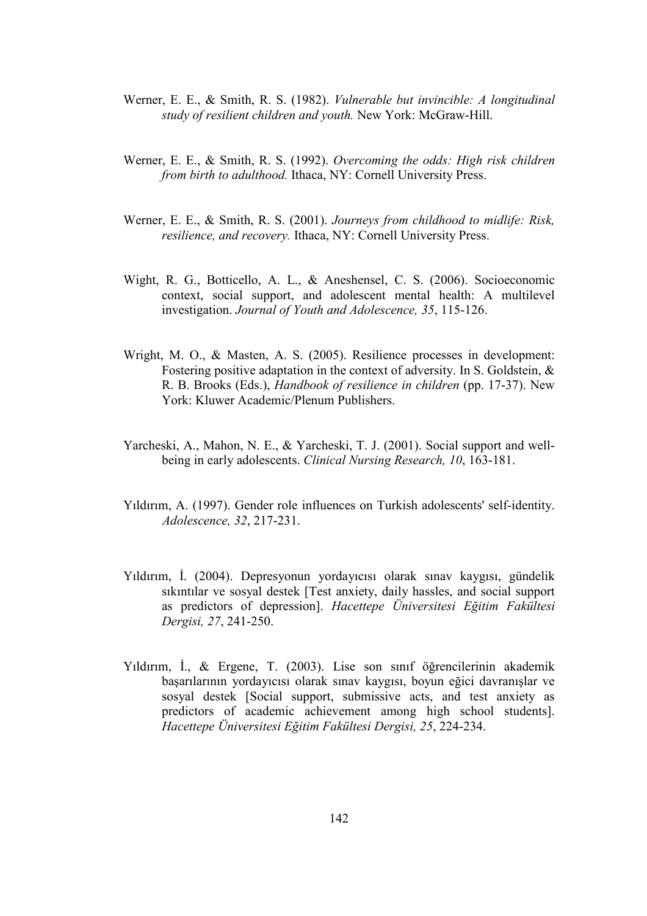Werner, E. E., & Smith, R. S. (1982). *Vulnerable but invincible: A longitudinal study of resilient children and youth.* New York: McGraw-Hill.

Werner, E. E., & Smith, R. S. (1992). *Overcoming the odds: High risk children from birth to adulthood.* Ithaca, NY: Cornell University Press.

Werner, E. E., & Smith, R. S. (2001). *Journeys from childhood to midlife: Risk, resilience, and recovery.* Ithaca, NY: Cornell University Press.

Wight, R. G., Botticello, A. L., & Aneshensel, C. S. (2006). Socioeconomic context, social support, and adolescent mental health: A multilevel investigation. *Journal of Youth and Adolescence, 35*, 115-126.

Wright, M. O., & Masten, A. S. (2005). Resilience processes in development: Fostering positive adaptation in the context of adversity. In S. Goldstein, & R. B. Brooks (Eds.), *Handbook of resilience in children* (pp. 17-37). New York: Kluwer Academic/Plenum Publishers.

Yarcheski, A., Mahon, N. E., & Yarcheski, T. J. (2001). Social support and well-being in early adolescents. *Clinical Nursing Research, 10*, 163-181.

Yıldırım, A. (1997). Gender role influences on Turkish adolescents' self-identity. *Adolescence, 32*, 217-231.

Yıldırım, İ. (2004). Depresyonun yordayıcısı olarak sınav kaygısı, gündelik sıkıntılar ve sosyal destek [Test anxiety, daily hassles, and social support as predictors of depression]. *Hacettepe Üniversitesi Eğitim Fakültesi Dergisi, 27*, 241-250.

Yıldırım, İ., & Ergene, T. (2003). Lise son sınıf öğrencilerinin akademik başarılarının yordayıcısı olarak sınav kaygısı, boyun eğici davranışlar ve sosyal destek [Social support, submissive acts, and test anxiety as predictors of academic achievement among high school students]. *Hacettepe Üniversitesi Eğitim Fakültesi Dergisi, 25*, 224-234.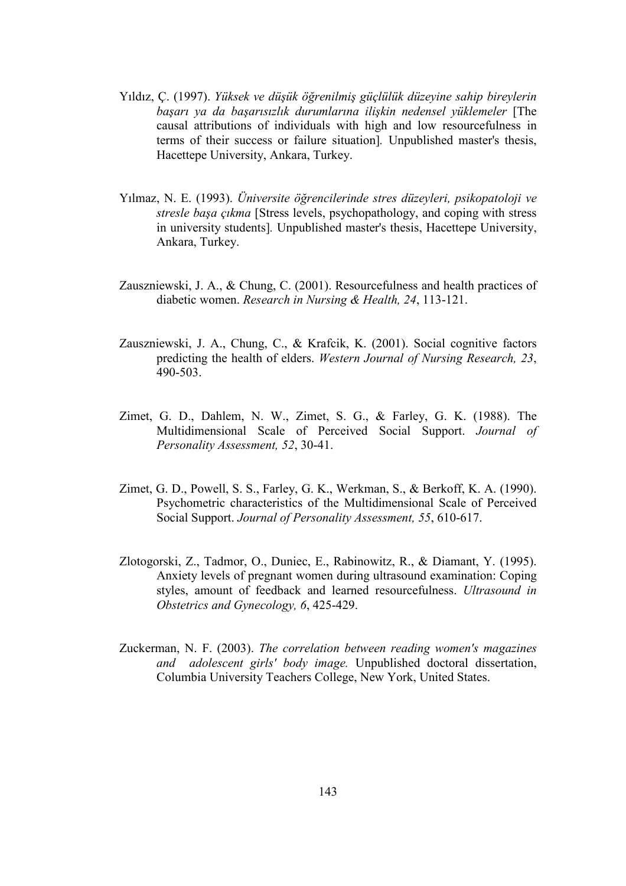Yıldız, Ç. (1997). *Yüksek ve düşük öğrenilmiş güçlülük düzeyine sahip bireylerin başarı ya da başarısızlık durumlarına ilişkin nedensel yüklemeler* [The causal attributions of individuals with high and low resourcefulness in terms of their success or failure situation]. Unpublished master's thesis, Hacettepe University, Ankara, Turkey.

Yılmaz, N. E. (1993). *Üniversite öğrencilerinde stres düzeyleri, psikopatoloji ve stresle başa çıkma* [Stress levels, psychopathology, and coping with stress in university students]. Unpublished master's thesis, Hacettepe University, Ankara, Turkey.

Zauszniewski, J. A., & Chung, C. (2001). Resourcefulness and health practices of diabetic women. *Research in Nursing & Health, 24*, 113-121.

Zauszniewski, J. A., Chung, C., & Krafcik, K. (2001). Social cognitive factors predicting the health of elders. *Western Journal of Nursing Research, 23*, 490-503.

Zimet, G. D., Dahlem, N. W., Zimet, S. G., & Farley, G. K. (1988). The Multidimensional Scale of Perceived Social Support. *Journal of Personality Assessment, 52*, 30-41.

Zimet, G. D., Powell, S. S., Farley, G. K., Werkman, S., & Berkoff, K. A. (1990). Psychometric characteristics of the Multidimensional Scale of Perceived Social Support. *Journal of Personality Assessment, 55*, 610-617.

Zlotogorski, Z., Tadmor, O., Duniec, E., Rabinowitz, R., & Diamant, Y. (1995). Anxiety levels of pregnant women during ultrasound examination: Coping styles, amount of feedback and learned resourcefulness. *Ultrasound in Obstetrics and Gynecology, 6*, 425-429.

Zuckerman, N. F. (2003). *The correlation between reading women's magazines and adolescent girls' body image.* Unpublished doctoral dissertation, Columbia University Teachers College, New York, United States.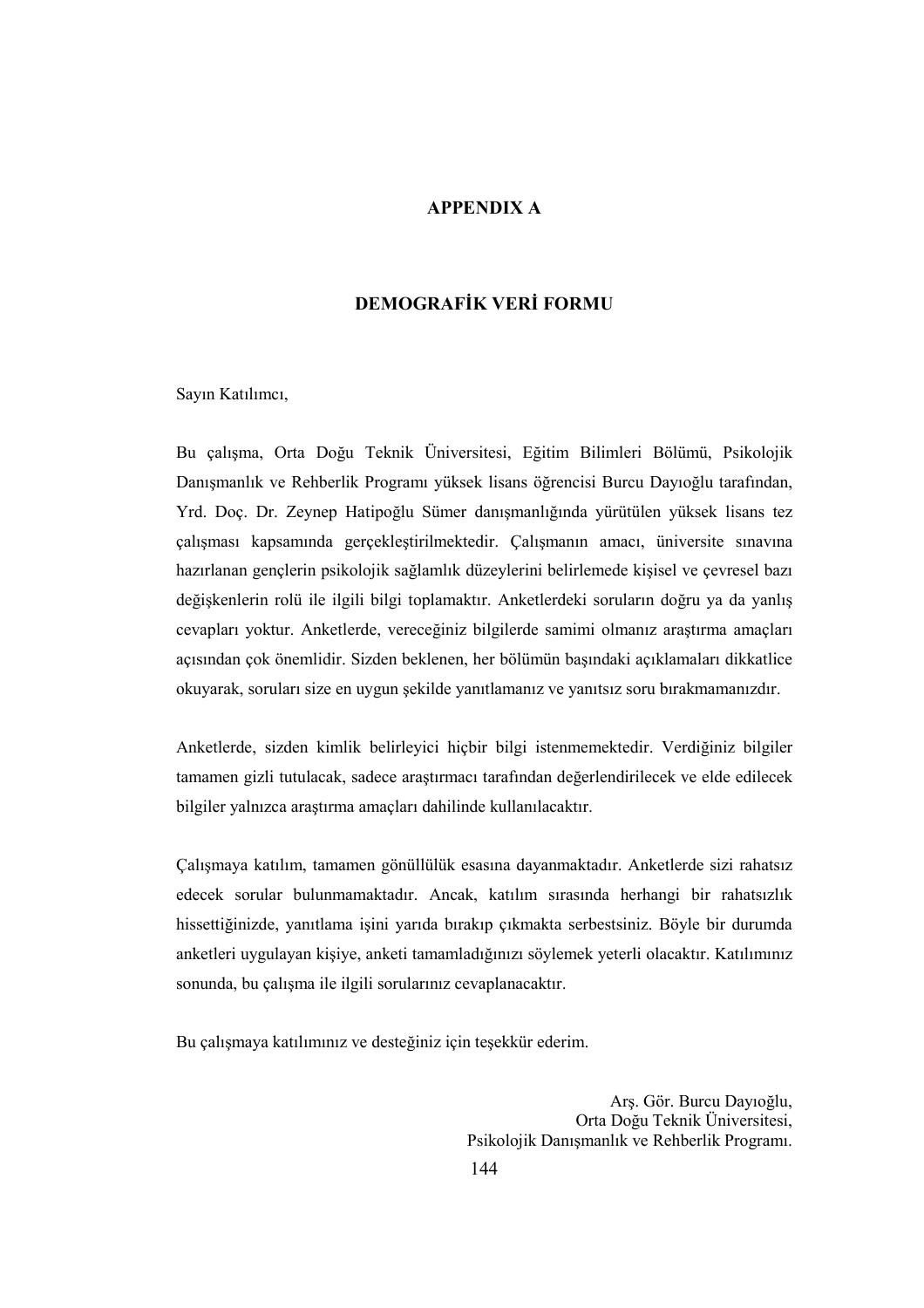# APPENDIX A

## DEMOGRAFİK VERİ FORMU

Sayın Katılımcı,

Bu çalışma, Orta Doğu Teknik Üniversitesi, Eğitim Bilimleri Bölümü, Psikolojik Danışmanlık ve Rehberlik Programı yüksek lisans öğrencisi Burcu Dayıoğlu tarafından, Yrd. Doç. Dr. Zeynep Hatipoğlu Sümer danışmanlığında yürütülen yüksek lisans tez çalışması kapsamında gerçekleştirilmektedir. Çalışmanın amacı, üniversite sınavına hazırlanan gençlerin psikolojik sağlamlık düzeylerini belirlemede kişisel ve çevresel bazı değişkenlerin rolü ile ilgili bilgi toplamaktır. Anketlerdeki soruların doğru ya da yanlış cevapları yoktur. Anketlerde, vereceğiniz bilgilerde samimi olmanız araştırma amaçları açısından çok önemlidir. Sizden beklenen, her bölümün başındaki açıklamaları dikkatlice okuyarak, soruları size en uygun şekilde yanıtlamanız ve yanıtsız soru bırakmamanızdır.

Anketlerde, sizden kimlik belirleyici hiçbir bilgi istenmemektedir. Verdiğiniz bilgiler tamamen gizli tutulacak, sadece araştırmacı tarafından değerlendirilecek ve elde edilecek bilgiler yalnızca araştırma amaçları dahilinde kullanılacaktır.

Çalışmaya katılım, tamamen gönüllülük esasına dayanmaktadır. Anketlerde sizi rahatsız edecek sorular bulunmamaktadır. Ancak, katılım sırasında herhangi bir rahatsızlık hissettiğinizde, yanıtlama işini yarıda bırakıp çıkmakta serbestsiniz. Böyle bir durumda anketleri uygulayan kişiye, anketi tamamladığınızı söylemek yeterli olacaktır. Katılımınız sonunda, bu çalışma ile ilgili sorularınız cevaplanacaktır.

Bu çalışmaya katılımınız ve desteğiniz için teşekkür ederim.

Arş. Gör. Burcu Dayıoğlu,
Orta Doğu Teknik Üniversitesi,
Psikolojik Danışmanlık ve Rehberlik Programı.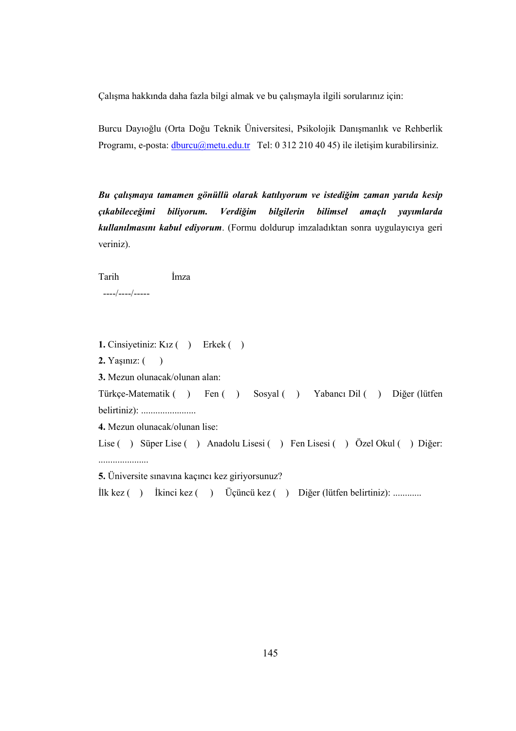Çalışma hakkında daha fazla bilgi almak ve bu çalışmayla ilgili sorularınız için:

Burcu Dayıoğlu (Orta Doğu Teknik Üniversitesi, Psikolojik Danışmanlık ve Rehberlik Programı, e-posta: dburcu@metu.edu.tr   Tel: 0 312 210 40 45) ile iletişim kurabilirsiniz.

***Bu çalışmaya tamamen gönüllü olarak katılıyorum ve istediğim zaman yarıda kesip çıkabileceğimi biliyorum. Verdiğim bilgilerin bilimsel amaçlı yayımlarda kullanılmasını kabul ediyorum***. (Formu doldurup imzaladıktan sonra uygulayıcıya geri veriniz).

Tarih                    İmza

----/----/-----

**1.** Cinsiyetiniz: Kız (   )     Erkek (   )

**2.** Yaşınız: (     )

**3.** Mezun olunacak/olunan alan:

Türkçe-Matematik (   )     Fen (   )     Sosyal (   )     Yabancı Dil (   )     Diğer (lütfen belirtiniz): .......................

**4.** Mezun olunacak/olunan lise:

Lise (   )   Süper Lise (   )   Anadolu Lisesi (   )   Fen Lisesi (   )   Özel Okul (   )   Diğer: .....................

**5.** Üniversite sınavına kaçıncı kez giriyorsunuz?

İlk kez (   )     İkinci kez (   )     Üçüncü kez (   )     Diğer (lütfen belirtiniz): ............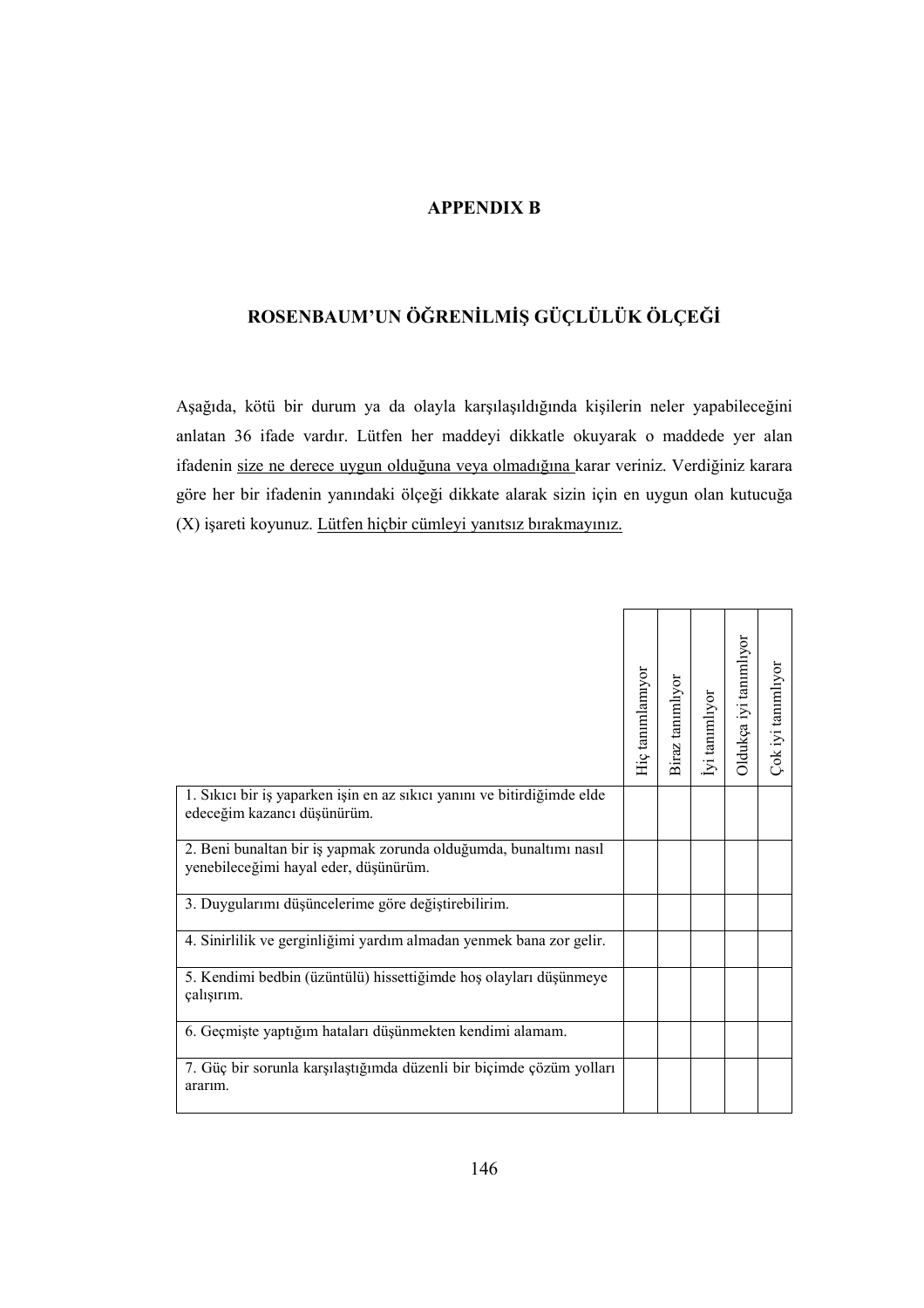# APPENDIX B

## ROSENBAUM'UN ÖĞRENİLMİŞ GÜÇLÜLÜK ÖLÇEĞİ

Aşağıda, kötü bir durum ya da olayla karşılaşıldığında kişilerin neler yapabileceğini anlatan 36 ifade vardır. Lütfen her maddeyi dikkatle okuyarak o maddede yer alan ifadenin <u>size ne derece uygun olduğuna veya olmadığına</u> karar veriniz. Verdiğiniz karara göre her bir ifadenin yanındaki ölçeği dikkate alarak sizin için en uygun olan kutucuğa (X) işareti koyunuz. <u>Lütfen hiçbir cümleyi yanıtsız bırakmayınız.</u>

| | Hiç tanımlamıyor | Biraz tanımlıyor | İyi tanımlıyor | Oldukça iyi tanımlıyor | Çok iyi tanımlıyor |
|---|---|---|---|---|---|
| 1. Sıkıcı bir iş yaparken işin en az sıkıcı yanını ve bitirdiğimde elde edeceğim kazancı düşünürüm. | | | | | |
| 2. Beni bunaltan bir iş yapmak zorunda olduğumda, bunaltımı nasıl yenebileceğimi hayal eder, düşünürüm. | | | | | |
| 3. Duygularımı düşüncelerime göre değiştirebilirim. | | | | | |
| 4. Sinirlilik ve gerginliğimi yardım almadan yenmek bana zor gelir. | | | | | |
| 5. Kendimi bedbin (üzüntülü) hissettiğimde hoş olayları düşünmeye çalışırım. | | | | | |
| 6. Geçmişte yaptığım hataları düşünmekten kendimi alamam. | | | | | |
| 7. Güç bir sorunla karşılaştığımda düzenli bir biçimde çözüm yolları ararım. | | | | | |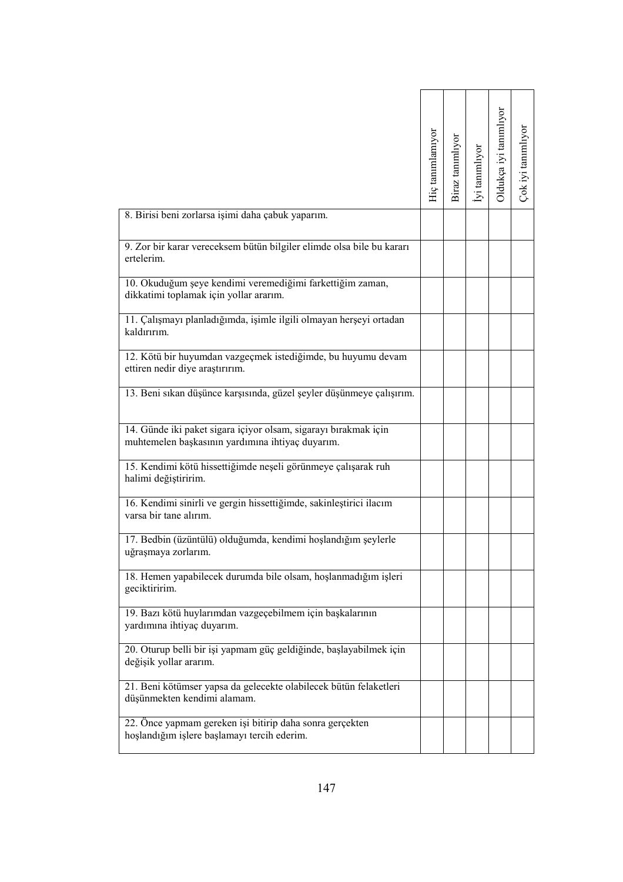| | Hiç tanımlamıyor | Biraz tanımlıyor | İyi tanımlıyor | Oldukça iyi tanımlıyor | Çok iyi tanımlıyor |
|---|---|---|---|---|---|
| 8. Birisi beni zorlarsa işimi daha çabuk yaparım. | | | | | |
| 9. Zor bir karar vereceksem bütün bilgiler elimde olsa bile bu kararı ertelerim. | | | | | |
| 10. Okuduğum şeye kendimi veremediğimi farkettiğim zaman, dikkatimi toplamak için yollar ararım. | | | | | |
| 11. Çalışmayı planladığımda, işimle ilgili olmayan herşeyi ortadan kaldırırım. | | | | | |
| 12. Kötü bir huyumdan vazgeçmek istediğimde, bu huyumu devam ettiren nedir diye araştırırım. | | | | | |
| 13. Beni sıkan düşünce karşısında, güzel şeyler düşünmeye çalışırım. | | | | | |
| 14. Günde iki paket sigara içiyor olsam, sigarayı bırakmak için muhtemelen başkasının yardımına ihtiyaç duyarım. | | | | | |
| 15. Kendimi kötü hissettiğimde neşeli görünmeye çalışarak ruh halimi değiştiririm. | | | | | |
| 16. Kendimi sinirli ve gergin hissettiğimde, sakinleştirici ilacım varsa bir tane alırım. | | | | | |
| 17. Bedbin (üzüntülü) olduğumda, kendimi hoşlandığım şeylerle uğraşmaya zorlarım. | | | | | |
| 18. Hemen yapabilecek durumda bile olsam, hoşlanmadığım işleri geciktiririm. | | | | | |
| 19. Bazı kötü huylarımdan vazgeçebilmem için başkalarının yardımına ihtiyaç duyarım. | | | | | |
| 20. Oturup belli bir işi yapmam güç geldiğinde, başlayabilmek için değişik yollar ararım. | | | | | |
| 21. Beni kötümser yapsa da gelecekte olabilecek bütün felaketleri düşünmekten kendimi alamam. | | | | | |
| 22. Önce yapmam gereken işi bitirip daha sonra gerçekten hoşlandığım işlere başlamayı tercih ederim. | | | | | |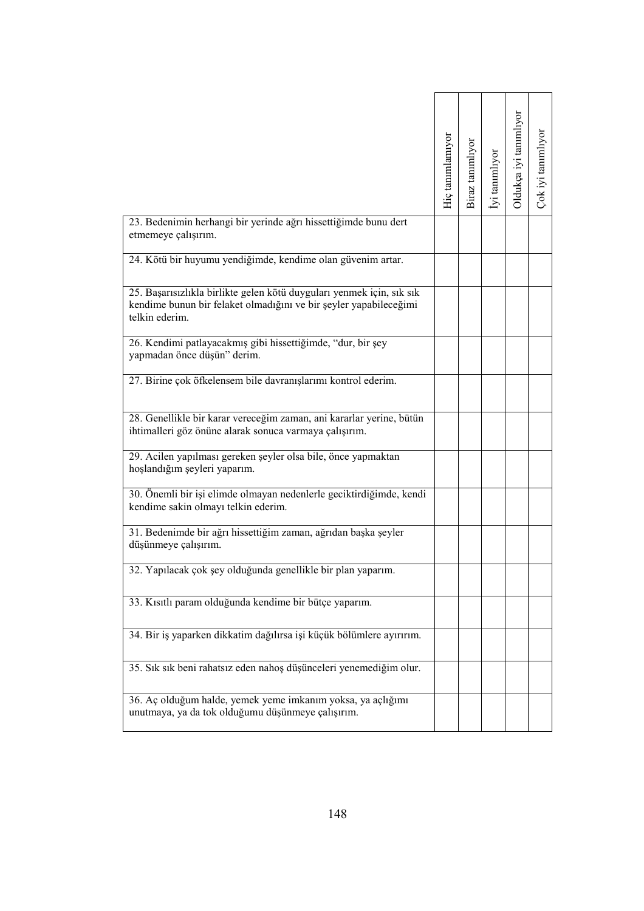| | Hiç tanımlamıyor | Biraz tanımlıyor | İyi tanımlıyor | Oldukça iyi tanımlıyor | Çok iyi tanımlıyor |
|---|---|---|---|---|---|
| 23. Bedenimin herhangi bir yerinde ağrı hissettiğimde bunu dert etmemeye çalışırım. | | | | | |
| 24. Kötü bir huyumu yendiğimde, kendime olan güvenim artar. | | | | | |
| 25. Başarısızlıkla birlikte gelen kötü duyguları yenmek için, sık sık kendime bunun bir felaket olmadığını ve bir şeyler yapabileceğimi telkin ederim. | | | | | |
| 26. Kendimi patlayacakmış gibi hissettiğimde, "dur, bir şey yapmadan önce düşün" derim. | | | | | |
| 27. Birine çok öfkelensem bile davranışlarımı kontrol ederim. | | | | | |
| 28. Genellikle bir karar vereceğim zaman, ani kararlar yerine, bütün ihtimalleri göz önüne alarak sonuca varmaya çalışırım. | | | | | |
| 29. Acilen yapılması gereken şeyler olsa bile, önce yapmaktan hoşlandığım şeyleri yaparım. | | | | | |
| 30. Önemli bir işi elimde olmayan nedenlerle geciktirdiğimde, kendi kendime sakin olmayı telkin ederim. | | | | | |
| 31. Bedenimde bir ağrı hissettiğim zaman, ağrıdan başka şeyler düşünmeye çalışırım. | | | | | |
| 32. Yapılacak çok şey olduğunda genellikle bir plan yaparım. | | | | | |
| 33. Kısıtlı param olduğunda kendime bir bütçe yaparım. | | | | | |
| 34. Bir iş yaparken dikkatim dağılırsa işi küçük bölümlere ayırırım. | | | | | |
| 35. Sık sık beni rahatsız eden nahoş düşünceleri yenemediğim olur. | | | | | |
| 36. Aç olduğum halde, yemek yeme imkanım yoksa, ya açlığımı unutmaya, ya da tok olduğumu düşünmeye çalışırım. | | | | | |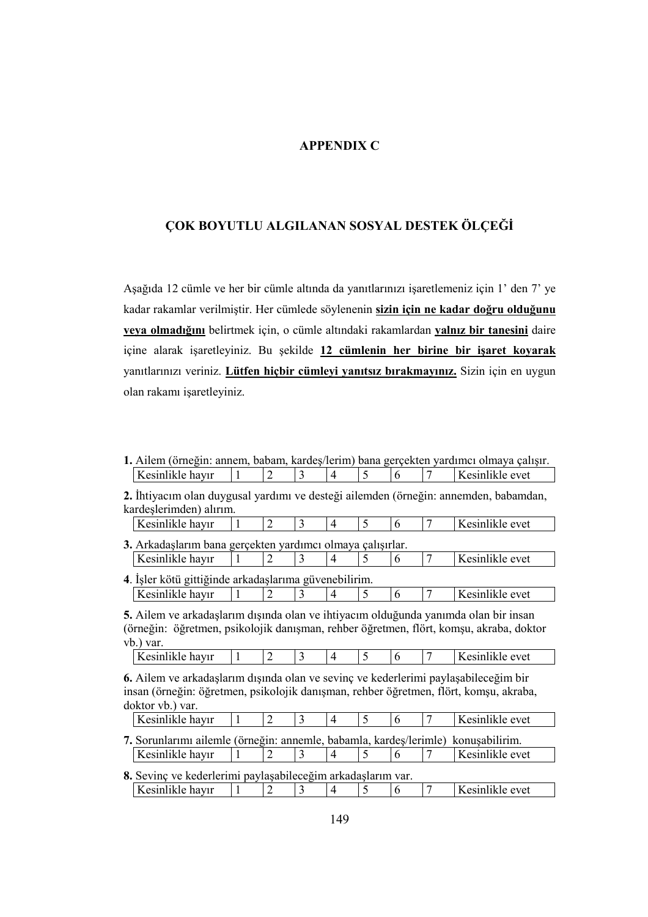# APPENDIX C

## ÇOK BOYUTLU ALGILANAN SOSYAL DESTEK ÖLÇEĞİ

Aşağıda 12 cümle ve her bir cümle altında da yanıtlarınızı işaretlemeniz için 1' den 7' ye kadar rakamlar verilmiştir. Her cümlede söylenenin **sizin için ne kadar doğru olduğunu veya olmadığını** belirtmek için, o cümle altındaki rakamlardan **yalnız bir tanesini** daire içine alarak işaretleyiniz. Bu şekilde **12 cümlenin her birine bir işaret koyarak** yanıtlarınızı veriniz. **Lütfen hiçbir cümleyi yanıtsız bırakmayınız.** Sizin için en uygun olan rakamı işaretleyiniz.

**1.** Ailem (örneğin: annem, babam, kardeş/lerim) bana gerçekten yardımcı olmaya çalışır.

| Kesinlikle hayır | 1 | 2 | 3 | 4 | 5 | 6 | 7 | Kesinlikle evet |
|---|---|---|---|---|---|---|---|---|

**2.** İhtiyacım olan duygusal yardımı ve desteği ailemden (örneğin: annemden, babamdan, kardeşlerimden) alırım.

| Kesinlikle hayır | 1 | 2 | 3 | 4 | 5 | 6 | 7 | Kesinlikle evet |
|---|---|---|---|---|---|---|---|---|

**3.** Arkadaşlarım bana gerçekten yardımcı olmaya çalışırlar.

| Kesinlikle hayır | 1 | 2 | 3 | 4 | 5 | 6 | 7 | Kesinlikle evet |
|---|---|---|---|---|---|---|---|---|

**4**. İşler kötü gittiğinde arkadaşlarıma güvenebilirim.

| Kesinlikle hayır | 1 | 2 | 3 | 4 | 5 | 6 | 7 | Kesinlikle evet |
|---|---|---|---|---|---|---|---|---|

**5.** Ailem ve arkadaşlarım dışında olan ve ihtiyacım olduğunda yanımda olan bir insan (örneğin: öğretmen, psikolojik danışman, rehber öğretmen, flört, komşu, akraba, doktor vb.) var.

| Kesinlikle hayır | 1 | 2 | 3 | 4 | 5 | 6 | 7 | Kesinlikle evet |
|---|---|---|---|---|---|---|---|---|

**6.** Ailem ve arkadaşlarım dışında olan ve sevinç ve kederlerimi paylaşabileceğim bir insan (örneğin: öğretmen, psikolojik danışman, rehber öğretmen, flört, komşu, akraba, doktor vb.) var.

| Kesinlikle hayır | 1 | 2 | 3 | 4 | 5 | 6 | 7 | Kesinlikle evet |
|---|---|---|---|---|---|---|---|---|

**7.** Sorunlarımı ailemle (örneğin: annemle, babamla, kardeş/lerimle) konuşabilirim.

| Kesinlikle hayır | 1 | 2 | 3 | 4 | 5 | 6 | 7 | Kesinlikle evet |
|---|---|---|---|---|---|---|---|---|

**8.** Sevinç ve kederlerimi paylaşabileceğim arkadaşlarım var.

| Kesinlikle hayır | 1 | 2 | 3 | 4 | 5 | 6 | 7 | Kesinlikle evet |
|---|---|---|---|---|---|---|---|---|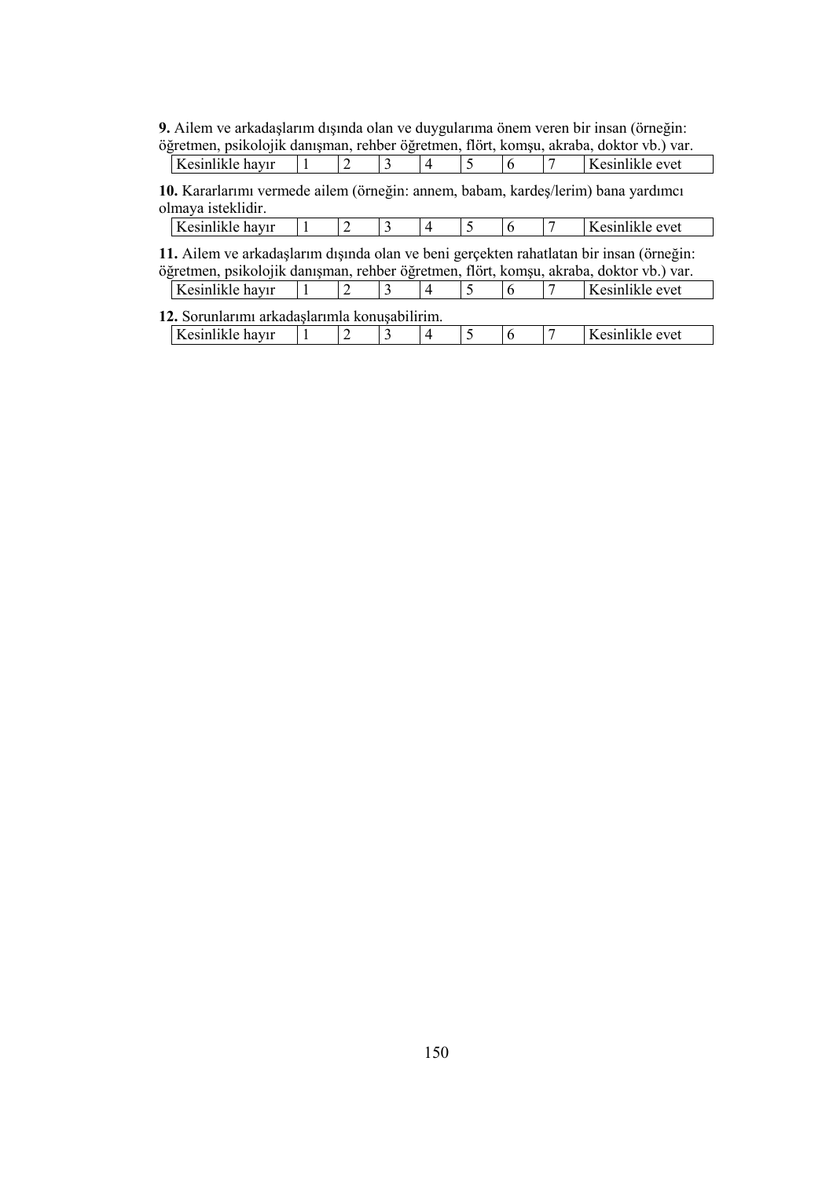**9.** Ailem ve arkadaşlarım dışında olan ve duygularıma önem veren bir insan (örneğin: öğretmen, psikolojik danışman, rehber öğretmen, flört, komşu, akraba, doktor vb.) var.

| Kesinlikle hayır | 1 | 2 | 3 | 4 | 5 | 6 | 7 | Kesinlikle evet |
|---|---|---|---|---|---|---|---|---|

**10.** Kararlarımı vermede ailem (örneğin: annem, babam, kardeş/lerim) bana yardımcı olmaya isteklidir.

| Kesinlikle hayır | 1 | 2 | 3 | 4 | 5 | 6 | 7 | Kesinlikle evet |
|---|---|---|---|---|---|---|---|---|

**11.** Ailem ve arkadaşlarım dışında olan ve beni gerçekten rahatlatan bir insan (örneğin: öğretmen, psikolojik danışman, rehber öğretmen, flört, komşu, akraba, doktor vb.) var.

| Kesinlikle hayır | 1 | 2 | 3 | 4 | 5 | 6 | 7 | Kesinlikle evet |
|---|---|---|---|---|---|---|---|---|

**12.** Sorunlarımı arkadaşlarımla konuşabilirim.

| Kesinlikle hayır | 1 | 2 | 3 | 4 | 5 | 6 | 7 | Kesinlikle evet |
|---|---|---|---|---|---|---|---|---|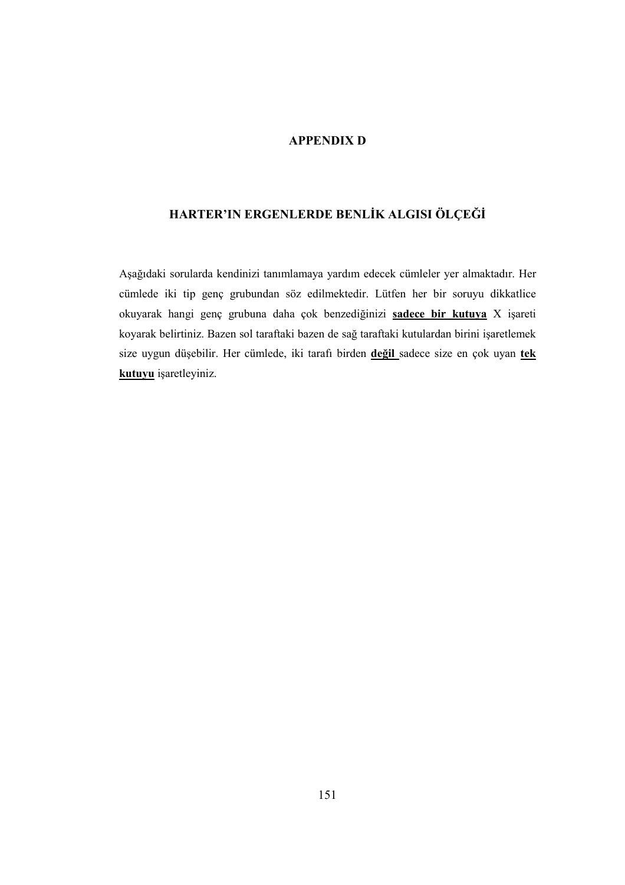# APPENDIX D

## HARTER'IN ERGENLERDE BENLİK ALGISI ÖLÇEĞİ

Aşağıdaki sorularda kendinizi tanımlamaya yardım edecek cümleler yer almaktadır. Her cümlede iki tip genç grubundan söz edilmektedir. Lütfen her bir soruyu dikkatlice okuyarak hangi genç grubuna daha çok benzediğinizi **<u>sadece bir kutuya</u>** X işareti koyarak belirtiniz. Bazen sol taraftaki bazen de sağ taraftaki kutulardan birini işaretlemek size uygun düşebilir. Her cümlede, iki tarafı birden **<u>değil</u>** sadece size en çok uyan **<u>tek kutuyu</u>** işaretleyiniz.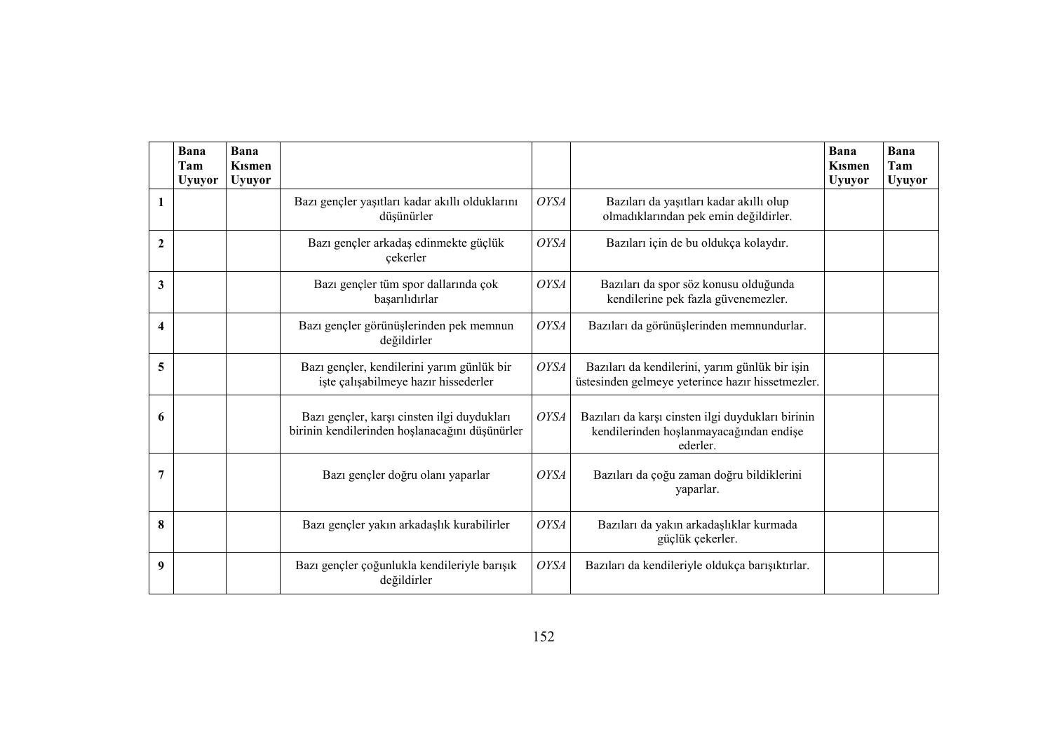| | **Bana Tam Uyuyor** | **Bana Kısmen Uyuyor** | | | | **Bana Kısmen Uyuyor** | **Bana Tam Uyuyor** |
|---|---|---|---|---|---|---|---|
| **1** | | | Bazı gençler yaşıtları kadar akıllı olduklarını düşünürler | *OYSA* | Bazıları da yaşıtları kadar akıllı olup olmadıklarından pek emin değildirler. | | |
| **2** | | | Bazı gençler arkadaş edinmekte güçlük çekerler | *OYSA* | Bazıları için de bu oldukça kolaydır. | | |
| **3** | | | Bazı gençler tüm spor dallarında çok başarılıdırlar | *OYSA* | Bazıları da spor söz konusu olduğunda kendilerine pek fazla güvenemezler. | | |
| **4** | | | Bazı gençler görünüşlerinden pek memnun değildirler | *OYSA* | Bazıları da görünüşlerinden memnundurlar. | | |
| **5** | | | Bazı gençler, kendilerini yarım günlük bir işte çalışabilmeye hazır hissederler | *OYSA* | Bazıları da kendilerini, yarım günlük bir işin üstesinden gelmeye yeterince hazır hissetmezler. | | |
| **6** | | | Bazı gençler, karşı cinsten ilgi duydukları birinin kendilerinden hoşlanacağını düşünürler | *OYSA* | Bazıları da karşı cinsten ilgi duydukları birinin kendilerinden hoşlanmayacağından endişe ederler. | | |
| **7** | | | Bazı gençler doğru olanı yaparlar | *OYSA* | Bazıları da çoğu zaman doğru bildiklerini yaparlar. | | |
| **8** | | | Bazı gençler yakın arkadaşlık kurabilirler | *OYSA* | Bazıları da yakın arkadaşlıklar kurmada güçlük çekerler. | | |
| **9** | | | Bazı gençler çoğunlukla kendileriyle barışık değildirler | *OYSA* | Bazıları da kendileriyle oldukça barışıktırlar. | | |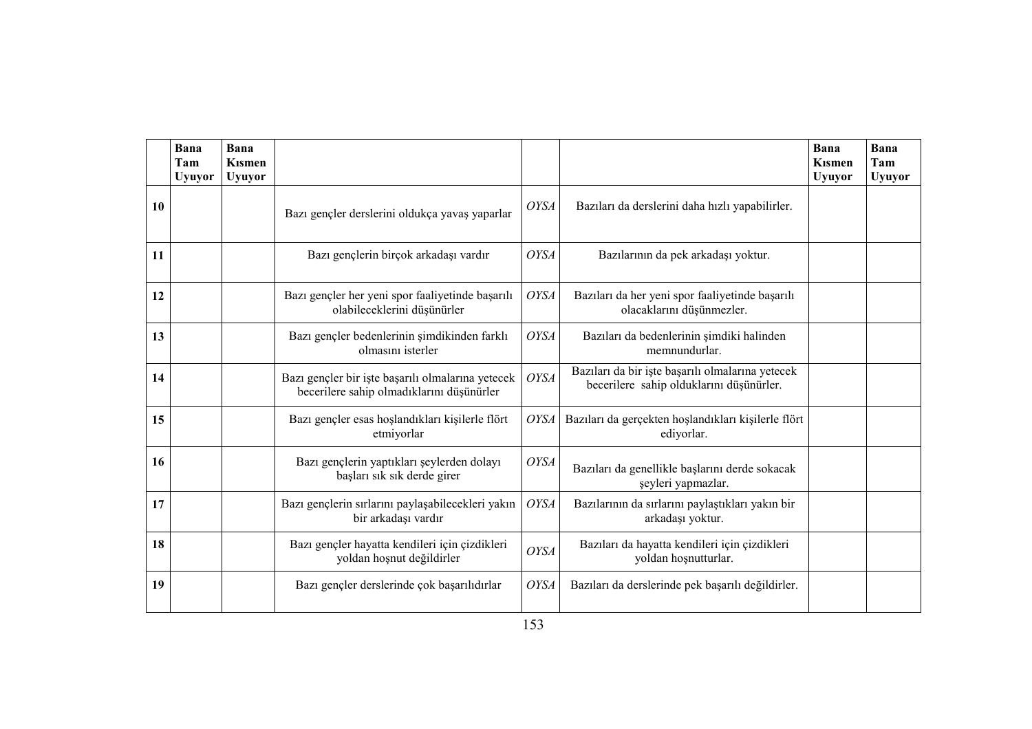| | Bana Tam Uyuyor | Bana Kısmen Uyuyor | | | | Bana Kısmen Uyuyor | Bana Tam Uyuyor |
|---|---|---|---|---|---|---|---|
| **10** | | | Bazı gençler derslerini oldukça yavaş yaparlar | *OYSA* | Bazıları da derslerini daha hızlı yapabilirler. | | |
| **11** | | | Bazı gençlerin birçok arkadaşı vardır | *OYSA* | Bazılarının da pek arkadaşı yoktur. | | |
| **12** | | | Bazı gençler her yeni spor faaliyetinde başarılı olabileceklerini düşünürler | *OYSA* | Bazıları da her yeni spor faaliyetinde başarılı olacaklarını düşünmezler. | | |
| **13** | | | Bazı gençler bedenlerinin şimdikinden farklı olmasını isterler | *OYSA* | Bazıları da bedenlerinin şimdiki halinden memnundurlar. | | |
| **14** | | | Bazı gençler bir işte başarılı olmalarına yetecek becerilere sahip olmadıklarını düşünürler | *OYSA* | Bazıları da bir işte başarılı olmalarına yetecek becerilere sahip olduklarını düşünürler. | | |
| **15** | | | Bazı gençler esas hoşlandıkları kişilerle flört etmiyorlar | *OYSA* | Bazıları da gerçekten hoşlandıkları kişilerle flört ediyorlar. | | |
| **16** | | | Bazı gençlerin yaptıkları şeylerden dolayı başları sık sık derde girer | *OYSA* | Bazıları da genellikle başlarını derde sokacak şeyleri yapmazlar. | | |
| **17** | | | Bazı gençlerin sırlarını paylaşabilecekleri yakın bir arkadaşı vardır | *OYSA* | Bazılarının da sırlarını paylaştıkları yakın bir arkadaşı yoktur. | | |
| **18** | | | Bazı gençler hayatta kendileri için çizdikleri yoldan hoşnut değildirler | *OYSA* | Bazıları da hayatta kendileri için çizdikleri yoldan hoşnutturlar. | | |
| **19** | | | Bazı gençler derslerinde çok başarılıdırlar | *OYSA* | Bazıları da derslerinde pek başarılı değildirler. | | |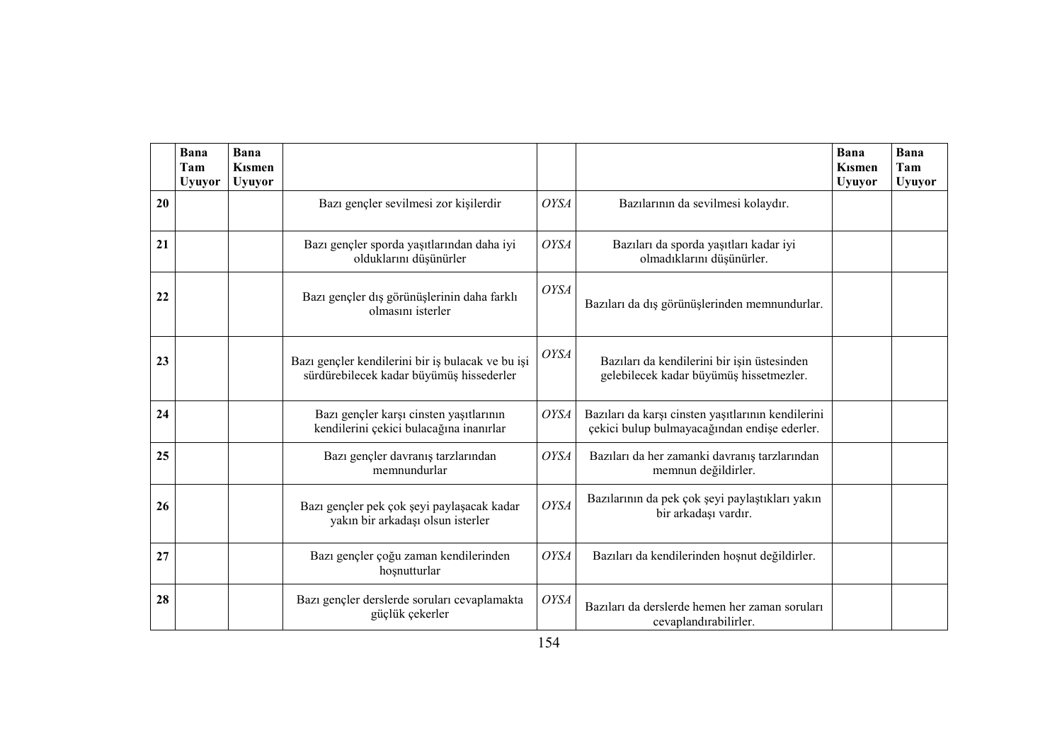| | Bana Tam Uyuyor | Bana Kısmen Uyuyor | | | | Bana Kısmen Uyuyor | Bana Tam Uyuyor |
|---|---|---|---|---|---|---|---|
| **20** | | | Bazı gençler sevilmesi zor kişilerdir | *OYSA* | Bazılarının da sevilmesi kolaydır. | | |
| **21** | | | Bazı gençler sporda yaşıtlarından daha iyi olduklarını düşünürler | *OYSA* | Bazıları da sporda yaşıtları kadar iyi olmadıklarını düşünürler. | | |
| **22** | | | Bazı gençler dış görünüşlerinin daha farklı olmasını isterler | *OYSA* | Bazıları da dış görünüşlerinden memnundurlar. | | |
| **23** | | | Bazı gençler kendilerini bir iş bulacak ve bu işi sürdürebilecek kadar büyümüş hissederler | *OYSA* | Bazıları da kendilerini bir işin üstesinden gelebilecek kadar büyümüş hissetmezler. | | |
| **24** | | | Bazı gençler karşı cinsten yaşıtlarının kendilerini çekici bulacağına inanırlar | *OYSA* | Bazıları da karşı cinsten yaşıtlarının kendilerini çekici bulup bulmayacağından endişe ederler. | | |
| **25** | | | Bazı gençler davranış tarzlarından memnundurlar | *OYSA* | Bazıları da her zamanki davranış tarzlarından memnun değildirler. | | |
| **26** | | | Bazı gençler pek çok şeyi paylaşacak kadar yakın bir arkadaşı olsun isterler | *OYSA* | Bazılarının da pek çok şeyi paylaştıkları yakın bir arkadaşı vardır. | | |
| **27** | | | Bazı gençler çoğu zaman kendilerinden hoşnutturlar | *OYSA* | Bazıları da kendilerinden hoşnut değildirler. | | |
| **28** | | | Bazı gençler derslerde soruları cevaplamakta güçlük çekerler | *OYSA* | Bazıları da derslerde hemen her zaman soruları cevaplandırabilirler. | | |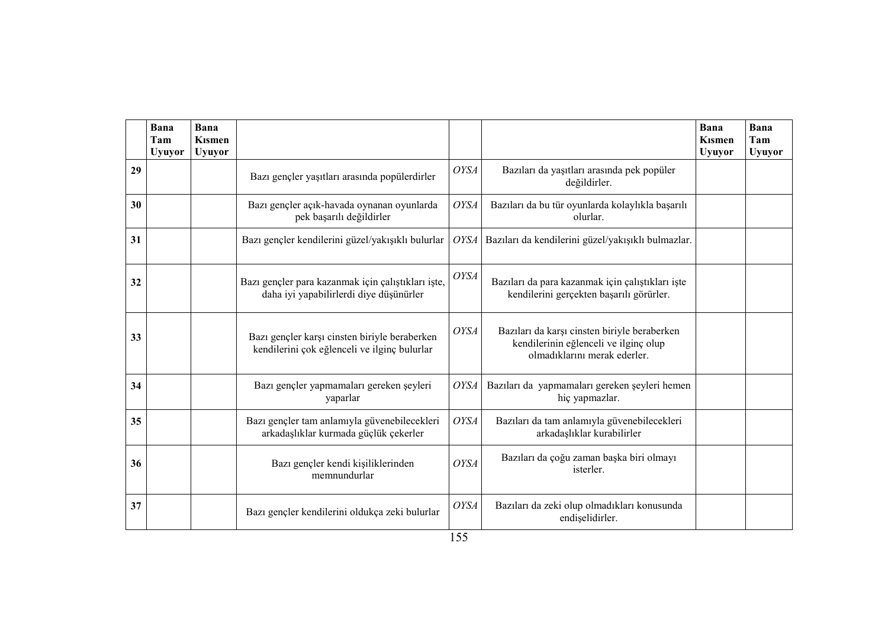| | Bana Tam Uyuyor | Bana Kısmen Uyuyor | | | | Bana Kısmen Uyuyor | Bana Tam Uyuyor |
|---|---|---|---|---|---|---|---|
| **29** | | | Bazı gençler yaşıtları arasında popülerdirler | *OYSA* | Bazıları da yaşıtları arasında pek popüler değildirler. | | |
| **30** | | | Bazı gençler açık-havada oynanan oyunlarda pek başarılı değildirler | *OYSA* | Bazıları da bu tür oyunlarda kolaylıkla başarılı olurlar. | | |
| **31** | | | Bazı gençler kendilerini güzel/yakışıklı bulurlar | *OYSA* | Bazıları da kendilerini güzel/yakışıklı bulmazlar. | | |
| **32** | | | Bazı gençler para kazanmak için çalıştıkları işte, daha iyi yapabilirlerdi diye düşünürler | *OYSA* | Bazıları da para kazanmak için çalıştıkları işte kendilerini gerçekten başarılı görürler. | | |
| **33** | | | Bazı gençler karşı cinsten biriyle beraberken kendilerini çok eğlenceli ve ilginç bulurlar | *OYSA* | Bazıları da karşı cinsten biriyle beraberken kendilerinin eğlenceli ve ilginç olup olmadıklarını merak ederler. | | |
| **34** | | | Bazı gençler yapmamaları gereken şeyleri yaparlar | *OYSA* | Bazıları da yapmamaları gereken şeyleri hemen hiç yapmazlar. | | |
| **35** | | | Bazı gençler tam anlamıyla güvenebilecekleri arkadaşlıklar kurmada güçlük çekerler | *OYSA* | Bazıları da tam anlamıyla güvenebilecekleri arkadaşlıklar kurabilirler | | |
| **36** | | | Bazı gençler kendi kişiliklerinden memnundurlar | *OYSA* | Bazıları da çoğu zaman başka biri olmayı isterler. | | |
| **37** | | | Bazı gençler kendilerini oldukça zeki bulurlar | *OYSA* | Bazıları da zeki olup olmadıkları konusunda endişelidirler. | | |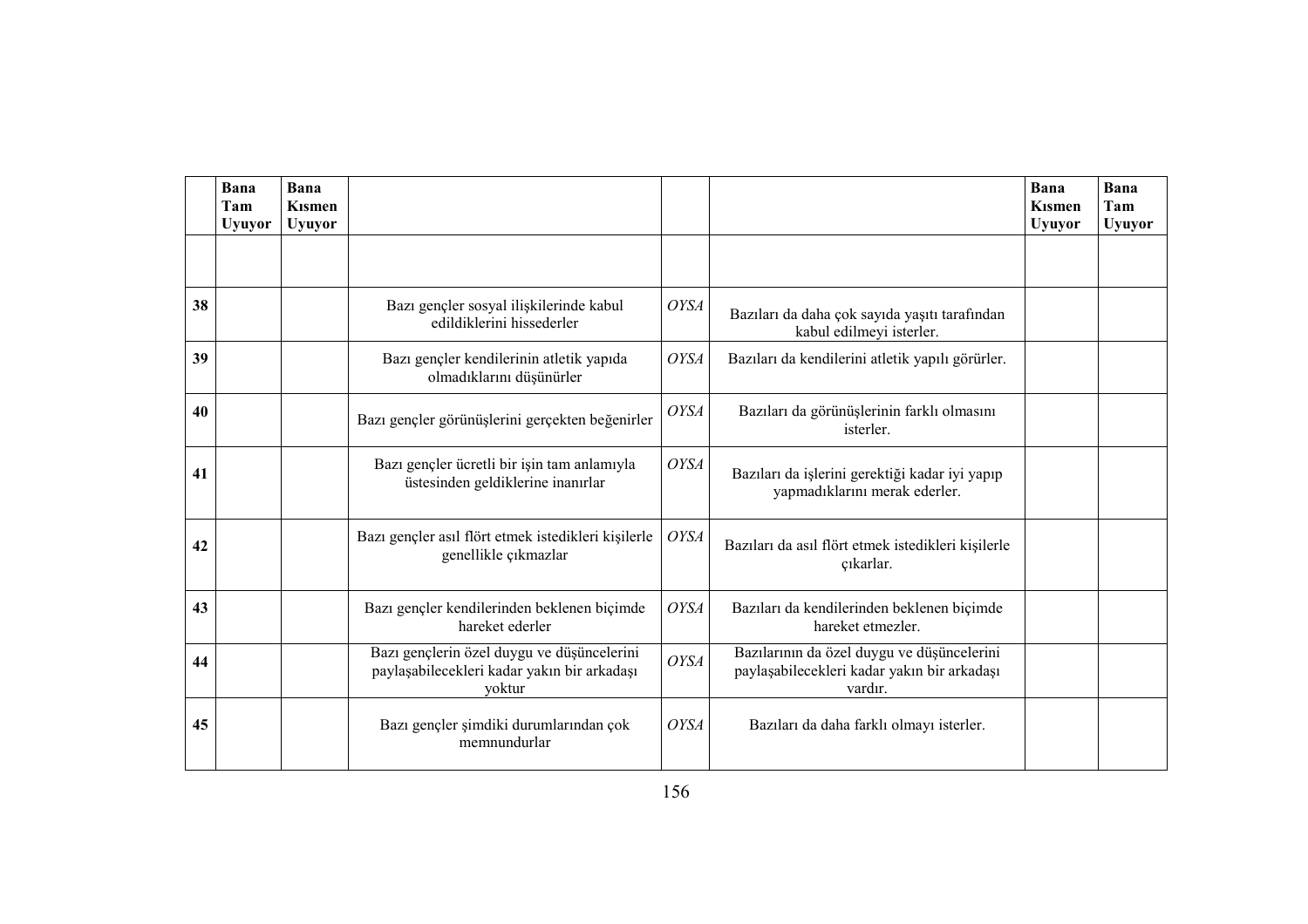| | Bana Tam Uyuyor | Bana Kısmen Uyuyor | | | | Bana Kısmen Uyuyor | Bana Tam Uyuyor |
|---|---|---|---|---|---|---|---|
| | | | | | | | |
| **38** | | | Bazı gençler sosyal ilişkilerinde kabul edildiklerini hissederler | *OYSA* | Bazıları da daha çok sayıda yaşıtı tarafından kabul edilmeyi isterler. | | |
| **39** | | | Bazı gençler kendilerinin atletik yapıda olmadıklarını düşünürler | *OYSA* | Bazıları da kendilerini atletik yapılı görürler. | | |
| **40** | | | Bazı gençler görünüşlerini gerçekten beğenirler | *OYSA* | Bazıları da görünüşlerinin farklı olmasını isterler. | | |
| **41** | | | Bazı gençler ücretli bir işin tam anlamıyla üstesinden geldiklerine inanırlar | *OYSA* | Bazıları da işlerini gerektiği kadar iyi yapıp yapmadıklarını merak ederler. | | |
| **42** | | | Bazı gençler asıl flört etmek istedikleri kişilerle genellikle çıkmazlar | *OYSA* | Bazıları da asıl flört etmek istedikleri kişilerle çıkarlar. | | |
| **43** | | | Bazı gençler kendilerinden beklenen biçimde hareket ederler | *OYSA* | Bazıları da kendilerinden beklenen biçimde hareket etmezler. | | |
| **44** | | | Bazı gençlerin özel duygu ve düşüncelerini paylaşabilecekleri kadar yakın bir arkadaşı yoktur | *OYSA* | Bazılarının da özel duygu ve düşüncelerini paylaşabilecekleri kadar yakın bir arkadaşı vardır. | | |
| **45** | | | Bazı gençler şimdiki durumlarından çok memnundurlar | *OYSA* | Bazıları da daha farklı olmayı isterler. | | |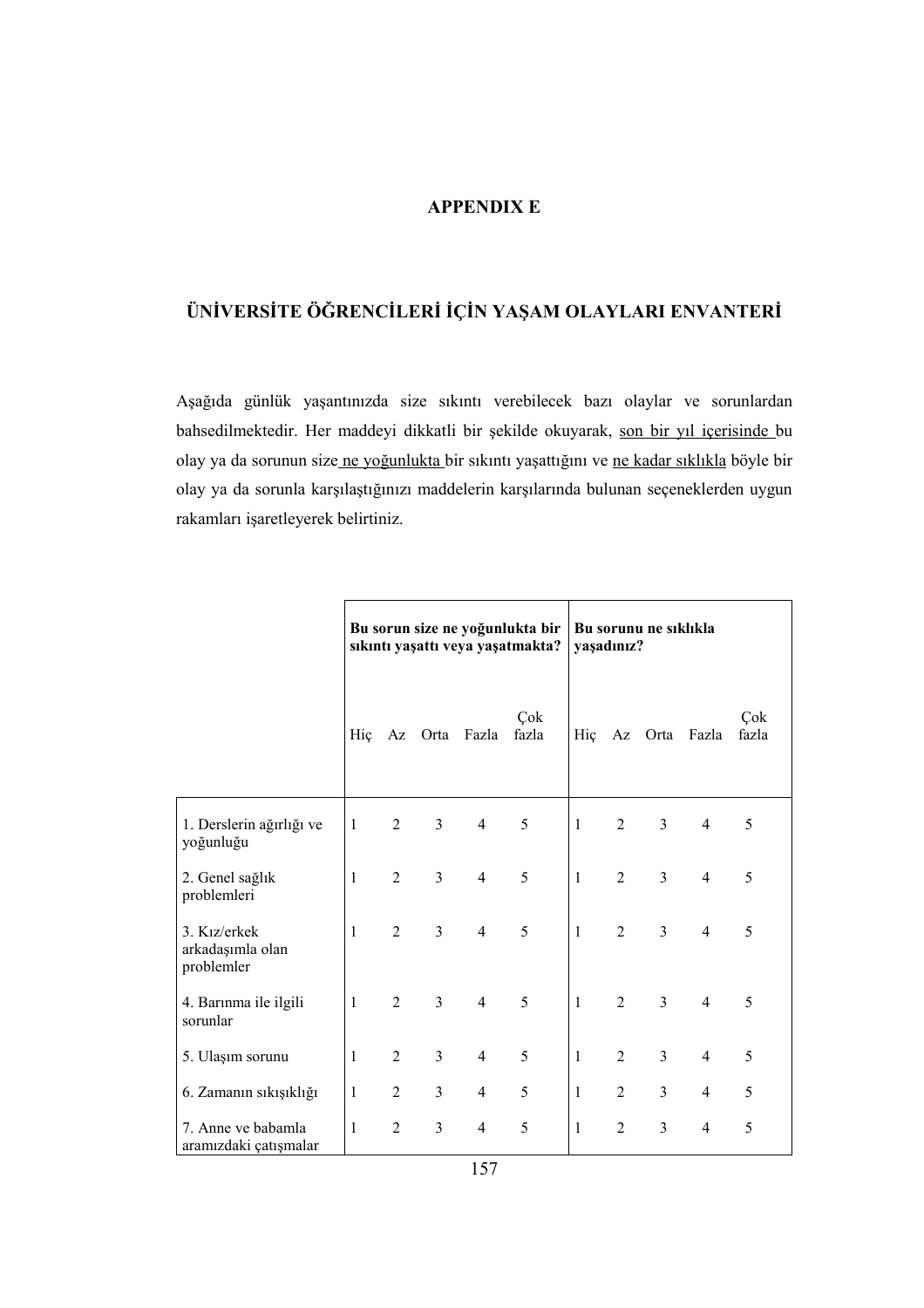# APPENDIX E

## ÜNİVERSİTE ÖĞRENCİLERİ İÇİN YAŞAM OLAYLARI ENVANTERİ

Aşağıda günlük yaşantınızda size sıkıntı verebilecek bazı olaylar ve sorunlardan bahsedilmektedir. Her maddeyi dikkatli bir şekilde okuyarak, son bir yıl içerisinde bu olay ya da sorunun size ne yoğunlukta bir sıkıntı yaşattığını ve ne kadar sıklıkla böyle bir olay ya da sorunla karşılaştığınızı maddelerin karşılarında bulunan seçeneklerden uygun rakamları işaretleyerek belirtiniz.

| | **Bu sorun size ne yoğunlukta bir sıkıntı yaşattı veya yaşatmakta?** | | | | | **Bu sorunu ne sıklıkla yaşadınız?** | | | | |
|---|---|---|---|---|---|---|---|---|---|---|
| | Hiç | Az | Orta | Fazla | Çok fazla | Hiç | Az | Orta | Fazla | Çok fazla |
| 1. Derslerin ağırlığı ve yoğunluğu | 1 | 2 | 3 | 4 | 5 | 1 | 2 | 3 | 4 | 5 |
| 2. Genel sağlık problemleri | 1 | 2 | 3 | 4 | 5 | 1 | 2 | 3 | 4 | 5 |
| 3. Kız/erkek arkadaşımla olan problemler | 1 | 2 | 3 | 4 | 5 | 1 | 2 | 3 | 4 | 5 |
| 4. Barınma ile ilgili sorunlar | 1 | 2 | 3 | 4 | 5 | 1 | 2 | 3 | 4 | 5 |
| 5. Ulaşım sorunu | 1 | 2 | 3 | 4 | 5 | 1 | 2 | 3 | 4 | 5 |
| 6. Zamanın sıkışıklığı | 1 | 2 | 3 | 4 | 5 | 1 | 2 | 3 | 4 | 5 |
| 7. Anne ve babamla aramızdaki çatışmalar | 1 | 2 | 3 | 4 | 5 | 1 | 2 | 3 | 4 | 5 |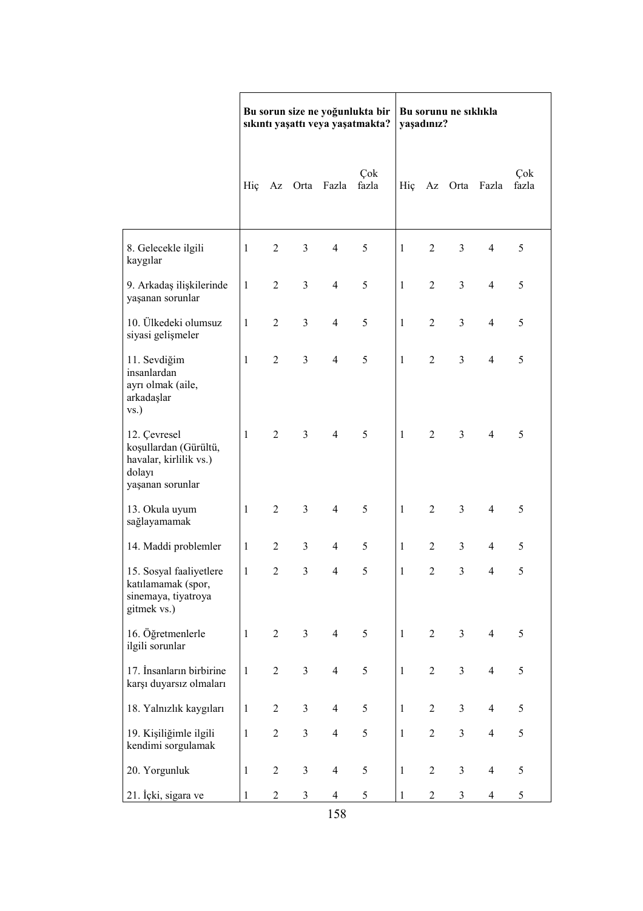| | Bu sorun size ne yoğunlukta bir sıkıntı yaşattı veya yaşatmakta? | | | | | Bu sorunu ne sıklıkla yaşadınız? | | | | |
|---|---|---|---|---|---|---|---|---|---|---|
| | Hiç | Az | Orta | Fazla | Çok fazla | Hiç | Az | Orta | Fazla | Çok fazla |
| 8. Gelecekle ilgili kaygılar | 1 | 2 | 3 | 4 | 5 | 1 | 2 | 3 | 4 | 5 |
| 9. Arkadaş ilişkilerinde yaşanan sorunlar | 1 | 2 | 3 | 4 | 5 | 1 | 2 | 3 | 4 | 5 |
| 10. Ülkedeki olumsuz siyasi gelişmeler | 1 | 2 | 3 | 4 | 5 | 1 | 2 | 3 | 4 | 5 |
| 11. Sevdiğim insanlardan ayrı olmak (aile, arkadaşlar vs.) | 1 | 2 | 3 | 4 | 5 | 1 | 2 | 3 | 4 | 5 |
| 12. Çevresel koşullardan (Gürültü, havalar, kirlilik vs.) dolayı yaşanan sorunlar | 1 | 2 | 3 | 4 | 5 | 1 | 2 | 3 | 4 | 5 |
| 13. Okula uyum sağlayamamak | 1 | 2 | 3 | 4 | 5 | 1 | 2 | 3 | 4 | 5 |
| 14. Maddi problemler | 1 | 2 | 3 | 4 | 5 | 1 | 2 | 3 | 4 | 5 |
| 15. Sosyal faaliyetlere katılamamak (spor, sinemaya, tiyatroya gitmek vs.) | 1 | 2 | 3 | 4 | 5 | 1 | 2 | 3 | 4 | 5 |
| 16. Öğretmenlerle ilgili sorunlar | 1 | 2 | 3 | 4 | 5 | 1 | 2 | 3 | 4 | 5 |
| 17. İnsanların birbirine karşı duyarsız olmaları | 1 | 2 | 3 | 4 | 5 | 1 | 2 | 3 | 4 | 5 |
| 18. Yalnızlık kaygıları | 1 | 2 | 3 | 4 | 5 | 1 | 2 | 3 | 4 | 5 |
| 19. Kişiliğimle ilgili kendimi sorgulamak | 1 | 2 | 3 | 4 | 5 | 1 | 2 | 3 | 4 | 5 |
| 20. Yorgunluk | 1 | 2 | 3 | 4 | 5 | 1 | 2 | 3 | 4 | 5 |
| 21. İçki, sigara ve | 1 | 2 | 3 | 4 | 5 | 1 | 2 | 3 | 4 | 5 |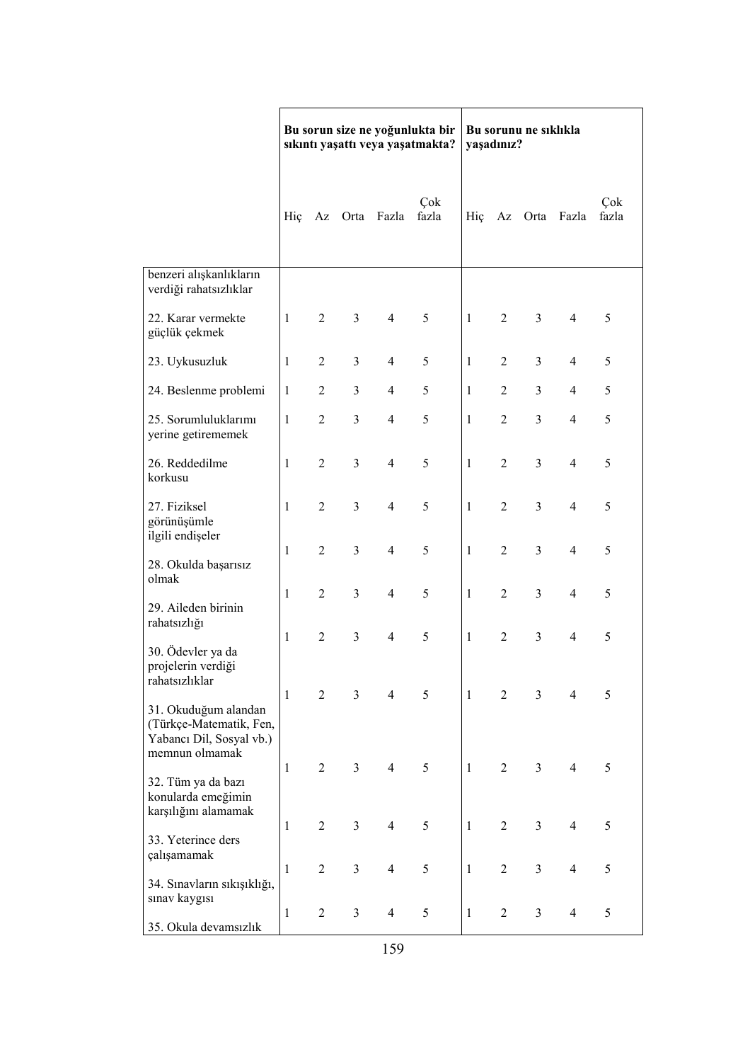| | Bu sorun size ne yoğunlukta bir sıkıntı yaşattı veya yaşatmakta? | | | | | Bu sorunu ne sıklıkla yaşadınız? | | | | |
|---|---|---|---|---|---|---|---|---|---|---|
| | Hiç | Az | Orta | Fazla | Çok fazla | Hiç | Az | Orta | Fazla | Çok fazla |
| benzeri alışkanlıkların verdiği rahatsızlıklar | | | | | | | | | | |
| 22. Karar vermekte güçlük çekmek | 1 | 2 | 3 | 4 | 5 | 1 | 2 | 3 | 4 | 5 |
| 23. Uykusuzluk | 1 | 2 | 3 | 4 | 5 | 1 | 2 | 3 | 4 | 5 |
| 24. Beslenme problemi | 1 | 2 | 3 | 4 | 5 | 1 | 2 | 3 | 4 | 5 |
| 25. Sorumluluklarımı yerine getirememek | 1 | 2 | 3 | 4 | 5 | 1 | 2 | 3 | 4 | 5 |
| 26. Reddedilme korkusu | 1 | 2 | 3 | 4 | 5 | 1 | 2 | 3 | 4 | 5 |
| 27. Fiziksel görünüşümle ilgili endişeler | 1 | 2 | 3 | 4 | 5 | 1 | 2 | 3 | 4 | 5 |
| 28. Okulda başarısız olmak | 1 | 2 | 3 | 4 | 5 | 1 | 2 | 3 | 4 | 5 |
| 29. Aileden birinin rahatsızlığı | 1 | 2 | 3 | 4 | 5 | 1 | 2 | 3 | 4 | 5 |
| 30. Ödevler ya da projelerin verdiği rahatsızlıklar | 1 | 2 | 3 | 4 | 5 | 1 | 2 | 3 | 4 | 5 |
| 31. Okuduğum alandan (Türkçe-Matematik, Fen, Yabancı Dil, Sosyal vb.) memnun olmamak | 1 | 2 | 3 | 4 | 5 | 1 | 2 | 3 | 4 | 5 |
| 32. Tüm ya da bazı konularda emeğimin karşılığını alamamak | 1 | 2 | 3 | 4 | 5 | 1 | 2 | 3 | 4 | 5 |
| 33. Yeterince ders çalışamamak | 1 | 2 | 3 | 4 | 5 | 1 | 2 | 3 | 4 | 5 |
| 34. Sınavların sıkışıklığı, sınav kaygısı | 1 | 2 | 3 | 4 | 5 | 1 | 2 | 3 | 4 | 5 |
| 35. Okula devamsızlık | 1 | 2 | 3 | 4 | 5 | 1 | 2 | 3 | 4 | 5 |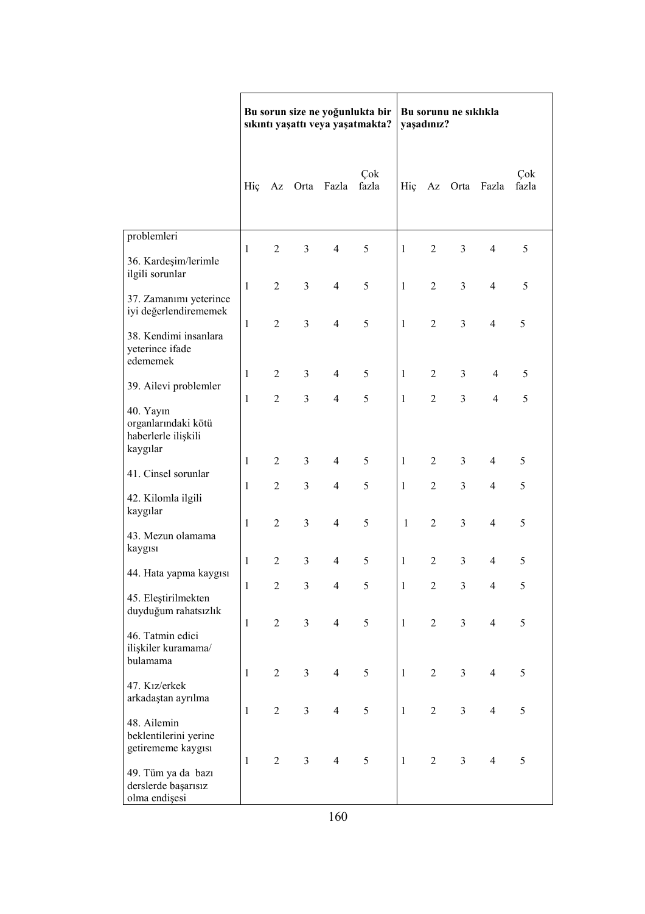| | Bu sorun size ne yoğunlukta bir sıkıntı yaşattı veya yaşatmakta? | | | | | Bu sorunu ne sıklıkla yaşadınız? | | | | |
|---|---|---|---|---|---|---|---|---|---|---|
| | Hiç | Az | Orta | Fazla | Çok fazla | Hiç | Az | Orta | Fazla | Çok fazla |
| problemleri | 1 | 2 | 3 | 4 | 5 | 1 | 2 | 3 | 4 | 5 |
| 36. Kardeşim/lerimle ilgili sorunlar | 1 | 2 | 3 | 4 | 5 | 1 | 2 | 3 | 4 | 5 |
| 37. Zamanımı yeterince iyi değerlendirememek | 1 | 2 | 3 | 4 | 5 | 1 | 2 | 3 | 4 | 5 |
| 38. Kendimi insanlara yeterince ifade edememek | 1 | 2 | 3 | 4 | 5 | 1 | 2 | 3 | 4 | 5 |
| 39. Ailevi problemler | 1 | 2 | 3 | 4 | 5 | 1 | 2 | 3 | 4 | 5 |
| 40. Yayın organlarındaki kötü haberlerle ilişkili kaygılar | 1 | 2 | 3 | 4 | 5 | 1 | 2 | 3 | 4 | 5 |
| 41. Cinsel sorunlar | 1 | 2 | 3 | 4 | 5 | 1 | 2 | 3 | 4 | 5 |
| 42. Kilomla ilgili kaygılar | 1 | 2 | 3 | 4 | 5 | 1 | 2 | 3 | 4 | 5 |
| 43. Mezun olamama kaygısı | 1 | 2 | 3 | 4 | 5 | 1 | 2 | 3 | 4 | 5 |
| 44. Hata yapma kaygısı | 1 | 2 | 3 | 4 | 5 | 1 | 2 | 3 | 4 | 5 |
| 45. Eleştirilmekten duyduğum rahatsızlık | 1 | 2 | 3 | 4 | 5 | 1 | 2 | 3 | 4 | 5 |
| 46. Tatmin edici ilişkiler kuramama/ bulamama | 1 | 2 | 3 | 4 | 5 | 1 | 2 | 3 | 4 | 5 |
| 47. Kız/erkek arkadaştan ayrılma | 1 | 2 | 3 | 4 | 5 | 1 | 2 | 3 | 4 | 5 |
| 48. Ailemin beklentilerini yerine getirememe kaygısı | 1 | 2 | 3 | 4 | 5 | 1 | 2 | 3 | 4 | 5 |
| 49. Tüm ya da bazı derslerde başarısız olma endişesi | | | | | | | | | | |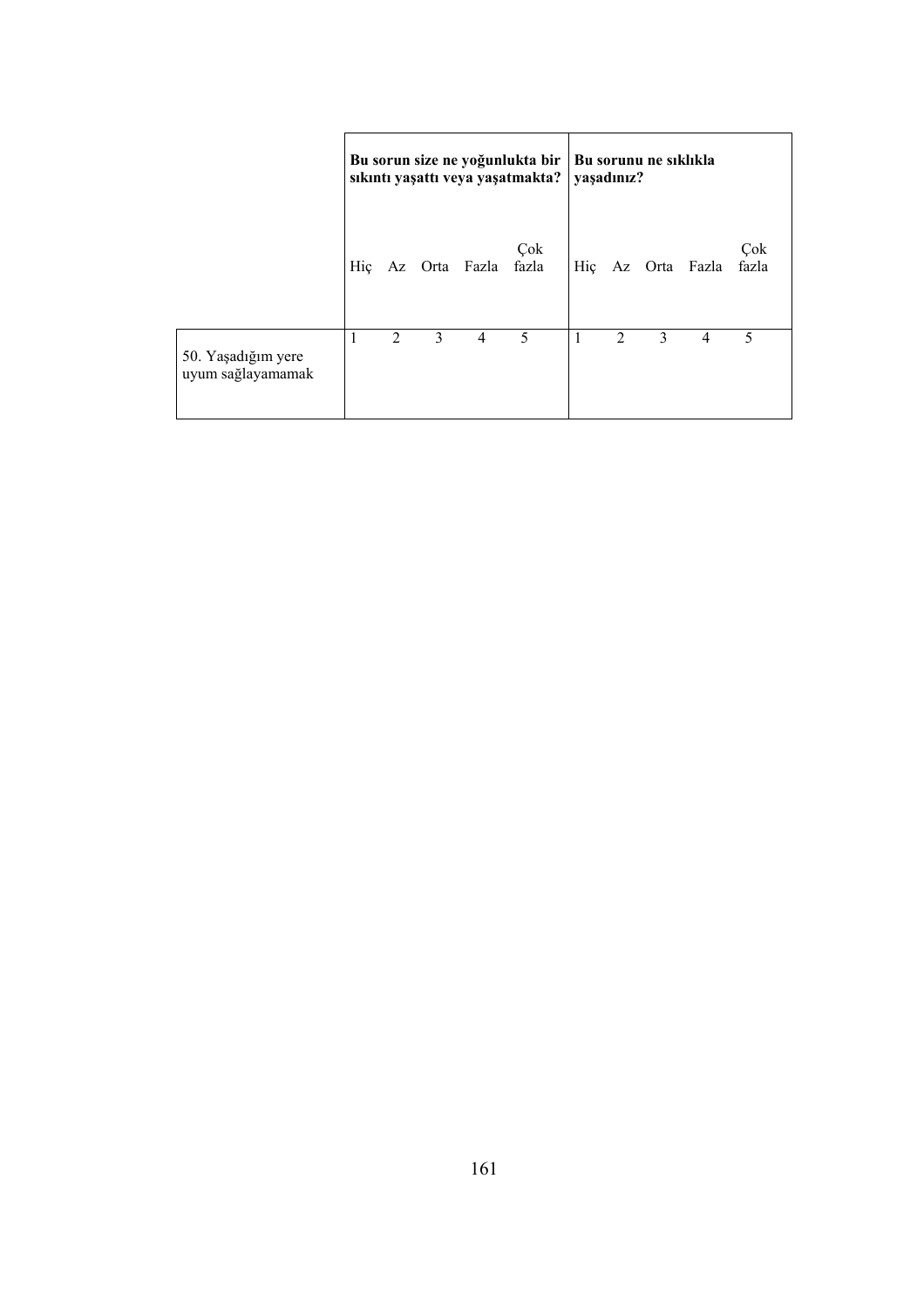| | **Bu sorun size ne yoğunlukta bir sıkıntı yaşattı veya yaşatmakta?** | | | | | **Bu sorunu ne sıklıkla yaşadınız?** | | | | |
|---|---|---|---|---|---|---|---|---|---|---|
| | Hiç | Az | Orta | Fazla | Çok fazla | Hiç | Az | Orta | Fazla | Çok fazla |
| 50. Yaşadığım yere uyum sağlayamamak | 1 | 2 | 3 | 4 | 5 | 1 | 2 | 3 | 4 | 5 |